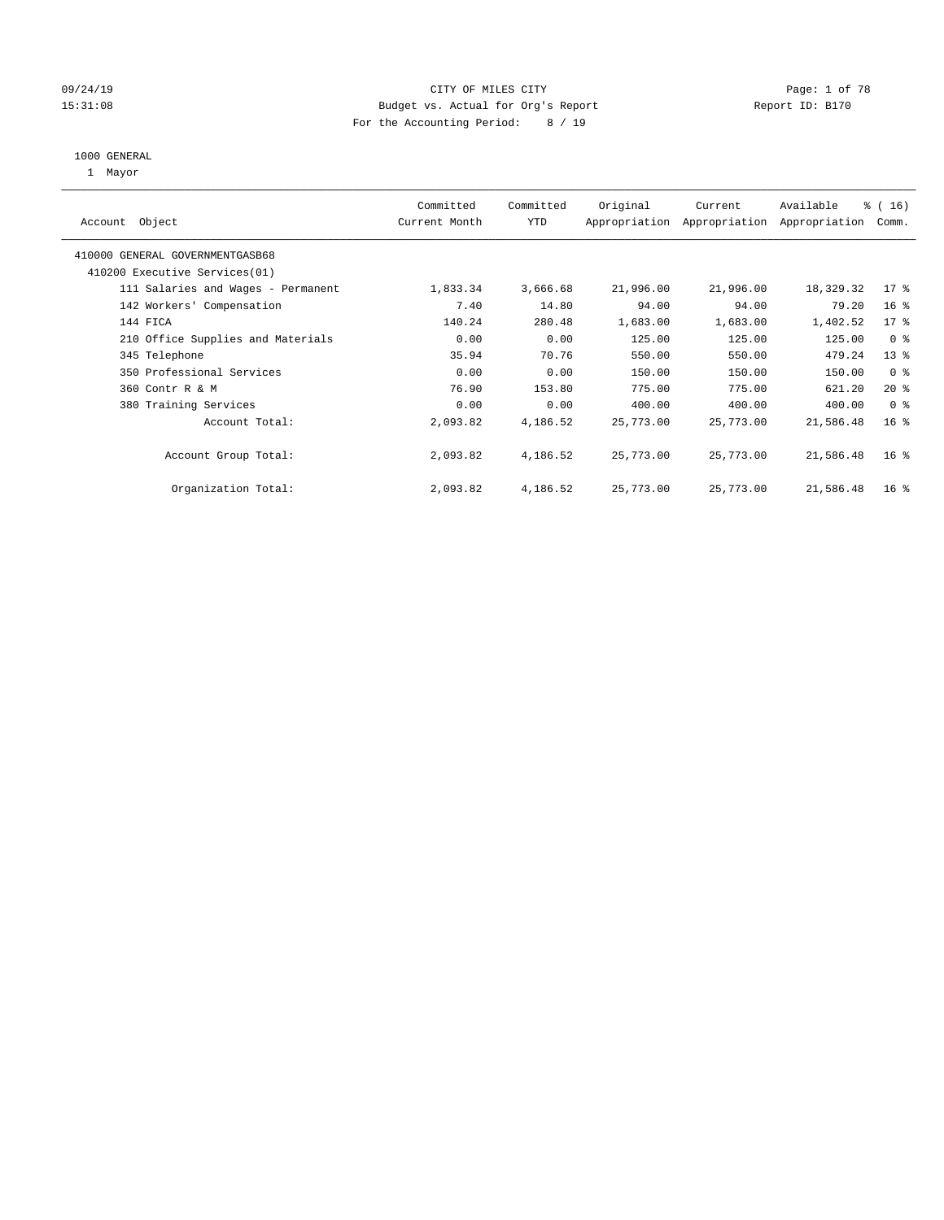CITY OF MILES CITY

Budget vs. Actual for Org's Report

For the Accounting Period: 8 / 19

09/24/19 15:31:08 | Report ID: B170

1000 GENERAL

1 Mayor

| Account Object | Committed Current Month | Committed YTD | Original Appropriation | Current Appropriation | Available Appropriation | % ( 16) Comm. |
|---|---|---|---|---|---|---|
| 410000 GENERAL GOVERNMENTGASB68 | | | | | | |
| 410200 Executive Services(01) | | | | | | |
| 111 Salaries and Wages - Permanent | 1,833.34 | 3,666.68 | 21,996.00 | 21,996.00 | 18,329.32 | 17 % |
| 142 Workers' Compensation | 7.40 | 14.80 | 94.00 | 94.00 | 79.20 | 16 % |
| 144 FICA | 140.24 | 280.48 | 1,683.00 | 1,683.00 | 1,402.52 | 17 % |
| 210 Office Supplies and Materials | 0.00 | 0.00 | 125.00 | 125.00 | 125.00 | 0 % |
| 345 Telephone | 35.94 | 70.76 | 550.00 | 550.00 | 479.24 | 13 % |
| 350 Professional Services | 0.00 | 0.00 | 150.00 | 150.00 | 150.00 | 0 % |
| 360 Contr R & M | 76.90 | 153.80 | 775.00 | 775.00 | 621.20 | 20 % |
| 380 Training Services | 0.00 | 0.00 | 400.00 | 400.00 | 400.00 | 0 % |
| Account Total: | 2,093.82 | 4,186.52 | 25,773.00 | 25,773.00 | 21,586.48 | 16 % |
| Account Group Total: | 2,093.82 | 4,186.52 | 25,773.00 | 25,773.00 | 21,586.48 | 16 % |
| Organization Total: | 2,093.82 | 4,186.52 | 25,773.00 | 25,773.00 | 21,586.48 | 16 % |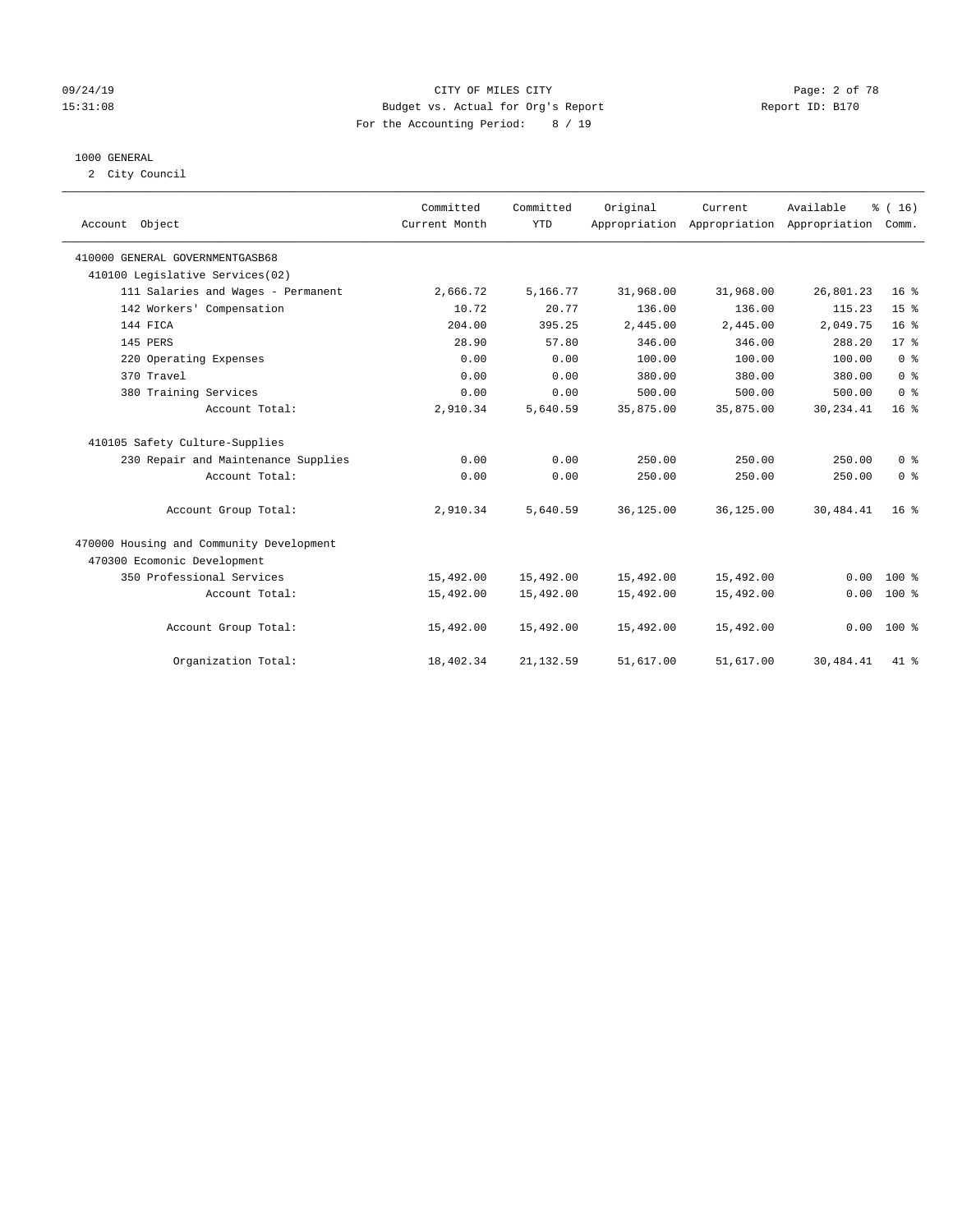CITY OF MILES CITY
Budget vs. Actual for Org's Report
For the Accounting Period: 8 / 19

09/24/19
15:31:08

Report ID: B170

## 1000 GENERAL

2 City Council

| Account Object | Committed Current Month | Committed YTD | Original Appropriation | Current Appropriation | Available Appropriation | % ( 16) Comm. |
|---|---|---|---|---|---|---|
| 410000 GENERAL GOVERNMENTGASB68 | | | | | | |
| 410100 Legislative Services(02) | | | | | | |
| 111 Salaries and Wages - Permanent | 2,666.72 | 5,166.77 | 31,968.00 | 31,968.00 | 26,801.23 | 16 % |
| 142 Workers' Compensation | 10.72 | 20.77 | 136.00 | 136.00 | 115.23 | 15 % |
| 144 FICA | 204.00 | 395.25 | 2,445.00 | 2,445.00 | 2,049.75 | 16 % |
| 145 PERS | 28.90 | 57.80 | 346.00 | 346.00 | 288.20 | 17 % |
| 220 Operating Expenses | 0.00 | 0.00 | 100.00 | 100.00 | 100.00 | 0 % |
| 370 Travel | 0.00 | 0.00 | 380.00 | 380.00 | 380.00 | 0 % |
| 380 Training Services | 0.00 | 0.00 | 500.00 | 500.00 | 500.00 | 0 % |
| Account Total: | 2,910.34 | 5,640.59 | 35,875.00 | 35,875.00 | 30,234.41 | 16 % |
| 410105 Safety Culture-Supplies | | | | | | |
| 230 Repair and Maintenance Supplies | 0.00 | 0.00 | 250.00 | 250.00 | 250.00 | 0 % |
| Account Total: | 0.00 | 0.00 | 250.00 | 250.00 | 250.00 | 0 % |
| Account Group Total: | 2,910.34 | 5,640.59 | 36,125.00 | 36,125.00 | 30,484.41 | 16 % |
| 470000 Housing and Community Development | | | | | | |
| 470300 Ecomonic Development | | | | | | |
| 350 Professional Services | 15,492.00 | 15,492.00 | 15,492.00 | 15,492.00 | 0.00 | 100 % |
| Account Total: | 15,492.00 | 15,492.00 | 15,492.00 | 15,492.00 | 0.00 | 100 % |
| Account Group Total: | 15,492.00 | 15,492.00 | 15,492.00 | 15,492.00 | 0.00 | 100 % |
| Organization Total: | 18,402.34 | 21,132.59 | 51,617.00 | 51,617.00 | 30,484.41 | 41 % |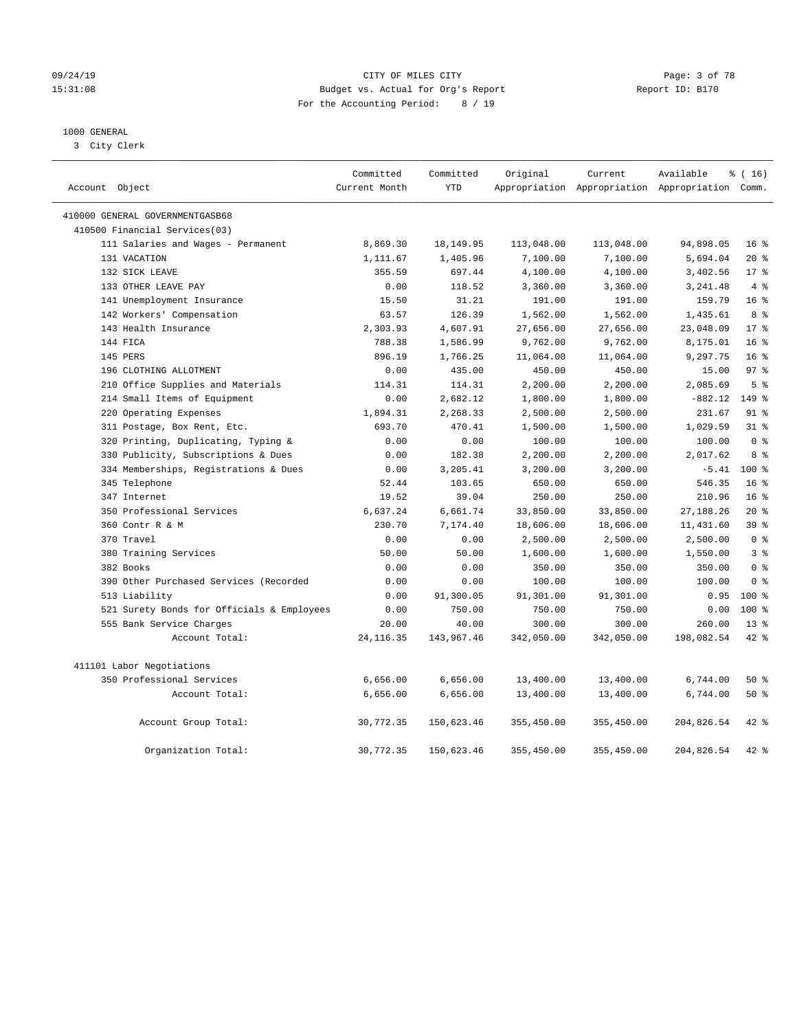CITY OF MILES CITY
Budget vs. Actual for Org's Report
For the Accounting Period: 8 / 19

09/24/19
15:31:08

Report ID: B170

1000 GENERAL
3 City Clerk

| Account Object | Committed Current Month | Committed YTD | Original Appropriation | Current Appropriation | Available Appropriation | % ( 16) Comm. |
|---|---|---|---|---|---|---|
| 410000 GENERAL GOVERNMENTGASB68 | | | | | | |
| 410500 Financial Services(03) | | | | | | |
| 111 Salaries and Wages - Permanent | 8,869.30 | 18,149.95 | 113,048.00 | 113,048.00 | 94,898.05 | 16 % |
| 131 VACATION | 1,111.67 | 1,405.96 | 7,100.00 | 7,100.00 | 5,694.04 | 20 % |
| 132 SICK LEAVE | 355.59 | 697.44 | 4,100.00 | 4,100.00 | 3,402.56 | 17 % |
| 133 OTHER LEAVE PAY | 0.00 | 118.52 | 3,360.00 | 3,360.00 | 3,241.48 | 4 % |
| 141 Unemployment Insurance | 15.50 | 31.21 | 191.00 | 191.00 | 159.79 | 16 % |
| 142 Workers' Compensation | 63.57 | 126.39 | 1,562.00 | 1,562.00 | 1,435.61 | 8 % |
| 143 Health Insurance | 2,303.93 | 4,607.91 | 27,656.00 | 27,656.00 | 23,048.09 | 17 % |
| 144 FICA | 788.38 | 1,586.99 | 9,762.00 | 9,762.00 | 8,175.01 | 16 % |
| 145 PERS | 896.19 | 1,766.25 | 11,064.00 | 11,064.00 | 9,297.75 | 16 % |
| 196 CLOTHING ALLOTMENT | 0.00 | 435.00 | 450.00 | 450.00 | 15.00 | 97 % |
| 210 Office Supplies and Materials | 114.31 | 114.31 | 2,200.00 | 2,200.00 | 2,085.69 | 5 % |
| 214 Small Items of Equipment | 0.00 | 2,682.12 | 1,800.00 | 1,800.00 | -882.12 | 149 % |
| 220 Operating Expenses | 1,894.31 | 2,268.33 | 2,500.00 | 2,500.00 | 231.67 | 91 % |
| 311 Postage, Box Rent, Etc. | 693.70 | 470.41 | 1,500.00 | 1,500.00 | 1,029.59 | 31 % |
| 320 Printing, Duplicating, Typing & | 0.00 | 0.00 | 100.00 | 100.00 | 100.00 | 0 % |
| 330 Publicity, Subscriptions & Dues | 0.00 | 182.38 | 2,200.00 | 2,200.00 | 2,017.62 | 8 % |
| 334 Memberships, Registrations & Dues | 0.00 | 3,205.41 | 3,200.00 | 3,200.00 | -5.41 | 100 % |
| 345 Telephone | 52.44 | 103.65 | 650.00 | 650.00 | 546.35 | 16 % |
| 347 Internet | 19.52 | 39.04 | 250.00 | 250.00 | 210.96 | 16 % |
| 350 Professional Services | 6,637.24 | 6,661.74 | 33,850.00 | 33,850.00 | 27,188.26 | 20 % |
| 360 Contr R & M | 230.70 | 7,174.40 | 18,606.00 | 18,606.00 | 11,431.60 | 39 % |
| 370 Travel | 0.00 | 0.00 | 2,500.00 | 2,500.00 | 2,500.00 | 0 % |
| 380 Training Services | 50.00 | 50.00 | 1,600.00 | 1,600.00 | 1,550.00 | 3 % |
| 382 Books | 0.00 | 0.00 | 350.00 | 350.00 | 350.00 | 0 % |
| 390 Other Purchased Services (Recorded | 0.00 | 0.00 | 100.00 | 100.00 | 100.00 | 0 % |
| 513 Liability | 0.00 | 91,300.05 | 91,301.00 | 91,301.00 | 0.95 | 100 % |
| 521 Surety Bonds for Officials & Employees | 0.00 | 750.00 | 750.00 | 750.00 | 0.00 | 100 % |
| 555 Bank Service Charges | 20.00 | 40.00 | 300.00 | 300.00 | 260.00 | 13 % |
| Account Total: | 24,116.35 | 143,967.46 | 342,050.00 | 342,050.00 | 198,082.54 | 42 % |
| 411101 Labor Negotiations | | | | | | |
| 350 Professional Services | 6,656.00 | 6,656.00 | 13,400.00 | 13,400.00 | 6,744.00 | 50 % |
| Account Total: | 6,656.00 | 6,656.00 | 13,400.00 | 13,400.00 | 6,744.00 | 50 % |
| Account Group Total: | 30,772.35 | 150,623.46 | 355,450.00 | 355,450.00 | 204,826.54 | 42 % |
| Organization Total: | 30,772.35 | 150,623.46 | 355,450.00 | 355,450.00 | 204,826.54 | 42 % |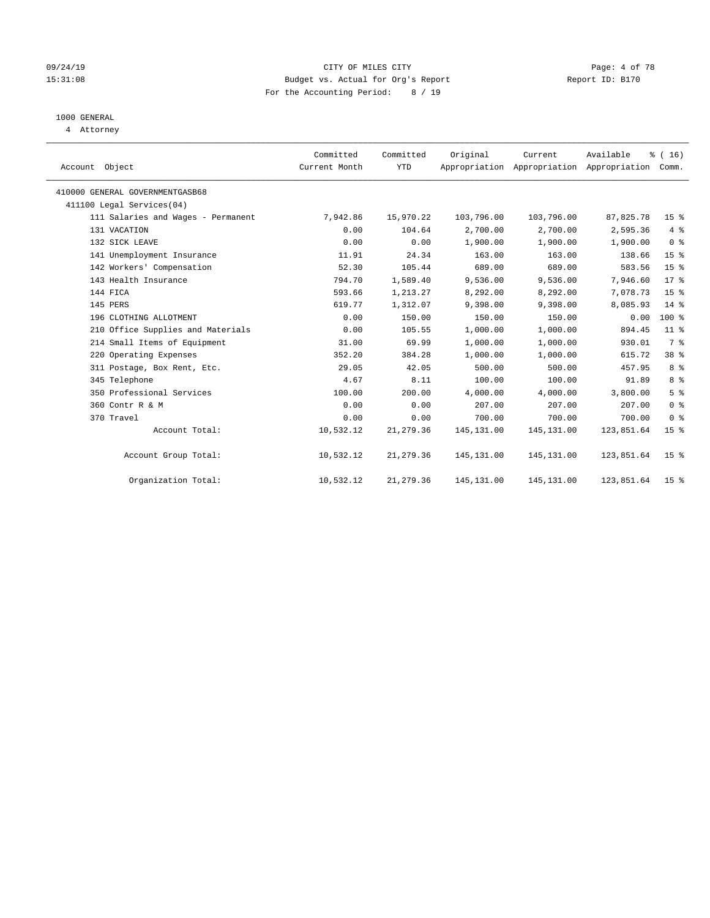# CITY OF MILES CITY

Budget vs. Actual for Org's Report

For the Accounting Period: 8 / 19

09/24/19 15:31:08 — Report ID: B170

## 1000 GENERAL

4 Attorney

| Account Object | Committed Current Month | Committed YTD | Original Appropriation | Current Appropriation | Available Appropriation | % ( 16) Comm. |
|---|---|---|---|---|---|---|
| 410000 GENERAL GOVERNMENTGASB68 | | | | | | |
| 411100 Legal Services(04) | | | | | | |
| 111 Salaries and Wages - Permanent | 7,942.86 | 15,970.22 | 103,796.00 | 103,796.00 | 87,825.78 | 15 % |
| 131 VACATION | 0.00 | 104.64 | 2,700.00 | 2,700.00 | 2,595.36 | 4 % |
| 132 SICK LEAVE | 0.00 | 0.00 | 1,900.00 | 1,900.00 | 1,900.00 | 0 % |
| 141 Unemployment Insurance | 11.91 | 24.34 | 163.00 | 163.00 | 138.66 | 15 % |
| 142 Workers' Compensation | 52.30 | 105.44 | 689.00 | 689.00 | 583.56 | 15 % |
| 143 Health Insurance | 794.70 | 1,589.40 | 9,536.00 | 9,536.00 | 7,946.60 | 17 % |
| 144 FICA | 593.66 | 1,213.27 | 8,292.00 | 8,292.00 | 7,078.73 | 15 % |
| 145 PERS | 619.77 | 1,312.07 | 9,398.00 | 9,398.00 | 8,085.93 | 14 % |
| 196 CLOTHING ALLOTMENT | 0.00 | 150.00 | 150.00 | 150.00 | 0.00 | 100 % |
| 210 Office Supplies and Materials | 0.00 | 105.55 | 1,000.00 | 1,000.00 | 894.45 | 11 % |
| 214 Small Items of Equipment | 31.00 | 69.99 | 1,000.00 | 1,000.00 | 930.01 | 7 % |
| 220 Operating Expenses | 352.20 | 384.28 | 1,000.00 | 1,000.00 | 615.72 | 38 % |
| 311 Postage, Box Rent, Etc. | 29.05 | 42.05 | 500.00 | 500.00 | 457.95 | 8 % |
| 345 Telephone | 4.67 | 8.11 | 100.00 | 100.00 | 91.89 | 8 % |
| 350 Professional Services | 100.00 | 200.00 | 4,000.00 | 4,000.00 | 3,800.00 | 5 % |
| 360 Contr R & M | 0.00 | 0.00 | 207.00 | 207.00 | 207.00 | 0 % |
| 370 Travel | 0.00 | 0.00 | 700.00 | 700.00 | 700.00 | 0 % |
| Account Total: | 10,532.12 | 21,279.36 | 145,131.00 | 145,131.00 | 123,851.64 | 15 % |
| Account Group Total: | 10,532.12 | 21,279.36 | 145,131.00 | 145,131.00 | 123,851.64 | 15 % |
| Organization Total: | 10,532.12 | 21,279.36 | 145,131.00 | 145,131.00 | 123,851.64 | 15 % |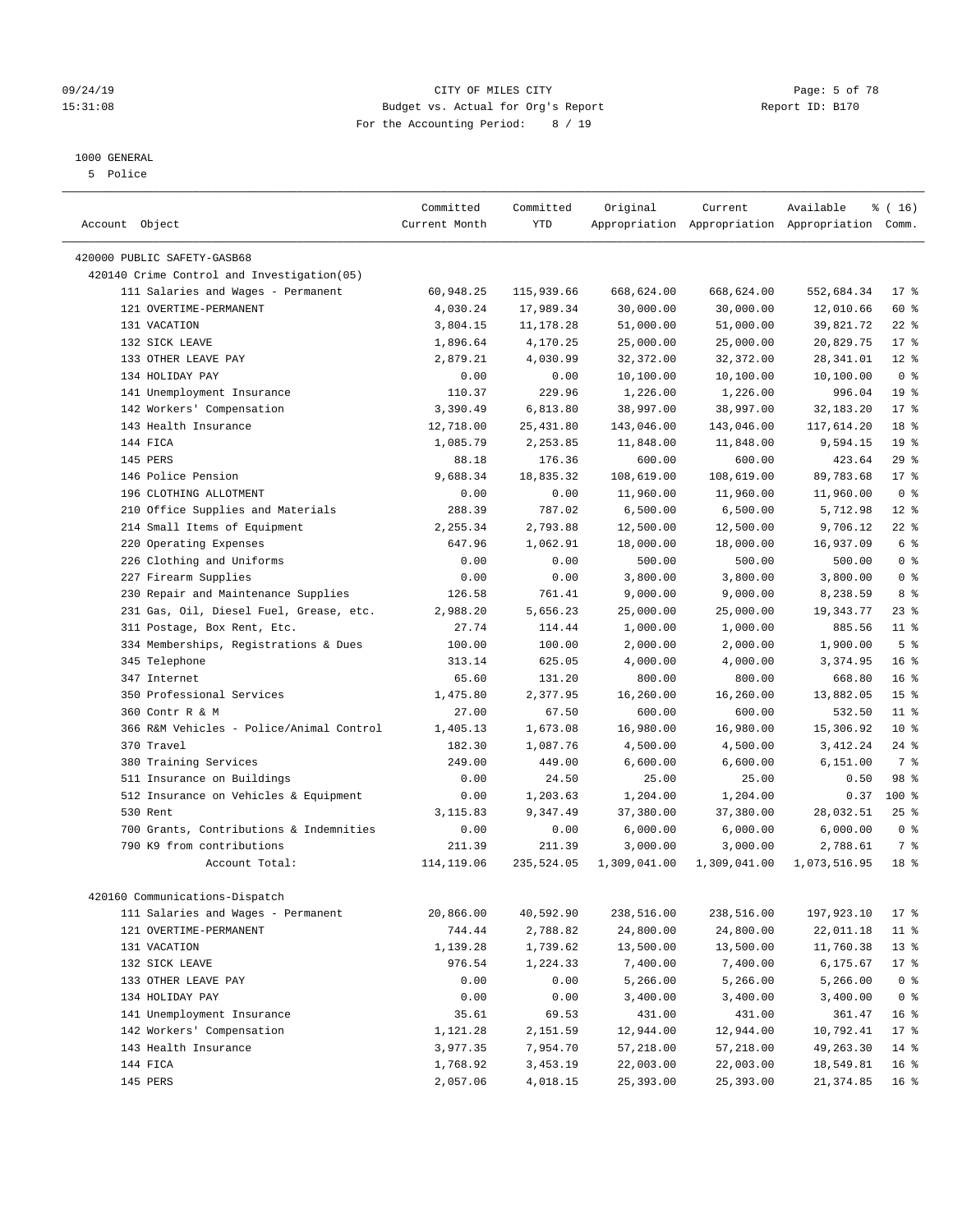CITY OF MILES CITY
Budget vs. Actual for Org's Report
For the Accounting Period: 8 / 19

1000 GENERAL
5 Police

| Account Object | Committed Current Month | Committed YTD | Original Appropriation | Current Appropriation | Available Appropriation | % ( 16) Comm. |
|---|---|---|---|---|---|---|
| 420000 PUBLIC SAFETY-GASB68 | | | | | | |
| 420140 Crime Control and Investigation(05) | | | | | | |
| 111 Salaries and Wages - Permanent | 60,948.25 | 115,939.66 | 668,624.00 | 668,624.00 | 552,684.34 | 17 % |
| 121 OVERTIME-PERMANENT | 4,030.24 | 17,989.34 | 30,000.00 | 30,000.00 | 12,010.66 | 60 % |
| 131 VACATION | 3,804.15 | 11,178.28 | 51,000.00 | 51,000.00 | 39,821.72 | 22 % |
| 132 SICK LEAVE | 1,896.64 | 4,170.25 | 25,000.00 | 25,000.00 | 20,829.75 | 17 % |
| 133 OTHER LEAVE PAY | 2,879.21 | 4,030.99 | 32,372.00 | 32,372.00 | 28,341.01 | 12 % |
| 134 HOLIDAY PAY | 0.00 | 0.00 | 10,100.00 | 10,100.00 | 10,100.00 | 0 % |
| 141 Unemployment Insurance | 110.37 | 229.96 | 1,226.00 | 1,226.00 | 996.04 | 19 % |
| 142 Workers' Compensation | 3,390.49 | 6,813.80 | 38,997.00 | 38,997.00 | 32,183.20 | 17 % |
| 143 Health Insurance | 12,718.00 | 25,431.80 | 143,046.00 | 143,046.00 | 117,614.20 | 18 % |
| 144 FICA | 1,085.79 | 2,253.85 | 11,848.00 | 11,848.00 | 9,594.15 | 19 % |
| 145 PERS | 88.18 | 176.36 | 600.00 | 600.00 | 423.64 | 29 % |
| 146 Police Pension | 9,688.34 | 18,835.32 | 108,619.00 | 108,619.00 | 89,783.68 | 17 % |
| 196 CLOTHING ALLOTMENT | 0.00 | 0.00 | 11,960.00 | 11,960.00 | 11,960.00 | 0 % |
| 210 Office Supplies and Materials | 288.39 | 787.02 | 6,500.00 | 6,500.00 | 5,712.98 | 12 % |
| 214 Small Items of Equipment | 2,255.34 | 2,793.88 | 12,500.00 | 12,500.00 | 9,706.12 | 22 % |
| 220 Operating Expenses | 647.96 | 1,062.91 | 18,000.00 | 18,000.00 | 16,937.09 | 6 % |
| 226 Clothing and Uniforms | 0.00 | 0.00 | 500.00 | 500.00 | 500.00 | 0 % |
| 227 Firearm Supplies | 0.00 | 0.00 | 3,800.00 | 3,800.00 | 3,800.00 | 0 % |
| 230 Repair and Maintenance Supplies | 126.58 | 761.41 | 9,000.00 | 9,000.00 | 8,238.59 | 8 % |
| 231 Gas, Oil, Diesel Fuel, Grease, etc. | 2,988.20 | 5,656.23 | 25,000.00 | 25,000.00 | 19,343.77 | 23 % |
| 311 Postage, Box Rent, Etc. | 27.74 | 114.44 | 1,000.00 | 1,000.00 | 885.56 | 11 % |
| 334 Memberships, Registrations & Dues | 100.00 | 100.00 | 2,000.00 | 2,000.00 | 1,900.00 | 5 % |
| 345 Telephone | 313.14 | 625.05 | 4,000.00 | 4,000.00 | 3,374.95 | 16 % |
| 347 Internet | 65.60 | 131.20 | 800.00 | 800.00 | 668.80 | 16 % |
| 350 Professional Services | 1,475.80 | 2,377.95 | 16,260.00 | 16,260.00 | 13,882.05 | 15 % |
| 360 Contr R & M | 27.00 | 67.50 | 600.00 | 600.00 | 532.50 | 11 % |
| 366 R&M Vehicles - Police/Animal Control | 1,405.13 | 1,673.08 | 16,980.00 | 16,980.00 | 15,306.92 | 10 % |
| 370 Travel | 182.30 | 1,087.76 | 4,500.00 | 4,500.00 | 3,412.24 | 24 % |
| 380 Training Services | 249.00 | 449.00 | 6,600.00 | 6,600.00 | 6,151.00 | 7 % |
| 511 Insurance on Buildings | 0.00 | 24.50 | 25.00 | 25.00 | 0.50 | 98 % |
| 512 Insurance on Vehicles & Equipment | 0.00 | 1,203.63 | 1,204.00 | 1,204.00 | 0.37 | 100 % |
| 530 Rent | 3,115.83 | 9,347.49 | 37,380.00 | 37,380.00 | 28,032.51 | 25 % |
| 700 Grants, Contributions & Indemnities | 0.00 | 0.00 | 6,000.00 | 6,000.00 | 6,000.00 | 0 % |
| 790 K9 from contributions | 211.39 | 211.39 | 3,000.00 | 3,000.00 | 2,788.61 | 7 % |
| Account Total: | 114,119.06 | 235,524.05 | 1,309,041.00 | 1,309,041.00 | 1,073,516.95 | 18 % |
| 420160 Communications-Dispatch | | | | | | |
| 111 Salaries and Wages - Permanent | 20,866.00 | 40,592.90 | 238,516.00 | 238,516.00 | 197,923.10 | 17 % |
| 121 OVERTIME-PERMANENT | 744.44 | 2,788.82 | 24,800.00 | 24,800.00 | 22,011.18 | 11 % |
| 131 VACATION | 1,139.28 | 1,739.62 | 13,500.00 | 13,500.00 | 11,760.38 | 13 % |
| 132 SICK LEAVE | 976.54 | 1,224.33 | 7,400.00 | 7,400.00 | 6,175.67 | 17 % |
| 133 OTHER LEAVE PAY | 0.00 | 0.00 | 5,266.00 | 5,266.00 | 5,266.00 | 0 % |
| 134 HOLIDAY PAY | 0.00 | 0.00 | 3,400.00 | 3,400.00 | 3,400.00 | 0 % |
| 141 Unemployment Insurance | 35.61 | 69.53 | 431.00 | 431.00 | 361.47 | 16 % |
| 142 Workers' Compensation | 1,121.28 | 2,151.59 | 12,944.00 | 12,944.00 | 10,792.41 | 17 % |
| 143 Health Insurance | 3,977.35 | 7,954.70 | 57,218.00 | 57,218.00 | 49,263.30 | 14 % |
| 144 FICA | 1,768.92 | 3,453.19 | 22,003.00 | 22,003.00 | 18,549.81 | 16 % |
| 145 PERS | 2,057.06 | 4,018.15 | 25,393.00 | 25,393.00 | 21,374.85 | 16 % |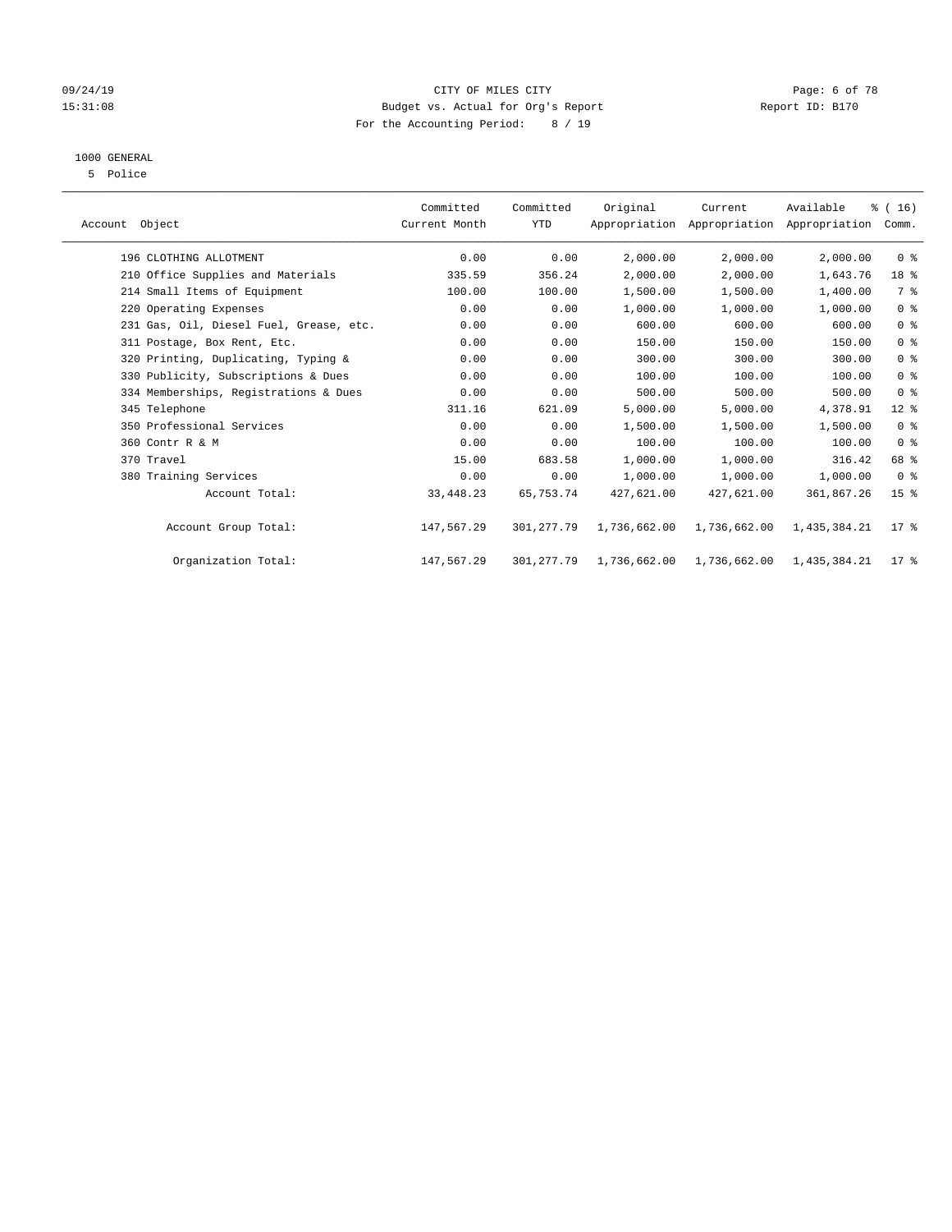CITY OF MILES CITY
Budget vs. Actual for Org's Report
For the Accounting Period: 8 / 19

09/24/19
15:31:08

Report ID: B170

1000 GENERAL
5 Police

| Account Object | Committed Current Month | Committed YTD | Original Appropriation | Current Appropriation | Available Appropriation | % ( 16) Comm. |
|---|---|---|---|---|---|---|
| 196 CLOTHING ALLOTMENT | 0.00 | 0.00 | 2,000.00 | 2,000.00 | 2,000.00 | 0 % |
| 210 Office Supplies and Materials | 335.59 | 356.24 | 2,000.00 | 2,000.00 | 1,643.76 | 18 % |
| 214 Small Items of Equipment | 100.00 | 100.00 | 1,500.00 | 1,500.00 | 1,400.00 | 7 % |
| 220 Operating Expenses | 0.00 | 0.00 | 1,000.00 | 1,000.00 | 1,000.00 | 0 % |
| 231 Gas, Oil, Diesel Fuel, Grease, etc. | 0.00 | 0.00 | 600.00 | 600.00 | 600.00 | 0 % |
| 311 Postage, Box Rent, Etc. | 0.00 | 0.00 | 150.00 | 150.00 | 150.00 | 0 % |
| 320 Printing, Duplicating, Typing & | 0.00 | 0.00 | 300.00 | 300.00 | 300.00 | 0 % |
| 330 Publicity, Subscriptions & Dues | 0.00 | 0.00 | 100.00 | 100.00 | 100.00 | 0 % |
| 334 Memberships, Registrations & Dues | 0.00 | 0.00 | 500.00 | 500.00 | 500.00 | 0 % |
| 345 Telephone | 311.16 | 621.09 | 5,000.00 | 5,000.00 | 4,378.91 | 12 % |
| 350 Professional Services | 0.00 | 0.00 | 1,500.00 | 1,500.00 | 1,500.00 | 0 % |
| 360 Contr R & M | 0.00 | 0.00 | 100.00 | 100.00 | 100.00 | 0 % |
| 370 Travel | 15.00 | 683.58 | 1,000.00 | 1,000.00 | 316.42 | 68 % |
| 380 Training Services | 0.00 | 0.00 | 1,000.00 | 1,000.00 | 1,000.00 | 0 % |
| Account Total: | 33,448.23 | 65,753.74 | 427,621.00 | 427,621.00 | 361,867.26 | 15 % |
| Account Group Total: | 147,567.29 | 301,277.79 | 1,736,662.00 | 1,736,662.00 | 1,435,384.21 | 17 % |
| Organization Total: | 147,567.29 | 301,277.79 | 1,736,662.00 | 1,736,662.00 | 1,435,384.21 | 17 % |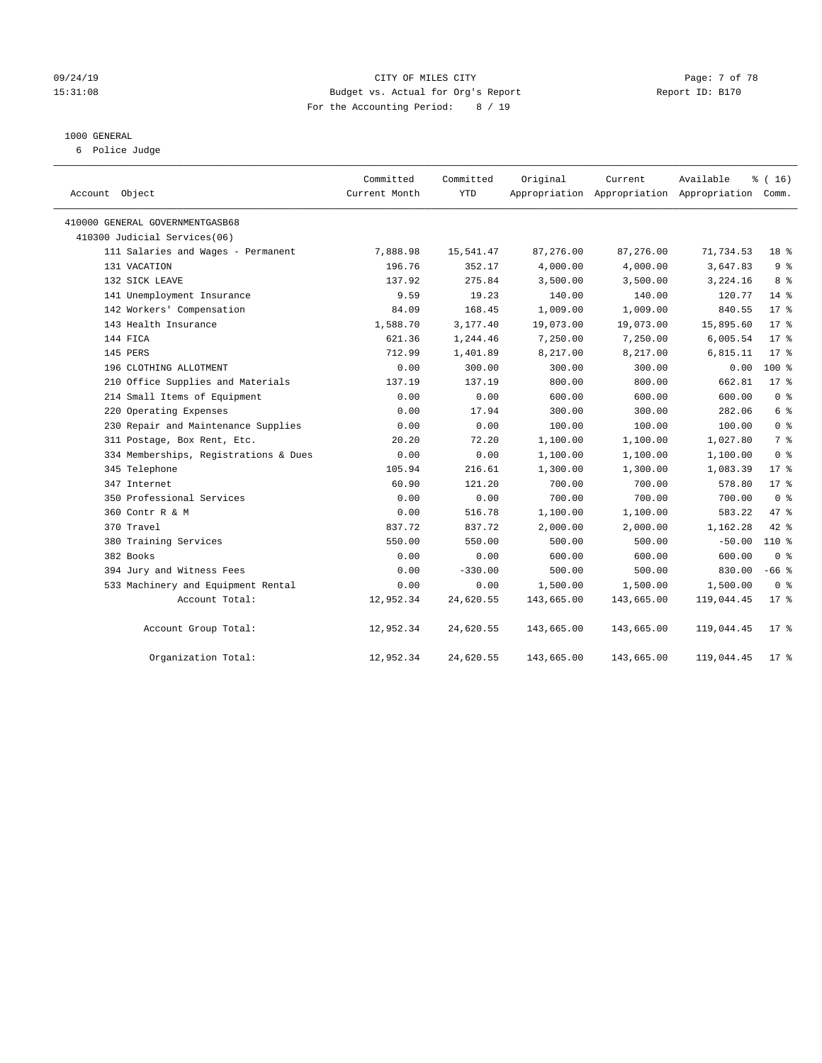CITY OF MILES CITY
Budget vs. Actual for Org's Report
For the Accounting Period: 8 / 19

Report ID: B170

09/24/19
15:31:08

## 1000 GENERAL

6 Police Judge

| Account Object | Committed Current Month | Committed YTD | Original Appropriation | Current Appropriation | Available Appropriation | % ( 16) Comm. |
|---|---|---|---|---|---|---|
| 410000 GENERAL GOVERNMENTGASB68 | | | | | | |
| 410300 Judicial Services(06) | | | | | | |
| 111 Salaries and Wages - Permanent | 7,888.98 | 15,541.47 | 87,276.00 | 87,276.00 | 71,734.53 | 18 % |
| 131 VACATION | 196.76 | 352.17 | 4,000.00 | 4,000.00 | 3,647.83 | 9 % |
| 132 SICK LEAVE | 137.92 | 275.84 | 3,500.00 | 3,500.00 | 3,224.16 | 8 % |
| 141 Unemployment Insurance | 9.59 | 19.23 | 140.00 | 140.00 | 120.77 | 14 % |
| 142 Workers' Compensation | 84.09 | 168.45 | 1,009.00 | 1,009.00 | 840.55 | 17 % |
| 143 Health Insurance | 1,588.70 | 3,177.40 | 19,073.00 | 19,073.00 | 15,895.60 | 17 % |
| 144 FICA | 621.36 | 1,244.46 | 7,250.00 | 7,250.00 | 6,005.54 | 17 % |
| 145 PERS | 712.99 | 1,401.89 | 8,217.00 | 8,217.00 | 6,815.11 | 17 % |
| 196 CLOTHING ALLOTMENT | 0.00 | 300.00 | 300.00 | 300.00 | 0.00 | 100 % |
| 210 Office Supplies and Materials | 137.19 | 137.19 | 800.00 | 800.00 | 662.81 | 17 % |
| 214 Small Items of Equipment | 0.00 | 0.00 | 600.00 | 600.00 | 600.00 | 0 % |
| 220 Operating Expenses | 0.00 | 17.94 | 300.00 | 300.00 | 282.06 | 6 % |
| 230 Repair and Maintenance Supplies | 0.00 | 0.00 | 100.00 | 100.00 | 100.00 | 0 % |
| 311 Postage, Box Rent, Etc. | 20.20 | 72.20 | 1,100.00 | 1,100.00 | 1,027.80 | 7 % |
| 334 Memberships, Registrations & Dues | 0.00 | 0.00 | 1,100.00 | 1,100.00 | 1,100.00 | 0 % |
| 345 Telephone | 105.94 | 216.61 | 1,300.00 | 1,300.00 | 1,083.39 | 17 % |
| 347 Internet | 60.90 | 121.20 | 700.00 | 700.00 | 578.80 | 17 % |
| 350 Professional Services | 0.00 | 0.00 | 700.00 | 700.00 | 700.00 | 0 % |
| 360 Contr R & M | 0.00 | 516.78 | 1,100.00 | 1,100.00 | 583.22 | 47 % |
| 370 Travel | 837.72 | 837.72 | 2,000.00 | 2,000.00 | 1,162.28 | 42 % |
| 380 Training Services | 550.00 | 550.00 | 500.00 | 500.00 | -50.00 | 110 % |
| 382 Books | 0.00 | 0.00 | 600.00 | 600.00 | 600.00 | 0 % |
| 394 Jury and Witness Fees | 0.00 | -330.00 | 500.00 | 500.00 | 830.00 | -66 % |
| 533 Machinery and Equipment Rental | 0.00 | 0.00 | 1,500.00 | 1,500.00 | 1,500.00 | 0 % |
| Account Total: | 12,952.34 | 24,620.55 | 143,665.00 | 143,665.00 | 119,044.45 | 17 % |
| Account Group Total: | 12,952.34 | 24,620.55 | 143,665.00 | 143,665.00 | 119,044.45 | 17 % |
| Organization Total: | 12,952.34 | 24,620.55 | 143,665.00 | 143,665.00 | 119,044.45 | 17 % |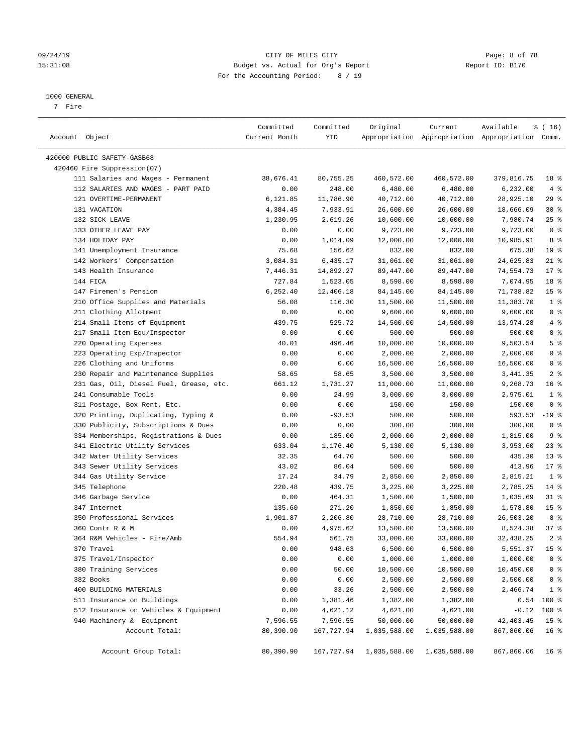CITY OF MILES CITY
Budget vs. Actual for Org's Report
For the Accounting Period: 8 / 19

1000 GENERAL
7 Fire

| Account Object | Committed Current Month | Committed YTD | Original Appropriation | Current Appropriation | Available Appropriation | % ( 16) Comm. |
|---|---|---|---|---|---|---|
| 420000 PUBLIC SAFETY-GASB68 | | | | | | |
| 420460 Fire Suppression(07) | | | | | | |
| 111 Salaries and Wages - Permanent | 38,676.41 | 80,755.25 | 460,572.00 | 460,572.00 | 379,816.75 | 18 % |
| 112 SALARIES AND WAGES - PART PAID | 0.00 | 248.00 | 6,480.00 | 6,480.00 | 6,232.00 | 4 % |
| 121 OVERTIME-PERMANENT | 6,121.85 | 11,786.90 | 40,712.00 | 40,712.00 | 28,925.10 | 29 % |
| 131 VACATION | 4,384.45 | 7,933.91 | 26,600.00 | 26,600.00 | 18,666.09 | 30 % |
| 132 SICK LEAVE | 1,230.95 | 2,619.26 | 10,600.00 | 10,600.00 | 7,980.74 | 25 % |
| 133 OTHER LEAVE PAY | 0.00 | 0.00 | 9,723.00 | 9,723.00 | 9,723.00 | 0 % |
| 134 HOLIDAY PAY | 0.00 | 1,014.09 | 12,000.00 | 12,000.00 | 10,985.91 | 8 % |
| 141 Unemployment Insurance | 75.68 | 156.62 | 832.00 | 832.00 | 675.38 | 19 % |
| 142 Workers' Compensation | 3,084.31 | 6,435.17 | 31,061.00 | 31,061.00 | 24,625.83 | 21 % |
| 143 Health Insurance | 7,446.31 | 14,892.27 | 89,447.00 | 89,447.00 | 74,554.73 | 17 % |
| 144 FICA | 727.84 | 1,523.05 | 8,598.00 | 8,598.00 | 7,074.95 | 18 % |
| 147 Firemen's Pension | 6,252.40 | 12,406.18 | 84,145.00 | 84,145.00 | 71,738.82 | 15 % |
| 210 Office Supplies and Materials | 56.08 | 116.30 | 11,500.00 | 11,500.00 | 11,383.70 | 1 % |
| 211 Clothing Allotment | 0.00 | 0.00 | 9,600.00 | 9,600.00 | 9,600.00 | 0 % |
| 214 Small Items of Equipment | 439.75 | 525.72 | 14,500.00 | 14,500.00 | 13,974.28 | 4 % |
| 217 Small Item Equ/Inspector | 0.00 | 0.00 | 500.00 | 500.00 | 500.00 | 0 % |
| 220 Operating Expenses | 40.01 | 496.46 | 10,000.00 | 10,000.00 | 9,503.54 | 5 % |
| 223 Operating Exp/Inspector | 0.00 | 0.00 | 2,000.00 | 2,000.00 | 2,000.00 | 0 % |
| 226 Clothing and Uniforms | 0.00 | 0.00 | 16,500.00 | 16,500.00 | 16,500.00 | 0 % |
| 230 Repair and Maintenance Supplies | 58.65 | 58.65 | 3,500.00 | 3,500.00 | 3,441.35 | 2 % |
| 231 Gas, Oil, Diesel Fuel, Grease, etc. | 661.12 | 1,731.27 | 11,000.00 | 11,000.00 | 9,268.73 | 16 % |
| 241 Consumable Tools | 0.00 | 24.99 | 3,000.00 | 3,000.00 | 2,975.01 | 1 % |
| 311 Postage, Box Rent, Etc. | 0.00 | 0.00 | 150.00 | 150.00 | 150.00 | 0 % |
| 320 Printing, Duplicating, Typing & | 0.00 | -93.53 | 500.00 | 500.00 | 593.53 | -19 % |
| 330 Publicity, Subscriptions & Dues | 0.00 | 0.00 | 300.00 | 300.00 | 300.00 | 0 % |
| 334 Memberships, Registrations & Dues | 0.00 | 185.00 | 2,000.00 | 2,000.00 | 1,815.00 | 9 % |
| 341 Electric Utility Services | 633.04 | 1,176.40 | 5,130.00 | 5,130.00 | 3,953.60 | 23 % |
| 342 Water Utility Services | 32.35 | 64.70 | 500.00 | 500.00 | 435.30 | 13 % |
| 343 Sewer Utility Services | 43.02 | 86.04 | 500.00 | 500.00 | 413.96 | 17 % |
| 344 Gas Utility Service | 17.24 | 34.79 | 2,850.00 | 2,850.00 | 2,815.21 | 1 % |
| 345 Telephone | 220.48 | 439.75 | 3,225.00 | 3,225.00 | 2,785.25 | 14 % |
| 346 Garbage Service | 0.00 | 464.31 | 1,500.00 | 1,500.00 | 1,035.69 | 31 % |
| 347 Internet | 135.60 | 271.20 | 1,850.00 | 1,850.00 | 1,578.80 | 15 % |
| 350 Professional Services | 1,901.87 | 2,206.80 | 28,710.00 | 28,710.00 | 26,503.20 | 8 % |
| 360 Contr R & M | 0.00 | 4,975.62 | 13,500.00 | 13,500.00 | 8,524.38 | 37 % |
| 364 R&M Vehicles - Fire/Amb | 554.94 | 561.75 | 33,000.00 | 33,000.00 | 32,438.25 | 2 % |
| 370 Travel | 0.00 | 948.63 | 6,500.00 | 6,500.00 | 5,551.37 | 15 % |
| 375 Travel/Inspector | 0.00 | 0.00 | 1,000.00 | 1,000.00 | 1,000.00 | 0 % |
| 380 Training Services | 0.00 | 50.00 | 10,500.00 | 10,500.00 | 10,450.00 | 0 % |
| 382 Books | 0.00 | 0.00 | 2,500.00 | 2,500.00 | 2,500.00 | 0 % |
| 400 BUILDING MATERIALS | 0.00 | 33.26 | 2,500.00 | 2,500.00 | 2,466.74 | 1 % |
| 511 Insurance on Buildings | 0.00 | 1,381.46 | 1,382.00 | 1,382.00 | 0.54 | 100 % |
| 512 Insurance on Vehicles & Equipment | 0.00 | 4,621.12 | 4,621.00 | 4,621.00 | -0.12 | 100 % |
| 940 Machinery & Equipment | 7,596.55 | 7,596.55 | 50,000.00 | 50,000.00 | 42,403.45 | 15 % |
| Account Total: | 80,390.90 | 167,727.94 | 1,035,588.00 | 1,035,588.00 | 867,860.06 | 16 % |
| Account Group Total: | 80,390.90 | 167,727.94 | 1,035,588.00 | 1,035,588.00 | 867,860.06 | 16 % |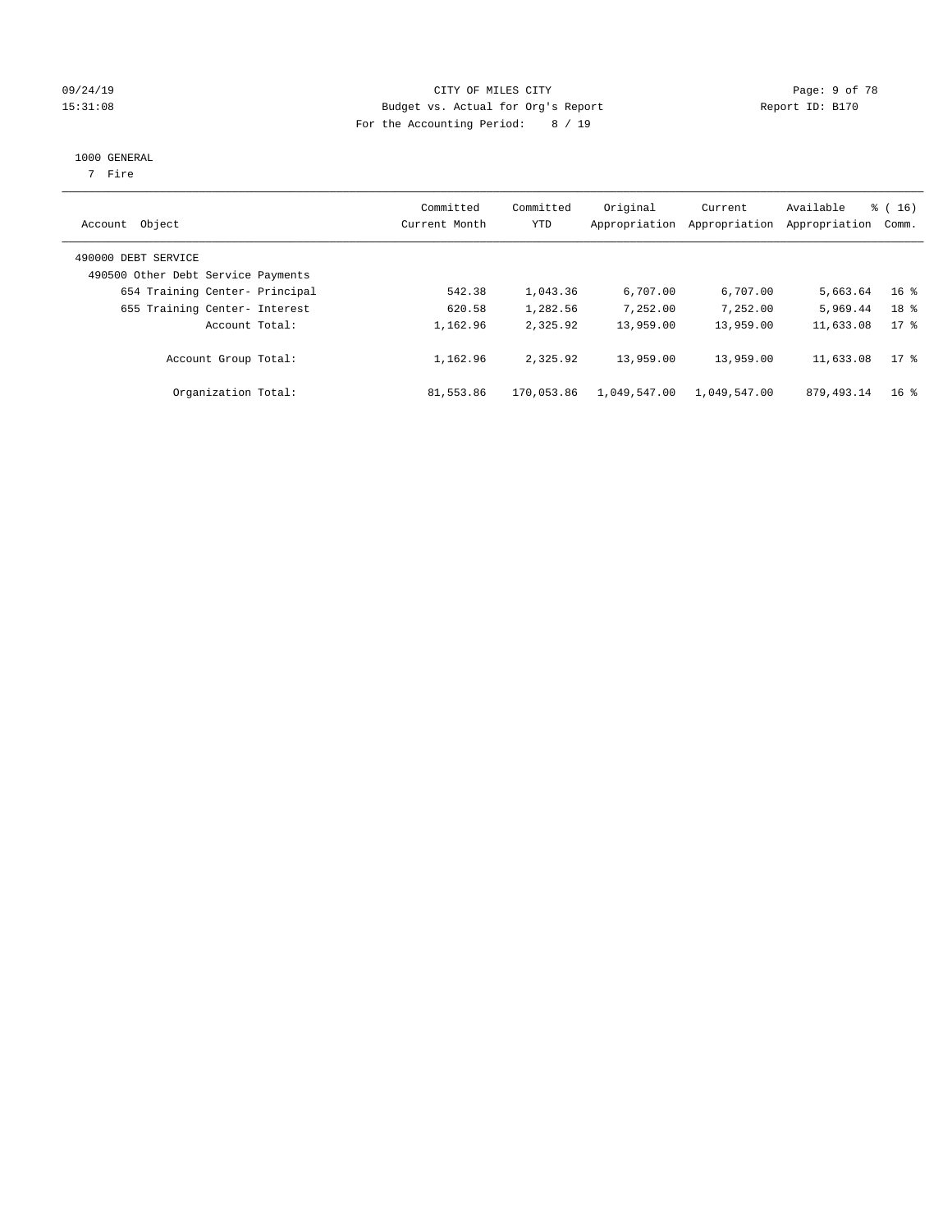CITY OF MILES CITY
Budget vs. Actual for Org's Report
For the Accounting Period: 8 / 19

09/24/19
15:31:08

Report ID: B170

1000 GENERAL
7 Fire

| Account Object | Committed Current Month | Committed YTD | Original Appropriation | Current Appropriation | Available Appropriation | % ( 16) Comm. |
|---|---|---|---|---|---|---|
| 490000 DEBT SERVICE | | | | | | |
| 490500 Other Debt Service Payments | | | | | | |
| 654 Training Center- Principal | 542.38 | 1,043.36 | 6,707.00 | 6,707.00 | 5,663.64 | 16 % |
| 655 Training Center- Interest | 620.58 | 1,282.56 | 7,252.00 | 7,252.00 | 5,969.44 | 18 % |
| Account Total: | 1,162.96 | 2,325.92 | 13,959.00 | 13,959.00 | 11,633.08 | 17 % |
| Account Group Total: | 1,162.96 | 2,325.92 | 13,959.00 | 13,959.00 | 11,633.08 | 17 % |
| Organization Total: | 81,553.86 | 170,053.86 | 1,049,547.00 | 1,049,547.00 | 879,493.14 | 16 % |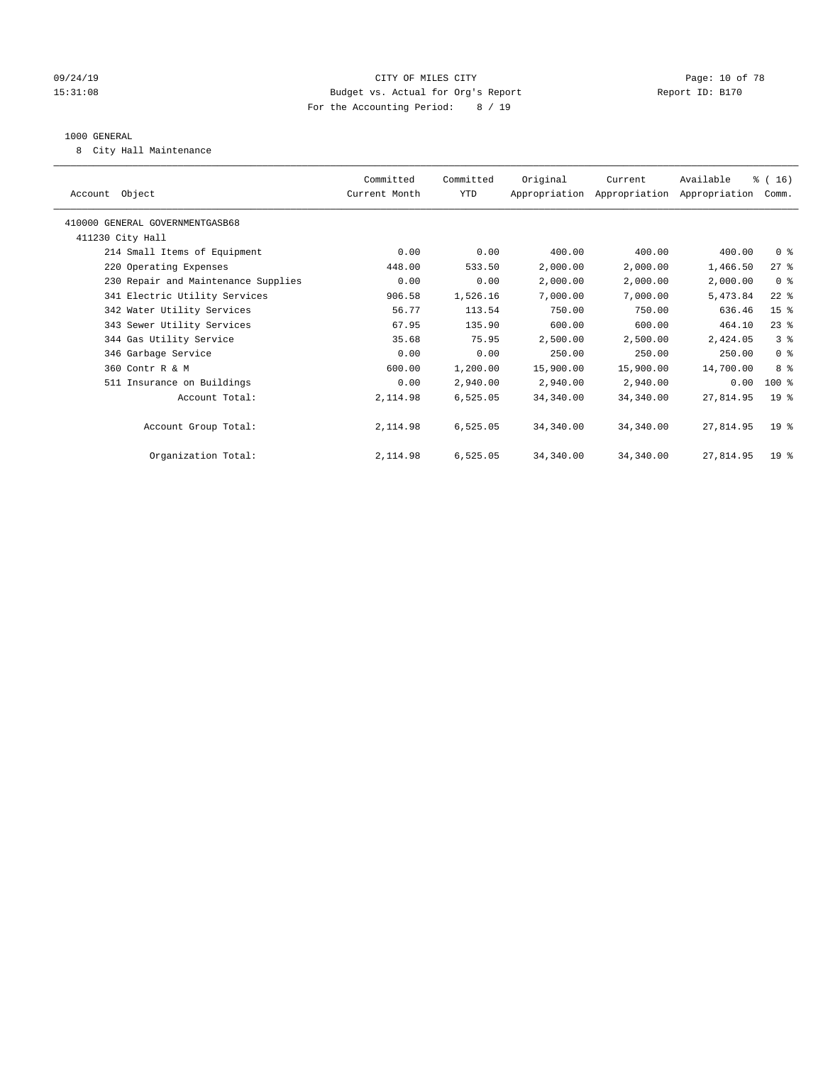09/24/19
15:31:08

CITY OF MILES CITY
Budget vs. Actual for Org's Report
For the Accounting Period: 8 / 19

Report ID: B170

1000 GENERAL
8 City Hall Maintenance

| Account Object | Committed Current Month | Committed YTD | Original Appropriation | Current Appropriation | Available Appropriation | % ( 16) Comm. |
|---|---|---|---|---|---|---|
| 410000 GENERAL GOVERNMENTGASB68 | | | | | | |
| 411230 City Hall | | | | | | |
| 214 Small Items of Equipment | 0.00 | 0.00 | 400.00 | 400.00 | 400.00 | 0 % |
| 220 Operating Expenses | 448.00 | 533.50 | 2,000.00 | 2,000.00 | 1,466.50 | 27 % |
| 230 Repair and Maintenance Supplies | 0.00 | 0.00 | 2,000.00 | 2,000.00 | 2,000.00 | 0 % |
| 341 Electric Utility Services | 906.58 | 1,526.16 | 7,000.00 | 7,000.00 | 5,473.84 | 22 % |
| 342 Water Utility Services | 56.77 | 113.54 | 750.00 | 750.00 | 636.46 | 15 % |
| 343 Sewer Utility Services | 67.95 | 135.90 | 600.00 | 600.00 | 464.10 | 23 % |
| 344 Gas Utility Service | 35.68 | 75.95 | 2,500.00 | 2,500.00 | 2,424.05 | 3 % |
| 346 Garbage Service | 0.00 | 0.00 | 250.00 | 250.00 | 250.00 | 0 % |
| 360 Contr R & M | 600.00 | 1,200.00 | 15,900.00 | 15,900.00 | 14,700.00 | 8 % |
| 511 Insurance on Buildings | 0.00 | 2,940.00 | 2,940.00 | 2,940.00 | 0.00 | 100 % |
| Account Total: | 2,114.98 | 6,525.05 | 34,340.00 | 34,340.00 | 27,814.95 | 19 % |
| Account Group Total: | 2,114.98 | 6,525.05 | 34,340.00 | 34,340.00 | 27,814.95 | 19 % |
| Organization Total: | 2,114.98 | 6,525.05 | 34,340.00 | 34,340.00 | 27,814.95 | 19 % |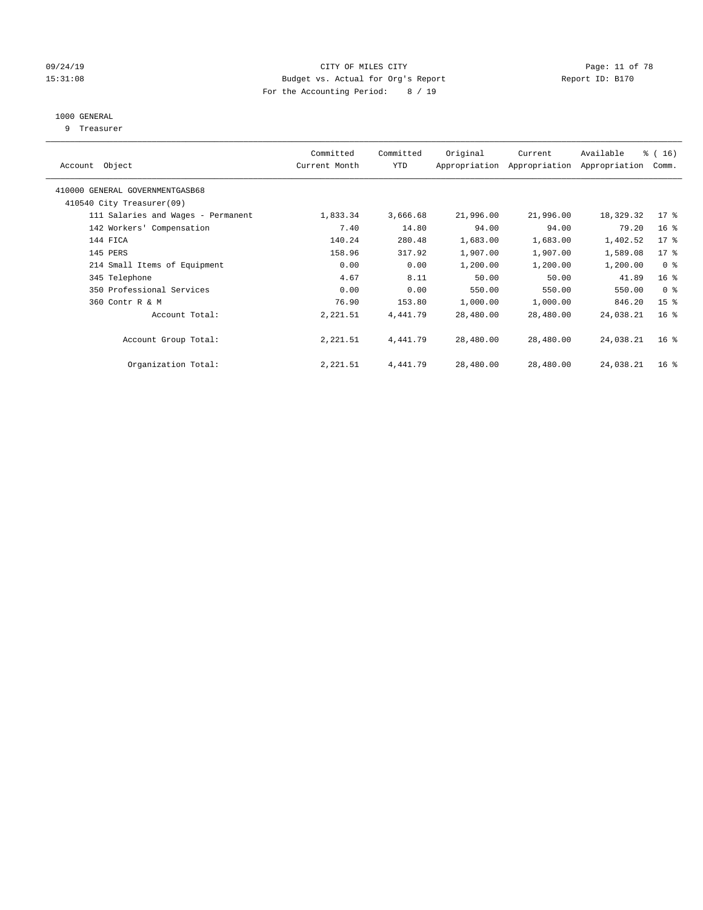CITY OF MILES CITY
Budget vs. Actual for Org's Report
For the Accounting Period: 8 / 19

Report ID: B170

09/24/19
15:31:08

1000 GENERAL
9 Treasurer

| Account Object | Committed Current Month | Committed YTD | Original Appropriation | Current Appropriation | Available Appropriation | % ( 16) Comm. |
|---|---|---|---|---|---|---|
| 410000 GENERAL GOVERNMENTGASB68 | | | | | | |
| 410540 City Treasurer(09) | | | | | | |
| 111 Salaries and Wages - Permanent | 1,833.34 | 3,666.68 | 21,996.00 | 21,996.00 | 18,329.32 | 17 % |
| 142 Workers' Compensation | 7.40 | 14.80 | 94.00 | 94.00 | 79.20 | 16 % |
| 144 FICA | 140.24 | 280.48 | 1,683.00 | 1,683.00 | 1,402.52 | 17 % |
| 145 PERS | 158.96 | 317.92 | 1,907.00 | 1,907.00 | 1,589.08 | 17 % |
| 214 Small Items of Equipment | 0.00 | 0.00 | 1,200.00 | 1,200.00 | 1,200.00 | 0 % |
| 345 Telephone | 4.67 | 8.11 | 50.00 | 50.00 | 41.89 | 16 % |
| 350 Professional Services | 0.00 | 0.00 | 550.00 | 550.00 | 550.00 | 0 % |
| 360 Contr R & M | 76.90 | 153.80 | 1,000.00 | 1,000.00 | 846.20 | 15 % |
| Account Total: | 2,221.51 | 4,441.79 | 28,480.00 | 28,480.00 | 24,038.21 | 16 % |
| Account Group Total: | 2,221.51 | 4,441.79 | 28,480.00 | 28,480.00 | 24,038.21 | 16 % |
| Organization Total: | 2,221.51 | 4,441.79 | 28,480.00 | 28,480.00 | 24,038.21 | 16 % |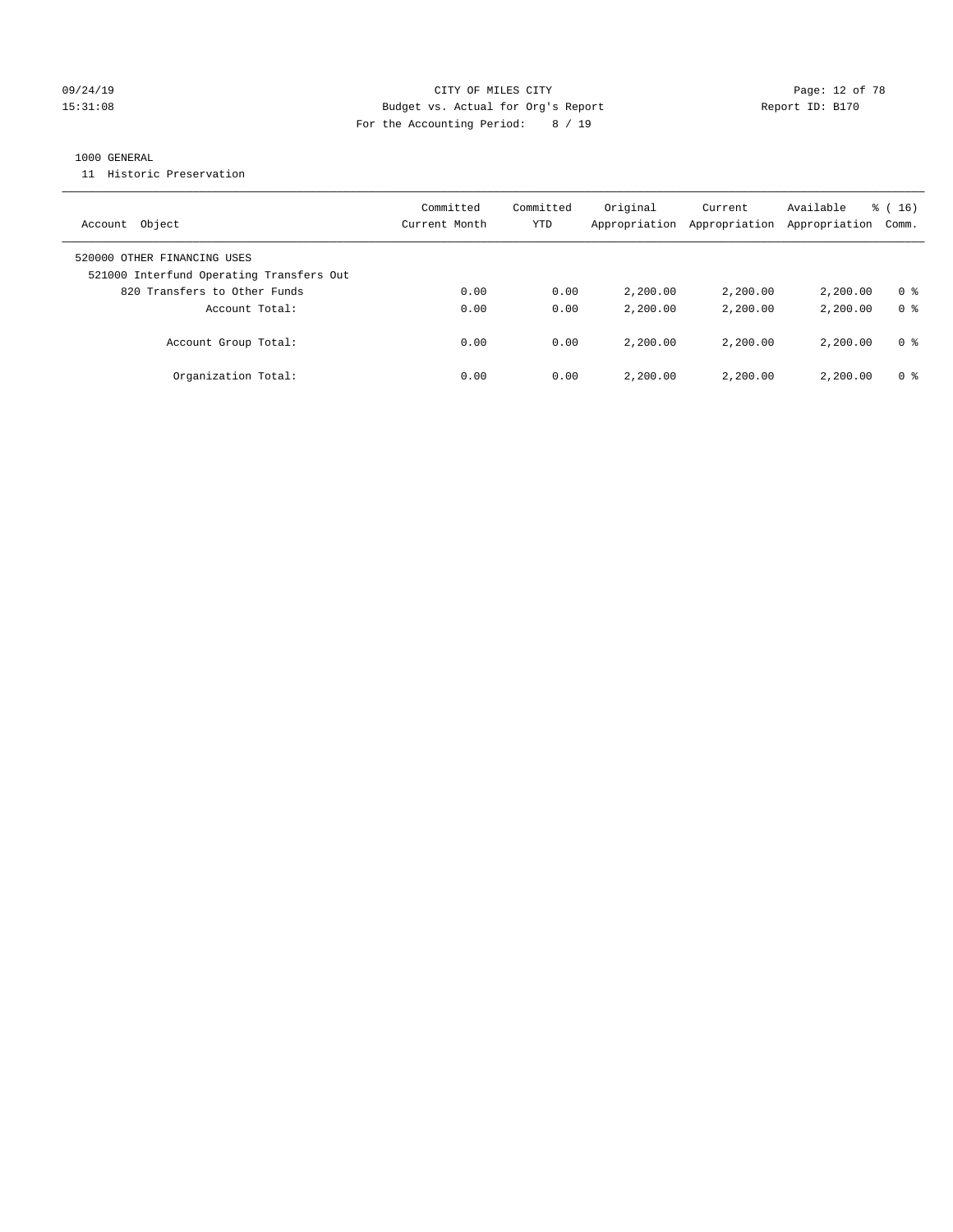CITY OF MILES CITY
Budget vs. Actual for Org's Report
For the Accounting Period: 8 / 19

09/24/19
15:31:08

Report ID: B170

1000 GENERAL

11 Historic Preservation

| Account Object | Committed Current Month | Committed YTD | Original Appropriation | Current Appropriation | Available Appropriation | % ( 16) Comm. |
|---|---|---|---|---|---|---|
| 520000 OTHER FINANCING USES | | | | | | |
| 521000 Interfund Operating Transfers Out | | | | | | |
| 820 Transfers to Other Funds | 0.00 | 0.00 | 2,200.00 | 2,200.00 | 2,200.00 | 0 % |
| Account Total: | 0.00 | 0.00 | 2,200.00 | 2,200.00 | 2,200.00 | 0 % |
| Account Group Total: | 0.00 | 0.00 | 2,200.00 | 2,200.00 | 2,200.00 | 0 % |
| Organization Total: | 0.00 | 0.00 | 2,200.00 | 2,200.00 | 2,200.00 | 0 % |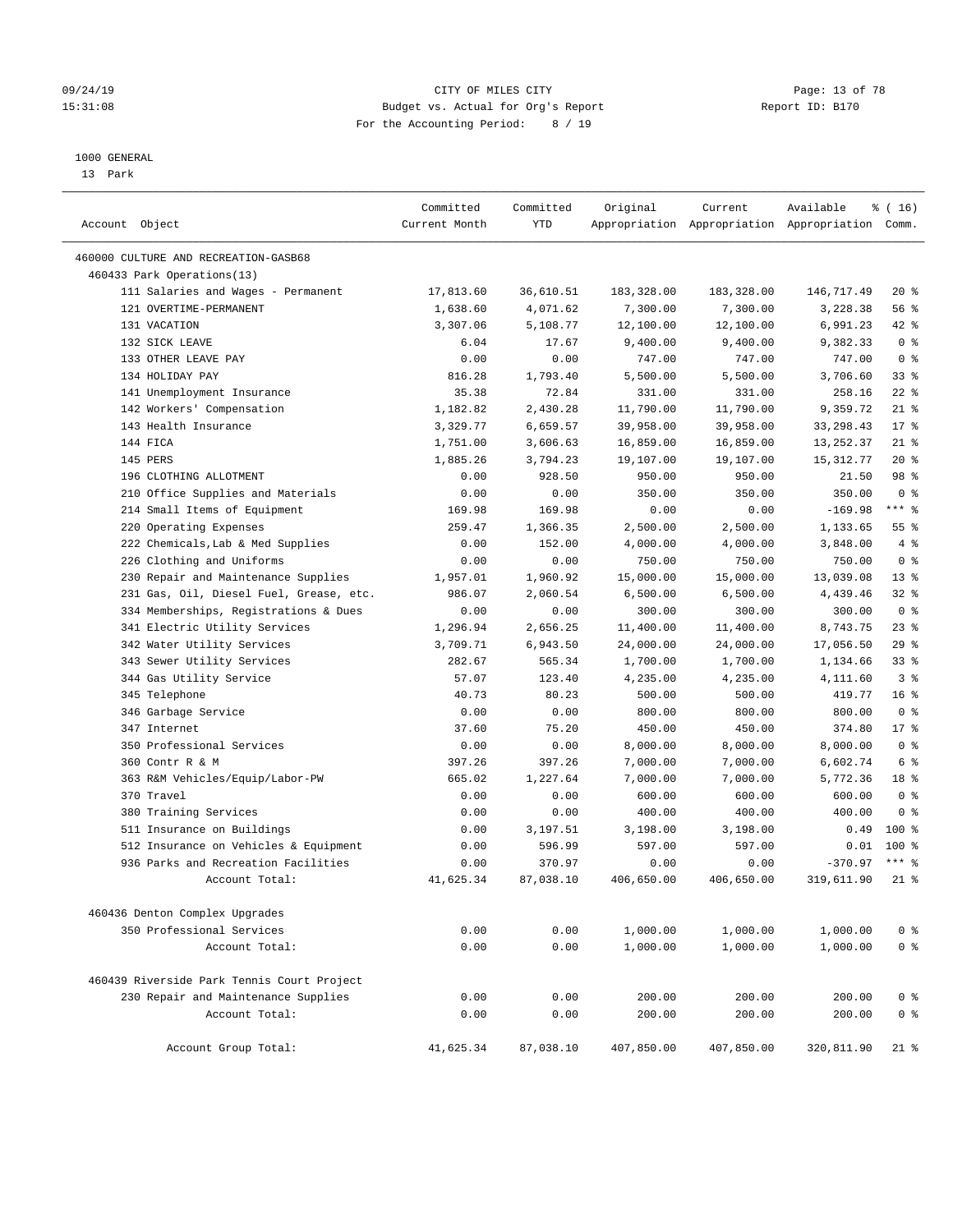# CITY OF MILES CITY

Budget vs. Actual for Org's Report

For the Accounting Period: 8 / 19

09/24/19
15:31:08

Report ID: B170

1000 GENERAL
13 Park

| Account Object | Committed Current Month | Committed YTD | Original Appropriation | Current Appropriation | Available Appropriation | % ( 16) Comm. |
|---|---|---|---|---|---|---|
| 460000 CULTURE AND RECREATION-GASB68 | | | | | | |
| 460433 Park Operations(13) | | | | | | |
| 111 Salaries and Wages - Permanent | 17,813.60 | 36,610.51 | 183,328.00 | 183,328.00 | 146,717.49 | 20 % |
| 121 OVERTIME-PERMANENT | 1,638.60 | 4,071.62 | 7,300.00 | 7,300.00 | 3,228.38 | 56 % |
| 131 VACATION | 3,307.06 | 5,108.77 | 12,100.00 | 12,100.00 | 6,991.23 | 42 % |
| 132 SICK LEAVE | 6.04 | 17.67 | 9,400.00 | 9,400.00 | 9,382.33 | 0 % |
| 133 OTHER LEAVE PAY | 0.00 | 0.00 | 747.00 | 747.00 | 747.00 | 0 % |
| 134 HOLIDAY PAY | 816.28 | 1,793.40 | 5,500.00 | 5,500.00 | 3,706.60 | 33 % |
| 141 Unemployment Insurance | 35.38 | 72.84 | 331.00 | 331.00 | 258.16 | 22 % |
| 142 Workers' Compensation | 1,182.82 | 2,430.28 | 11,790.00 | 11,790.00 | 9,359.72 | 21 % |
| 143 Health Insurance | 3,329.77 | 6,659.57 | 39,958.00 | 39,958.00 | 33,298.43 | 17 % |
| 144 FICA | 1,751.00 | 3,606.63 | 16,859.00 | 16,859.00 | 13,252.37 | 21 % |
| 145 PERS | 1,885.26 | 3,794.23 | 19,107.00 | 19,107.00 | 15,312.77 | 20 % |
| 196 CLOTHING ALLOTMENT | 0.00 | 928.50 | 950.00 | 950.00 | 21.50 | 98 % |
| 210 Office Supplies and Materials | 0.00 | 0.00 | 350.00 | 350.00 | 350.00 | 0 % |
| 214 Small Items of Equipment | 169.98 | 169.98 | 0.00 | 0.00 | -169.98 | *** % |
| 220 Operating Expenses | 259.47 | 1,366.35 | 2,500.00 | 2,500.00 | 1,133.65 | 55 % |
| 222 Chemicals,Lab & Med Supplies | 0.00 | 152.00 | 4,000.00 | 4,000.00 | 3,848.00 | 4 % |
| 226 Clothing and Uniforms | 0.00 | 0.00 | 750.00 | 750.00 | 750.00 | 0 % |
| 230 Repair and Maintenance Supplies | 1,957.01 | 1,960.92 | 15,000.00 | 15,000.00 | 13,039.08 | 13 % |
| 231 Gas, Oil, Diesel Fuel, Grease, etc. | 986.07 | 2,060.54 | 6,500.00 | 6,500.00 | 4,439.46 | 32 % |
| 334 Memberships, Registrations & Dues | 0.00 | 0.00 | 300.00 | 300.00 | 300.00 | 0 % |
| 341 Electric Utility Services | 1,296.94 | 2,656.25 | 11,400.00 | 11,400.00 | 8,743.75 | 23 % |
| 342 Water Utility Services | 3,709.71 | 6,943.50 | 24,000.00 | 24,000.00 | 17,056.50 | 29 % |
| 343 Sewer Utility Services | 282.67 | 565.34 | 1,700.00 | 1,700.00 | 1,134.66 | 33 % |
| 344 Gas Utility Service | 57.07 | 123.40 | 4,235.00 | 4,235.00 | 4,111.60 | 3 % |
| 345 Telephone | 40.73 | 80.23 | 500.00 | 500.00 | 419.77 | 16 % |
| 346 Garbage Service | 0.00 | 0.00 | 800.00 | 800.00 | 800.00 | 0 % |
| 347 Internet | 37.60 | 75.20 | 450.00 | 450.00 | 374.80 | 17 % |
| 350 Professional Services | 0.00 | 0.00 | 8,000.00 | 8,000.00 | 8,000.00 | 0 % |
| 360 Contr R & M | 397.26 | 397.26 | 7,000.00 | 7,000.00 | 6,602.74 | 6 % |
| 363 R&M Vehicles/Equip/Labor-PW | 665.02 | 1,227.64 | 7,000.00 | 7,000.00 | 5,772.36 | 18 % |
| 370 Travel | 0.00 | 0.00 | 600.00 | 600.00 | 600.00 | 0 % |
| 380 Training Services | 0.00 | 0.00 | 400.00 | 400.00 | 400.00 | 0 % |
| 511 Insurance on Buildings | 0.00 | 3,197.51 | 3,198.00 | 3,198.00 | 0.49 | 100 % |
| 512 Insurance on Vehicles & Equipment | 0.00 | 596.99 | 597.00 | 597.00 | 0.01 | 100 % |
| 936 Parks and Recreation Facilities | 0.00 | 370.97 | 0.00 | 0.00 | -370.97 | *** % |
| Account Total: | 41,625.34 | 87,038.10 | 406,650.00 | 406,650.00 | 319,611.90 | 21 % |
| 460436 Denton Complex Upgrades | | | | | | |
| 350 Professional Services | 0.00 | 0.00 | 1,000.00 | 1,000.00 | 1,000.00 | 0 % |
| Account Total: | 0.00 | 0.00 | 1,000.00 | 1,000.00 | 1,000.00 | 0 % |
| 460439 Riverside Park Tennis Court Project | | | | | | |
| 230 Repair and Maintenance Supplies | 0.00 | 0.00 | 200.00 | 200.00 | 200.00 | 0 % |
| Account Total: | 0.00 | 0.00 | 200.00 | 200.00 | 200.00 | 0 % |
| Account Group Total: | 41,625.34 | 87,038.10 | 407,850.00 | 407,850.00 | 320,811.90 | 21 % |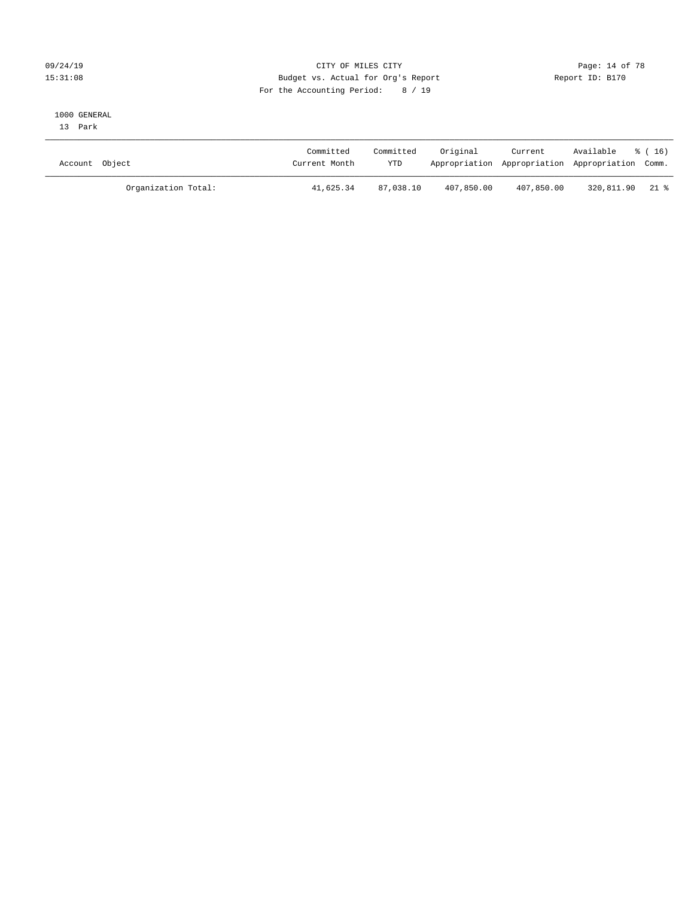CITY OF MILES CITY
Budget vs. Actual for Org's Report
For the Accounting Period: 8 / 19

09/24/19
15:31:08

Report ID: B170

1000 GENERAL
13 Park

| Account Object | Committed Current Month | Committed YTD | Original Appropriation | Current Appropriation | Available Appropriation | % ( 16) Comm. |
|---|---|---|---|---|---|---|
| Organization Total: | 41,625.34 | 87,038.10 | 407,850.00 | 407,850.00 | 320,811.90 | 21 % |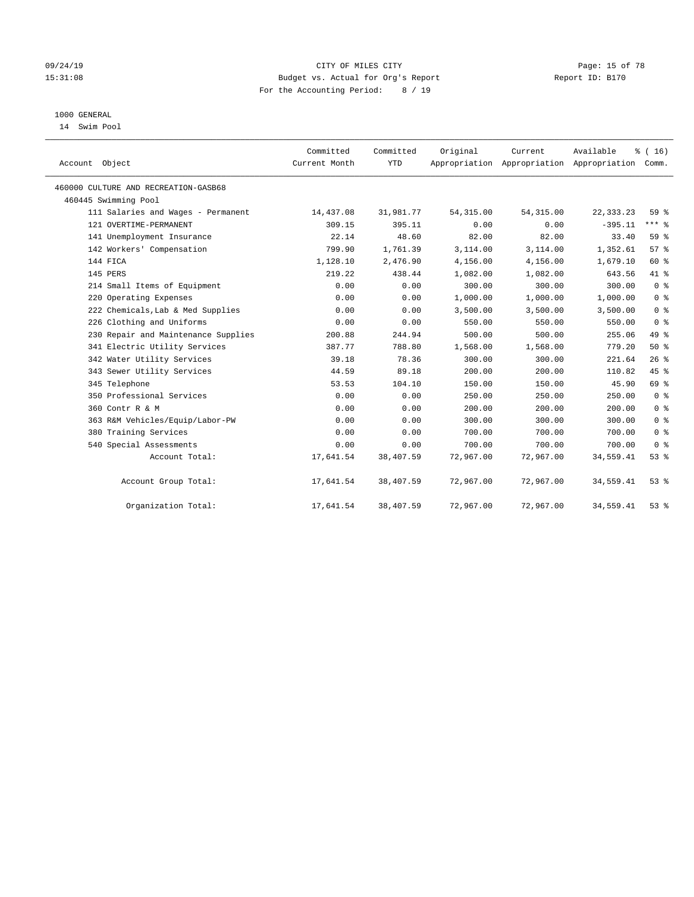CITY OF MILES CITY
Budget vs. Actual for Org's Report
For the Accounting Period: 8 / 19

1000 GENERAL
14 Swim Pool

| Account Object | Committed Current Month | Committed YTD | Original Appropriation | Current Appropriation | Available Appropriation | % ( 16) Comm. |
|---|---|---|---|---|---|---|
| 460000 CULTURE AND RECREATION-GASB68 | | | | | | |
| 460445 Swimming Pool | | | | | | |
| 111 Salaries and Wages - Permanent | 14,437.08 | 31,981.77 | 54,315.00 | 54,315.00 | 22,333.23 | 59 % |
| 121 OVERTIME-PERMANENT | 309.15 | 395.11 | 0.00 | 0.00 | -395.11 | *** % |
| 141 Unemployment Insurance | 22.14 | 48.60 | 82.00 | 82.00 | 33.40 | 59 % |
| 142 Workers' Compensation | 799.90 | 1,761.39 | 3,114.00 | 3,114.00 | 1,352.61 | 57 % |
| 144 FICA | 1,128.10 | 2,476.90 | 4,156.00 | 4,156.00 | 1,679.10 | 60 % |
| 145 PERS | 219.22 | 438.44 | 1,082.00 | 1,082.00 | 643.56 | 41 % |
| 214 Small Items of Equipment | 0.00 | 0.00 | 300.00 | 300.00 | 300.00 | 0 % |
| 220 Operating Expenses | 0.00 | 0.00 | 1,000.00 | 1,000.00 | 1,000.00 | 0 % |
| 222 Chemicals,Lab & Med Supplies | 0.00 | 0.00 | 3,500.00 | 3,500.00 | 3,500.00 | 0 % |
| 226 Clothing and Uniforms | 0.00 | 0.00 | 550.00 | 550.00 | 550.00 | 0 % |
| 230 Repair and Maintenance Supplies | 200.88 | 244.94 | 500.00 | 500.00 | 255.06 | 49 % |
| 341 Electric Utility Services | 387.77 | 788.80 | 1,568.00 | 1,568.00 | 779.20 | 50 % |
| 342 Water Utility Services | 39.18 | 78.36 | 300.00 | 300.00 | 221.64 | 26 % |
| 343 Sewer Utility Services | 44.59 | 89.18 | 200.00 | 200.00 | 110.82 | 45 % |
| 345 Telephone | 53.53 | 104.10 | 150.00 | 150.00 | 45.90 | 69 % |
| 350 Professional Services | 0.00 | 0.00 | 250.00 | 250.00 | 250.00 | 0 % |
| 360 Contr R & M | 0.00 | 0.00 | 200.00 | 200.00 | 200.00 | 0 % |
| 363 R&M Vehicles/Equip/Labor-PW | 0.00 | 0.00 | 300.00 | 300.00 | 300.00 | 0 % |
| 380 Training Services | 0.00 | 0.00 | 700.00 | 700.00 | 700.00 | 0 % |
| 540 Special Assessments | 0.00 | 0.00 | 700.00 | 700.00 | 700.00 | 0 % |
| Account Total: | 17,641.54 | 38,407.59 | 72,967.00 | 72,967.00 | 34,559.41 | 53 % |
| Account Group Total: | 17,641.54 | 38,407.59 | 72,967.00 | 72,967.00 | 34,559.41 | 53 % |
| Organization Total: | 17,641.54 | 38,407.59 | 72,967.00 | 72,967.00 | 34,559.41 | 53 % |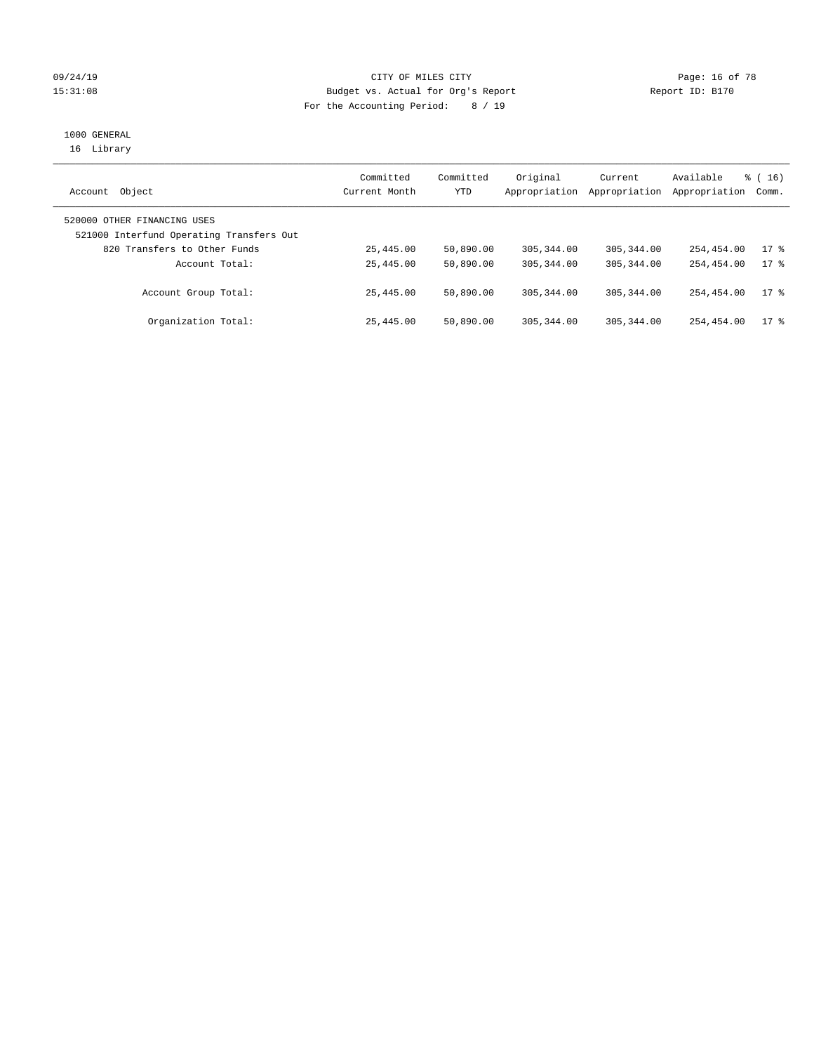CITY OF MILES CITY
Budget vs. Actual for Org's Report
For the Accounting Period: 8 / 19

09/24/19
15:31:08

Report ID: B170

1000 GENERAL
16 Library

| Account Object | Committed Current Month | Committed YTD | Original Appropriation | Current Appropriation | Available Appropriation | % ( 16) Comm. |
|---|---|---|---|---|---|---|
| 520000 OTHER FINANCING USES | | | | | | |
| 521000 Interfund Operating Transfers Out | | | | | | |
| 820 Transfers to Other Funds | 25,445.00 | 50,890.00 | 305,344.00 | 305,344.00 | 254,454.00 | 17 % |
| Account Total: | 25,445.00 | 50,890.00 | 305,344.00 | 305,344.00 | 254,454.00 | 17 % |
| Account Group Total: | 25,445.00 | 50,890.00 | 305,344.00 | 305,344.00 | 254,454.00 | 17 % |
| Organization Total: | 25,445.00 | 50,890.00 | 305,344.00 | 305,344.00 | 254,454.00 | 17 % |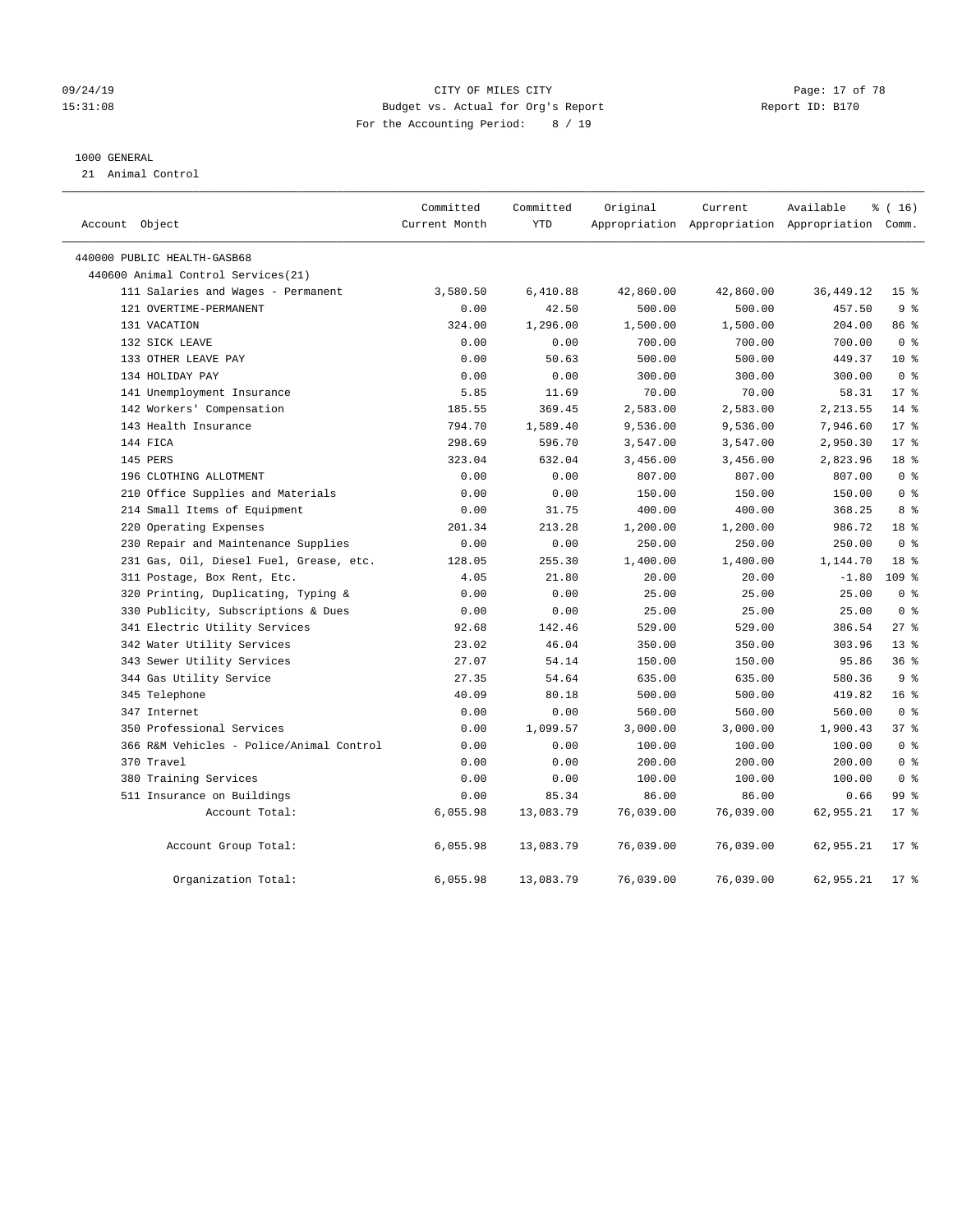CITY OF MILES CITY
Budget vs. Actual for Org's Report
For the Accounting Period: 8 / 19

09/24/19
15:31:08

Report ID: B170

1000 GENERAL
21 Animal Control

| Account Object | Committed Current Month | Committed YTD | Original Appropriation | Current Appropriation | Available Appropriation | % ( 16) Comm. |
|---|---|---|---|---|---|---|
| 440000 PUBLIC HEALTH-GASB68 | | | | | | |
| 440600 Animal Control Services(21) | | | | | | |
| 111 Salaries and Wages - Permanent | 3,580.50 | 6,410.88 | 42,860.00 | 42,860.00 | 36,449.12 | 15 % |
| 121 OVERTIME-PERMANENT | 0.00 | 42.50 | 500.00 | 500.00 | 457.50 | 9 % |
| 131 VACATION | 324.00 | 1,296.00 | 1,500.00 | 1,500.00 | 204.00 | 86 % |
| 132 SICK LEAVE | 0.00 | 0.00 | 700.00 | 700.00 | 700.00 | 0 % |
| 133 OTHER LEAVE PAY | 0.00 | 50.63 | 500.00 | 500.00 | 449.37 | 10 % |
| 134 HOLIDAY PAY | 0.00 | 0.00 | 300.00 | 300.00 | 300.00 | 0 % |
| 141 Unemployment Insurance | 5.85 | 11.69 | 70.00 | 70.00 | 58.31 | 17 % |
| 142 Workers' Compensation | 185.55 | 369.45 | 2,583.00 | 2,583.00 | 2,213.55 | 14 % |
| 143 Health Insurance | 794.70 | 1,589.40 | 9,536.00 | 9,536.00 | 7,946.60 | 17 % |
| 144 FICA | 298.69 | 596.70 | 3,547.00 | 3,547.00 | 2,950.30 | 17 % |
| 145 PERS | 323.04 | 632.04 | 3,456.00 | 3,456.00 | 2,823.96 | 18 % |
| 196 CLOTHING ALLOTMENT | 0.00 | 0.00 | 807.00 | 807.00 | 807.00 | 0 % |
| 210 Office Supplies and Materials | 0.00 | 0.00 | 150.00 | 150.00 | 150.00 | 0 % |
| 214 Small Items of Equipment | 0.00 | 31.75 | 400.00 | 400.00 | 368.25 | 8 % |
| 220 Operating Expenses | 201.34 | 213.28 | 1,200.00 | 1,200.00 | 986.72 | 18 % |
| 230 Repair and Maintenance Supplies | 0.00 | 0.00 | 250.00 | 250.00 | 250.00 | 0 % |
| 231 Gas, Oil, Diesel Fuel, Grease, etc. | 128.05 | 255.30 | 1,400.00 | 1,400.00 | 1,144.70 | 18 % |
| 311 Postage, Box Rent, Etc. | 4.05 | 21.80 | 20.00 | 20.00 | -1.80 | 109 % |
| 320 Printing, Duplicating, Typing & | 0.00 | 0.00 | 25.00 | 25.00 | 25.00 | 0 % |
| 330 Publicity, Subscriptions & Dues | 0.00 | 0.00 | 25.00 | 25.00 | 25.00 | 0 % |
| 341 Electric Utility Services | 92.68 | 142.46 | 529.00 | 529.00 | 386.54 | 27 % |
| 342 Water Utility Services | 23.02 | 46.04 | 350.00 | 350.00 | 303.96 | 13 % |
| 343 Sewer Utility Services | 27.07 | 54.14 | 150.00 | 150.00 | 95.86 | 36 % |
| 344 Gas Utility Service | 27.35 | 54.64 | 635.00 | 635.00 | 580.36 | 9 % |
| 345 Telephone | 40.09 | 80.18 | 500.00 | 500.00 | 419.82 | 16 % |
| 347 Internet | 0.00 | 0.00 | 560.00 | 560.00 | 560.00 | 0 % |
| 350 Professional Services | 0.00 | 1,099.57 | 3,000.00 | 3,000.00 | 1,900.43 | 37 % |
| 366 R&M Vehicles - Police/Animal Control | 0.00 | 0.00 | 100.00 | 100.00 | 100.00 | 0 % |
| 370 Travel | 0.00 | 0.00 | 200.00 | 200.00 | 200.00 | 0 % |
| 380 Training Services | 0.00 | 0.00 | 100.00 | 100.00 | 100.00 | 0 % |
| 511 Insurance on Buildings | 0.00 | 85.34 | 86.00 | 86.00 | 0.66 | 99 % |
| Account Total: | 6,055.98 | 13,083.79 | 76,039.00 | 76,039.00 | 62,955.21 | 17 % |
| Account Group Total: | 6,055.98 | 13,083.79 | 76,039.00 | 76,039.00 | 62,955.21 | 17 % |
| Organization Total: | 6,055.98 | 13,083.79 | 76,039.00 | 76,039.00 | 62,955.21 | 17 % |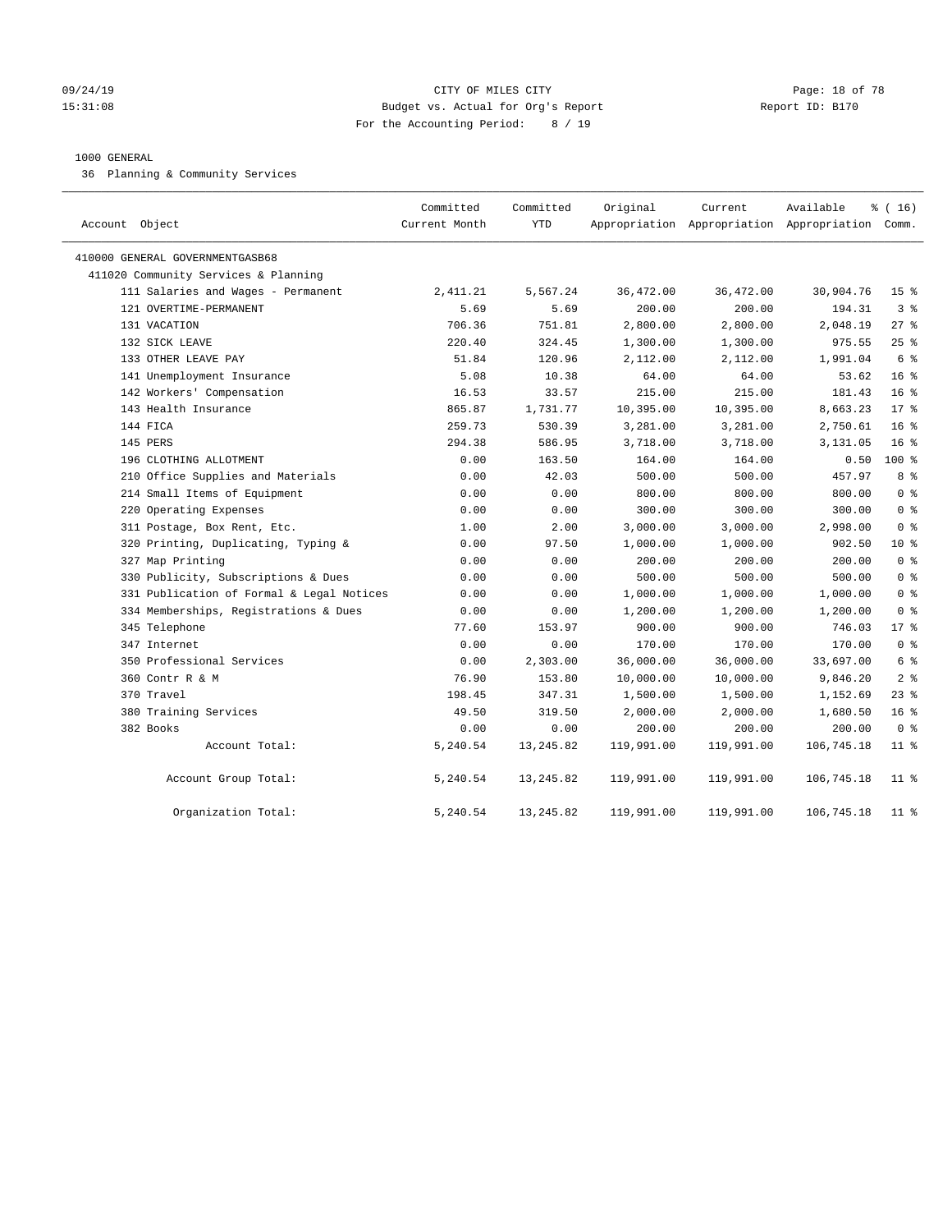CITY OF MILES CITY
Budget vs. Actual for Org's Report
For the Accounting Period: 8 / 19

1000 GENERAL
36 Planning & Community Services

| Account Object | Committed Current Month | Committed YTD | Original Appropriation | Current Appropriation | Available Appropriation | % ( 16) Comm. |
|---|---|---|---|---|---|---|
| 410000 GENERAL GOVERNMENTGASB68 | | | | | | |
| 411020 Community Services & Planning | | | | | | |
| 111 Salaries and Wages - Permanent | 2,411.21 | 5,567.24 | 36,472.00 | 36,472.00 | 30,904.76 | 15 % |
| 121 OVERTIME-PERMANENT | 5.69 | 5.69 | 200.00 | 200.00 | 194.31 | 3 % |
| 131 VACATION | 706.36 | 751.81 | 2,800.00 | 2,800.00 | 2,048.19 | 27 % |
| 132 SICK LEAVE | 220.40 | 324.45 | 1,300.00 | 1,300.00 | 975.55 | 25 % |
| 133 OTHER LEAVE PAY | 51.84 | 120.96 | 2,112.00 | 2,112.00 | 1,991.04 | 6 % |
| 141 Unemployment Insurance | 5.08 | 10.38 | 64.00 | 64.00 | 53.62 | 16 % |
| 142 Workers' Compensation | 16.53 | 33.57 | 215.00 | 215.00 | 181.43 | 16 % |
| 143 Health Insurance | 865.87 | 1,731.77 | 10,395.00 | 10,395.00 | 8,663.23 | 17 % |
| 144 FICA | 259.73 | 530.39 | 3,281.00 | 3,281.00 | 2,750.61 | 16 % |
| 145 PERS | 294.38 | 586.95 | 3,718.00 | 3,718.00 | 3,131.05 | 16 % |
| 196 CLOTHING ALLOTMENT | 0.00 | 163.50 | 164.00 | 164.00 | 0.50 | 100 % |
| 210 Office Supplies and Materials | 0.00 | 42.03 | 500.00 | 500.00 | 457.97 | 8 % |
| 214 Small Items of Equipment | 0.00 | 0.00 | 800.00 | 800.00 | 800.00 | 0 % |
| 220 Operating Expenses | 0.00 | 0.00 | 300.00 | 300.00 | 300.00 | 0 % |
| 311 Postage, Box Rent, Etc. | 1.00 | 2.00 | 3,000.00 | 3,000.00 | 2,998.00 | 0 % |
| 320 Printing, Duplicating, Typing & | 0.00 | 97.50 | 1,000.00 | 1,000.00 | 902.50 | 10 % |
| 327 Map Printing | 0.00 | 0.00 | 200.00 | 200.00 | 200.00 | 0 % |
| 330 Publicity, Subscriptions & Dues | 0.00 | 0.00 | 500.00 | 500.00 | 500.00 | 0 % |
| 331 Publication of Formal & Legal Notices | 0.00 | 0.00 | 1,000.00 | 1,000.00 | 1,000.00 | 0 % |
| 334 Memberships, Registrations & Dues | 0.00 | 0.00 | 1,200.00 | 1,200.00 | 1,200.00 | 0 % |
| 345 Telephone | 77.60 | 153.97 | 900.00 | 900.00 | 746.03 | 17 % |
| 347 Internet | 0.00 | 0.00 | 170.00 | 170.00 | 170.00 | 0 % |
| 350 Professional Services | 0.00 | 2,303.00 | 36,000.00 | 36,000.00 | 33,697.00 | 6 % |
| 360 Contr R & M | 76.90 | 153.80 | 10,000.00 | 10,000.00 | 9,846.20 | 2 % |
| 370 Travel | 198.45 | 347.31 | 1,500.00 | 1,500.00 | 1,152.69 | 23 % |
| 380 Training Services | 49.50 | 319.50 | 2,000.00 | 2,000.00 | 1,680.50 | 16 % |
| 382 Books | 0.00 | 0.00 | 200.00 | 200.00 | 200.00 | 0 % |
| Account Total: | 5,240.54 | 13,245.82 | 119,991.00 | 119,991.00 | 106,745.18 | 11 % |
| Account Group Total: | 5,240.54 | 13,245.82 | 119,991.00 | 119,991.00 | 106,745.18 | 11 % |
| Organization Total: | 5,240.54 | 13,245.82 | 119,991.00 | 119,991.00 | 106,745.18 | 11 % |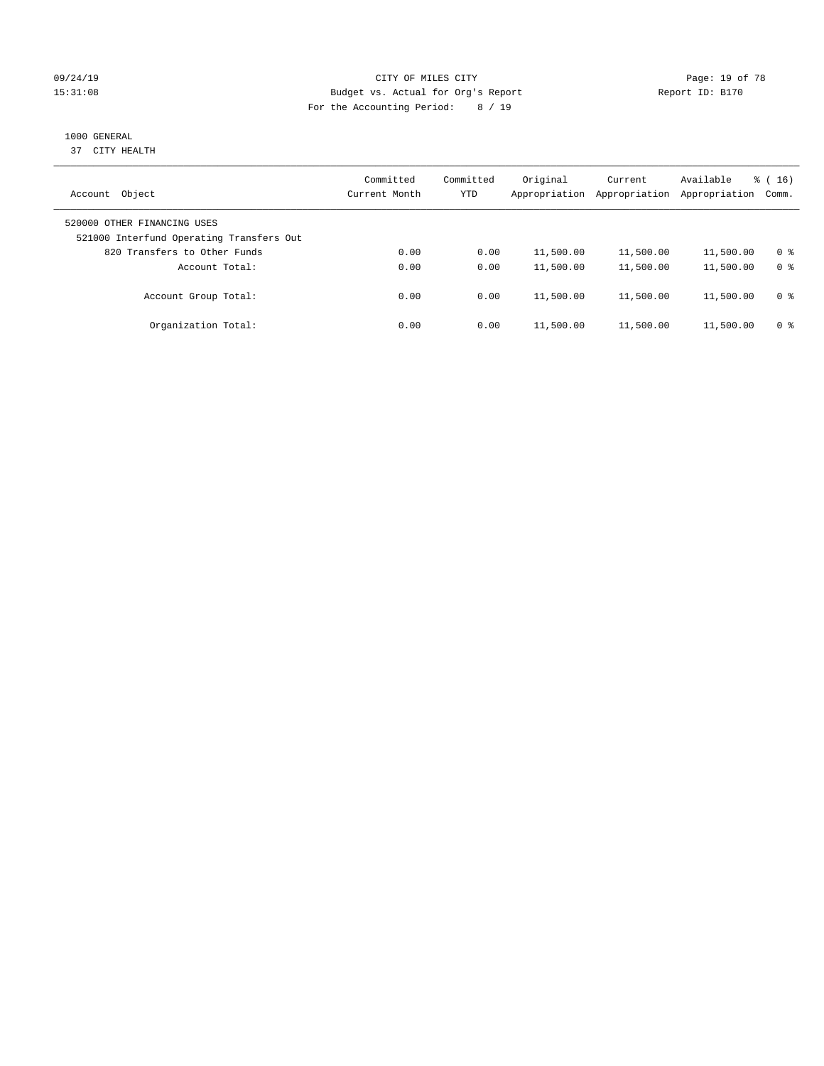1000 GENERAL
37 CITY HEALTH

| Account Object | Committed Current Month | Committed YTD | Original Appropriation | Current Appropriation | Available Appropriation | % ( 16) Comm. |
|---|---|---|---|---|---|---|
| 520000 OTHER FINANCING USES | | | | | | |
| 521000 Interfund Operating Transfers Out | | | | | | |
| 820 Transfers to Other Funds | 0.00 | 0.00 | 11,500.00 | 11,500.00 | 11,500.00 | 0 % |
| Account Total: | 0.00 | 0.00 | 11,500.00 | 11,500.00 | 11,500.00 | 0 % |
| Account Group Total: | 0.00 | 0.00 | 11,500.00 | 11,500.00 | 11,500.00 | 0 % |
| Organization Total: | 0.00 | 0.00 | 11,500.00 | 11,500.00 | 11,500.00 | 0 % |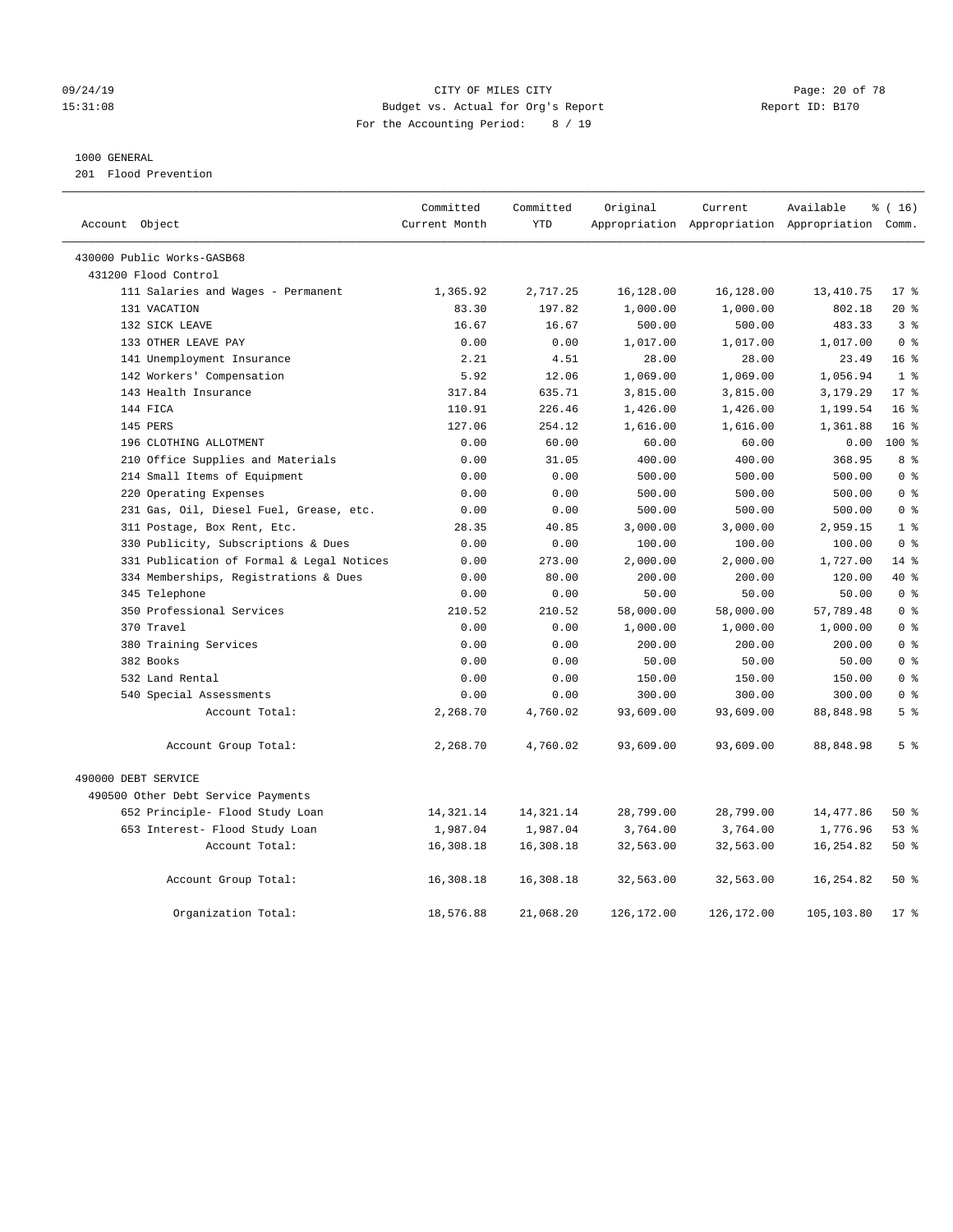09/24/19 CITY OF MILES CITY
15:31:08 Budget vs. Actual for Org's Report Report ID: B170
For the Accounting Period: 8 / 19

1000 GENERAL
201 Flood Prevention

| Account Object | Committed Current Month | Committed YTD | Original Appropriation | Current Appropriation | Available Appropriation | % ( 16) Comm. |
|---|---|---|---|---|---|---|
| 430000 Public Works-GASB68 | | | | | | |
| 431200 Flood Control | | | | | | |
| 111 Salaries and Wages - Permanent | 1,365.92 | 2,717.25 | 16,128.00 | 16,128.00 | 13,410.75 | 17 % |
| 131 VACATION | 83.30 | 197.82 | 1,000.00 | 1,000.00 | 802.18 | 20 % |
| 132 SICK LEAVE | 16.67 | 16.67 | 500.00 | 500.00 | 483.33 | 3 % |
| 133 OTHER LEAVE PAY | 0.00 | 0.00 | 1,017.00 | 1,017.00 | 1,017.00 | 0 % |
| 141 Unemployment Insurance | 2.21 | 4.51 | 28.00 | 28.00 | 23.49 | 16 % |
| 142 Workers' Compensation | 5.92 | 12.06 | 1,069.00 | 1,069.00 | 1,056.94 | 1 % |
| 143 Health Insurance | 317.84 | 635.71 | 3,815.00 | 3,815.00 | 3,179.29 | 17 % |
| 144 FICA | 110.91 | 226.46 | 1,426.00 | 1,426.00 | 1,199.54 | 16 % |
| 145 PERS | 127.06 | 254.12 | 1,616.00 | 1,616.00 | 1,361.88 | 16 % |
| 196 CLOTHING ALLOTMENT | 0.00 | 60.00 | 60.00 | 60.00 | 0.00 | 100 % |
| 210 Office Supplies and Materials | 0.00 | 31.05 | 400.00 | 400.00 | 368.95 | 8 % |
| 214 Small Items of Equipment | 0.00 | 0.00 | 500.00 | 500.00 | 500.00 | 0 % |
| 220 Operating Expenses | 0.00 | 0.00 | 500.00 | 500.00 | 500.00 | 0 % |
| 231 Gas, Oil, Diesel Fuel, Grease, etc. | 0.00 | 0.00 | 500.00 | 500.00 | 500.00 | 0 % |
| 311 Postage, Box Rent, Etc. | 28.35 | 40.85 | 3,000.00 | 3,000.00 | 2,959.15 | 1 % |
| 330 Publicity, Subscriptions & Dues | 0.00 | 0.00 | 100.00 | 100.00 | 100.00 | 0 % |
| 331 Publication of Formal & Legal Notices | 0.00 | 273.00 | 2,000.00 | 2,000.00 | 1,727.00 | 14 % |
| 334 Memberships, Registrations & Dues | 0.00 | 80.00 | 200.00 | 200.00 | 120.00 | 40 % |
| 345 Telephone | 0.00 | 0.00 | 50.00 | 50.00 | 50.00 | 0 % |
| 350 Professional Services | 210.52 | 210.52 | 58,000.00 | 58,000.00 | 57,789.48 | 0 % |
| 370 Travel | 0.00 | 0.00 | 1,000.00 | 1,000.00 | 1,000.00 | 0 % |
| 380 Training Services | 0.00 | 0.00 | 200.00 | 200.00 | 200.00 | 0 % |
| 382 Books | 0.00 | 0.00 | 50.00 | 50.00 | 50.00 | 0 % |
| 532 Land Rental | 0.00 | 0.00 | 150.00 | 150.00 | 150.00 | 0 % |
| 540 Special Assessments | 0.00 | 0.00 | 300.00 | 300.00 | 300.00 | 0 % |
| Account Total: | 2,268.70 | 4,760.02 | 93,609.00 | 93,609.00 | 88,848.98 | 5 % |
| Account Group Total: | 2,268.70 | 4,760.02 | 93,609.00 | 93,609.00 | 88,848.98 | 5 % |
| 490000 DEBT SERVICE | | | | | | |
| 490500 Other Debt Service Payments | | | | | | |
| 652 Principle- Flood Study Loan | 14,321.14 | 14,321.14 | 28,799.00 | 28,799.00 | 14,477.86 | 50 % |
| 653 Interest- Flood Study Loan | 1,987.04 | 1,987.04 | 3,764.00 | 3,764.00 | 1,776.96 | 53 % |
| Account Total: | 16,308.18 | 16,308.18 | 32,563.00 | 32,563.00 | 16,254.82 | 50 % |
| Account Group Total: | 16,308.18 | 16,308.18 | 32,563.00 | 32,563.00 | 16,254.82 | 50 % |
| Organization Total: | 18,576.88 | 21,068.20 | 126,172.00 | 126,172.00 | 105,103.80 | 17 % |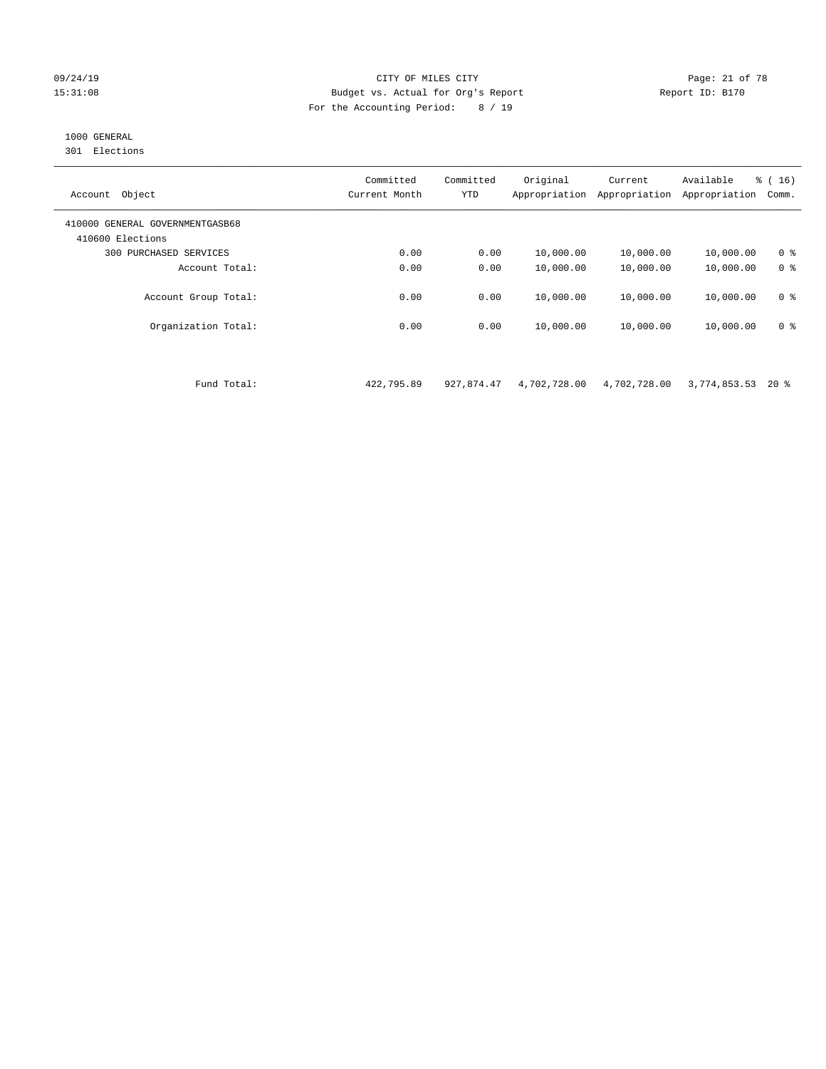CITY OF MILES CITY
Budget vs. Actual for Org's Report
For the Accounting Period: 8 / 19

09/24/19
15:31:08

Report ID: B170

1000 GENERAL
301 Elections

| Account Object | Committed Current Month | Committed YTD | Original Appropriation | Current Appropriation | Available Appropriation | % ( 16) Comm. |
|---|---|---|---|---|---|---|
| 410000 GENERAL GOVERNMENTGASB68 | | | | | | |
| 410600 Elections | | | | | | |
| 300 PURCHASED SERVICES | 0.00 | 0.00 | 10,000.00 | 10,000.00 | 10,000.00 | 0 % |
| Account Total: | 0.00 | 0.00 | 10,000.00 | 10,000.00 | 10,000.00 | 0 % |
| Account Group Total: | 0.00 | 0.00 | 10,000.00 | 10,000.00 | 10,000.00 | 0 % |
| Organization Total: | 0.00 | 0.00 | 10,000.00 | 10,000.00 | 10,000.00 | 0 % |
| Fund Total: | 422,795.89 | 927,874.47 | 4,702,728.00 | 4,702,728.00 | 3,774,853.53 | 20 % |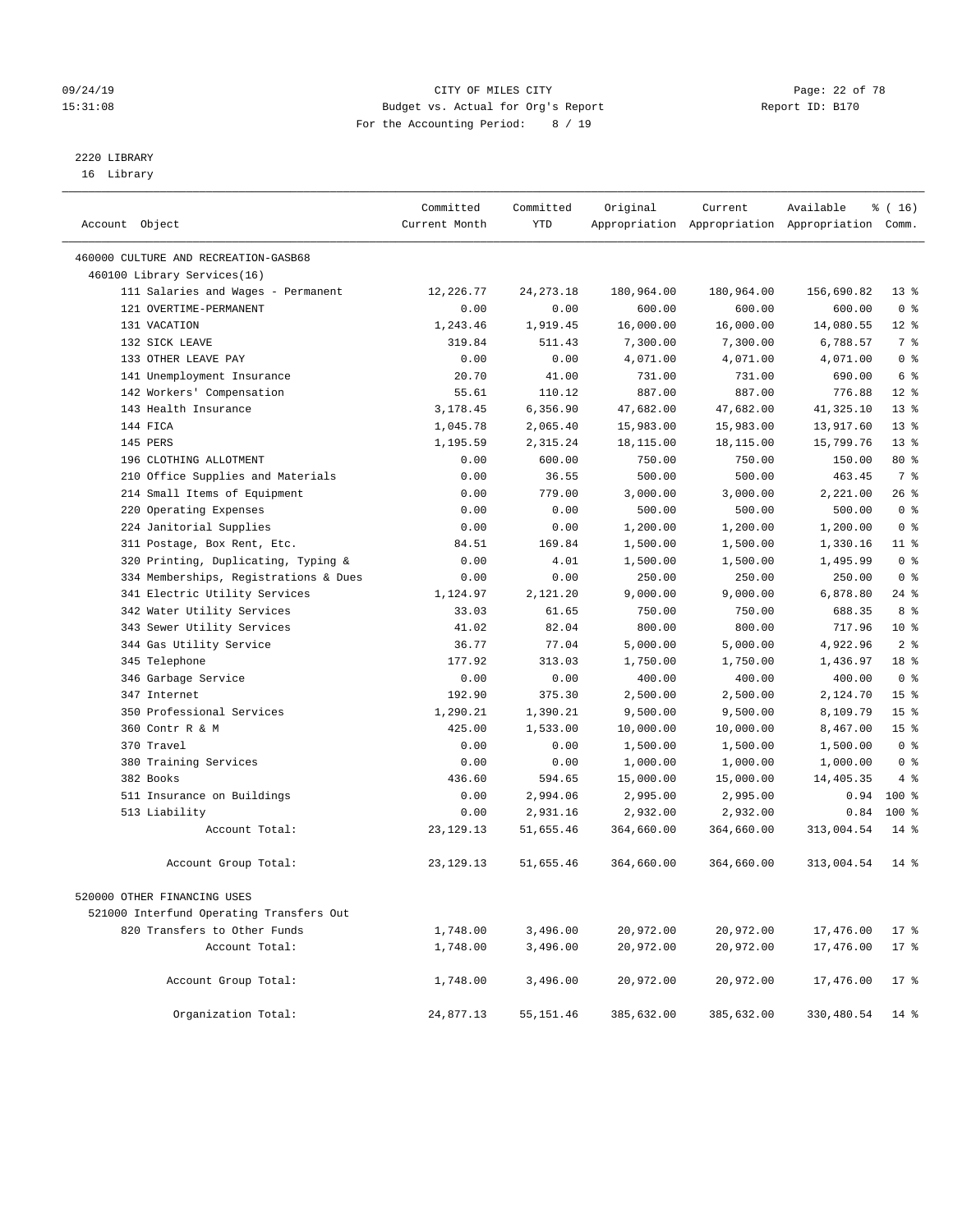CITY OF MILES CITY
Budget vs. Actual for Org's Report
For the Accounting Period: 8 / 19

09/24/19
15:31:08

Report ID: B170

## 2220 LIBRARY

16 Library

| Account Object | Committed Current Month | Committed YTD | Original Appropriation | Current Appropriation | Available Appropriation | % ( 16) Comm. |
|---|---|---|---|---|---|---|
| 460000 CULTURE AND RECREATION-GASB68 | | | | | | |
| 460100 Library Services(16) | | | | | | |
| 111 Salaries and Wages - Permanent | 12,226.77 | 24,273.18 | 180,964.00 | 180,964.00 | 156,690.82 | 13 % |
| 121 OVERTIME-PERMANENT | 0.00 | 0.00 | 600.00 | 600.00 | 600.00 | 0 % |
| 131 VACATION | 1,243.46 | 1,919.45 | 16,000.00 | 16,000.00 | 14,080.55 | 12 % |
| 132 SICK LEAVE | 319.84 | 511.43 | 7,300.00 | 7,300.00 | 6,788.57 | 7 % |
| 133 OTHER LEAVE PAY | 0.00 | 0.00 | 4,071.00 | 4,071.00 | 4,071.00 | 0 % |
| 141 Unemployment Insurance | 20.70 | 41.00 | 731.00 | 731.00 | 690.00 | 6 % |
| 142 Workers' Compensation | 55.61 | 110.12 | 887.00 | 887.00 | 776.88 | 12 % |
| 143 Health Insurance | 3,178.45 | 6,356.90 | 47,682.00 | 47,682.00 | 41,325.10 | 13 % |
| 144 FICA | 1,045.78 | 2,065.40 | 15,983.00 | 15,983.00 | 13,917.60 | 13 % |
| 145 PERS | 1,195.59 | 2,315.24 | 18,115.00 | 18,115.00 | 15,799.76 | 13 % |
| 196 CLOTHING ALLOTMENT | 0.00 | 600.00 | 750.00 | 750.00 | 150.00 | 80 % |
| 210 Office Supplies and Materials | 0.00 | 36.55 | 500.00 | 500.00 | 463.45 | 7 % |
| 214 Small Items of Equipment | 0.00 | 779.00 | 3,000.00 | 3,000.00 | 2,221.00 | 26 % |
| 220 Operating Expenses | 0.00 | 0.00 | 500.00 | 500.00 | 500.00 | 0 % |
| 224 Janitorial Supplies | 0.00 | 0.00 | 1,200.00 | 1,200.00 | 1,200.00 | 0 % |
| 311 Postage, Box Rent, Etc. | 84.51 | 169.84 | 1,500.00 | 1,500.00 | 1,330.16 | 11 % |
| 320 Printing, Duplicating, Typing & | 0.00 | 4.01 | 1,500.00 | 1,500.00 | 1,495.99 | 0 % |
| 334 Memberships, Registrations & Dues | 0.00 | 0.00 | 250.00 | 250.00 | 250.00 | 0 % |
| 341 Electric Utility Services | 1,124.97 | 2,121.20 | 9,000.00 | 9,000.00 | 6,878.80 | 24 % |
| 342 Water Utility Services | 33.03 | 61.65 | 750.00 | 750.00 | 688.35 | 8 % |
| 343 Sewer Utility Services | 41.02 | 82.04 | 800.00 | 800.00 | 717.96 | 10 % |
| 344 Gas Utility Service | 36.77 | 77.04 | 5,000.00 | 5,000.00 | 4,922.96 | 2 % |
| 345 Telephone | 177.92 | 313.03 | 1,750.00 | 1,750.00 | 1,436.97 | 18 % |
| 346 Garbage Service | 0.00 | 0.00 | 400.00 | 400.00 | 400.00 | 0 % |
| 347 Internet | 192.90 | 375.30 | 2,500.00 | 2,500.00 | 2,124.70 | 15 % |
| 350 Professional Services | 1,290.21 | 1,390.21 | 9,500.00 | 9,500.00 | 8,109.79 | 15 % |
| 360 Contr R & M | 425.00 | 1,533.00 | 10,000.00 | 10,000.00 | 8,467.00 | 15 % |
| 370 Travel | 0.00 | 0.00 | 1,500.00 | 1,500.00 | 1,500.00 | 0 % |
| 380 Training Services | 0.00 | 0.00 | 1,000.00 | 1,000.00 | 1,000.00 | 0 % |
| 382 Books | 436.60 | 594.65 | 15,000.00 | 15,000.00 | 14,405.35 | 4 % |
| 511 Insurance on Buildings | 0.00 | 2,994.06 | 2,995.00 | 2,995.00 | 0.94 | 100 % |
| 513 Liability | 0.00 | 2,931.16 | 2,932.00 | 2,932.00 | 0.84 | 100 % |
| Account Total: | 23,129.13 | 51,655.46 | 364,660.00 | 364,660.00 | 313,004.54 | 14 % |
| Account Group Total: | 23,129.13 | 51,655.46 | 364,660.00 | 364,660.00 | 313,004.54 | 14 % |
| 520000 OTHER FINANCING USES | | | | | | |
| 521000 Interfund Operating Transfers Out | | | | | | |
| 820 Transfers to Other Funds | 1,748.00 | 3,496.00 | 20,972.00 | 20,972.00 | 17,476.00 | 17 % |
| Account Total: | 1,748.00 | 3,496.00 | 20,972.00 | 20,972.00 | 17,476.00 | 17 % |
| Account Group Total: | 1,748.00 | 3,496.00 | 20,972.00 | 20,972.00 | 17,476.00 | 17 % |
| Organization Total: | 24,877.13 | 55,151.46 | 385,632.00 | 385,632.00 | 330,480.54 | 14 % |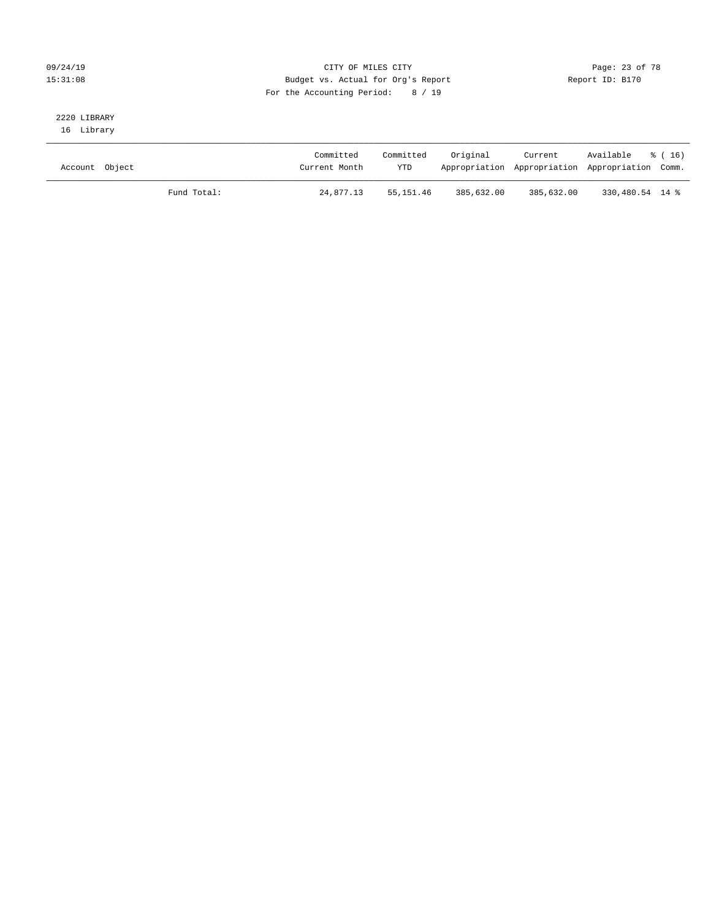CITY OF MILES CITY
Budget vs. Actual for Org's Report
For the Accounting Period: 8 / 19

09/24/19
15:31:08

Report ID: B170

2220 LIBRARY
16 Library

| Account Object | | Committed Current Month | Committed YTD | Original Appropriation | Current Appropriation | Available Appropriation | % ( 16) Comm. |
|---|---|---|---|---|---|---|---|
| | Fund Total: | 24,877.13 | 55,151.46 | 385,632.00 | 385,632.00 | 330,480.54 | 14 % |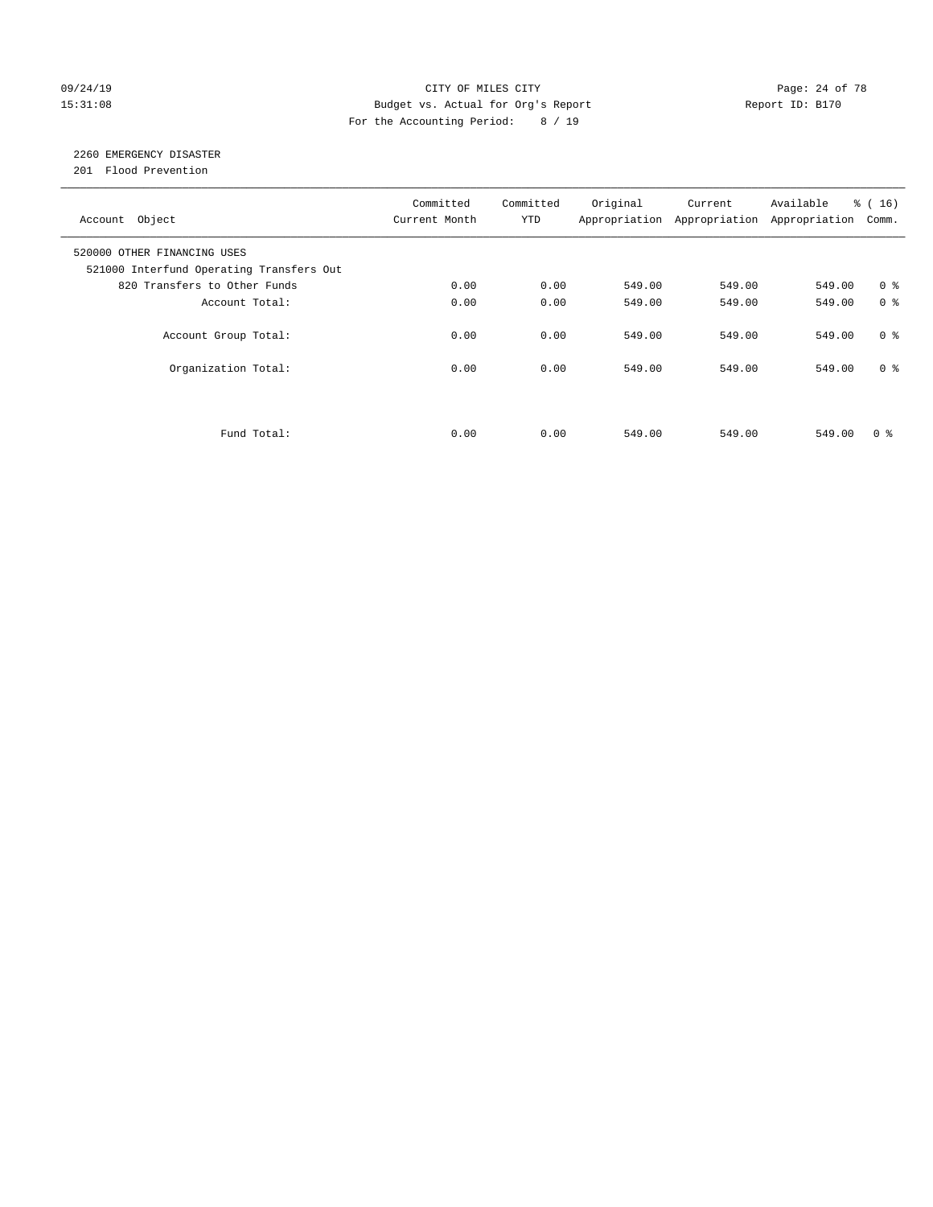CITY OF MILES CITY
Budget vs. Actual for Org's Report
For the Accounting Period: 8 / 19

09/24/19
15:31:08

Report ID: B170

## 2260 EMERGENCY DISASTER
201 Flood Prevention

| Account Object | Committed Current Month | Committed YTD | Original Appropriation | Current Appropriation | Available Appropriation | % ( 16) Comm. |
|---|---|---|---|---|---|---|
| 520000 OTHER FINANCING USES | | | | | | |
| 521000 Interfund Operating Transfers Out | | | | | | |
| 820 Transfers to Other Funds | 0.00 | 0.00 | 549.00 | 549.00 | 549.00 | 0 % |
| Account Total: | 0.00 | 0.00 | 549.00 | 549.00 | 549.00 | 0 % |
| Account Group Total: | 0.00 | 0.00 | 549.00 | 549.00 | 549.00 | 0 % |
| Organization Total: | 0.00 | 0.00 | 549.00 | 549.00 | 549.00 | 0 % |
| Fund Total: | 0.00 | 0.00 | 549.00 | 549.00 | 549.00 | 0 % |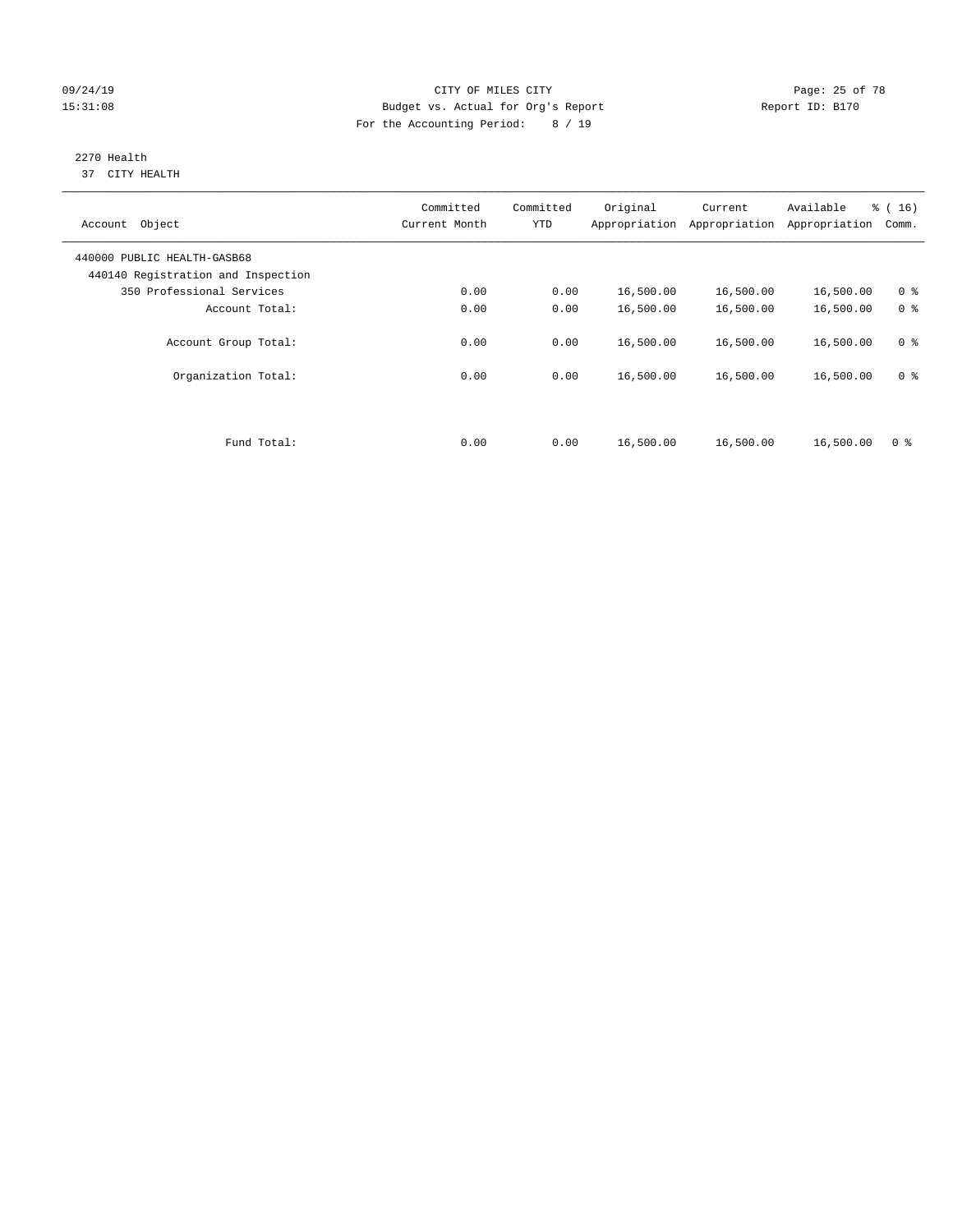CITY OF MILES CITY
Budget vs. Actual for Org's Report
For the Accounting Period: 8 / 19

09/24/19
15:31:08

Report ID: B170

## 2270 Health

37 CITY HEALTH

| Account Object | Committed Current Month | Committed YTD | Original Appropriation | Current Appropriation | Available Appropriation | % ( 16) Comm. |
|---|---|---|---|---|---|---|
| 440000 PUBLIC HEALTH-GASB68 | | | | | | |
| 440140 Registration and Inspection | | | | | | |
| 350 Professional Services | 0.00 | 0.00 | 16,500.00 | 16,500.00 | 16,500.00 | 0 % |
| Account Total: | 0.00 | 0.00 | 16,500.00 | 16,500.00 | 16,500.00 | 0 % |
| Account Group Total: | 0.00 | 0.00 | 16,500.00 | 16,500.00 | 16,500.00 | 0 % |
| Organization Total: | 0.00 | 0.00 | 16,500.00 | 16,500.00 | 16,500.00 | 0 % |
| Fund Total: | 0.00 | 0.00 | 16,500.00 | 16,500.00 | 16,500.00 | 0 % |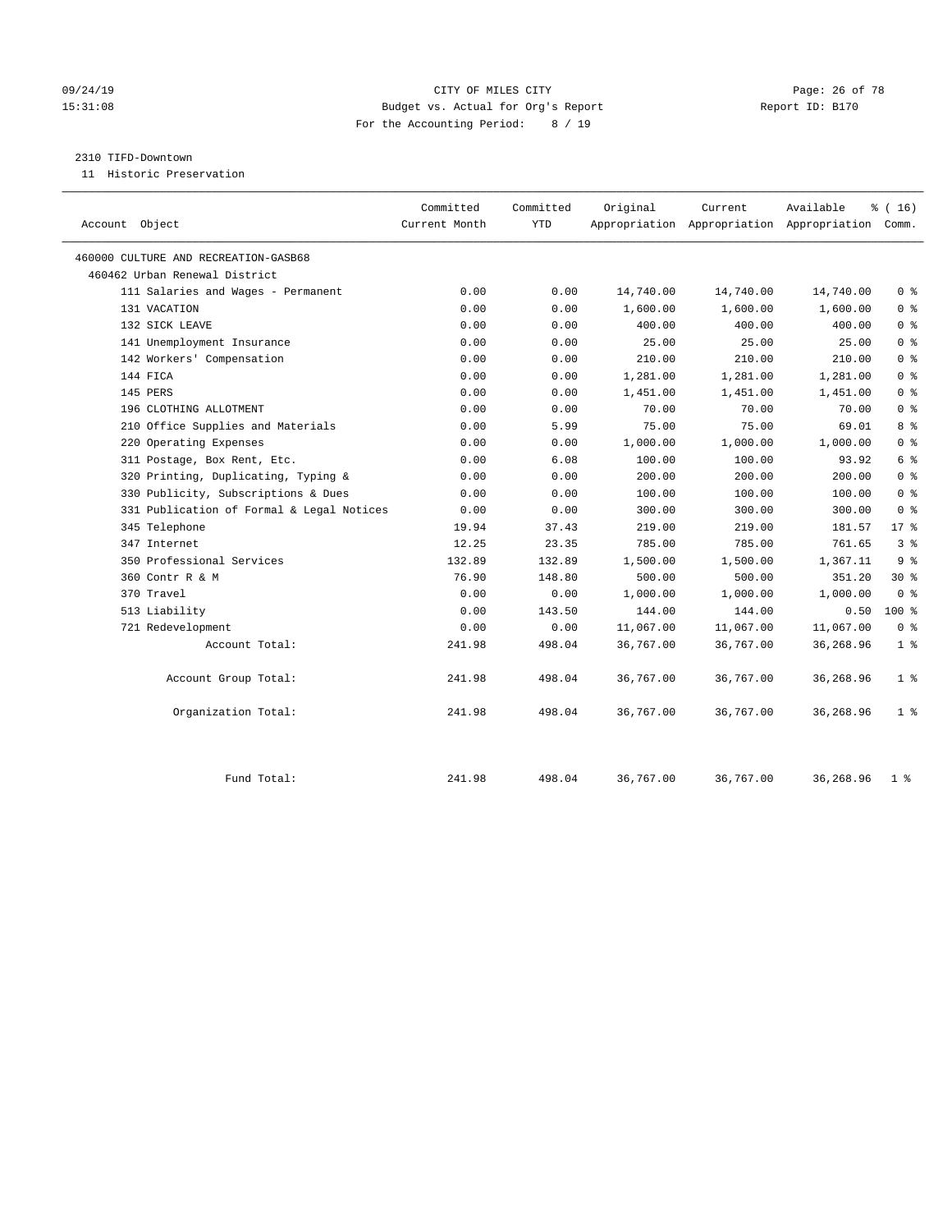CITY OF MILES CITY
Budget vs. Actual for Org's Report
For the Accounting Period: 8 / 19

09/24/19
15:31:08

Report ID: B170

2310 TIFD-Downtown
11 Historic Preservation

| Account Object | Committed Current Month | Committed YTD | Original Appropriation | Current Appropriation | Available Appropriation | % ( 16) Comm. |
|---|---|---|---|---|---|---|
| 460000 CULTURE AND RECREATION-GASB68 | | | | | | |
| 460462 Urban Renewal District | | | | | | |
| 111 Salaries and Wages - Permanent | 0.00 | 0.00 | 14,740.00 | 14,740.00 | 14,740.00 | 0 % |
| 131 VACATION | 0.00 | 0.00 | 1,600.00 | 1,600.00 | 1,600.00 | 0 % |
| 132 SICK LEAVE | 0.00 | 0.00 | 400.00 | 400.00 | 400.00 | 0 % |
| 141 Unemployment Insurance | 0.00 | 0.00 | 25.00 | 25.00 | 25.00 | 0 % |
| 142 Workers' Compensation | 0.00 | 0.00 | 210.00 | 210.00 | 210.00 | 0 % |
| 144 FICA | 0.00 | 0.00 | 1,281.00 | 1,281.00 | 1,281.00 | 0 % |
| 145 PERS | 0.00 | 0.00 | 1,451.00 | 1,451.00 | 1,451.00 | 0 % |
| 196 CLOTHING ALLOTMENT | 0.00 | 0.00 | 70.00 | 70.00 | 70.00 | 0 % |
| 210 Office Supplies and Materials | 0.00 | 5.99 | 75.00 | 75.00 | 69.01 | 8 % |
| 220 Operating Expenses | 0.00 | 0.00 | 1,000.00 | 1,000.00 | 1,000.00 | 0 % |
| 311 Postage, Box Rent, Etc. | 0.00 | 6.08 | 100.00 | 100.00 | 93.92 | 6 % |
| 320 Printing, Duplicating, Typing & | 0.00 | 0.00 | 200.00 | 200.00 | 200.00 | 0 % |
| 330 Publicity, Subscriptions & Dues | 0.00 | 0.00 | 100.00 | 100.00 | 100.00 | 0 % |
| 331 Publication of Formal & Legal Notices | 0.00 | 0.00 | 300.00 | 300.00 | 300.00 | 0 % |
| 345 Telephone | 19.94 | 37.43 | 219.00 | 219.00 | 181.57 | 17 % |
| 347 Internet | 12.25 | 23.35 | 785.00 | 785.00 | 761.65 | 3 % |
| 350 Professional Services | 132.89 | 132.89 | 1,500.00 | 1,500.00 | 1,367.11 | 9 % |
| 360 Contr R & M | 76.90 | 148.80 | 500.00 | 500.00 | 351.20 | 30 % |
| 370 Travel | 0.00 | 0.00 | 1,000.00 | 1,000.00 | 1,000.00 | 0 % |
| 513 Liability | 0.00 | 143.50 | 144.00 | 144.00 | 0.50 | 100 % |
| 721 Redevelopment | 0.00 | 0.00 | 11,067.00 | 11,067.00 | 11,067.00 | 0 % |
| Account Total: | 241.98 | 498.04 | 36,767.00 | 36,767.00 | 36,268.96 | 1 % |
| Account Group Total: | 241.98 | 498.04 | 36,767.00 | 36,767.00 | 36,268.96 | 1 % |
| Organization Total: | 241.98 | 498.04 | 36,767.00 | 36,767.00 | 36,268.96 | 1 % |
| Fund Total: | 241.98 | 498.04 | 36,767.00 | 36,767.00 | 36,268.96 | 1 % |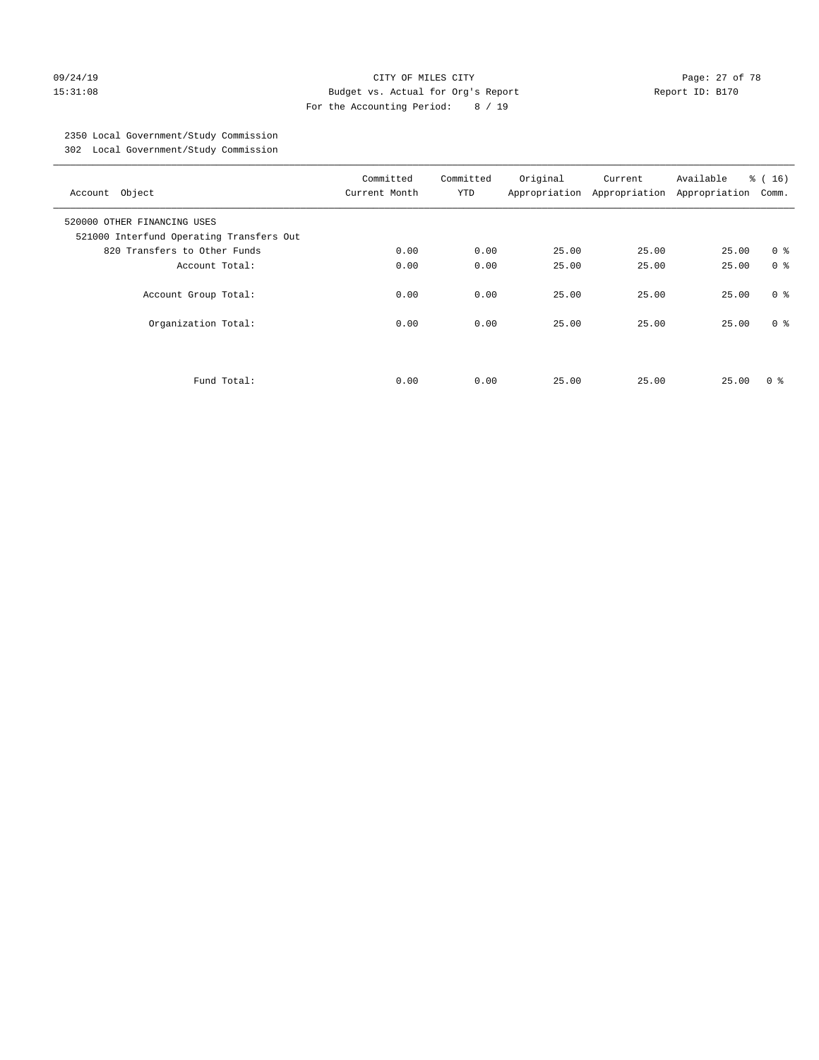CITY OF MILES CITY
Budget vs. Actual for Org's Report
For the Accounting Period: 8 / 19

09/24/19
15:31:08

Report ID: B170

2350 Local Government/Study Commission
302 Local Government/Study Commission

| Account Object | Committed Current Month | Committed YTD | Original Appropriation | Current Appropriation | Available Appropriation | % ( 16) Comm. |
|---|---|---|---|---|---|---|
| 520000 OTHER FINANCING USES | | | | | | |
| 521000 Interfund Operating Transfers Out | | | | | | |
| 820 Transfers to Other Funds | 0.00 | 0.00 | 25.00 | 25.00 | 25.00 | 0 % |
| Account Total: | 0.00 | 0.00 | 25.00 | 25.00 | 25.00 | 0 % |
| Account Group Total: | 0.00 | 0.00 | 25.00 | 25.00 | 25.00 | 0 % |
| Organization Total: | 0.00 | 0.00 | 25.00 | 25.00 | 25.00 | 0 % |
| Fund Total: | 0.00 | 0.00 | 25.00 | 25.00 | 25.00 | 0 % |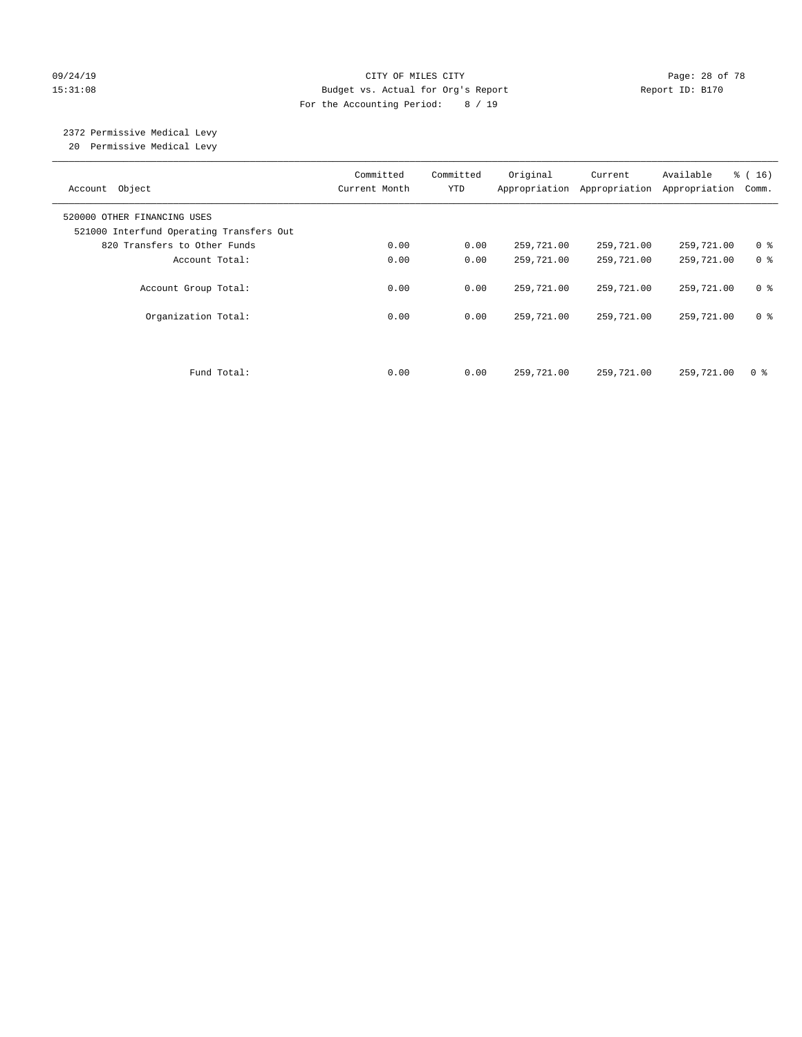CITY OF MILES CITY
Budget vs. Actual for Org's Report
For the Accounting Period: 8 / 19

09/24/19 15:31:08 — Report ID: B170

2372 Permissive Medical Levy
20 Permissive Medical Levy

| Account Object | Committed Current Month | Committed YTD | Original Appropriation | Current Appropriation | Available Appropriation | % ( 16) Comm. |
|---|---|---|---|---|---|---|
| 520000 OTHER FINANCING USES | | | | | | |
| 521000 Interfund Operating Transfers Out | | | | | | |
| 820 Transfers to Other Funds | 0.00 | 0.00 | 259,721.00 | 259,721.00 | 259,721.00 | 0 % |
| Account Total: | 0.00 | 0.00 | 259,721.00 | 259,721.00 | 259,721.00 | 0 % |
| Account Group Total: | 0.00 | 0.00 | 259,721.00 | 259,721.00 | 259,721.00 | 0 % |
| Organization Total: | 0.00 | 0.00 | 259,721.00 | 259,721.00 | 259,721.00 | 0 % |
| Fund Total: | 0.00 | 0.00 | 259,721.00 | 259,721.00 | 259,721.00 | 0 % |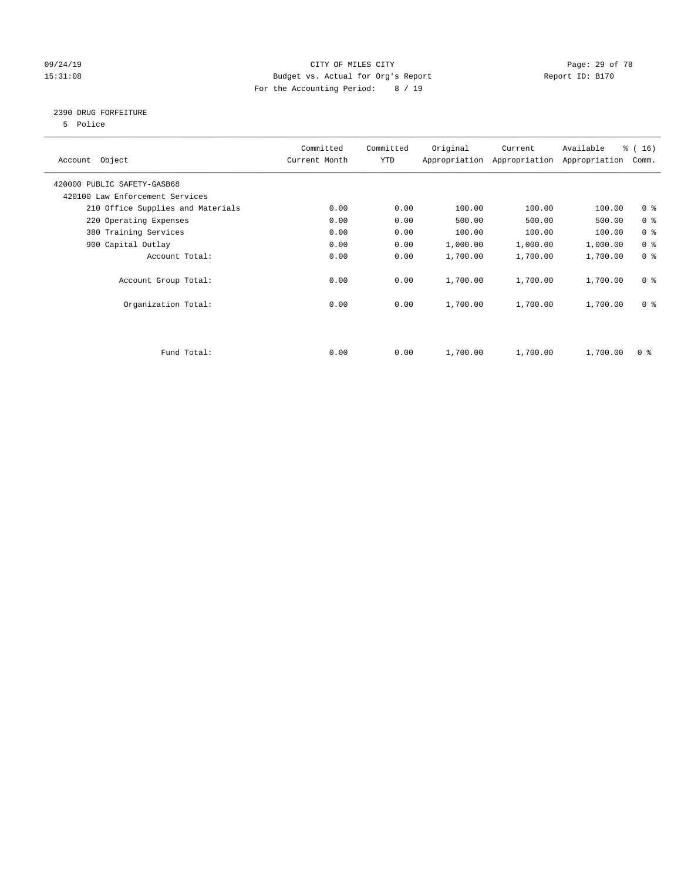CITY OF MILES CITY
Budget vs. Actual for Org's Report
For the Accounting Period: 8 / 19

09/24/19
15:31:08

Report ID: B170

## 2390 DRUG FORFEITURE

5 Police

| Account Object | Committed Current Month | Committed YTD | Original Appropriation | Current Appropriation | Available Appropriation | % ( 16) Comm. |
|---|---|---|---|---|---|---|
| 420000 PUBLIC SAFETY-GASB68 | | | | | | |
| 420100 Law Enforcement Services | | | | | | |
| 210 Office Supplies and Materials | 0.00 | 0.00 | 100.00 | 100.00 | 100.00 | 0 % |
| 220 Operating Expenses | 0.00 | 0.00 | 500.00 | 500.00 | 500.00 | 0 % |
| 380 Training Services | 0.00 | 0.00 | 100.00 | 100.00 | 100.00 | 0 % |
| 900 Capital Outlay | 0.00 | 0.00 | 1,000.00 | 1,000.00 | 1,000.00 | 0 % |
| Account Total: | 0.00 | 0.00 | 1,700.00 | 1,700.00 | 1,700.00 | 0 % |
| Account Group Total: | 0.00 | 0.00 | 1,700.00 | 1,700.00 | 1,700.00 | 0 % |
| Organization Total: | 0.00 | 0.00 | 1,700.00 | 1,700.00 | 1,700.00 | 0 % |
| Fund Total: | 0.00 | 0.00 | 1,700.00 | 1,700.00 | 1,700.00 | 0 % |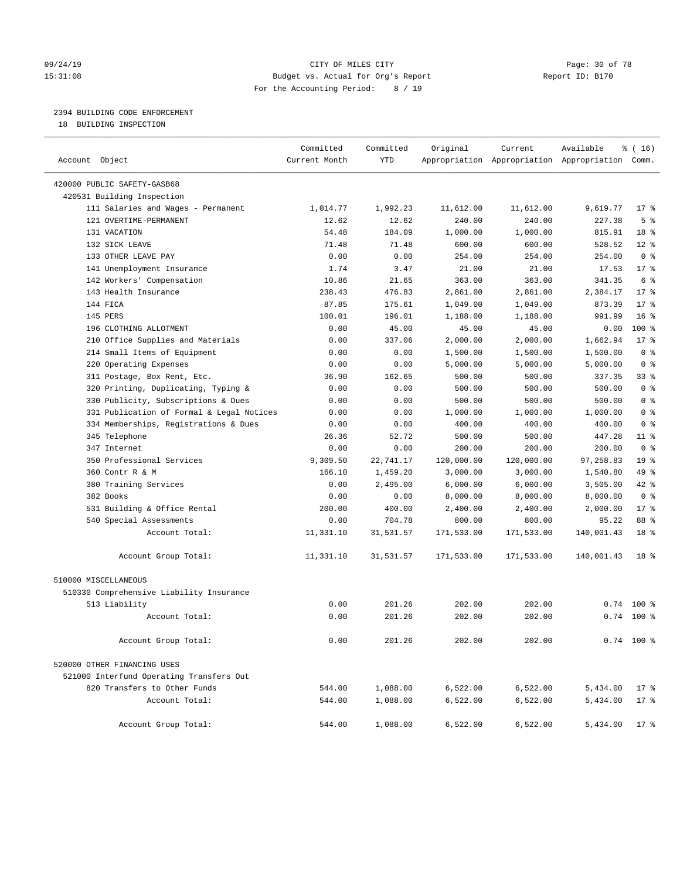CITY OF MILES CITY
Budget vs. Actual for Org's Report
For the Accounting Period: 8 / 19

09/24/19
15:31:08

Report ID: B170

## 2394 BUILDING CODE ENFORCEMENT

18 BUILDING INSPECTION

| Account Object | Committed Current Month | Committed YTD | Original Appropriation | Current Appropriation | Available Appropriation | % ( 16) Comm. |
|---|---|---|---|---|---|---|
| 420000 PUBLIC SAFETY-GASB68 | | | | | | |
| 420531 Building Inspection | | | | | | |
| 111 Salaries and Wages - Permanent | 1,014.77 | 1,992.23 | 11,612.00 | 11,612.00 | 9,619.77 | 17 % |
| 121 OVERTIME-PERMANENT | 12.62 | 12.62 | 240.00 | 240.00 | 227.38 | 5 % |
| 131 VACATION | 54.48 | 184.09 | 1,000.00 | 1,000.00 | 815.91 | 18 % |
| 132 SICK LEAVE | 71.48 | 71.48 | 600.00 | 600.00 | 528.52 | 12 % |
| 133 OTHER LEAVE PAY | 0.00 | 0.00 | 254.00 | 254.00 | 254.00 | 0 % |
| 141 Unemployment Insurance | 1.74 | 3.47 | 21.00 | 21.00 | 17.53 | 17 % |
| 142 Workers' Compensation | 10.86 | 21.65 | 363.00 | 363.00 | 341.35 | 6 % |
| 143 Health Insurance | 238.43 | 476.83 | 2,861.00 | 2,861.00 | 2,384.17 | 17 % |
| 144 FICA | 87.85 | 175.61 | 1,049.00 | 1,049.00 | 873.39 | 17 % |
| 145 PERS | 100.01 | 196.01 | 1,188.00 | 1,188.00 | 991.99 | 16 % |
| 196 CLOTHING ALLOTMENT | 0.00 | 45.00 | 45.00 | 45.00 | 0.00 | 100 % |
| 210 Office Supplies and Materials | 0.00 | 337.06 | 2,000.00 | 2,000.00 | 1,662.94 | 17 % |
| 214 Small Items of Equipment | 0.00 | 0.00 | 1,500.00 | 1,500.00 | 1,500.00 | 0 % |
| 220 Operating Expenses | 0.00 | 0.00 | 5,000.00 | 5,000.00 | 5,000.00 | 0 % |
| 311 Postage, Box Rent, Etc. | 36.90 | 162.65 | 500.00 | 500.00 | 337.35 | 33 % |
| 320 Printing, Duplicating, Typing & | 0.00 | 0.00 | 500.00 | 500.00 | 500.00 | 0 % |
| 330 Publicity, Subscriptions & Dues | 0.00 | 0.00 | 500.00 | 500.00 | 500.00 | 0 % |
| 331 Publication of Formal & Legal Notices | 0.00 | 0.00 | 1,000.00 | 1,000.00 | 1,000.00 | 0 % |
| 334 Memberships, Registrations & Dues | 0.00 | 0.00 | 400.00 | 400.00 | 400.00 | 0 % |
| 345 Telephone | 26.36 | 52.72 | 500.00 | 500.00 | 447.28 | 11 % |
| 347 Internet | 0.00 | 0.00 | 200.00 | 200.00 | 200.00 | 0 % |
| 350 Professional Services | 9,309.50 | 22,741.17 | 120,000.00 | 120,000.00 | 97,258.83 | 19 % |
| 360 Contr R & M | 166.10 | 1,459.20 | 3,000.00 | 3,000.00 | 1,540.80 | 49 % |
| 380 Training Services | 0.00 | 2,495.00 | 6,000.00 | 6,000.00 | 3,505.00 | 42 % |
| 382 Books | 0.00 | 0.00 | 8,000.00 | 8,000.00 | 8,000.00 | 0 % |
| 531 Building & Office Rental | 200.00 | 400.00 | 2,400.00 | 2,400.00 | 2,000.00 | 17 % |
| 540 Special Assessments | 0.00 | 704.78 | 800.00 | 800.00 | 95.22 | 88 % |
| Account Total: | 11,331.10 | 31,531.57 | 171,533.00 | 171,533.00 | 140,001.43 | 18 % |
| Account Group Total: | 11,331.10 | 31,531.57 | 171,533.00 | 171,533.00 | 140,001.43 | 18 % |
| 510000 MISCELLANEOUS | | | | | | |
| 510330 Comprehensive Liability Insurance | | | | | | |
| 513 Liability | 0.00 | 201.26 | 202.00 | 202.00 | 0.74 | 100 % |
| Account Total: | 0.00 | 201.26 | 202.00 | 202.00 | 0.74 | 100 % |
| Account Group Total: | 0.00 | 201.26 | 202.00 | 202.00 | 0.74 | 100 % |
| 520000 OTHER FINANCING USES | | | | | | |
| 521000 Interfund Operating Transfers Out | | | | | | |
| 820 Transfers to Other Funds | 544.00 | 1,088.00 | 6,522.00 | 6,522.00 | 5,434.00 | 17 % |
| Account Total: | 544.00 | 1,088.00 | 6,522.00 | 6,522.00 | 5,434.00 | 17 % |
| Account Group Total: | 544.00 | 1,088.00 | 6,522.00 | 6,522.00 | 5,434.00 | 17 % |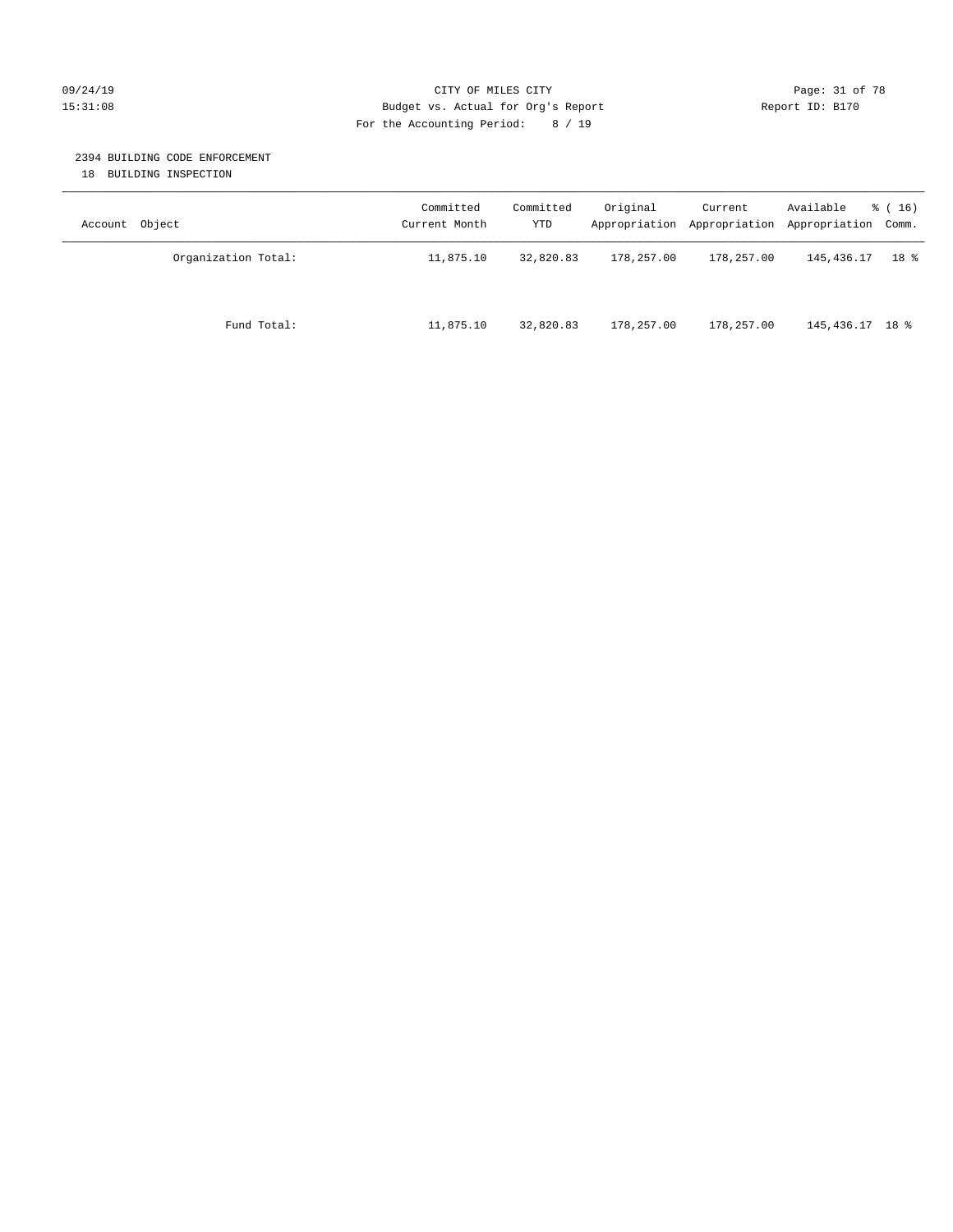CITY OF MILES CITY
Budget vs. Actual for Org's Report
For the Accounting Period: 8 / 19

09/24/19
15:31:08

Report ID: B170

2394 BUILDING CODE ENFORCEMENT
18 BUILDING INSPECTION

| Account Object | Committed Current Month | Committed YTD | Original Appropriation | Current Appropriation | Available Appropriation | % ( 16) Comm. |
|---|---|---|---|---|---|---|
| Organization Total: | 11,875.10 | 32,820.83 | 178,257.00 | 178,257.00 | 145,436.17 | 18 % |
| Fund Total: | 11,875.10 | 32,820.83 | 178,257.00 | 178,257.00 | 145,436.17 | 18 % |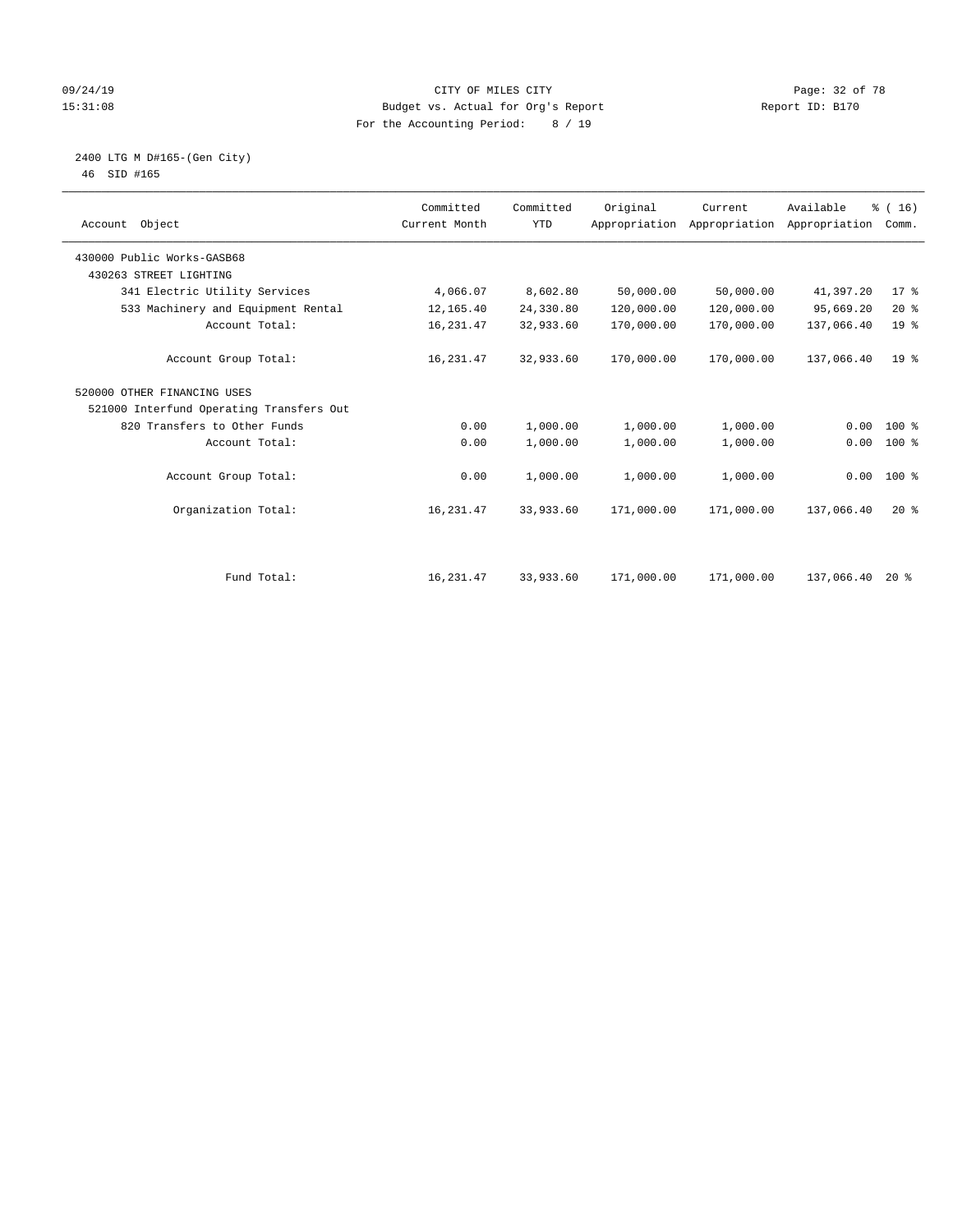CITY OF MILES CITY
Budget vs. Actual for Org's Report
For the Accounting Period: 8 / 19

09/24/19
15:31:08

Report ID: B170

2400 LTG M D#165-(Gen City)
46 SID #165

| Account Object | Committed Current Month | Committed YTD | Original Appropriation | Current Appropriation | Available Appropriation | % ( 16) Comm. |
|---|---|---|---|---|---|---|
| 430000 Public Works-GASB68 | | | | | | |
| 430263 STREET LIGHTING | | | | | | |
| 341 Electric Utility Services | 4,066.07 | 8,602.80 | 50,000.00 | 50,000.00 | 41,397.20 | 17 % |
| 533 Machinery and Equipment Rental | 12,165.40 | 24,330.80 | 120,000.00 | 120,000.00 | 95,669.20 | 20 % |
| Account Total: | 16,231.47 | 32,933.60 | 170,000.00 | 170,000.00 | 137,066.40 | 19 % |
| Account Group Total: | 16,231.47 | 32,933.60 | 170,000.00 | 170,000.00 | 137,066.40 | 19 % |
| 520000 OTHER FINANCING USES | | | | | | |
| 521000 Interfund Operating Transfers Out | | | | | | |
| 820 Transfers to Other Funds | 0.00 | 1,000.00 | 1,000.00 | 1,000.00 | 0.00 | 100 % |
| Account Total: | 0.00 | 1,000.00 | 1,000.00 | 1,000.00 | 0.00 | 100 % |
| Account Group Total: | 0.00 | 1,000.00 | 1,000.00 | 1,000.00 | 0.00 | 100 % |
| Organization Total: | 16,231.47 | 33,933.60 | 171,000.00 | 171,000.00 | 137,066.40 | 20 % |
| Fund Total: | 16,231.47 | 33,933.60 | 171,000.00 | 171,000.00 | 137,066.40 | 20 % |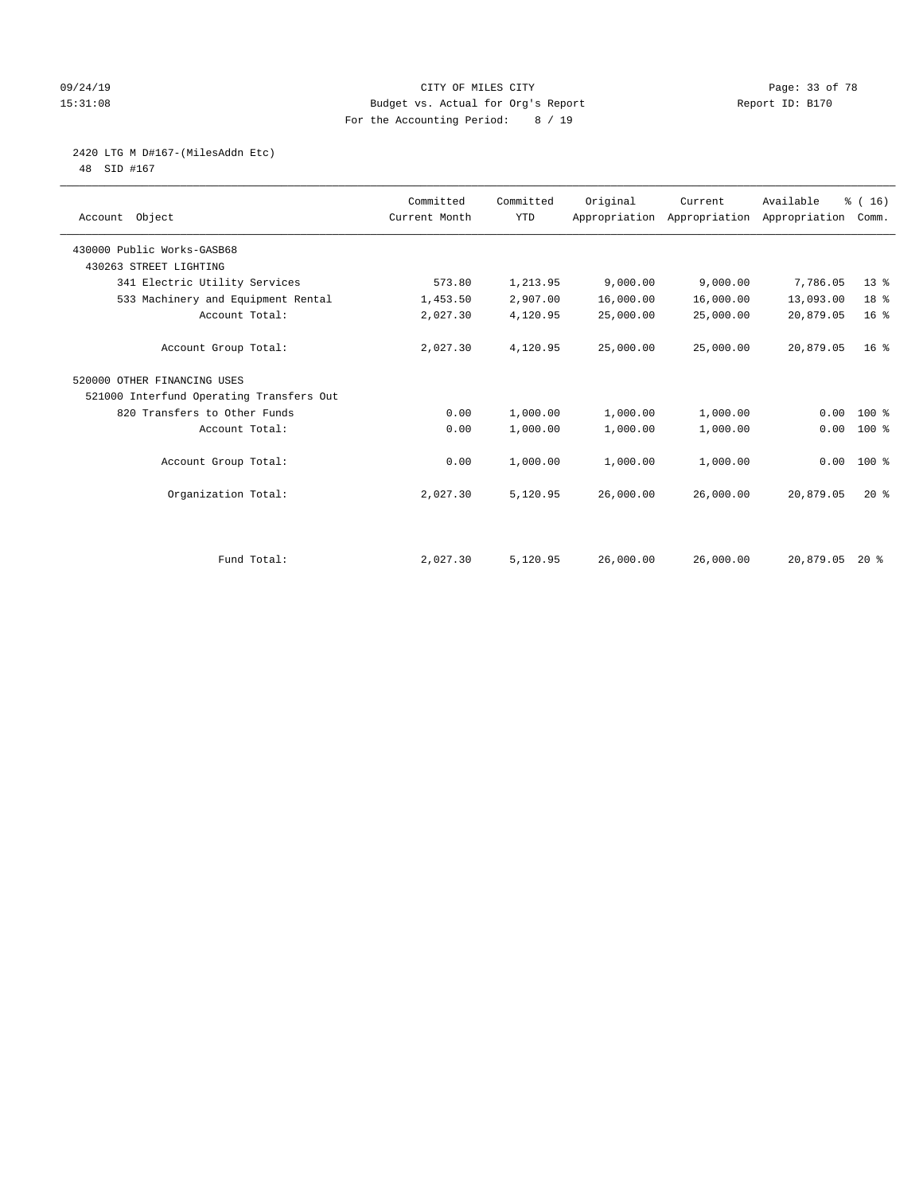CITY OF MILES CITY
Budget vs. Actual for Org's Report
For the Accounting Period: 8 / 19

09/24/19
15:31:08

Report ID: B170

2420 LTG M D#167-(MilesAddn Etc)
48 SID #167

| Account Object | Committed Current Month | Committed YTD | Original Appropriation | Current Appropriation | Available Appropriation | % ( 16) Comm. |
|---|---|---|---|---|---|---|
| 430000 Public Works-GASB68 | | | | | | |
| 430263 STREET LIGHTING | | | | | | |
| 341 Electric Utility Services | 573.80 | 1,213.95 | 9,000.00 | 9,000.00 | 7,786.05 | 13 % |
| 533 Machinery and Equipment Rental | 1,453.50 | 2,907.00 | 16,000.00 | 16,000.00 | 13,093.00 | 18 % |
| Account Total: | 2,027.30 | 4,120.95 | 25,000.00 | 25,000.00 | 20,879.05 | 16 % |
| Account Group Total: | 2,027.30 | 4,120.95 | 25,000.00 | 25,000.00 | 20,879.05 | 16 % |
| 520000 OTHER FINANCING USES | | | | | | |
| 521000 Interfund Operating Transfers Out | | | | | | |
| 820 Transfers to Other Funds | 0.00 | 1,000.00 | 1,000.00 | 1,000.00 | 0.00 | 100 % |
| Account Total: | 0.00 | 1,000.00 | 1,000.00 | 1,000.00 | 0.00 | 100 % |
| Account Group Total: | 0.00 | 1,000.00 | 1,000.00 | 1,000.00 | 0.00 | 100 % |
| Organization Total: | 2,027.30 | 5,120.95 | 26,000.00 | 26,000.00 | 20,879.05 | 20 % |
| Fund Total: | 2,027.30 | 5,120.95 | 26,000.00 | 26,000.00 | 20,879.05 | 20 % |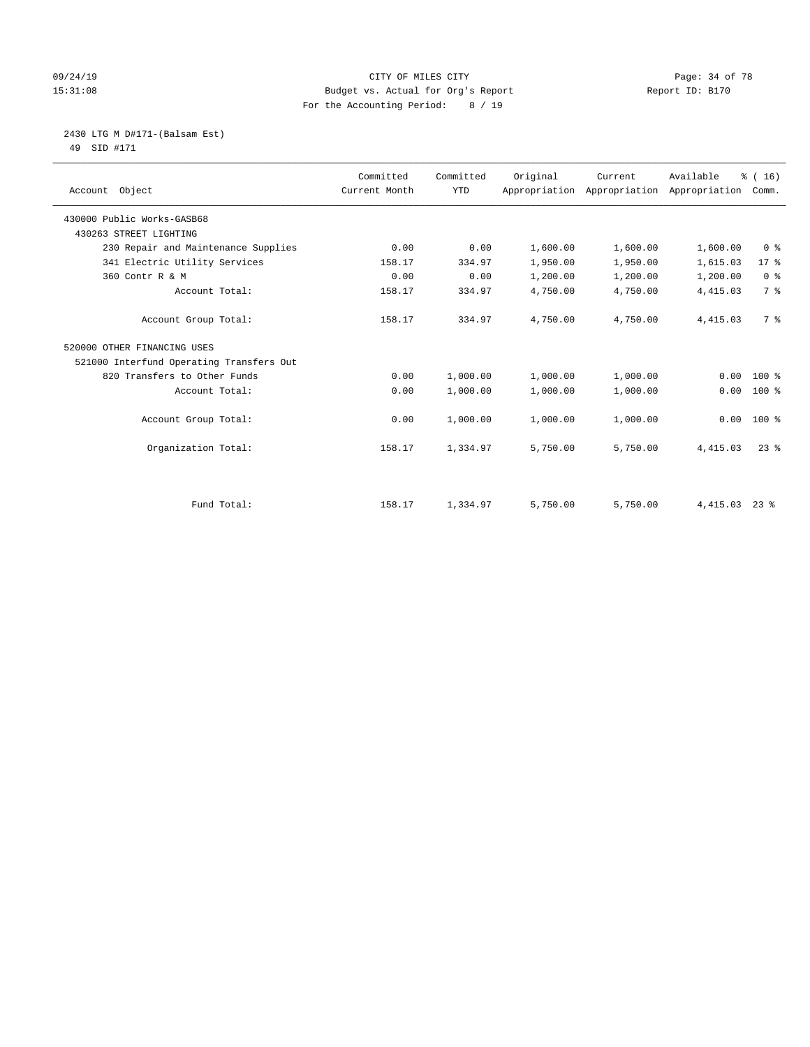CITY OF MILES CITY
Budget vs. Actual for Org's Report
For the Accounting Period: 8 / 19

09/24/19
15:31:08

Report ID: B170

2430 LTG M D#171-(Balsam Est)
49 SID #171

| Account Object | Committed Current Month | Committed YTD | Original Appropriation | Current Appropriation | Available Appropriation | % ( 16) Comm. |
|---|---|---|---|---|---|---|
| 430000 Public Works-GASB68 | | | | | | |
| 430263 STREET LIGHTING | | | | | | |
| 230 Repair and Maintenance Supplies | 0.00 | 0.00 | 1,600.00 | 1,600.00 | 1,600.00 | 0 % |
| 341 Electric Utility Services | 158.17 | 334.97 | 1,950.00 | 1,950.00 | 1,615.03 | 17 % |
| 360 Contr R & M | 0.00 | 0.00 | 1,200.00 | 1,200.00 | 1,200.00 | 0 % |
| Account Total: | 158.17 | 334.97 | 4,750.00 | 4,750.00 | 4,415.03 | 7 % |
| Account Group Total: | 158.17 | 334.97 | 4,750.00 | 4,750.00 | 4,415.03 | 7 % |
| 520000 OTHER FINANCING USES | | | | | | |
| 521000 Interfund Operating Transfers Out | | | | | | |
| 820 Transfers to Other Funds | 0.00 | 1,000.00 | 1,000.00 | 1,000.00 | 0.00 | 100 % |
| Account Total: | 0.00 | 1,000.00 | 1,000.00 | 1,000.00 | 0.00 | 100 % |
| Account Group Total: | 0.00 | 1,000.00 | 1,000.00 | 1,000.00 | 0.00 | 100 % |
| Organization Total: | 158.17 | 1,334.97 | 5,750.00 | 5,750.00 | 4,415.03 | 23 % |
| Fund Total: | 158.17 | 1,334.97 | 5,750.00 | 5,750.00 | 4,415.03 | 23 % |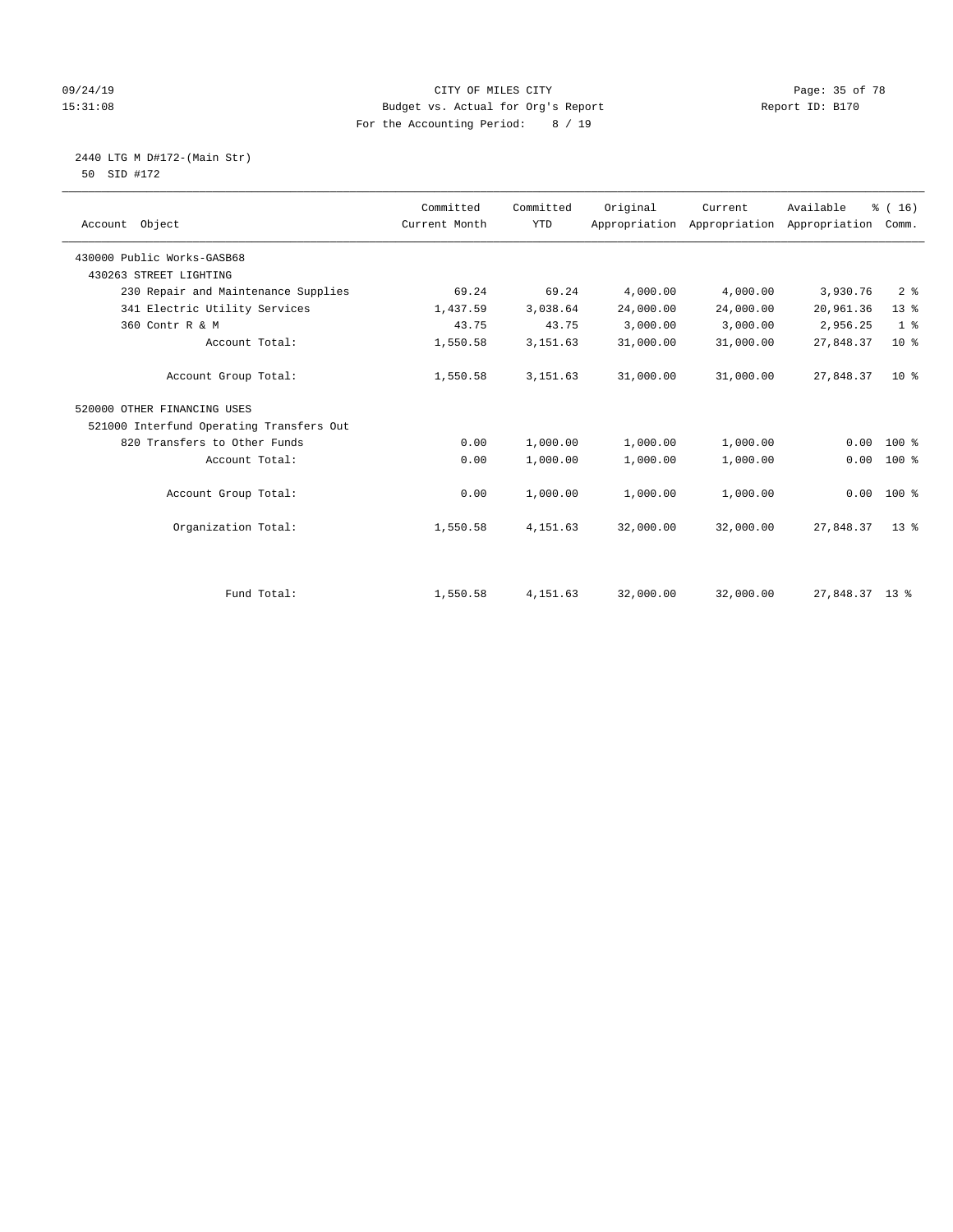CITY OF MILES CITY
Budget vs. Actual for Org's Report
For the Accounting Period: 8 / 19

09/24/19
15:31:08

Report ID: B170

2440 LTG M D#172-(Main Str)
50 SID #172

| Account Object | Committed Current Month | Committed YTD | Original Appropriation | Current Appropriation | Available Appropriation | % ( 16) Comm. |
|---|---|---|---|---|---|---|
| 430000 Public Works-GASB68 | | | | | | |
| 430263 STREET LIGHTING | | | | | | |
| 230 Repair and Maintenance Supplies | 69.24 | 69.24 | 4,000.00 | 4,000.00 | 3,930.76 | 2 % |
| 341 Electric Utility Services | 1,437.59 | 3,038.64 | 24,000.00 | 24,000.00 | 20,961.36 | 13 % |
| 360 Contr R & M | 43.75 | 43.75 | 3,000.00 | 3,000.00 | 2,956.25 | 1 % |
| Account Total: | 1,550.58 | 3,151.63 | 31,000.00 | 31,000.00 | 27,848.37 | 10 % |
| Account Group Total: | 1,550.58 | 3,151.63 | 31,000.00 | 31,000.00 | 27,848.37 | 10 % |
| 520000 OTHER FINANCING USES | | | | | | |
| 521000 Interfund Operating Transfers Out | | | | | | |
| 820 Transfers to Other Funds | 0.00 | 1,000.00 | 1,000.00 | 1,000.00 | 0.00 | 100 % |
| Account Total: | 0.00 | 1,000.00 | 1,000.00 | 1,000.00 | 0.00 | 100 % |
| Account Group Total: | 0.00 | 1,000.00 | 1,000.00 | 1,000.00 | 0.00 | 100 % |
| Organization Total: | 1,550.58 | 4,151.63 | 32,000.00 | 32,000.00 | 27,848.37 | 13 % |
| Fund Total: | 1,550.58 | 4,151.63 | 32,000.00 | 32,000.00 | 27,848.37 | 13 % |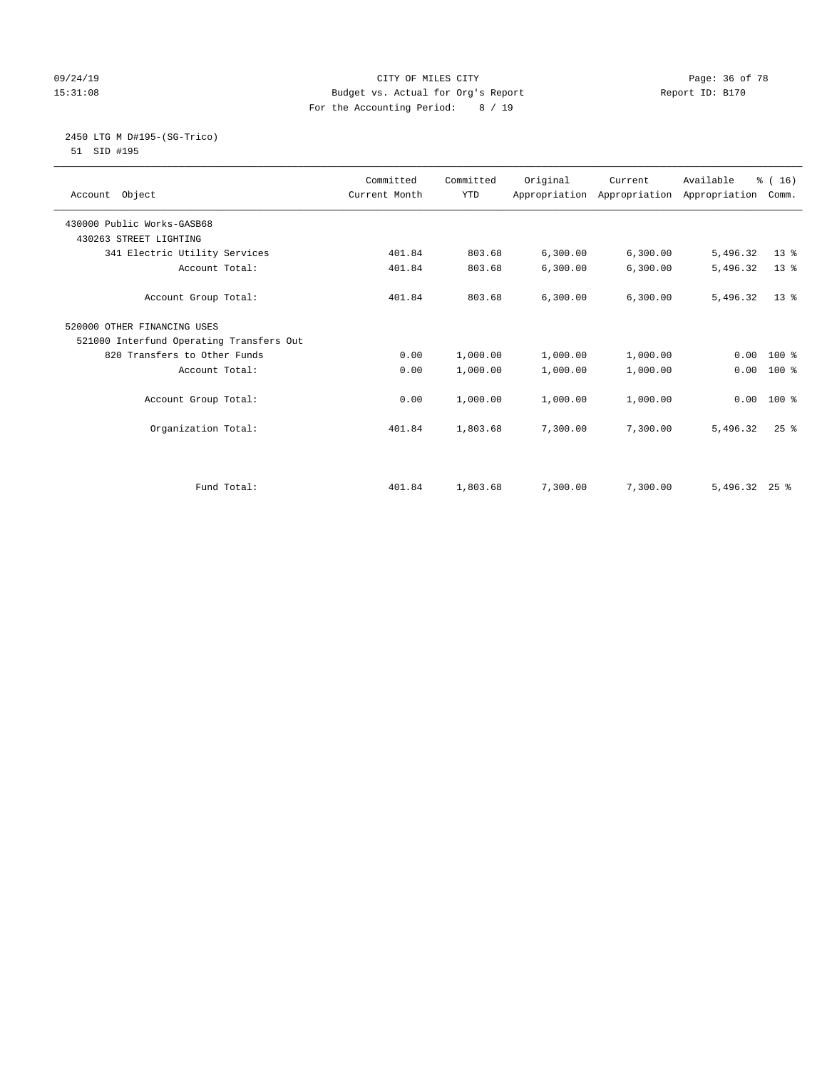CITY OF MILES CITY
Budget vs. Actual for Org's Report
For the Accounting Period: 8 / 19

09/24/19
15:31:08

Report ID: B170

2450 LTG M D#195-(SG-Trico)
51 SID #195

| Account Object | Committed Current Month | Committed YTD | Original Appropriation | Current Appropriation | Available Appropriation | % ( 16) Comm. |
|---|---|---|---|---|---|---|
| 430000 Public Works-GASB68 | | | | | | |
| 430263 STREET LIGHTING | | | | | | |
| 341 Electric Utility Services | 401.84 | 803.68 | 6,300.00 | 6,300.00 | 5,496.32 | 13 % |
| Account Total: | 401.84 | 803.68 | 6,300.00 | 6,300.00 | 5,496.32 | 13 % |
| Account Group Total: | 401.84 | 803.68 | 6,300.00 | 6,300.00 | 5,496.32 | 13 % |
| 520000 OTHER FINANCING USES | | | | | | |
| 521000 Interfund Operating Transfers Out | | | | | | |
| 820 Transfers to Other Funds | 0.00 | 1,000.00 | 1,000.00 | 1,000.00 | 0.00 | 100 % |
| Account Total: | 0.00 | 1,000.00 | 1,000.00 | 1,000.00 | 0.00 | 100 % |
| Account Group Total: | 0.00 | 1,000.00 | 1,000.00 | 1,000.00 | 0.00 | 100 % |
| Organization Total: | 401.84 | 1,803.68 | 7,300.00 | 7,300.00 | 5,496.32 | 25 % |
| Fund Total: | 401.84 | 1,803.68 | 7,300.00 | 7,300.00 | 5,496.32 | 25 % |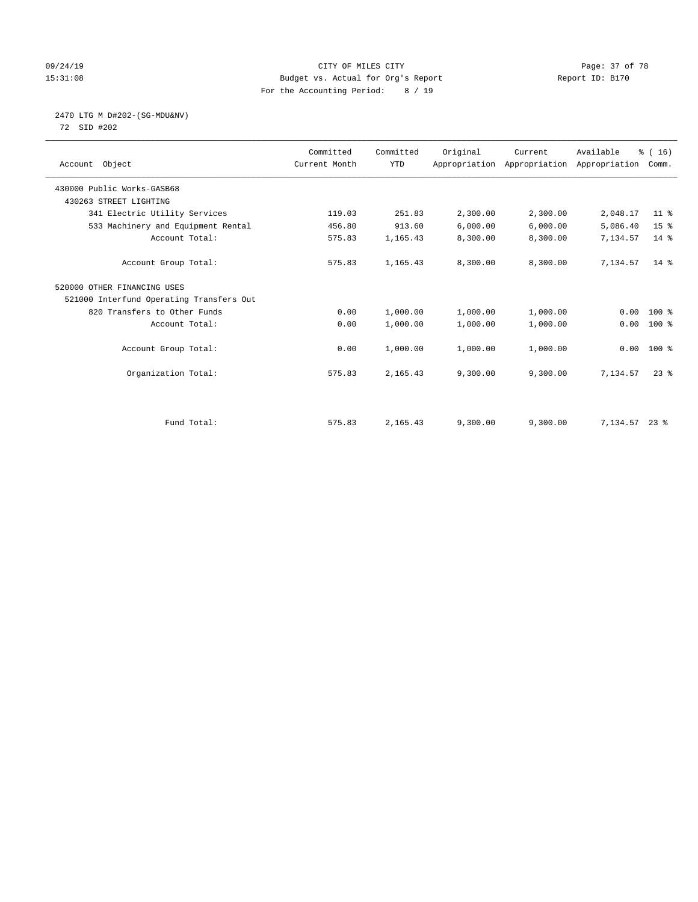CITY OF MILES CITY
Budget vs. Actual for Org's Report
For the Accounting Period: 8 / 19

09/24/19
15:31:08

Report ID: B170

## 2470 LTG M D#202-(SG-MDU&NV)

72 SID #202

| Account Object | Committed Current Month | Committed YTD | Original Appropriation | Current Appropriation | Available Appropriation | % ( 16) Comm. |
|---|---|---|---|---|---|---|
| 430000 Public Works-GASB68 | | | | | | |
| 430263 STREET LIGHTING | | | | | | |
| 341 Electric Utility Services | 119.03 | 251.83 | 2,300.00 | 2,300.00 | 2,048.17 | 11 % |
| 533 Machinery and Equipment Rental | 456.80 | 913.60 | 6,000.00 | 6,000.00 | 5,086.40 | 15 % |
| Account Total: | 575.83 | 1,165.43 | 8,300.00 | 8,300.00 | 7,134.57 | 14 % |
| Account Group Total: | 575.83 | 1,165.43 | 8,300.00 | 8,300.00 | 7,134.57 | 14 % |
| 520000 OTHER FINANCING USES | | | | | | |
| 521000 Interfund Operating Transfers Out | | | | | | |
| 820 Transfers to Other Funds | 0.00 | 1,000.00 | 1,000.00 | 1,000.00 | 0.00 | 100 % |
| Account Total: | 0.00 | 1,000.00 | 1,000.00 | 1,000.00 | 0.00 | 100 % |
| Account Group Total: | 0.00 | 1,000.00 | 1,000.00 | 1,000.00 | 0.00 | 100 % |
| Organization Total: | 575.83 | 2,165.43 | 9,300.00 | 9,300.00 | 7,134.57 | 23 % |
| Fund Total: | 575.83 | 2,165.43 | 9,300.00 | 9,300.00 | 7,134.57 | 23 % |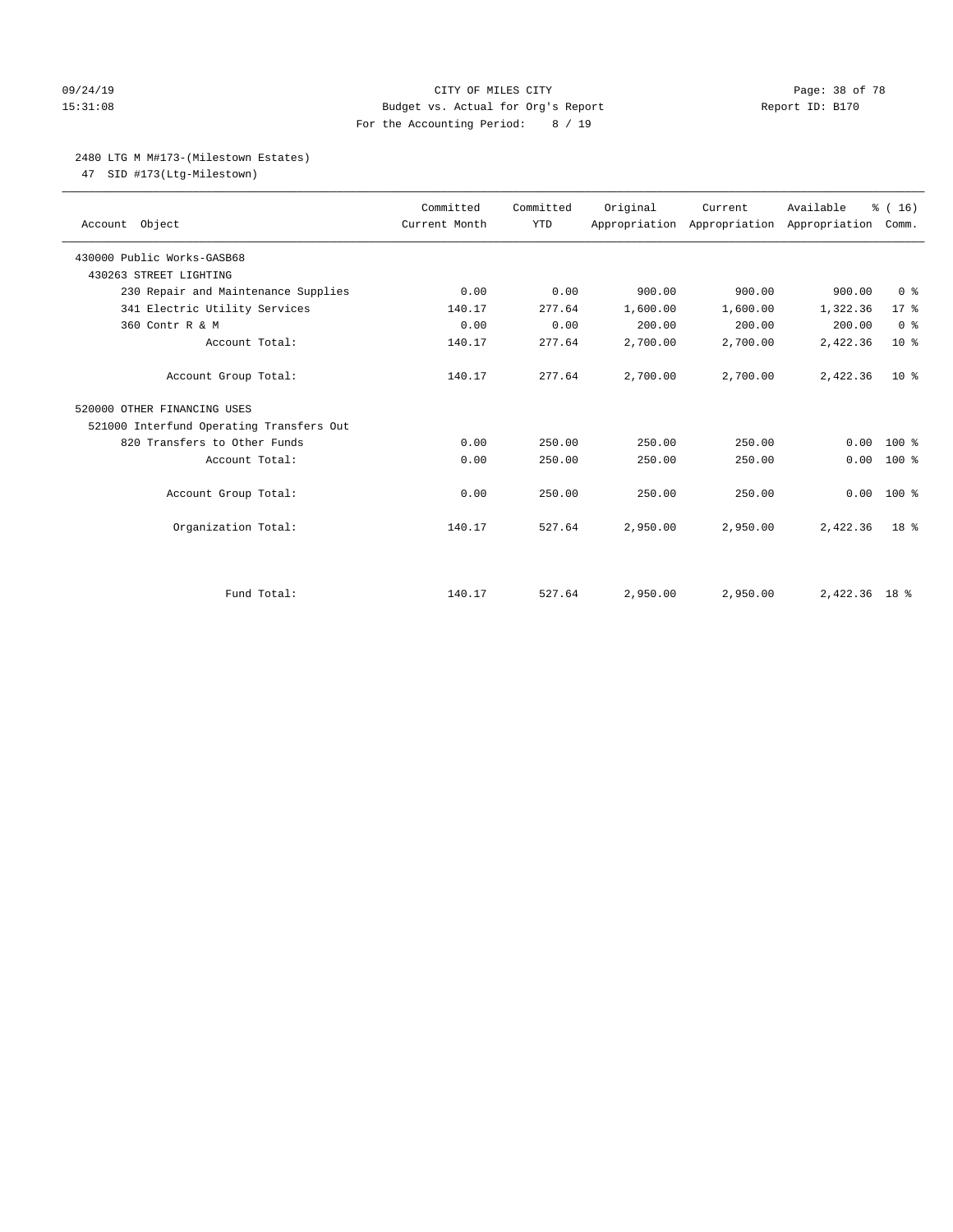CITY OF MILES CITY
Budget vs. Actual for Org's Report
For the Accounting Period: 8 / 19

09/24/19
15:31:08

Report ID: B170

## 2480 LTG M M#173-(Milestown Estates)

47 SID #173(Ltg-Milestown)

| Account Object | Committed Current Month | Committed YTD | Original Appropriation | Current Appropriation | Available Appropriation | % ( 16) Comm. |
|---|---|---|---|---|---|---|
| 430000 Public Works-GASB68 | | | | | | |
| 430263 STREET LIGHTING | | | | | | |
| 230 Repair and Maintenance Supplies | 0.00 | 0.00 | 900.00 | 900.00 | 900.00 | 0 % |
| 341 Electric Utility Services | 140.17 | 277.64 | 1,600.00 | 1,600.00 | 1,322.36 | 17 % |
| 360 Contr R & M | 0.00 | 0.00 | 200.00 | 200.00 | 200.00 | 0 % |
| Account Total: | 140.17 | 277.64 | 2,700.00 | 2,700.00 | 2,422.36 | 10 % |
| Account Group Total: | 140.17 | 277.64 | 2,700.00 | 2,700.00 | 2,422.36 | 10 % |
| 520000 OTHER FINANCING USES | | | | | | |
| 521000 Interfund Operating Transfers Out | | | | | | |
| 820 Transfers to Other Funds | 0.00 | 250.00 | 250.00 | 250.00 | 0.00 | 100 % |
| Account Total: | 0.00 | 250.00 | 250.00 | 250.00 | 0.00 | 100 % |
| Account Group Total: | 0.00 | 250.00 | 250.00 | 250.00 | 0.00 | 100 % |
| Organization Total: | 140.17 | 527.64 | 2,950.00 | 2,950.00 | 2,422.36 | 18 % |
| Fund Total: | 140.17 | 527.64 | 2,950.00 | 2,950.00 | 2,422.36 | 18 % |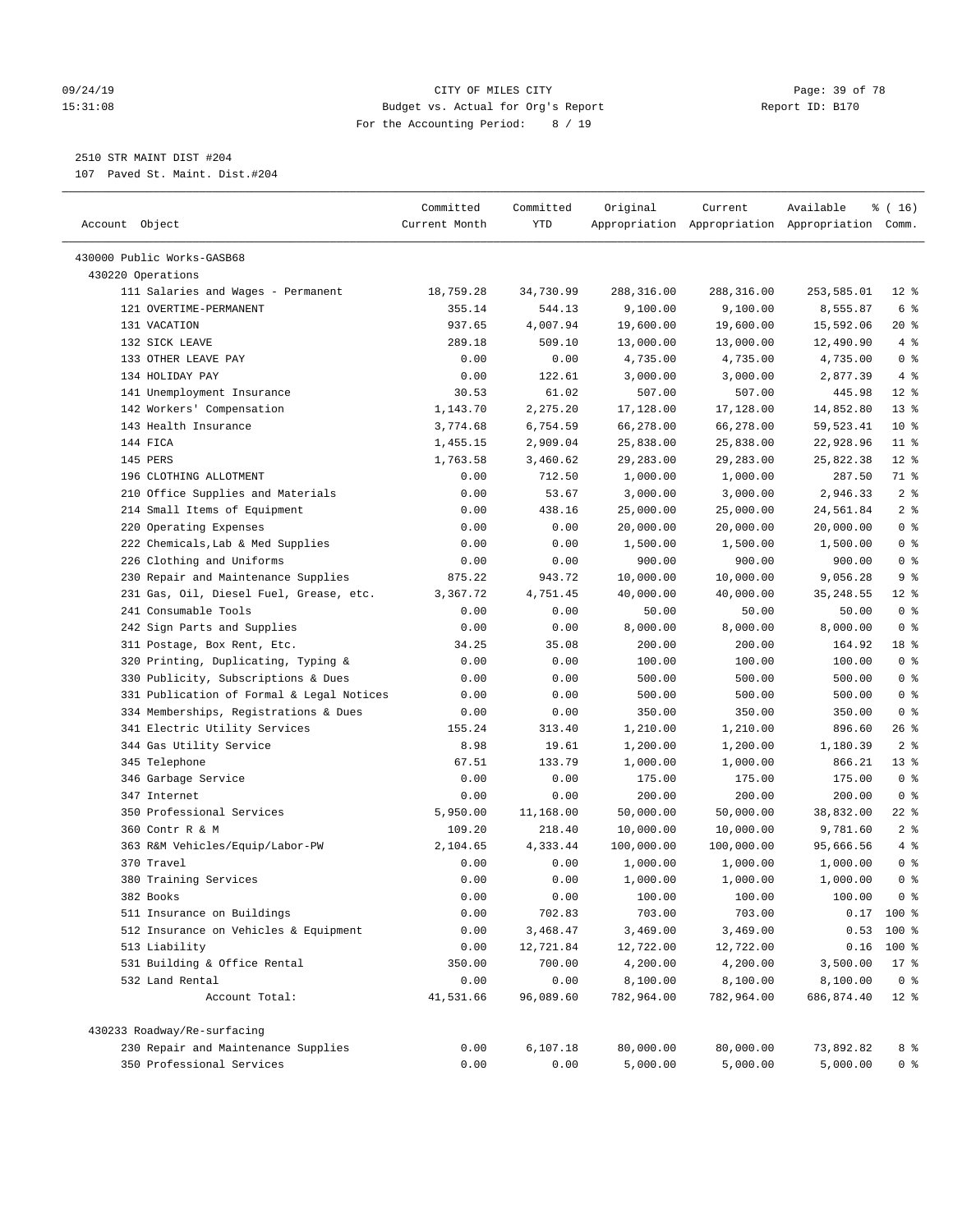CITY OF MILES CITY
Budget vs. Actual for Org's Report
For the Accounting Period: 8 / 19

2510 STR MAINT DIST #204
107 Paved St. Maint. Dist.#204

| Account Object | Committed Current Month | Committed YTD | Original Appropriation | Current Appropriation | Available Appropriation | % ( 16) Comm. |
|---|---|---|---|---|---|---|
| 430000 Public Works-GASB68 | | | | | | |
| 430220 Operations | | | | | | |
| 111 Salaries and Wages - Permanent | 18,759.28 | 34,730.99 | 288,316.00 | 288,316.00 | 253,585.01 | 12 % |
| 121 OVERTIME-PERMANENT | 355.14 | 544.13 | 9,100.00 | 9,100.00 | 8,555.87 | 6 % |
| 131 VACATION | 937.65 | 4,007.94 | 19,600.00 | 19,600.00 | 15,592.06 | 20 % |
| 132 SICK LEAVE | 289.18 | 509.10 | 13,000.00 | 13,000.00 | 12,490.90 | 4 % |
| 133 OTHER LEAVE PAY | 0.00 | 0.00 | 4,735.00 | 4,735.00 | 4,735.00 | 0 % |
| 134 HOLIDAY PAY | 0.00 | 122.61 | 3,000.00 | 3,000.00 | 2,877.39 | 4 % |
| 141 Unemployment Insurance | 30.53 | 61.02 | 507.00 | 507.00 | 445.98 | 12 % |
| 142 Workers' Compensation | 1,143.70 | 2,275.20 | 17,128.00 | 17,128.00 | 14,852.80 | 13 % |
| 143 Health Insurance | 3,774.68 | 6,754.59 | 66,278.00 | 66,278.00 | 59,523.41 | 10 % |
| 144 FICA | 1,455.15 | 2,909.04 | 25,838.00 | 25,838.00 | 22,928.96 | 11 % |
| 145 PERS | 1,763.58 | 3,460.62 | 29,283.00 | 29,283.00 | 25,822.38 | 12 % |
| 196 CLOTHING ALLOTMENT | 0.00 | 712.50 | 1,000.00 | 1,000.00 | 287.50 | 71 % |
| 210 Office Supplies and Materials | 0.00 | 53.67 | 3,000.00 | 3,000.00 | 2,946.33 | 2 % |
| 214 Small Items of Equipment | 0.00 | 438.16 | 25,000.00 | 25,000.00 | 24,561.84 | 2 % |
| 220 Operating Expenses | 0.00 | 0.00 | 20,000.00 | 20,000.00 | 20,000.00 | 0 % |
| 222 Chemicals,Lab & Med Supplies | 0.00 | 0.00 | 1,500.00 | 1,500.00 | 1,500.00 | 0 % |
| 226 Clothing and Uniforms | 0.00 | 0.00 | 900.00 | 900.00 | 900.00 | 0 % |
| 230 Repair and Maintenance Supplies | 875.22 | 943.72 | 10,000.00 | 10,000.00 | 9,056.28 | 9 % |
| 231 Gas, Oil, Diesel Fuel, Grease, etc. | 3,367.72 | 4,751.45 | 40,000.00 | 40,000.00 | 35,248.55 | 12 % |
| 241 Consumable Tools | 0.00 | 0.00 | 50.00 | 50.00 | 50.00 | 0 % |
| 242 Sign Parts and Supplies | 0.00 | 0.00 | 8,000.00 | 8,000.00 | 8,000.00 | 0 % |
| 311 Postage, Box Rent, Etc. | 34.25 | 35.08 | 200.00 | 200.00 | 164.92 | 18 % |
| 320 Printing, Duplicating, Typing & | 0.00 | 0.00 | 100.00 | 100.00 | 100.00 | 0 % |
| 330 Publicity, Subscriptions & Dues | 0.00 | 0.00 | 500.00 | 500.00 | 500.00 | 0 % |
| 331 Publication of Formal & Legal Notices | 0.00 | 0.00 | 500.00 | 500.00 | 500.00 | 0 % |
| 334 Memberships, Registrations & Dues | 0.00 | 0.00 | 350.00 | 350.00 | 350.00 | 0 % |
| 341 Electric Utility Services | 155.24 | 313.40 | 1,210.00 | 1,210.00 | 896.60 | 26 % |
| 344 Gas Utility Service | 8.98 | 19.61 | 1,200.00 | 1,200.00 | 1,180.39 | 2 % |
| 345 Telephone | 67.51 | 133.79 | 1,000.00 | 1,000.00 | 866.21 | 13 % |
| 346 Garbage Service | 0.00 | 0.00 | 175.00 | 175.00 | 175.00 | 0 % |
| 347 Internet | 0.00 | 0.00 | 200.00 | 200.00 | 200.00 | 0 % |
| 350 Professional Services | 5,950.00 | 11,168.00 | 50,000.00 | 50,000.00 | 38,832.00 | 22 % |
| 360 Contr R & M | 109.20 | 218.40 | 10,000.00 | 10,000.00 | 9,781.60 | 2 % |
| 363 R&M Vehicles/Equip/Labor-PW | 2,104.65 | 4,333.44 | 100,000.00 | 100,000.00 | 95,666.56 | 4 % |
| 370 Travel | 0.00 | 0.00 | 1,000.00 | 1,000.00 | 1,000.00 | 0 % |
| 380 Training Services | 0.00 | 0.00 | 1,000.00 | 1,000.00 | 1,000.00 | 0 % |
| 382 Books | 0.00 | 0.00 | 100.00 | 100.00 | 100.00 | 0 % |
| 511 Insurance on Buildings | 0.00 | 702.83 | 703.00 | 703.00 | 0.17 | 100 % |
| 512 Insurance on Vehicles & Equipment | 0.00 | 3,468.47 | 3,469.00 | 3,469.00 | 0.53 | 100 % |
| 513 Liability | 0.00 | 12,721.84 | 12,722.00 | 12,722.00 | 0.16 | 100 % |
| 531 Building & Office Rental | 350.00 | 700.00 | 4,200.00 | 4,200.00 | 3,500.00 | 17 % |
| 532 Land Rental | 0.00 | 0.00 | 8,100.00 | 8,100.00 | 8,100.00 | 0 % |
| Account Total: | 41,531.66 | 96,089.60 | 782,964.00 | 782,964.00 | 686,874.40 | 12 % |
| 430233 Roadway/Re-surfacing | | | | | | |
| 230 Repair and Maintenance Supplies | 0.00 | 6,107.18 | 80,000.00 | 80,000.00 | 73,892.82 | 8 % |
| 350 Professional Services | 0.00 | 0.00 | 5,000.00 | 5,000.00 | 5,000.00 | 0 % |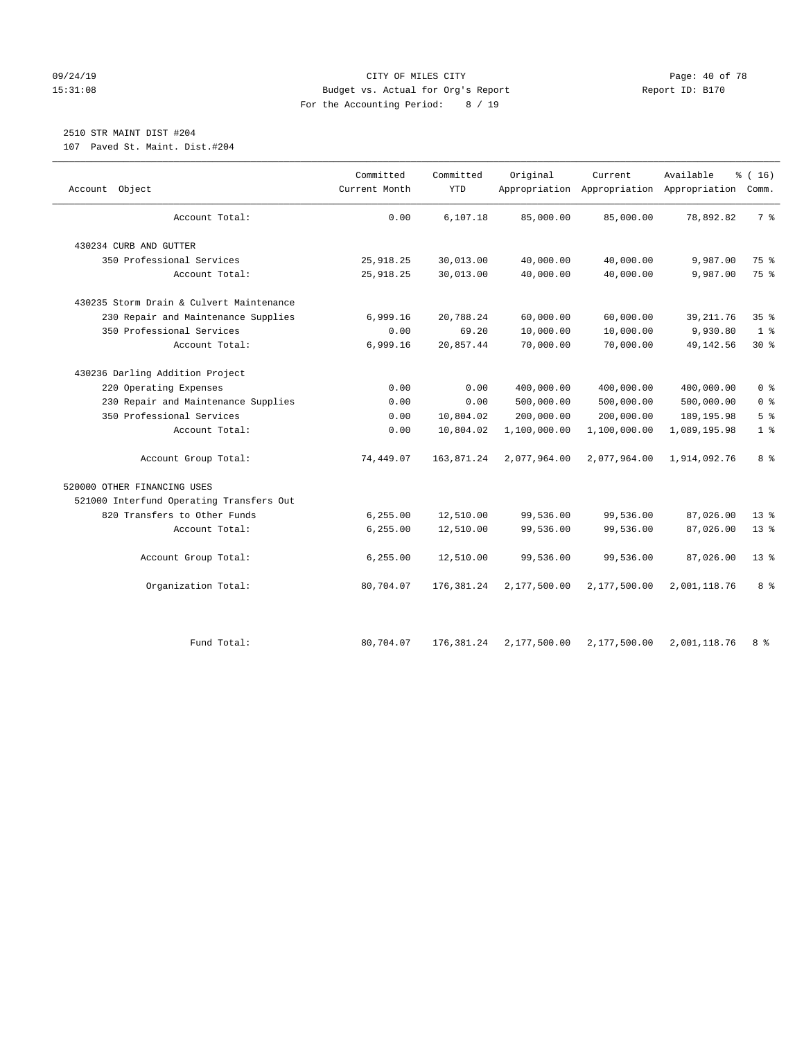CITY OF MILES CITY
Budget vs. Actual for Org's Report
For the Accounting Period: 8 / 19

2510 STR MAINT DIST #204
107 Paved St. Maint. Dist.#204

| Account Object | Committed Current Month | Committed YTD | Original Appropriation | Current Appropriation | Available Appropriation | % ( 16) Comm. |
|---|---|---|---|---|---|---|
| Account Total: | 0.00 | 6,107.18 | 85,000.00 | 85,000.00 | 78,892.82 | 7 % |
| 430234 CURB AND GUTTER | | | | | | |
| 350 Professional Services | 25,918.25 | 30,013.00 | 40,000.00 | 40,000.00 | 9,987.00 | 75 % |
| Account Total: | 25,918.25 | 30,013.00 | 40,000.00 | 40,000.00 | 9,987.00 | 75 % |
| 430235 Storm Drain & Culvert Maintenance | | | | | | |
| 230 Repair and Maintenance Supplies | 6,999.16 | 20,788.24 | 60,000.00 | 60,000.00 | 39,211.76 | 35 % |
| 350 Professional Services | 0.00 | 69.20 | 10,000.00 | 10,000.00 | 9,930.80 | 1 % |
| Account Total: | 6,999.16 | 20,857.44 | 70,000.00 | 70,000.00 | 49,142.56 | 30 % |
| 430236 Darling Addition Project | | | | | | |
| 220 Operating Expenses | 0.00 | 0.00 | 400,000.00 | 400,000.00 | 400,000.00 | 0 % |
| 230 Repair and Maintenance Supplies | 0.00 | 0.00 | 500,000.00 | 500,000.00 | 500,000.00 | 0 % |
| 350 Professional Services | 0.00 | 10,804.02 | 200,000.00 | 200,000.00 | 189,195.98 | 5 % |
| Account Total: | 0.00 | 10,804.02 | 1,100,000.00 | 1,100,000.00 | 1,089,195.98 | 1 % |
| Account Group Total: | 74,449.07 | 163,871.24 | 2,077,964.00 | 2,077,964.00 | 1,914,092.76 | 8 % |
| 520000 OTHER FINANCING USES | | | | | | |
| 521000 Interfund Operating Transfers Out | | | | | | |
| 820 Transfers to Other Funds | 6,255.00 | 12,510.00 | 99,536.00 | 99,536.00 | 87,026.00 | 13 % |
| Account Total: | 6,255.00 | 12,510.00 | 99,536.00 | 99,536.00 | 87,026.00 | 13 % |
| Account Group Total: | 6,255.00 | 12,510.00 | 99,536.00 | 99,536.00 | 87,026.00 | 13 % |
| Organization Total: | 80,704.07 | 176,381.24 | 2,177,500.00 | 2,177,500.00 | 2,001,118.76 | 8 % |
| Fund Total: | 80,704.07 | 176,381.24 | 2,177,500.00 | 2,177,500.00 | 2,001,118.76 | 8 % |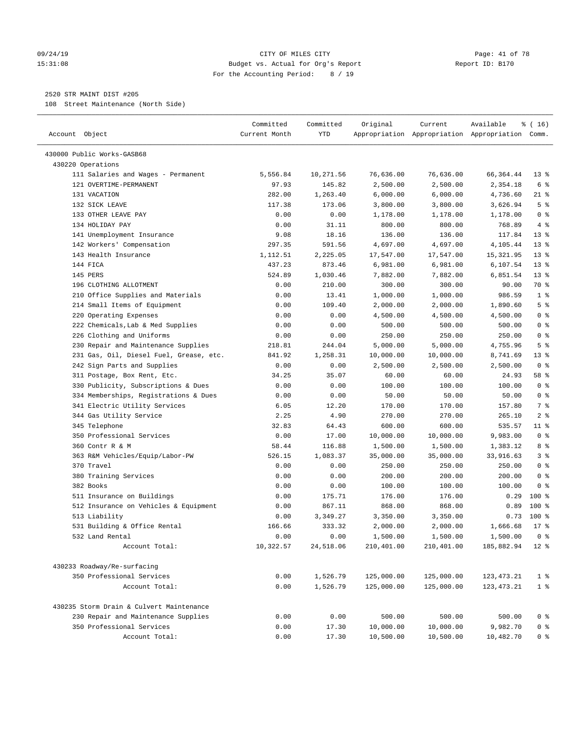CITY OF MILES CITY
Budget vs. Actual for Org's Report
For the Accounting Period: 8 / 19

09/24/19
15:31:08

Report ID: B170

2520 STR MAINT DIST #205
108 Street Maintenance (North Side)

| Account Object | Committed Current Month | Committed YTD | Original Appropriation | Current Appropriation | Available Appropriation | % ( 16) Comm. |
|---|---|---|---|---|---|---|
| 430000 Public Works-GASB68 | | | | | | |
| 430220 Operations | | | | | | |
| 111 Salaries and Wages - Permanent | 5,556.84 | 10,271.56 | 76,636.00 | 76,636.00 | 66,364.44 | 13 % |
| 121 OVERTIME-PERMANENT | 97.93 | 145.82 | 2,500.00 | 2,500.00 | 2,354.18 | 6 % |
| 131 VACATION | 282.00 | 1,263.40 | 6,000.00 | 6,000.00 | 4,736.60 | 21 % |
| 132 SICK LEAVE | 117.38 | 173.06 | 3,800.00 | 3,800.00 | 3,626.94 | 5 % |
| 133 OTHER LEAVE PAY | 0.00 | 0.00 | 1,178.00 | 1,178.00 | 1,178.00 | 0 % |
| 134 HOLIDAY PAY | 0.00 | 31.11 | 800.00 | 800.00 | 768.89 | 4 % |
| 141 Unemployment Insurance | 9.08 | 18.16 | 136.00 | 136.00 | 117.84 | 13 % |
| 142 Workers' Compensation | 297.35 | 591.56 | 4,697.00 | 4,697.00 | 4,105.44 | 13 % |
| 143 Health Insurance | 1,112.51 | 2,225.05 | 17,547.00 | 17,547.00 | 15,321.95 | 13 % |
| 144 FICA | 437.23 | 873.46 | 6,981.00 | 6,981.00 | 6,107.54 | 13 % |
| 145 PERS | 524.89 | 1,030.46 | 7,882.00 | 7,882.00 | 6,851.54 | 13 % |
| 196 CLOTHING ALLOTMENT | 0.00 | 210.00 | 300.00 | 300.00 | 90.00 | 70 % |
| 210 Office Supplies and Materials | 0.00 | 13.41 | 1,000.00 | 1,000.00 | 986.59 | 1 % |
| 214 Small Items of Equipment | 0.00 | 109.40 | 2,000.00 | 2,000.00 | 1,890.60 | 5 % |
| 220 Operating Expenses | 0.00 | 0.00 | 4,500.00 | 4,500.00 | 4,500.00 | 0 % |
| 222 Chemicals,Lab & Med Supplies | 0.00 | 0.00 | 500.00 | 500.00 | 500.00 | 0 % |
| 226 Clothing and Uniforms | 0.00 | 0.00 | 250.00 | 250.00 | 250.00 | 0 % |
| 230 Repair and Maintenance Supplies | 218.81 | 244.04 | 5,000.00 | 5,000.00 | 4,755.96 | 5 % |
| 231 Gas, Oil, Diesel Fuel, Grease, etc. | 841.92 | 1,258.31 | 10,000.00 | 10,000.00 | 8,741.69 | 13 % |
| 242 Sign Parts and Supplies | 0.00 | 0.00 | 2,500.00 | 2,500.00 | 2,500.00 | 0 % |
| 311 Postage, Box Rent, Etc. | 34.25 | 35.07 | 60.00 | 60.00 | 24.93 | 58 % |
| 330 Publicity, Subscriptions & Dues | 0.00 | 0.00 | 100.00 | 100.00 | 100.00 | 0 % |
| 334 Memberships, Registrations & Dues | 0.00 | 0.00 | 50.00 | 50.00 | 50.00 | 0 % |
| 341 Electric Utility Services | 6.05 | 12.20 | 170.00 | 170.00 | 157.80 | 7 % |
| 344 Gas Utility Service | 2.25 | 4.90 | 270.00 | 270.00 | 265.10 | 2 % |
| 345 Telephone | 32.83 | 64.43 | 600.00 | 600.00 | 535.57 | 11 % |
| 350 Professional Services | 0.00 | 17.00 | 10,000.00 | 10,000.00 | 9,983.00 | 0 % |
| 360 Contr R & M | 58.44 | 116.88 | 1,500.00 | 1,500.00 | 1,383.12 | 8 % |
| 363 R&M Vehicles/Equip/Labor-PW | 526.15 | 1,083.37 | 35,000.00 | 35,000.00 | 33,916.63 | 3 % |
| 370 Travel | 0.00 | 0.00 | 250.00 | 250.00 | 250.00 | 0 % |
| 380 Training Services | 0.00 | 0.00 | 200.00 | 200.00 | 200.00 | 0 % |
| 382 Books | 0.00 | 0.00 | 100.00 | 100.00 | 100.00 | 0 % |
| 511 Insurance on Buildings | 0.00 | 175.71 | 176.00 | 176.00 | 0.29 | 100 % |
| 512 Insurance on Vehicles & Equipment | 0.00 | 867.11 | 868.00 | 868.00 | 0.89 | 100 % |
| 513 Liability | 0.00 | 3,349.27 | 3,350.00 | 3,350.00 | 0.73 | 100 % |
| 531 Building & Office Rental | 166.66 | 333.32 | 2,000.00 | 2,000.00 | 1,666.68 | 17 % |
| 532 Land Rental | 0.00 | 0.00 | 1,500.00 | 1,500.00 | 1,500.00 | 0 % |
| Account Total: | 10,322.57 | 24,518.06 | 210,401.00 | 210,401.00 | 185,882.94 | 12 % |
| 430233 Roadway/Re-surfacing | | | | | | |
| 350 Professional Services | 0.00 | 1,526.79 | 125,000.00 | 125,000.00 | 123,473.21 | 1 % |
| Account Total: | 0.00 | 1,526.79 | 125,000.00 | 125,000.00 | 123,473.21 | 1 % |
| 430235 Storm Drain & Culvert Maintenance | | | | | | |
| 230 Repair and Maintenance Supplies | 0.00 | 0.00 | 500.00 | 500.00 | 500.00 | 0 % |
| 350 Professional Services | 0.00 | 17.30 | 10,000.00 | 10,000.00 | 9,982.70 | 0 % |
| Account Total: | 0.00 | 17.30 | 10,500.00 | 10,500.00 | 10,482.70 | 0 % |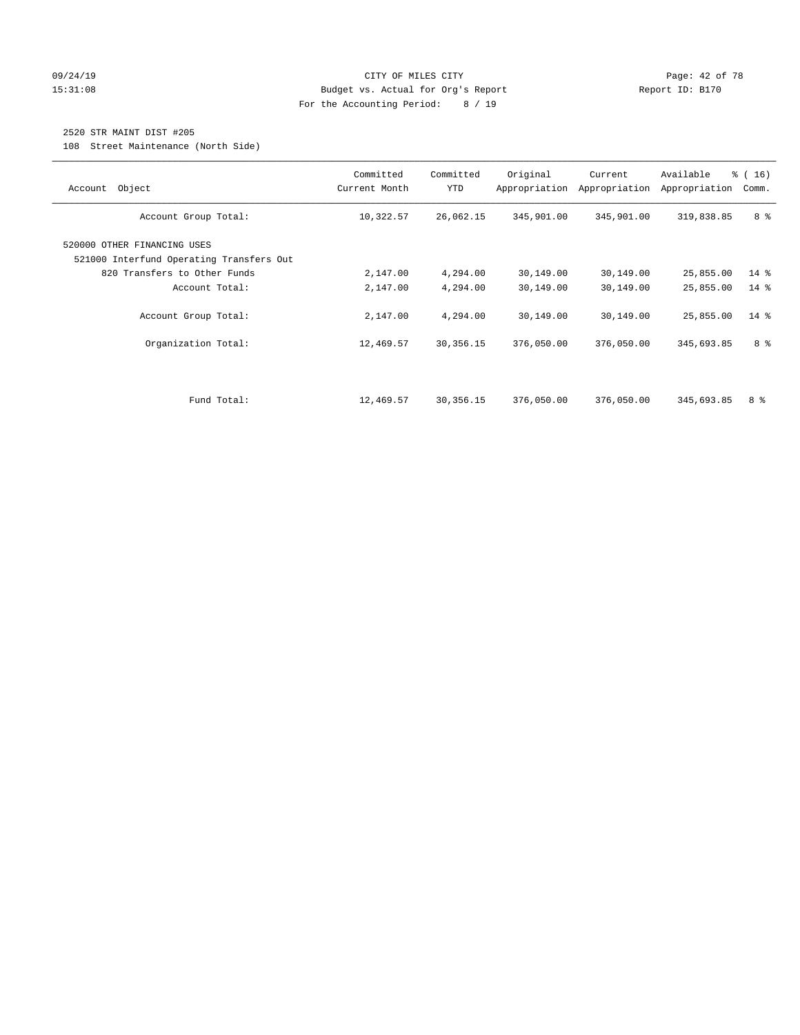CITY OF MILES CITY
Budget vs. Actual for Org's Report
For the Accounting Period: 8 / 19

09/24/19
15:31:08

Report ID: B170

## 2520 STR MAINT DIST #205

108 Street Maintenance (North Side)

| Account Object | Committed Current Month | Committed YTD | Original Appropriation | Current Appropriation | Available Appropriation | % ( 16) Comm. |
|---|---|---|---|---|---|---|
| Account Group Total: | 10,322.57 | 26,062.15 | 345,901.00 | 345,901.00 | 319,838.85 | 8 % |
| 520000 OTHER FINANCING USES | | | | | | |
| 521000 Interfund Operating Transfers Out | | | | | | |
| 820 Transfers to Other Funds | 2,147.00 | 4,294.00 | 30,149.00 | 30,149.00 | 25,855.00 | 14 % |
| Account Total: | 2,147.00 | 4,294.00 | 30,149.00 | 30,149.00 | 25,855.00 | 14 % |
| Account Group Total: | 2,147.00 | 4,294.00 | 30,149.00 | 30,149.00 | 25,855.00 | 14 % |
| Organization Total: | 12,469.57 | 30,356.15 | 376,050.00 | 376,050.00 | 345,693.85 | 8 % |
| Fund Total: | 12,469.57 | 30,356.15 | 376,050.00 | 376,050.00 | 345,693.85 | 8 % |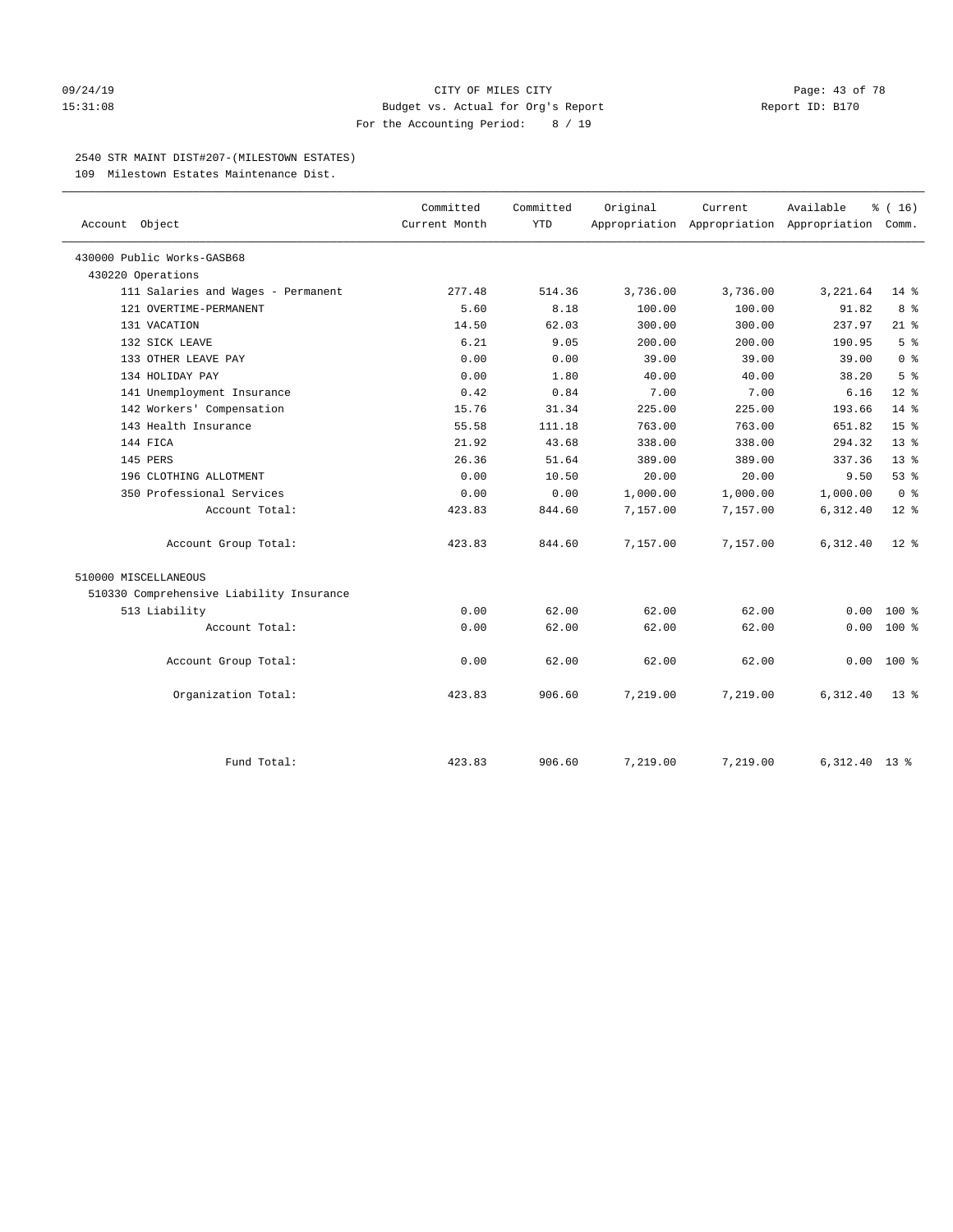CITY OF MILES CITY
Budget vs. Actual for Org's Report
For the Accounting Period: 8 / 19

09/24/19
15:31:08

Report ID: B170

2540 STR MAINT DIST#207-(MILESTOWN ESTATES)
109 Milestown Estates Maintenance Dist.

| Account Object | Committed Current Month | Committed YTD | Original Appropriation | Current Appropriation | Available Appropriation | % ( 16) Comm. |
|---|---|---|---|---|---|---|
| 430000 Public Works-GASB68 | | | | | | |
| 430220 Operations | | | | | | |
| 111 Salaries and Wages - Permanent | 277.48 | 514.36 | 3,736.00 | 3,736.00 | 3,221.64 | 14 % |
| 121 OVERTIME-PERMANENT | 5.60 | 8.18 | 100.00 | 100.00 | 91.82 | 8 % |
| 131 VACATION | 14.50 | 62.03 | 300.00 | 300.00 | 237.97 | 21 % |
| 132 SICK LEAVE | 6.21 | 9.05 | 200.00 | 200.00 | 190.95 | 5 % |
| 133 OTHER LEAVE PAY | 0.00 | 0.00 | 39.00 | 39.00 | 39.00 | 0 % |
| 134 HOLIDAY PAY | 0.00 | 1.80 | 40.00 | 40.00 | 38.20 | 5 % |
| 141 Unemployment Insurance | 0.42 | 0.84 | 7.00 | 7.00 | 6.16 | 12 % |
| 142 Workers' Compensation | 15.76 | 31.34 | 225.00 | 225.00 | 193.66 | 14 % |
| 143 Health Insurance | 55.58 | 111.18 | 763.00 | 763.00 | 651.82 | 15 % |
| 144 FICA | 21.92 | 43.68 | 338.00 | 338.00 | 294.32 | 13 % |
| 145 PERS | 26.36 | 51.64 | 389.00 | 389.00 | 337.36 | 13 % |
| 196 CLOTHING ALLOTMENT | 0.00 | 10.50 | 20.00 | 20.00 | 9.50 | 53 % |
| 350 Professional Services | 0.00 | 0.00 | 1,000.00 | 1,000.00 | 1,000.00 | 0 % |
| Account Total: | 423.83 | 844.60 | 7,157.00 | 7,157.00 | 6,312.40 | 12 % |
| Account Group Total: | 423.83 | 844.60 | 7,157.00 | 7,157.00 | 6,312.40 | 12 % |
| 510000 MISCELLANEOUS | | | | | | |
| 510330 Comprehensive Liability Insurance | | | | | | |
| 513 Liability | 0.00 | 62.00 | 62.00 | 62.00 | 0.00 | 100 % |
| Account Total: | 0.00 | 62.00 | 62.00 | 62.00 | 0.00 | 100 % |
| Account Group Total: | 0.00 | 62.00 | 62.00 | 62.00 | 0.00 | 100 % |
| Organization Total: | 423.83 | 906.60 | 7,219.00 | 7,219.00 | 6,312.40 | 13 % |
| Fund Total: | 423.83 | 906.60 | 7,219.00 | 7,219.00 | 6,312.40 | 13 % |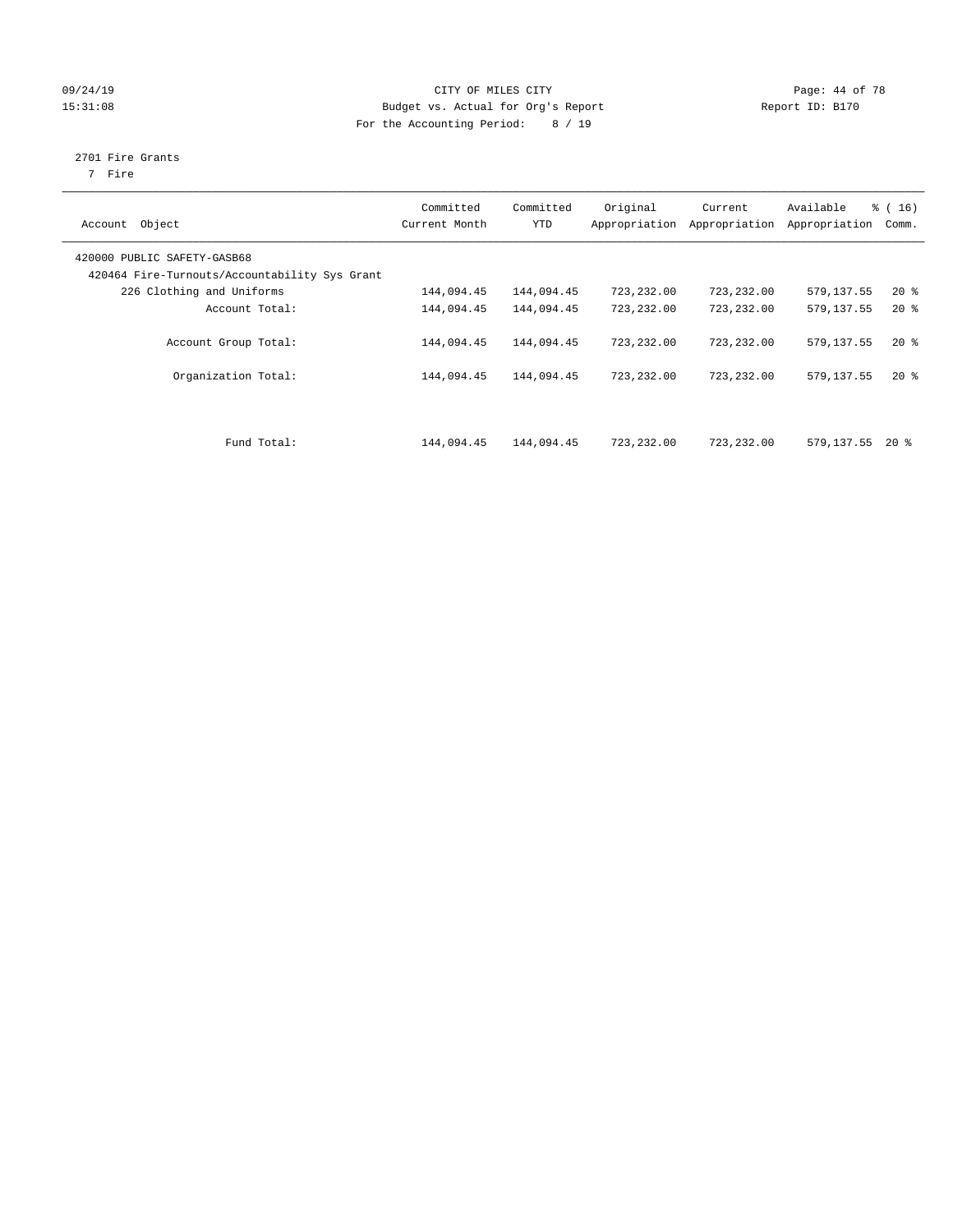CITY OF MILES CITY
Budget vs. Actual for Org's Report
For the Accounting Period: 8 / 19

2701 Fire Grants
7 Fire

| Account Object | Committed Current Month | Committed YTD | Original Appropriation | Current Appropriation | Available Appropriation | % ( 16) Comm. |
|---|---|---|---|---|---|---|
| 420000 PUBLIC SAFETY-GASB68 | | | | | | |
| 420464 Fire-Turnouts/Accountability Sys Grant | | | | | | |
| 226 Clothing and Uniforms | 144,094.45 | 144,094.45 | 723,232.00 | 723,232.00 | 579,137.55 | 20 % |
| Account Total: | 144,094.45 | 144,094.45 | 723,232.00 | 723,232.00 | 579,137.55 | 20 % |
| Account Group Total: | 144,094.45 | 144,094.45 | 723,232.00 | 723,232.00 | 579,137.55 | 20 % |
| Organization Total: | 144,094.45 | 144,094.45 | 723,232.00 | 723,232.00 | 579,137.55 | 20 % |
| Fund Total: | 144,094.45 | 144,094.45 | 723,232.00 | 723,232.00 | 579,137.55 | 20 % |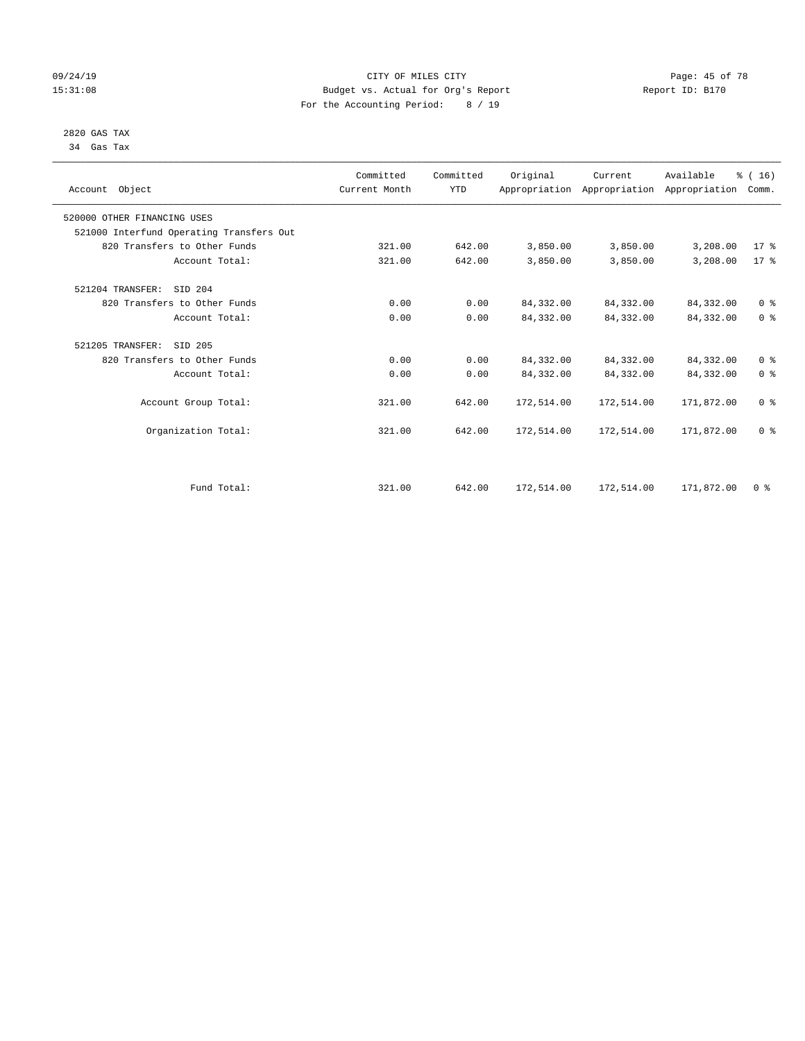CITY OF MILES CITY
Budget vs. Actual for Org's Report
For the Accounting Period: 8 / 19

09/24/19
15:31:08

Report ID: B170

2820 GAS TAX
34 Gas Tax

| Account Object | Committed Current Month | Committed YTD | Original Appropriation | Current Appropriation | Available Appropriation | % ( 16) Comm. |
|---|---|---|---|---|---|---|
| 520000 OTHER FINANCING USES | | | | | | |
| 521000 Interfund Operating Transfers Out | | | | | | |
| 820 Transfers to Other Funds | 321.00 | 642.00 | 3,850.00 | 3,850.00 | 3,208.00 | 17 % |
| Account Total: | 321.00 | 642.00 | 3,850.00 | 3,850.00 | 3,208.00 | 17 % |
| 521204 TRANSFER: SID 204 | | | | | | |
| 820 Transfers to Other Funds | 0.00 | 0.00 | 84,332.00 | 84,332.00 | 84,332.00 | 0 % |
| Account Total: | 0.00 | 0.00 | 84,332.00 | 84,332.00 | 84,332.00 | 0 % |
| 521205 TRANSFER: SID 205 | | | | | | |
| 820 Transfers to Other Funds | 0.00 | 0.00 | 84,332.00 | 84,332.00 | 84,332.00 | 0 % |
| Account Total: | 0.00 | 0.00 | 84,332.00 | 84,332.00 | 84,332.00 | 0 % |
| Account Group Total: | 321.00 | 642.00 | 172,514.00 | 172,514.00 | 171,872.00 | 0 % |
| Organization Total: | 321.00 | 642.00 | 172,514.00 | 172,514.00 | 171,872.00 | 0 % |
| Fund Total: | 321.00 | 642.00 | 172,514.00 | 172,514.00 | 171,872.00 | 0 % |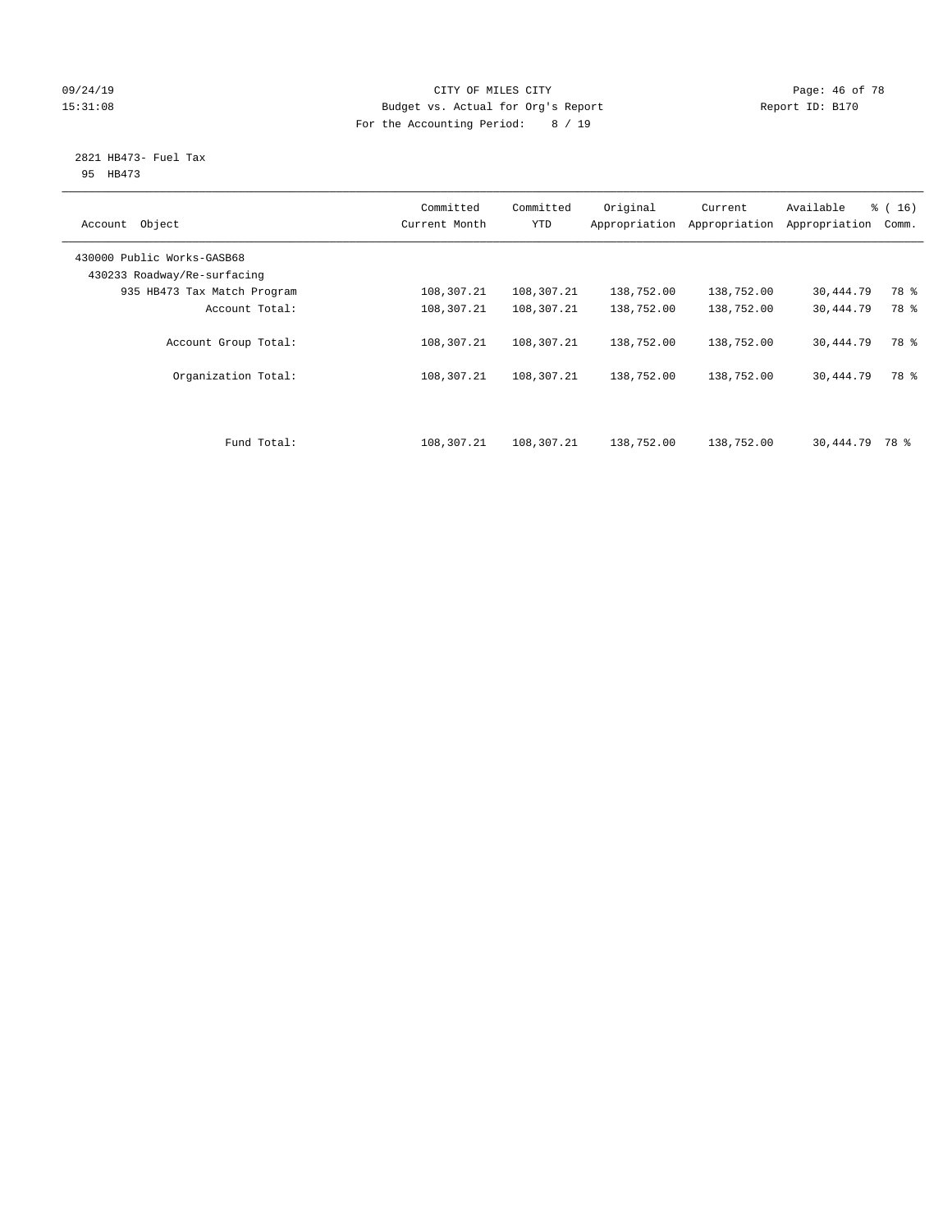CITY OF MILES CITY
Budget vs. Actual for Org's Report
For the Accounting Period: 8 / 19

09/24/19
15:31:08

Report ID: B170

2821 HB473- Fuel Tax
95 HB473

| Account Object | Committed Current Month | Committed YTD | Original Appropriation | Current Appropriation | Available Appropriation | % ( 16) Comm. |
|---|---|---|---|---|---|---|
| 430000 Public Works-GASB68 | | | | | | |
| 430233 Roadway/Re-surfacing | | | | | | |
| 935 HB473 Tax Match Program | 108,307.21 | 108,307.21 | 138,752.00 | 138,752.00 | 30,444.79 | 78 % |
| Account Total: | 108,307.21 | 108,307.21 | 138,752.00 | 138,752.00 | 30,444.79 | 78 % |
| Account Group Total: | 108,307.21 | 108,307.21 | 138,752.00 | 138,752.00 | 30,444.79 | 78 % |
| Organization Total: | 108,307.21 | 108,307.21 | 138,752.00 | 138,752.00 | 30,444.79 | 78 % |
| Fund Total: | 108,307.21 | 108,307.21 | 138,752.00 | 138,752.00 | 30,444.79 | 78 % |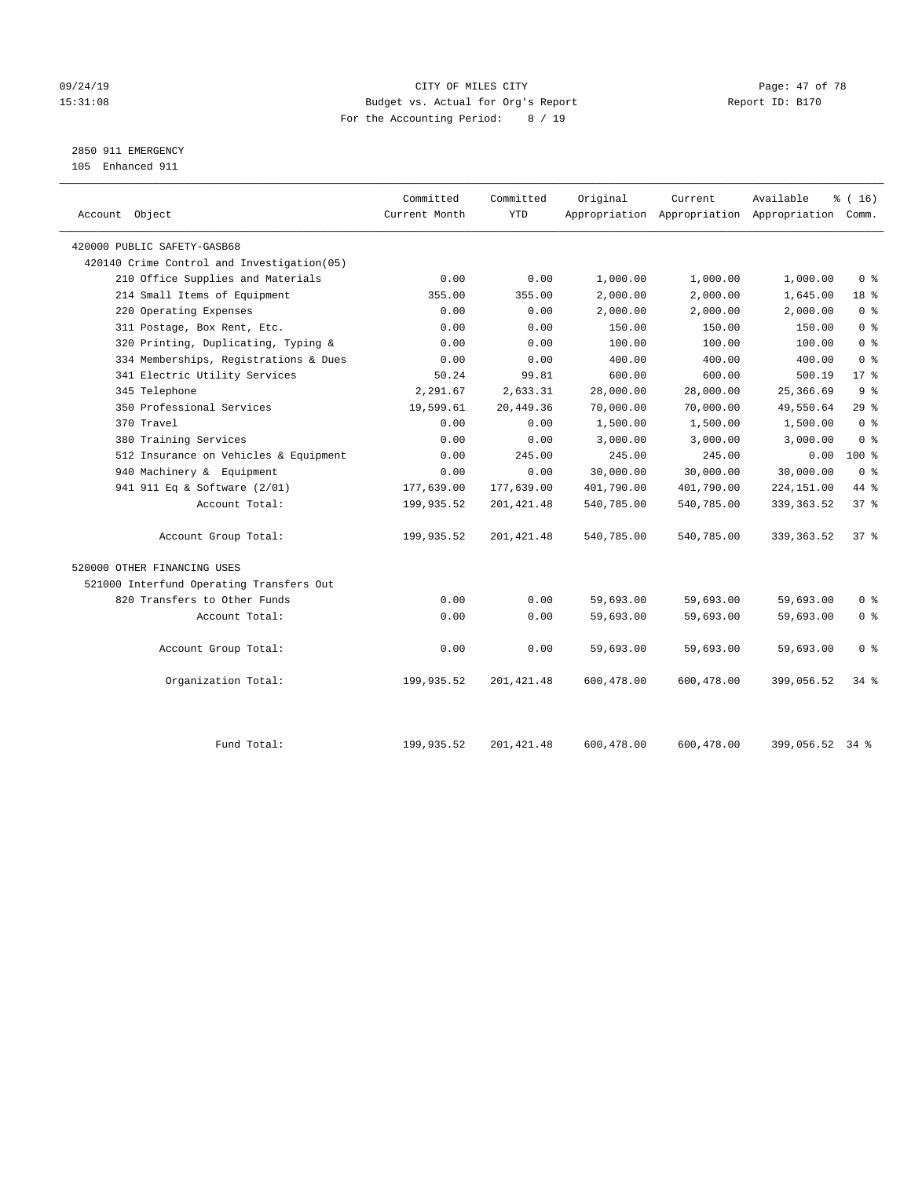CITY OF MILES CITY
Budget vs. Actual for Org's Report
For the Accounting Period: 8 / 19

09/24/19
15:31:08

Report ID: B170

## 2850 911 EMERGENCY

105 Enhanced 911

| Account Object | Committed Current Month | Committed YTD | Original Appropriation | Current Appropriation | Available Appropriation | % ( 16) Comm. |
|---|---|---|---|---|---|---|
| 420000 PUBLIC SAFETY-GASB68 | | | | | | |
| 420140 Crime Control and Investigation(05) | | | | | | |
| 210 Office Supplies and Materials | 0.00 | 0.00 | 1,000.00 | 1,000.00 | 1,000.00 | 0 % |
| 214 Small Items of Equipment | 355.00 | 355.00 | 2,000.00 | 2,000.00 | 1,645.00 | 18 % |
| 220 Operating Expenses | 0.00 | 0.00 | 2,000.00 | 2,000.00 | 2,000.00 | 0 % |
| 311 Postage, Box Rent, Etc. | 0.00 | 0.00 | 150.00 | 150.00 | 150.00 | 0 % |
| 320 Printing, Duplicating, Typing & | 0.00 | 0.00 | 100.00 | 100.00 | 100.00 | 0 % |
| 334 Memberships, Registrations & Dues | 0.00 | 0.00 | 400.00 | 400.00 | 400.00 | 0 % |
| 341 Electric Utility Services | 50.24 | 99.81 | 600.00 | 600.00 | 500.19 | 17 % |
| 345 Telephone | 2,291.67 | 2,633.31 | 28,000.00 | 28,000.00 | 25,366.69 | 9 % |
| 350 Professional Services | 19,599.61 | 20,449.36 | 70,000.00 | 70,000.00 | 49,550.64 | 29 % |
| 370 Travel | 0.00 | 0.00 | 1,500.00 | 1,500.00 | 1,500.00 | 0 % |
| 380 Training Services | 0.00 | 0.00 | 3,000.00 | 3,000.00 | 3,000.00 | 0 % |
| 512 Insurance on Vehicles & Equipment | 0.00 | 245.00 | 245.00 | 245.00 | 0.00 | 100 % |
| 940 Machinery & Equipment | 0.00 | 0.00 | 30,000.00 | 30,000.00 | 30,000.00 | 0 % |
| 941 911 Eq & Software (2/01) | 177,639.00 | 177,639.00 | 401,790.00 | 401,790.00 | 224,151.00 | 44 % |
| Account Total: | 199,935.52 | 201,421.48 | 540,785.00 | 540,785.00 | 339,363.52 | 37 % |
| Account Group Total: | 199,935.52 | 201,421.48 | 540,785.00 | 540,785.00 | 339,363.52 | 37 % |
| 520000 OTHER FINANCING USES | | | | | | |
| 521000 Interfund Operating Transfers Out | | | | | | |
| 820 Transfers to Other Funds | 0.00 | 0.00 | 59,693.00 | 59,693.00 | 59,693.00 | 0 % |
| Account Total: | 0.00 | 0.00 | 59,693.00 | 59,693.00 | 59,693.00 | 0 % |
| Account Group Total: | 0.00 | 0.00 | 59,693.00 | 59,693.00 | 59,693.00 | 0 % |
| Organization Total: | 199,935.52 | 201,421.48 | 600,478.00 | 600,478.00 | 399,056.52 | 34 % |
| Fund Total: | 199,935.52 | 201,421.48 | 600,478.00 | 600,478.00 | 399,056.52 | 34 % |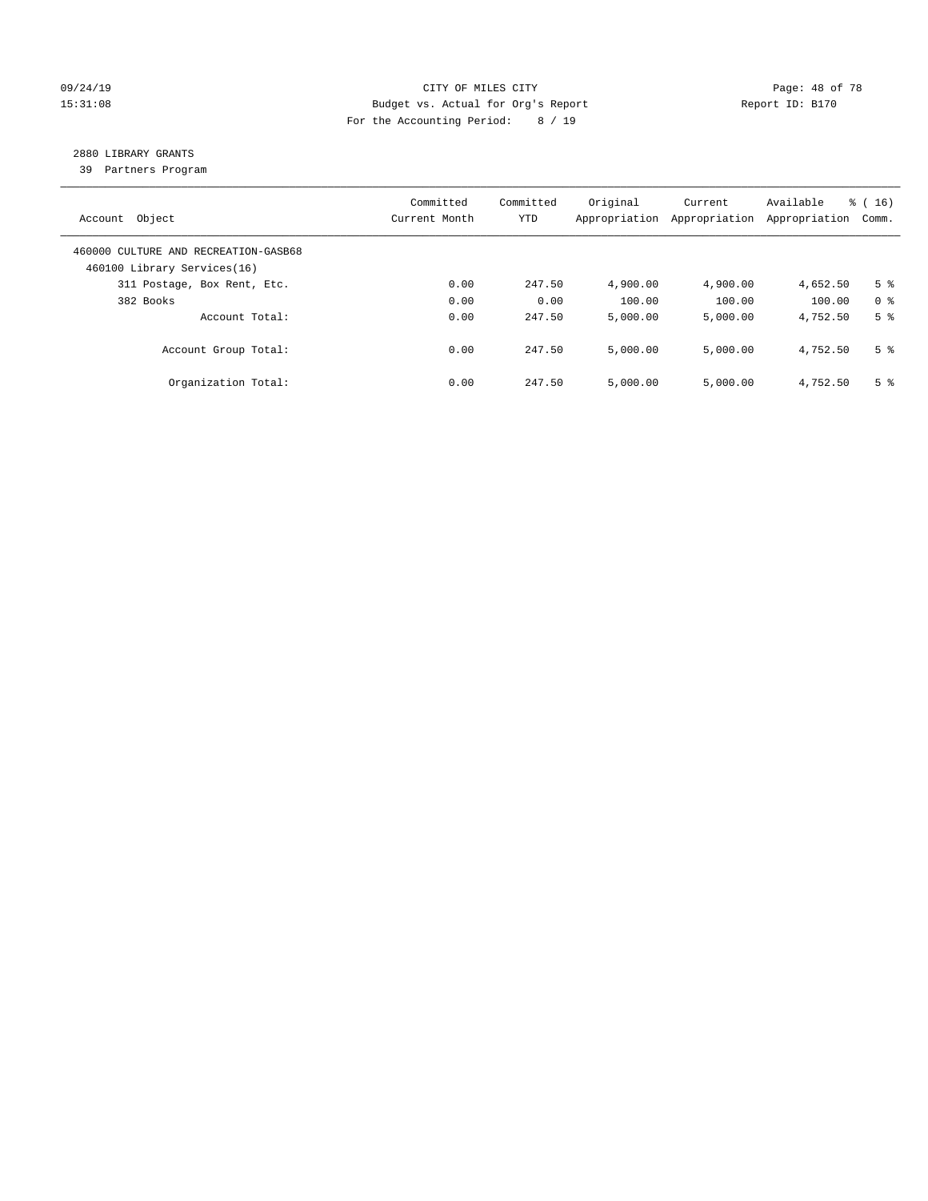CITY OF MILES CITY
Budget vs. Actual for Org's Report
For the Accounting Period: 8 / 19

09/24/19
15:31:08

Report ID: B170

## 2880 LIBRARY GRANTS

39 Partners Program

| Account Object | Committed Current Month | Committed YTD | Original Appropriation | Current Appropriation | Available Appropriation | % ( 16) Comm. |
|---|---|---|---|---|---|---|
| 460000 CULTURE AND RECREATION-GASB68 | | | | | | |
| 460100 Library Services(16) | | | | | | |
| 311 Postage, Box Rent, Etc. | 0.00 | 247.50 | 4,900.00 | 4,900.00 | 4,652.50 | 5 % |
| 382 Books | 0.00 | 0.00 | 100.00 | 100.00 | 100.00 | 0 % |
| Account Total: | 0.00 | 247.50 | 5,000.00 | 5,000.00 | 4,752.50 | 5 % |
| Account Group Total: | 0.00 | 247.50 | 5,000.00 | 5,000.00 | 4,752.50 | 5 % |
| Organization Total: | 0.00 | 247.50 | 5,000.00 | 5,000.00 | 4,752.50 | 5 % |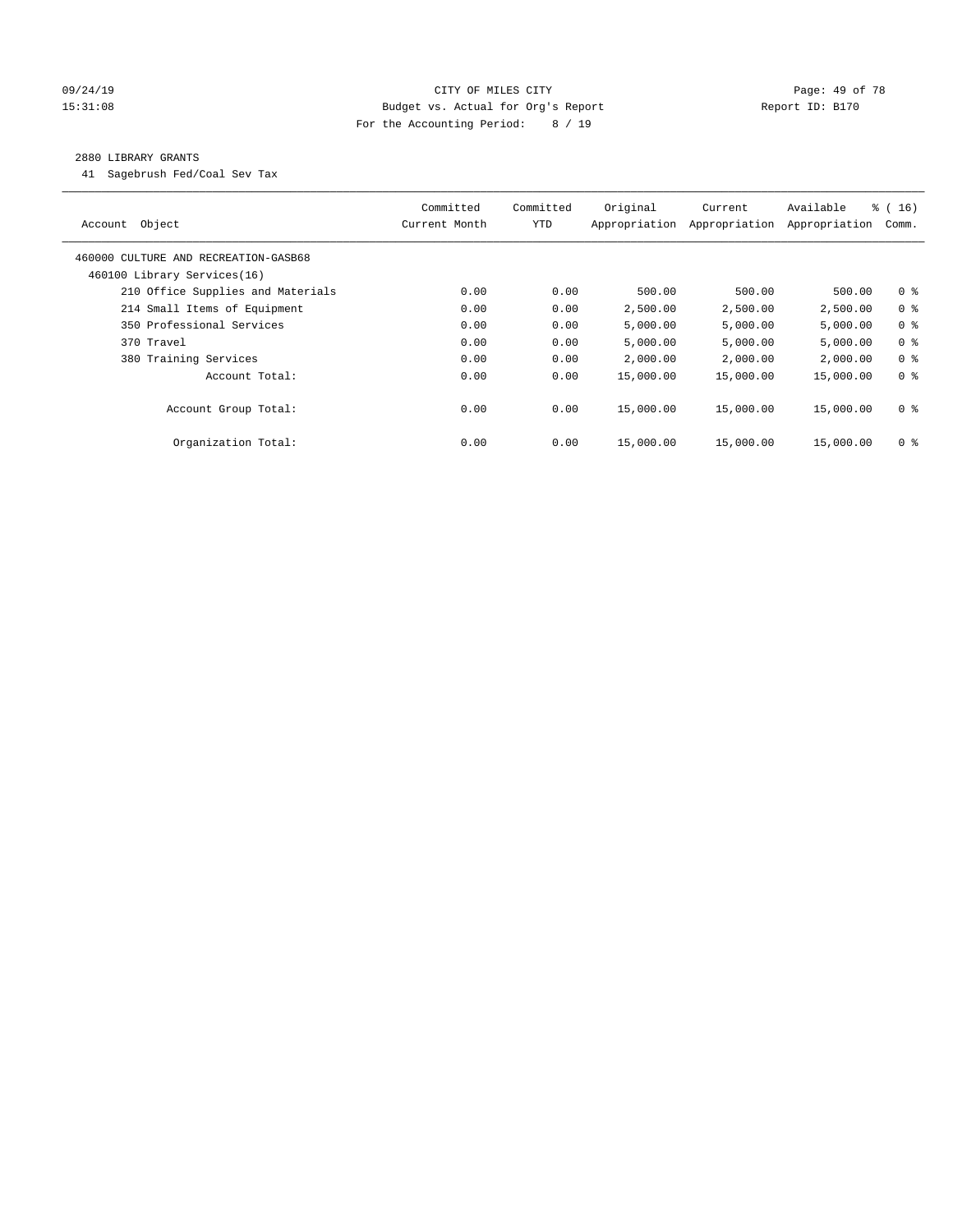## 2880 LIBRARY GRANTS

41 Sagebrush Fed/Coal Sev Tax

| Account Object | Committed Current Month | Committed YTD | Original Appropriation | Current Appropriation | Available Appropriation | % ( 16) Comm. |
|---|---|---|---|---|---|---|
| 460000 CULTURE AND RECREATION-GASB68 | | | | | | |
| 460100 Library Services(16) | | | | | | |
| 210 Office Supplies and Materials | 0.00 | 0.00 | 500.00 | 500.00 | 500.00 | 0 % |
| 214 Small Items of Equipment | 0.00 | 0.00 | 2,500.00 | 2,500.00 | 2,500.00 | 0 % |
| 350 Professional Services | 0.00 | 0.00 | 5,000.00 | 5,000.00 | 5,000.00 | 0 % |
| 370 Travel | 0.00 | 0.00 | 5,000.00 | 5,000.00 | 5,000.00 | 0 % |
| 380 Training Services | 0.00 | 0.00 | 2,000.00 | 2,000.00 | 2,000.00 | 0 % |
| Account Total: | 0.00 | 0.00 | 15,000.00 | 15,000.00 | 15,000.00 | 0 % |
| Account Group Total: | 0.00 | 0.00 | 15,000.00 | 15,000.00 | 15,000.00 | 0 % |
| Organization Total: | 0.00 | 0.00 | 15,000.00 | 15,000.00 | 15,000.00 | 0 % |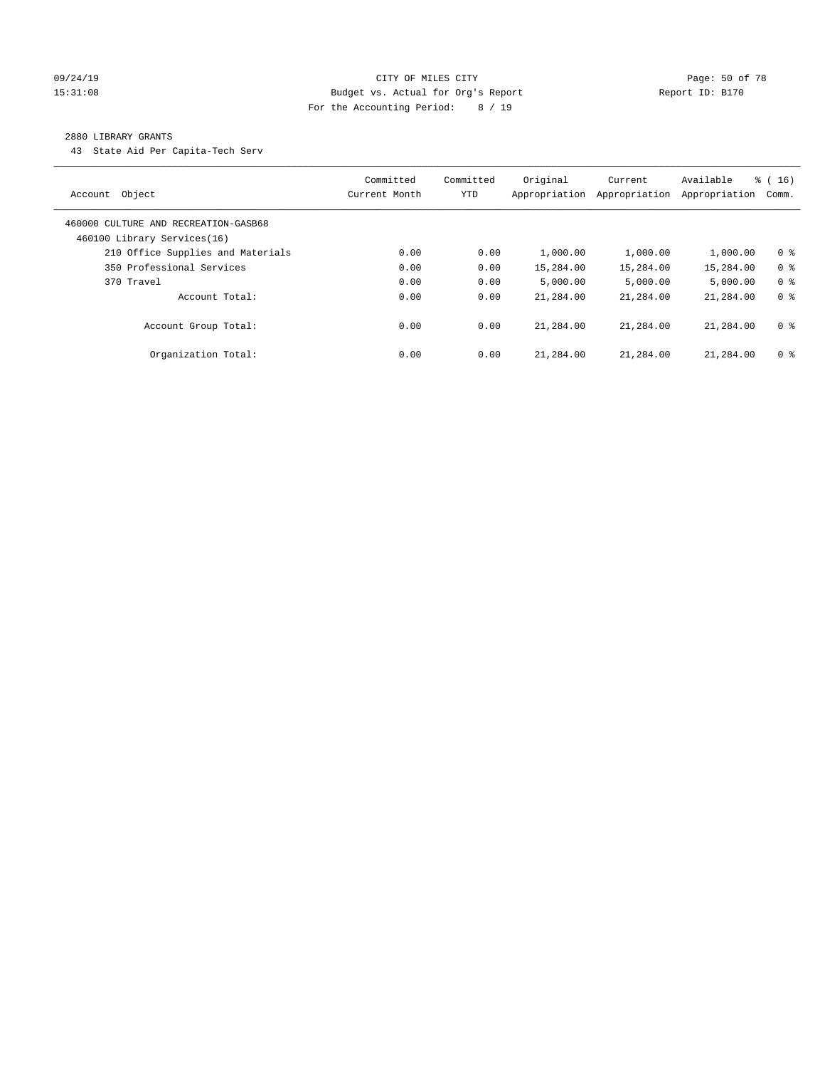CITY OF MILES CITY
Budget vs. Actual for Org's Report
For the Accounting Period: 8 / 19

09/24/19
15:31:08

Report ID: B170

2880 LIBRARY GRANTS

43 State Aid Per Capita-Tech Serv

| Account Object | Committed Current Month | Committed YTD | Original Appropriation | Current Appropriation | Available Appropriation | % ( 16) Comm. |
|---|---|---|---|---|---|---|
| 460000 CULTURE AND RECREATION-GASB68 | | | | | | |
| 460100 Library Services(16) | | | | | | |
| 210 Office Supplies and Materials | 0.00 | 0.00 | 1,000.00 | 1,000.00 | 1,000.00 | 0 % |
| 350 Professional Services | 0.00 | 0.00 | 15,284.00 | 15,284.00 | 15,284.00 | 0 % |
| 370 Travel | 0.00 | 0.00 | 5,000.00 | 5,000.00 | 5,000.00 | 0 % |
| Account Total: | 0.00 | 0.00 | 21,284.00 | 21,284.00 | 21,284.00 | 0 % |
| Account Group Total: | 0.00 | 0.00 | 21,284.00 | 21,284.00 | 21,284.00 | 0 % |
| Organization Total: | 0.00 | 0.00 | 21,284.00 | 21,284.00 | 21,284.00 | 0 % |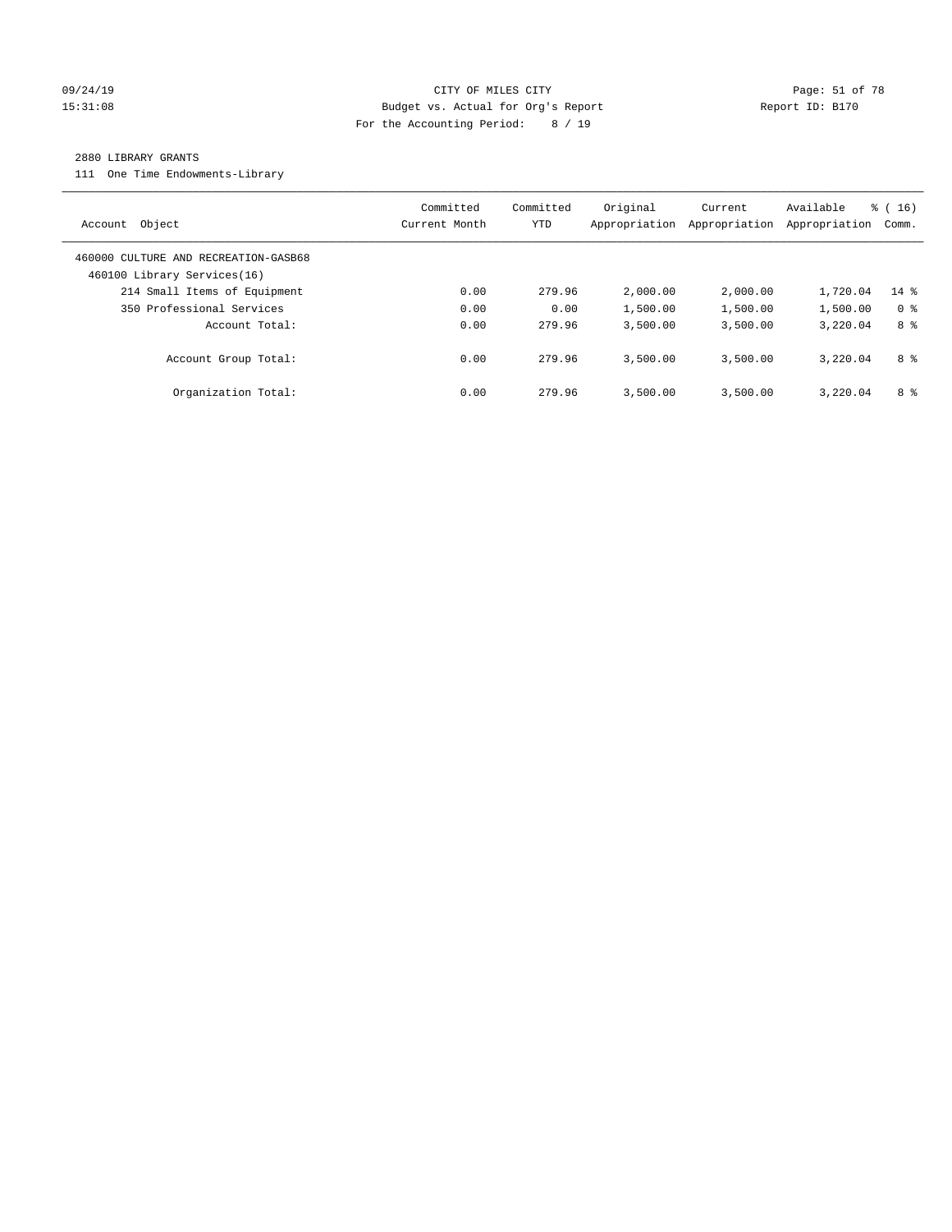CITY OF MILES CITY
Budget vs. Actual for Org's Report
For the Accounting Period: 8 / 19

2880 LIBRARY GRANTS

111 One Time Endowments-Library

| Account Object | Committed Current Month | Committed YTD | Original Appropriation | Current Appropriation | Available Appropriation | % ( 16) Comm. |
|---|---|---|---|---|---|---|
| 460000 CULTURE AND RECREATION-GASB68 | | | | | | |
| 460100 Library Services(16) | | | | | | |
| 214 Small Items of Equipment | 0.00 | 279.96 | 2,000.00 | 2,000.00 | 1,720.04 | 14 % |
| 350 Professional Services | 0.00 | 0.00 | 1,500.00 | 1,500.00 | 1,500.00 | 0 % |
| Account Total: | 0.00 | 279.96 | 3,500.00 | 3,500.00 | 3,220.04 | 8 % |
| Account Group Total: | 0.00 | 279.96 | 3,500.00 | 3,500.00 | 3,220.04 | 8 % |
| Organization Total: | 0.00 | 279.96 | 3,500.00 | 3,500.00 | 3,220.04 | 8 % |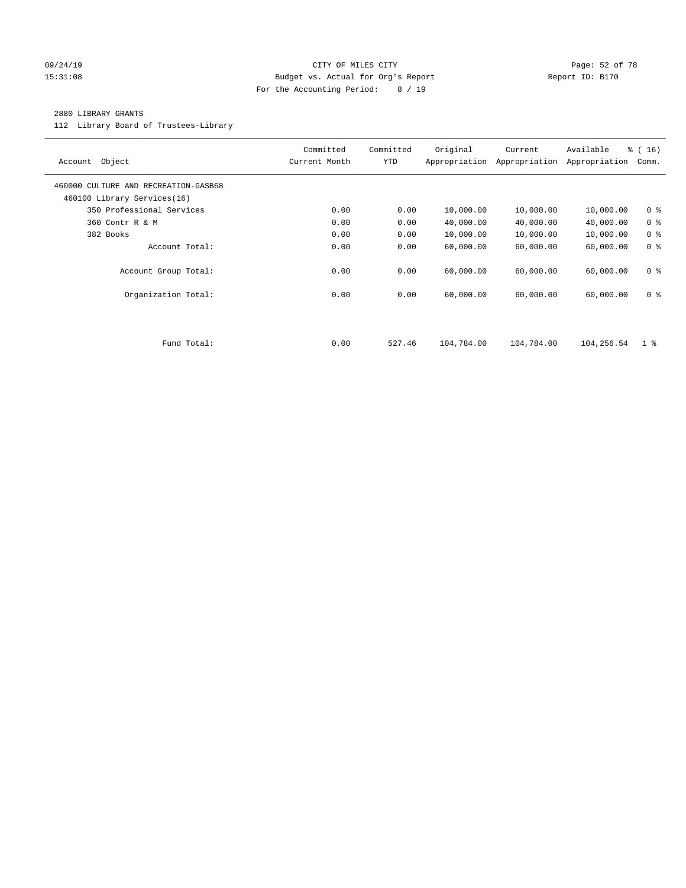CITY OF MILES CITY
Budget vs. Actual for Org's Report
For the Accounting Period: 8 / 19

2880 LIBRARY GRANTS

112 Library Board of Trustees-Library

| Account Object | Committed Current Month | Committed YTD | Original Appropriation | Current Appropriation | Available Appropriation | % ( 16) Comm. |
|---|---|---|---|---|---|---|
| 460000 CULTURE AND RECREATION-GASB68 | | | | | | |
| 460100 Library Services(16) | | | | | | |
| 350 Professional Services | 0.00 | 0.00 | 10,000.00 | 10,000.00 | 10,000.00 | 0 % |
| 360 Contr R & M | 0.00 | 0.00 | 40,000.00 | 40,000.00 | 40,000.00 | 0 % |
| 382 Books | 0.00 | 0.00 | 10,000.00 | 10,000.00 | 10,000.00 | 0 % |
| Account Total: | 0.00 | 0.00 | 60,000.00 | 60,000.00 | 60,000.00 | 0 % |
| Account Group Total: | 0.00 | 0.00 | 60,000.00 | 60,000.00 | 60,000.00 | 0 % |
| Organization Total: | 0.00 | 0.00 | 60,000.00 | 60,000.00 | 60,000.00 | 0 % |
| Fund Total: | 0.00 | 527.46 | 104,784.00 | 104,784.00 | 104,256.54 | 1 % |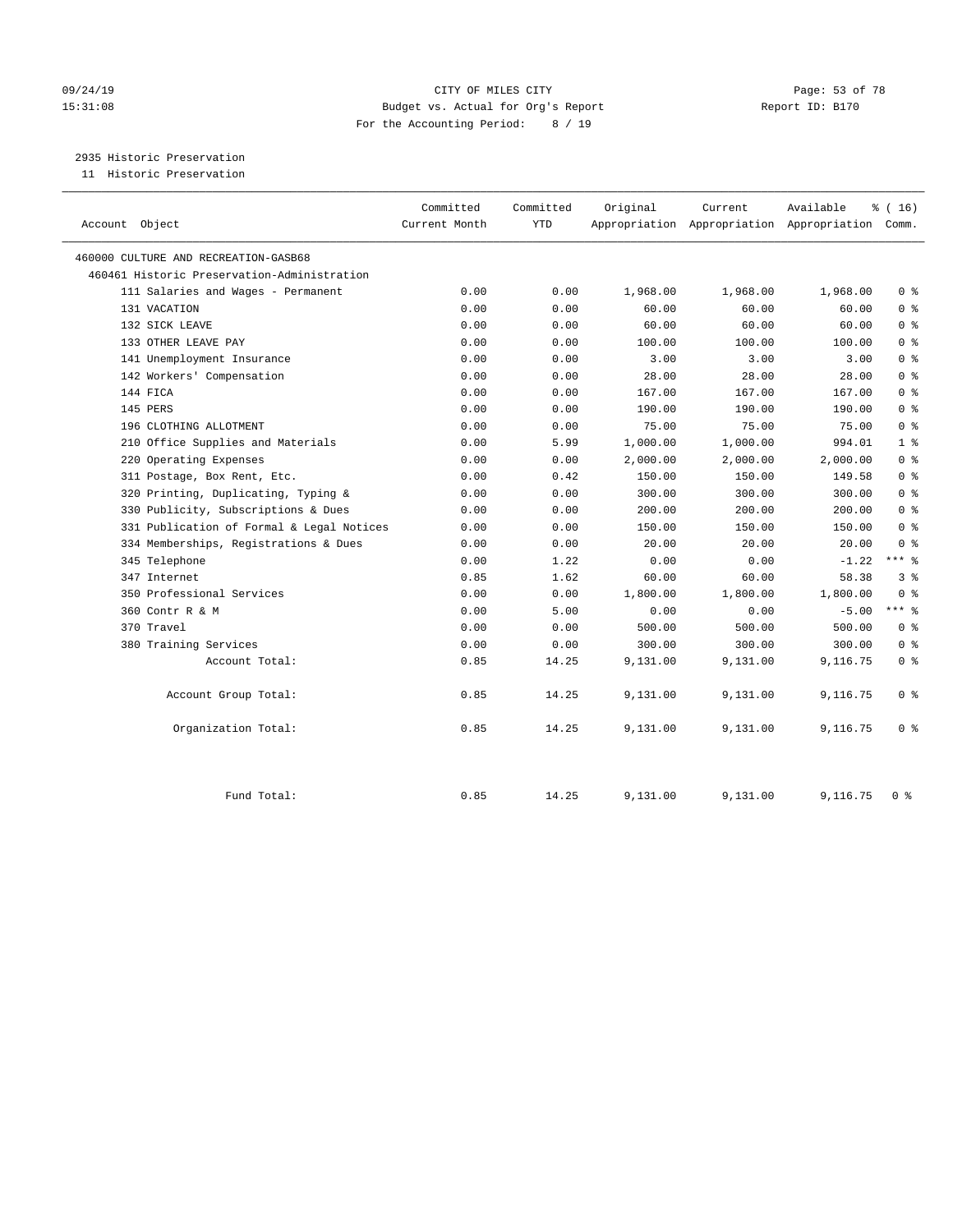CITY OF MILES CITY
Budget vs. Actual for Org's Report
For the Accounting Period: 8 / 19

09/24/19
15:31:08

Report ID: B170

## 2935 Historic Preservation

11 Historic Preservation

| Account Object | Committed Current Month | Committed YTD | Original Appropriation | Current Appropriation | Available Appropriation | % ( 16) Comm. |
|---|---|---|---|---|---|---|
| 460000 CULTURE AND RECREATION-GASB68 | | | | | | |
| 460461 Historic Preservation-Administration | | | | | | |
| 111 Salaries and Wages - Permanent | 0.00 | 0.00 | 1,968.00 | 1,968.00 | 1,968.00 | 0 % |
| 131 VACATION | 0.00 | 0.00 | 60.00 | 60.00 | 60.00 | 0 % |
| 132 SICK LEAVE | 0.00 | 0.00 | 60.00 | 60.00 | 60.00 | 0 % |
| 133 OTHER LEAVE PAY | 0.00 | 0.00 | 100.00 | 100.00 | 100.00 | 0 % |
| 141 Unemployment Insurance | 0.00 | 0.00 | 3.00 | 3.00 | 3.00 | 0 % |
| 142 Workers' Compensation | 0.00 | 0.00 | 28.00 | 28.00 | 28.00 | 0 % |
| 144 FICA | 0.00 | 0.00 | 167.00 | 167.00 | 167.00 | 0 % |
| 145 PERS | 0.00 | 0.00 | 190.00 | 190.00 | 190.00 | 0 % |
| 196 CLOTHING ALLOTMENT | 0.00 | 0.00 | 75.00 | 75.00 | 75.00 | 0 % |
| 210 Office Supplies and Materials | 0.00 | 5.99 | 1,000.00 | 1,000.00 | 994.01 | 1 % |
| 220 Operating Expenses | 0.00 | 0.00 | 2,000.00 | 2,000.00 | 2,000.00 | 0 % |
| 311 Postage, Box Rent, Etc. | 0.00 | 0.42 | 150.00 | 150.00 | 149.58 | 0 % |
| 320 Printing, Duplicating, Typing & | 0.00 | 0.00 | 300.00 | 300.00 | 300.00 | 0 % |
| 330 Publicity, Subscriptions & Dues | 0.00 | 0.00 | 200.00 | 200.00 | 200.00 | 0 % |
| 331 Publication of Formal & Legal Notices | 0.00 | 0.00 | 150.00 | 150.00 | 150.00 | 0 % |
| 334 Memberships, Registrations & Dues | 0.00 | 0.00 | 20.00 | 20.00 | 20.00 | 0 % |
| 345 Telephone | 0.00 | 1.22 | 0.00 | 0.00 | -1.22 | *** % |
| 347 Internet | 0.85 | 1.62 | 60.00 | 60.00 | 58.38 | 3 % |
| 350 Professional Services | 0.00 | 0.00 | 1,800.00 | 1,800.00 | 1,800.00 | 0 % |
| 360 Contr R & M | 0.00 | 5.00 | 0.00 | 0.00 | -5.00 | *** % |
| 370 Travel | 0.00 | 0.00 | 500.00 | 500.00 | 500.00 | 0 % |
| 380 Training Services | 0.00 | 0.00 | 300.00 | 300.00 | 300.00 | 0 % |
| Account Total: | 0.85 | 14.25 | 9,131.00 | 9,131.00 | 9,116.75 | 0 % |
| Account Group Total: | 0.85 | 14.25 | 9,131.00 | 9,131.00 | 9,116.75 | 0 % |
| Organization Total: | 0.85 | 14.25 | 9,131.00 | 9,131.00 | 9,116.75 | 0 % |
| Fund Total: | 0.85 | 14.25 | 9,131.00 | 9,131.00 | 9,116.75 | 0 % |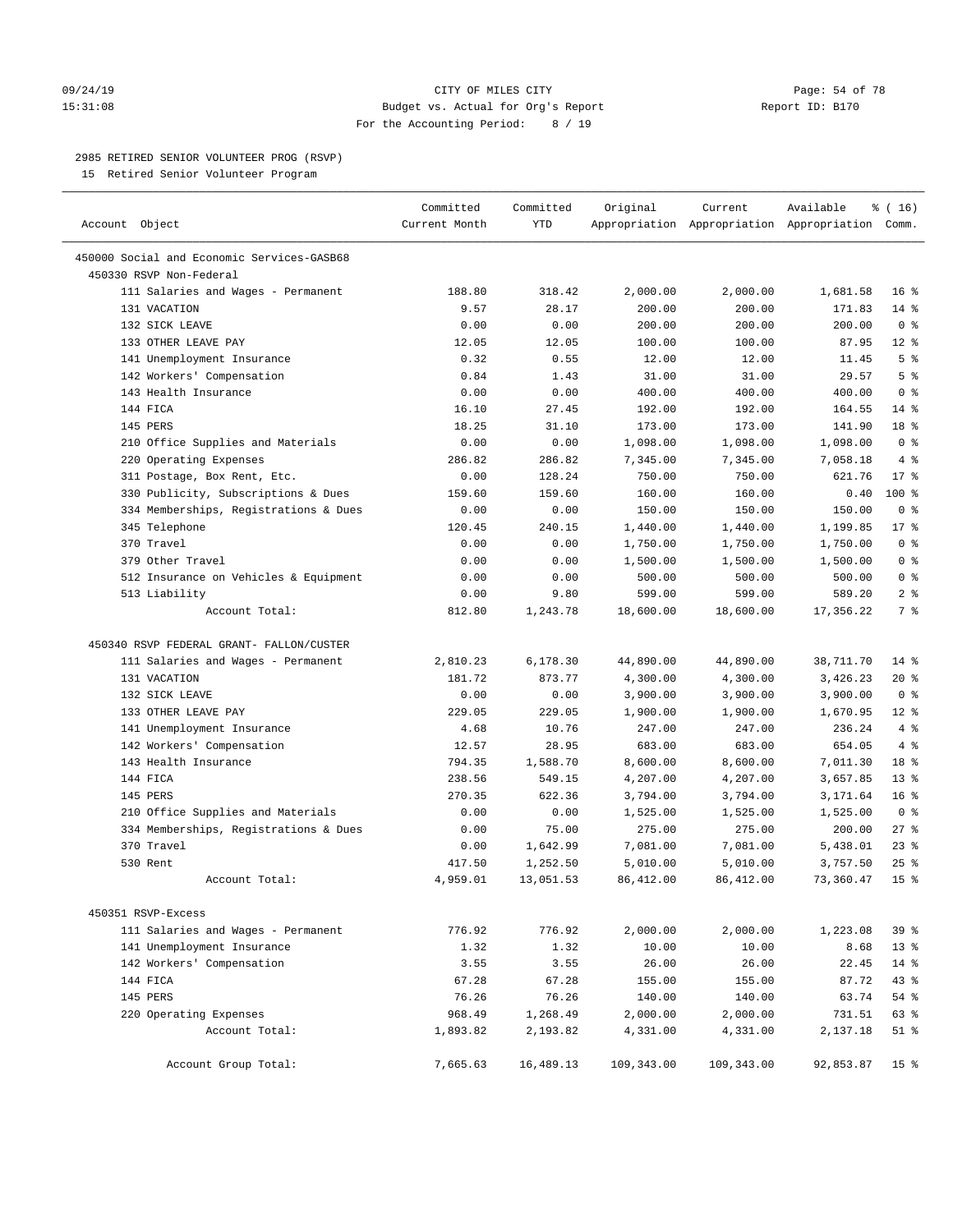## 2985 RETIRED SENIOR VOLUNTEER PROG (RSVP)

15 Retired Senior Volunteer Program

| Account Object | Committed Current Month | Committed YTD | Original Appropriation | Current Appropriation | Available Appropriation | % ( 16) Comm. |
|---|---|---|---|---|---|---|
| 450000 Social and Economic Services-GASB68 | | | | | | |
| 450330 RSVP Non-Federal | | | | | | |
| 111 Salaries and Wages - Permanent | 188.80 | 318.42 | 2,000.00 | 2,000.00 | 1,681.58 | 16 % |
| 131 VACATION | 9.57 | 28.17 | 200.00 | 200.00 | 171.83 | 14 % |
| 132 SICK LEAVE | 0.00 | 0.00 | 200.00 | 200.00 | 200.00 | 0 % |
| 133 OTHER LEAVE PAY | 12.05 | 12.05 | 100.00 | 100.00 | 87.95 | 12 % |
| 141 Unemployment Insurance | 0.32 | 0.55 | 12.00 | 12.00 | 11.45 | 5 % |
| 142 Workers' Compensation | 0.84 | 1.43 | 31.00 | 31.00 | 29.57 | 5 % |
| 143 Health Insurance | 0.00 | 0.00 | 400.00 | 400.00 | 400.00 | 0 % |
| 144 FICA | 16.10 | 27.45 | 192.00 | 192.00 | 164.55 | 14 % |
| 145 PERS | 18.25 | 31.10 | 173.00 | 173.00 | 141.90 | 18 % |
| 210 Office Supplies and Materials | 0.00 | 0.00 | 1,098.00 | 1,098.00 | 1,098.00 | 0 % |
| 220 Operating Expenses | 286.82 | 286.82 | 7,345.00 | 7,345.00 | 7,058.18 | 4 % |
| 311 Postage, Box Rent, Etc. | 0.00 | 128.24 | 750.00 | 750.00 | 621.76 | 17 % |
| 330 Publicity, Subscriptions & Dues | 159.60 | 159.60 | 160.00 | 160.00 | 0.40 | 100 % |
| 334 Memberships, Registrations & Dues | 0.00 | 0.00 | 150.00 | 150.00 | 150.00 | 0 % |
| 345 Telephone | 120.45 | 240.15 | 1,440.00 | 1,440.00 | 1,199.85 | 17 % |
| 370 Travel | 0.00 | 0.00 | 1,750.00 | 1,750.00 | 1,750.00 | 0 % |
| 379 Other Travel | 0.00 | 0.00 | 1,500.00 | 1,500.00 | 1,500.00 | 0 % |
| 512 Insurance on Vehicles & Equipment | 0.00 | 0.00 | 500.00 | 500.00 | 500.00 | 0 % |
| 513 Liability | 0.00 | 9.80 | 599.00 | 599.00 | 589.20 | 2 % |
| Account Total: | 812.80 | 1,243.78 | 18,600.00 | 18,600.00 | 17,356.22 | 7 % |
| 450340 RSVP FEDERAL GRANT- FALLON/CUSTER | | | | | | |
| 111 Salaries and Wages - Permanent | 2,810.23 | 6,178.30 | 44,890.00 | 44,890.00 | 38,711.70 | 14 % |
| 131 VACATION | 181.72 | 873.77 | 4,300.00 | 4,300.00 | 3,426.23 | 20 % |
| 132 SICK LEAVE | 0.00 | 0.00 | 3,900.00 | 3,900.00 | 3,900.00 | 0 % |
| 133 OTHER LEAVE PAY | 229.05 | 229.05 | 1,900.00 | 1,900.00 | 1,670.95 | 12 % |
| 141 Unemployment Insurance | 4.68 | 10.76 | 247.00 | 247.00 | 236.24 | 4 % |
| 142 Workers' Compensation | 12.57 | 28.95 | 683.00 | 683.00 | 654.05 | 4 % |
| 143 Health Insurance | 794.35 | 1,588.70 | 8,600.00 | 8,600.00 | 7,011.30 | 18 % |
| 144 FICA | 238.56 | 549.15 | 4,207.00 | 4,207.00 | 3,657.85 | 13 % |
| 145 PERS | 270.35 | 622.36 | 3,794.00 | 3,794.00 | 3,171.64 | 16 % |
| 210 Office Supplies and Materials | 0.00 | 0.00 | 1,525.00 | 1,525.00 | 1,525.00 | 0 % |
| 334 Memberships, Registrations & Dues | 0.00 | 75.00 | 275.00 | 275.00 | 200.00 | 27 % |
| 370 Travel | 0.00 | 1,642.99 | 7,081.00 | 7,081.00 | 5,438.01 | 23 % |
| 530 Rent | 417.50 | 1,252.50 | 5,010.00 | 5,010.00 | 3,757.50 | 25 % |
| Account Total: | 4,959.01 | 13,051.53 | 86,412.00 | 86,412.00 | 73,360.47 | 15 % |
| 450351 RSVP-Excess | | | | | | |
| 111 Salaries and Wages - Permanent | 776.92 | 776.92 | 2,000.00 | 2,000.00 | 1,223.08 | 39 % |
| 141 Unemployment Insurance | 1.32 | 1.32 | 10.00 | 10.00 | 8.68 | 13 % |
| 142 Workers' Compensation | 3.55 | 3.55 | 26.00 | 26.00 | 22.45 | 14 % |
| 144 FICA | 67.28 | 67.28 | 155.00 | 155.00 | 87.72 | 43 % |
| 145 PERS | 76.26 | 76.26 | 140.00 | 140.00 | 63.74 | 54 % |
| 220 Operating Expenses | 968.49 | 1,268.49 | 2,000.00 | 2,000.00 | 731.51 | 63 % |
| Account Total: | 1,893.82 | 2,193.82 | 4,331.00 | 4,331.00 | 2,137.18 | 51 % |
| Account Group Total: | 7,665.63 | 16,489.13 | 109,343.00 | 109,343.00 | 92,853.87 | 15 % |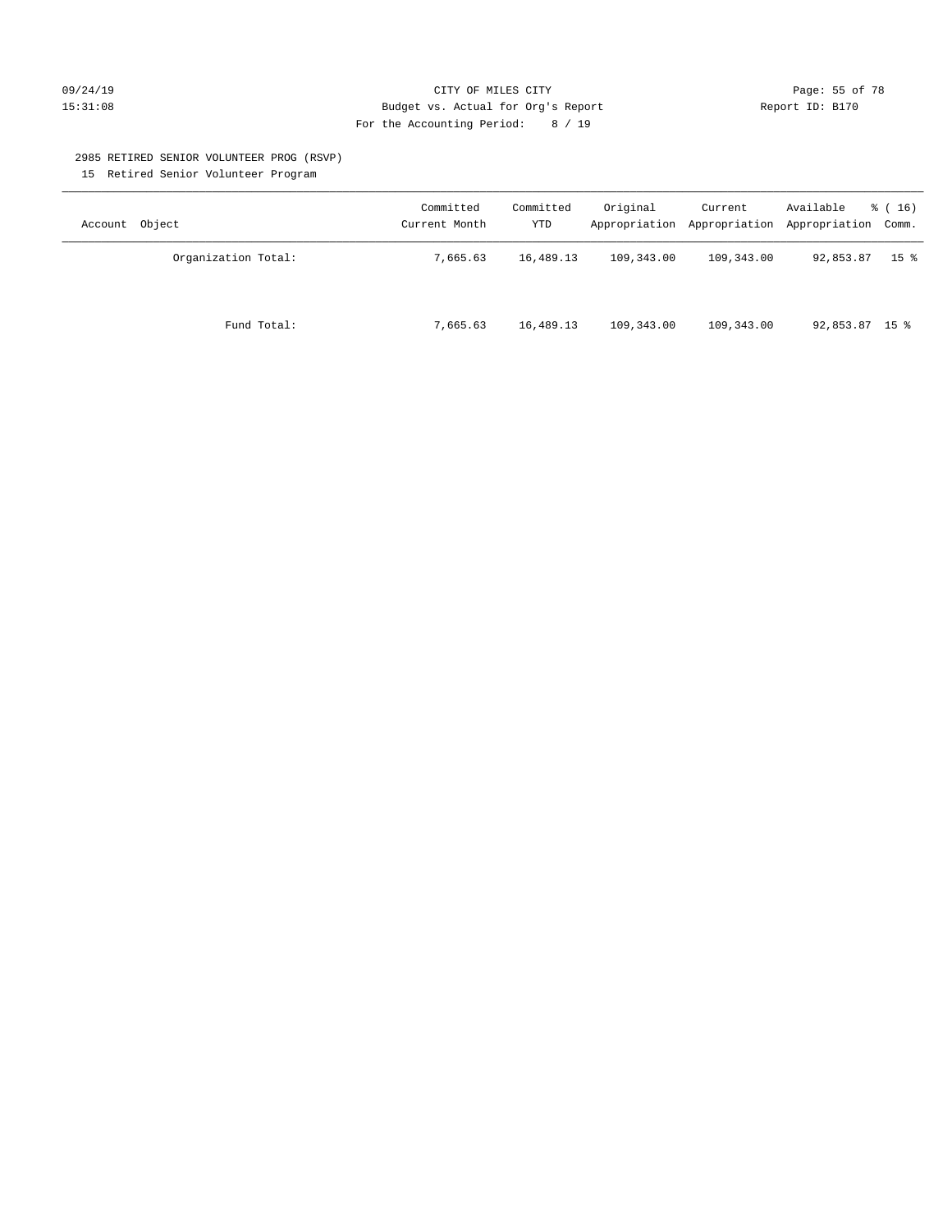CITY OF MILES CITY
Budget vs. Actual for Org's Report
For the Accounting Period: 8 / 19

09/24/19
15:31:08

Report ID: B170

2985 RETIRED SENIOR VOLUNTEER PROG (RSVP)
15 Retired Senior Volunteer Program

| Account Object | Committed Current Month | Committed YTD | Original Appropriation | Current Appropriation | Available Appropriation | % ( 16) Comm. |
|---|---|---|---|---|---|---|
| Organization Total: | 7,665.63 | 16,489.13 | 109,343.00 | 109,343.00 | 92,853.87 | 15 % |
| Fund Total: | 7,665.63 | 16,489.13 | 109,343.00 | 109,343.00 | 92,853.87 | 15 % |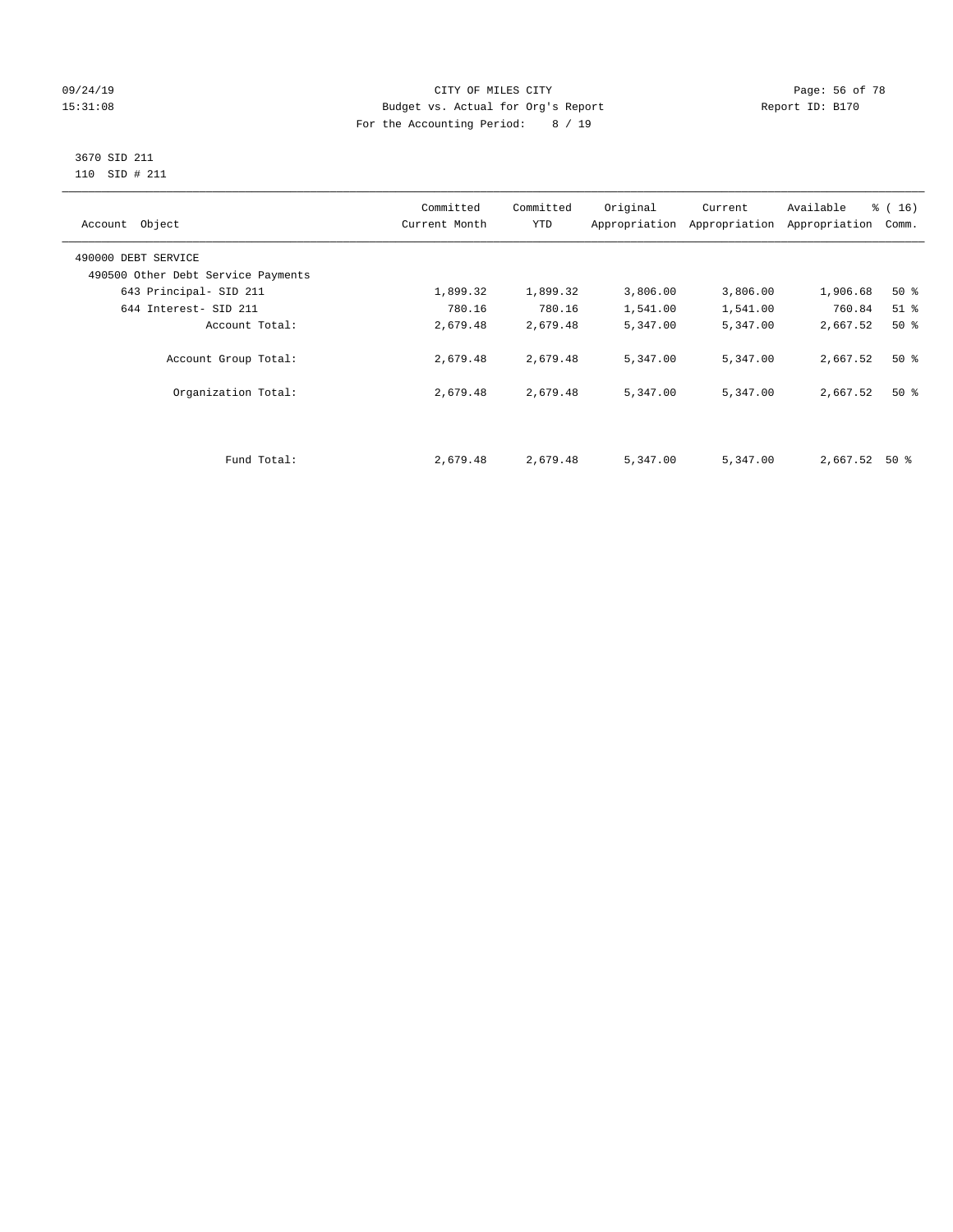CITY OF MILES CITY
Budget vs. Actual for Org's Report
For the Accounting Period: 8 / 19

09/24/19
15:31:08

Report ID: B170

3670 SID 211
110 SID # 211

| Account Object | Committed Current Month | Committed YTD | Original Appropriation | Current Appropriation | Available Appropriation | % ( 16) Comm. |
|---|---|---|---|---|---|---|
| 490000 DEBT SERVICE | | | | | | |
| 490500 Other Debt Service Payments | | | | | | |
| 643 Principal- SID 211 | 1,899.32 | 1,899.32 | 3,806.00 | 3,806.00 | 1,906.68 | 50 % |
| 644 Interest- SID 211 | 780.16 | 780.16 | 1,541.00 | 1,541.00 | 760.84 | 51 % |
| Account Total: | 2,679.48 | 2,679.48 | 5,347.00 | 5,347.00 | 2,667.52 | 50 % |
| Account Group Total: | 2,679.48 | 2,679.48 | 5,347.00 | 5,347.00 | 2,667.52 | 50 % |
| Organization Total: | 2,679.48 | 2,679.48 | 5,347.00 | 5,347.00 | 2,667.52 | 50 % |
| Fund Total: | 2,679.48 | 2,679.48 | 5,347.00 | 5,347.00 | 2,667.52 | 50 % |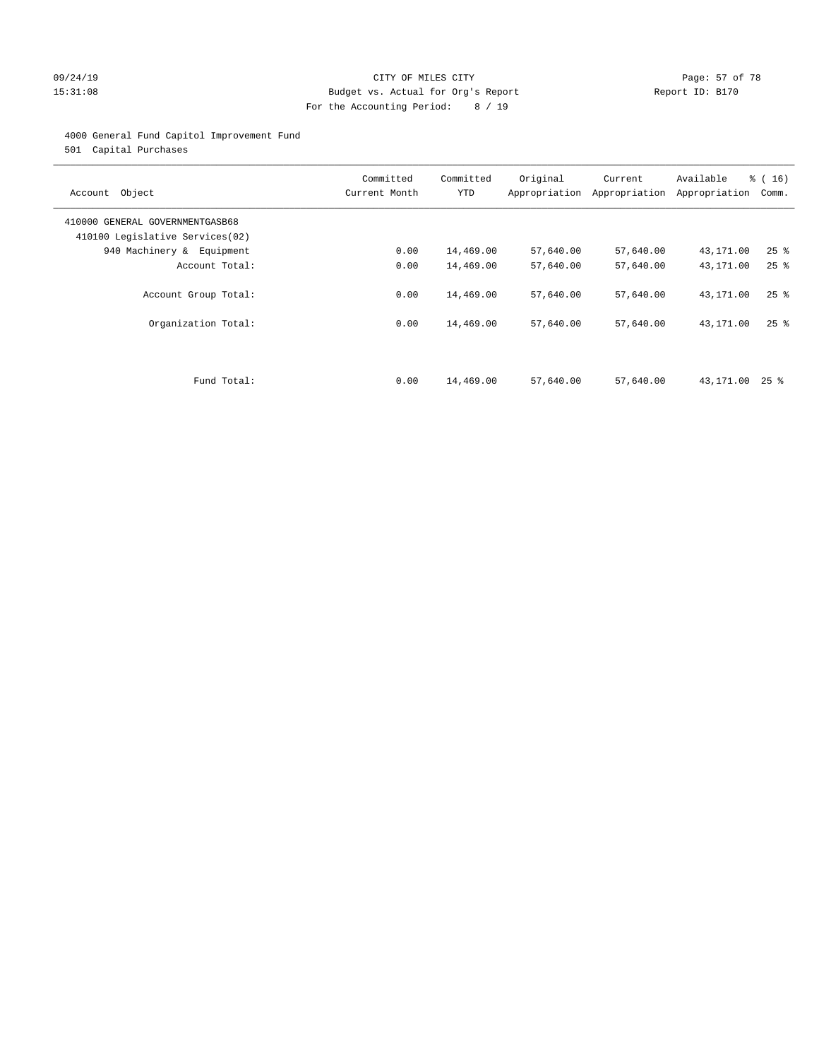09/24/19 CITY OF MILES CITY
15:31:08 Budget vs. Actual for Org's Report Report ID: B170
For the Accounting Period: 8 / 19

4000 General Fund Capitol Improvement Fund
501 Capital Purchases

| Account Object | Committed Current Month | Committed YTD | Original Appropriation | Current Appropriation | Available Appropriation | % ( 16) Comm. |
|---|---|---|---|---|---|---|
| 410000 GENERAL GOVERNMENTGASB68 | | | | | | |
| 410100 Legislative Services(02) | | | | | | |
| 940 Machinery & Equipment | 0.00 | 14,469.00 | 57,640.00 | 57,640.00 | 43,171.00 | 25 % |
| Account Total: | 0.00 | 14,469.00 | 57,640.00 | 57,640.00 | 43,171.00 | 25 % |
| Account Group Total: | 0.00 | 14,469.00 | 57,640.00 | 57,640.00 | 43,171.00 | 25 % |
| Organization Total: | 0.00 | 14,469.00 | 57,640.00 | 57,640.00 | 43,171.00 | 25 % |
| Fund Total: | 0.00 | 14,469.00 | 57,640.00 | 57,640.00 | 43,171.00 | 25 % |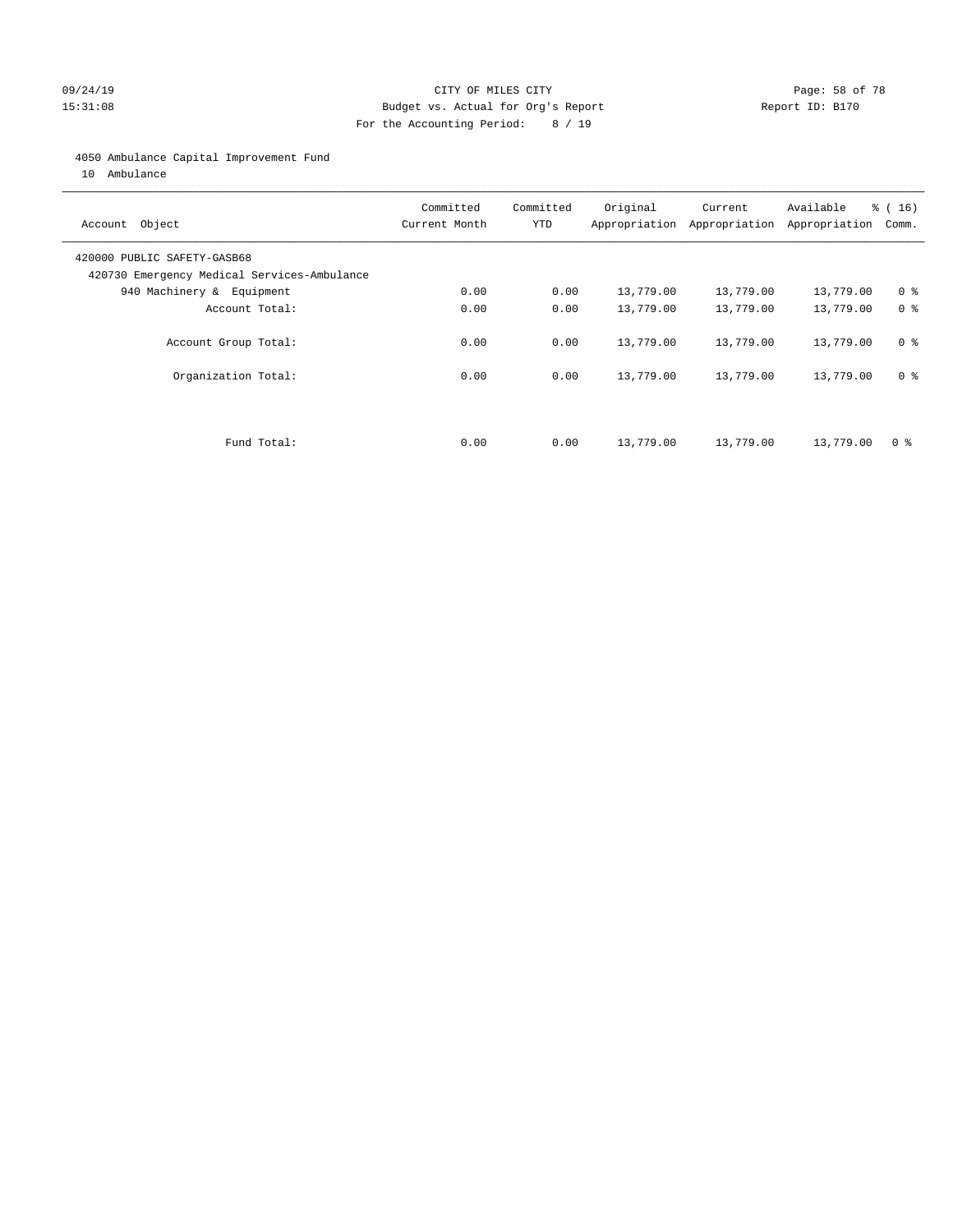CITY OF MILES CITY
Budget vs. Actual for Org's Report
For the Accounting Period: 8 / 19

09/24/19
15:31:08

Report ID: B170

4050 Ambulance Capital Improvement Fund
10 Ambulance

| Account Object | Committed Current Month | Committed YTD | Original Appropriation | Current Appropriation | Available Appropriation | % ( 16) Comm. |
|---|---|---|---|---|---|---|
| 420000 PUBLIC SAFETY-GASB68 | | | | | | |
| 420730 Emergency Medical Services-Ambulance | | | | | | |
| 940 Machinery & Equipment | 0.00 | 0.00 | 13,779.00 | 13,779.00 | 13,779.00 | 0 % |
| Account Total: | 0.00 | 0.00 | 13,779.00 | 13,779.00 | 13,779.00 | 0 % |
| Account Group Total: | 0.00 | 0.00 | 13,779.00 | 13,779.00 | 13,779.00 | 0 % |
| Organization Total: | 0.00 | 0.00 | 13,779.00 | 13,779.00 | 13,779.00 | 0 % |
| Fund Total: | 0.00 | 0.00 | 13,779.00 | 13,779.00 | 13,779.00 | 0 % |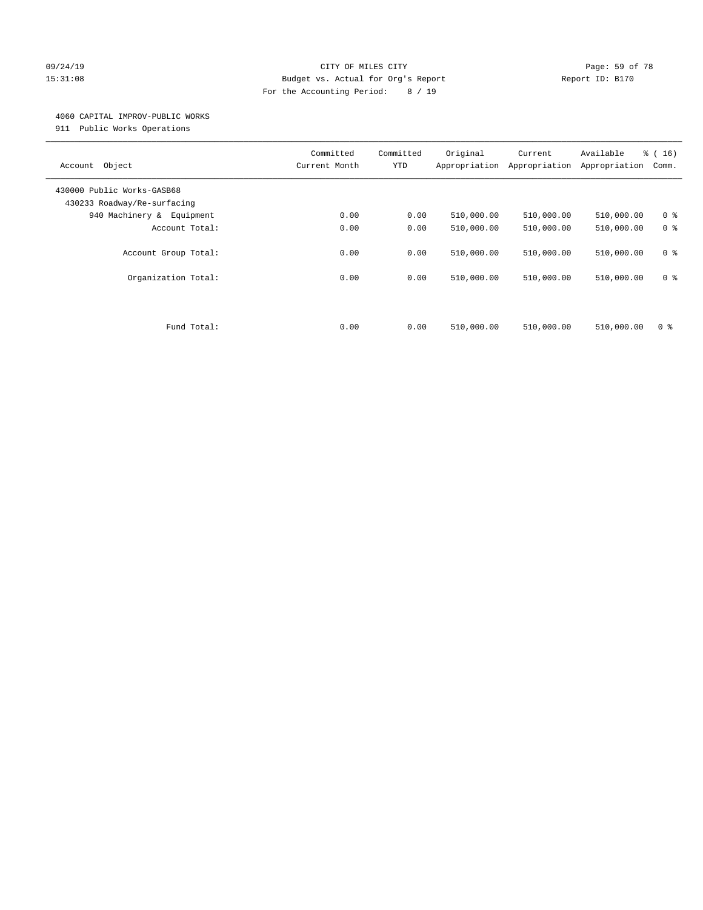CITY OF MILES CITY
Budget vs. Actual for Org's Report
For the Accounting Period: 8 / 19

09/24/19
15:31:08

Report ID: B170

4060 CAPITAL IMPROV-PUBLIC WORKS
911 Public Works Operations

| Account Object | Committed Current Month | Committed YTD | Original Appropriation | Current Appropriation | Available Appropriation | % ( 16) Comm. |
|---|---|---|---|---|---|---|
| 430000 Public Works-GASB68 | | | | | | |
| 430233 Roadway/Re-surfacing | | | | | | |
| 940 Machinery & Equipment | 0.00 | 0.00 | 510,000.00 | 510,000.00 | 510,000.00 | 0 % |
| Account Total: | 0.00 | 0.00 | 510,000.00 | 510,000.00 | 510,000.00 | 0 % |
| Account Group Total: | 0.00 | 0.00 | 510,000.00 | 510,000.00 | 510,000.00 | 0 % |
| Organization Total: | 0.00 | 0.00 | 510,000.00 | 510,000.00 | 510,000.00 | 0 % |
| Fund Total: | 0.00 | 0.00 | 510,000.00 | 510,000.00 | 510,000.00 | 0 % |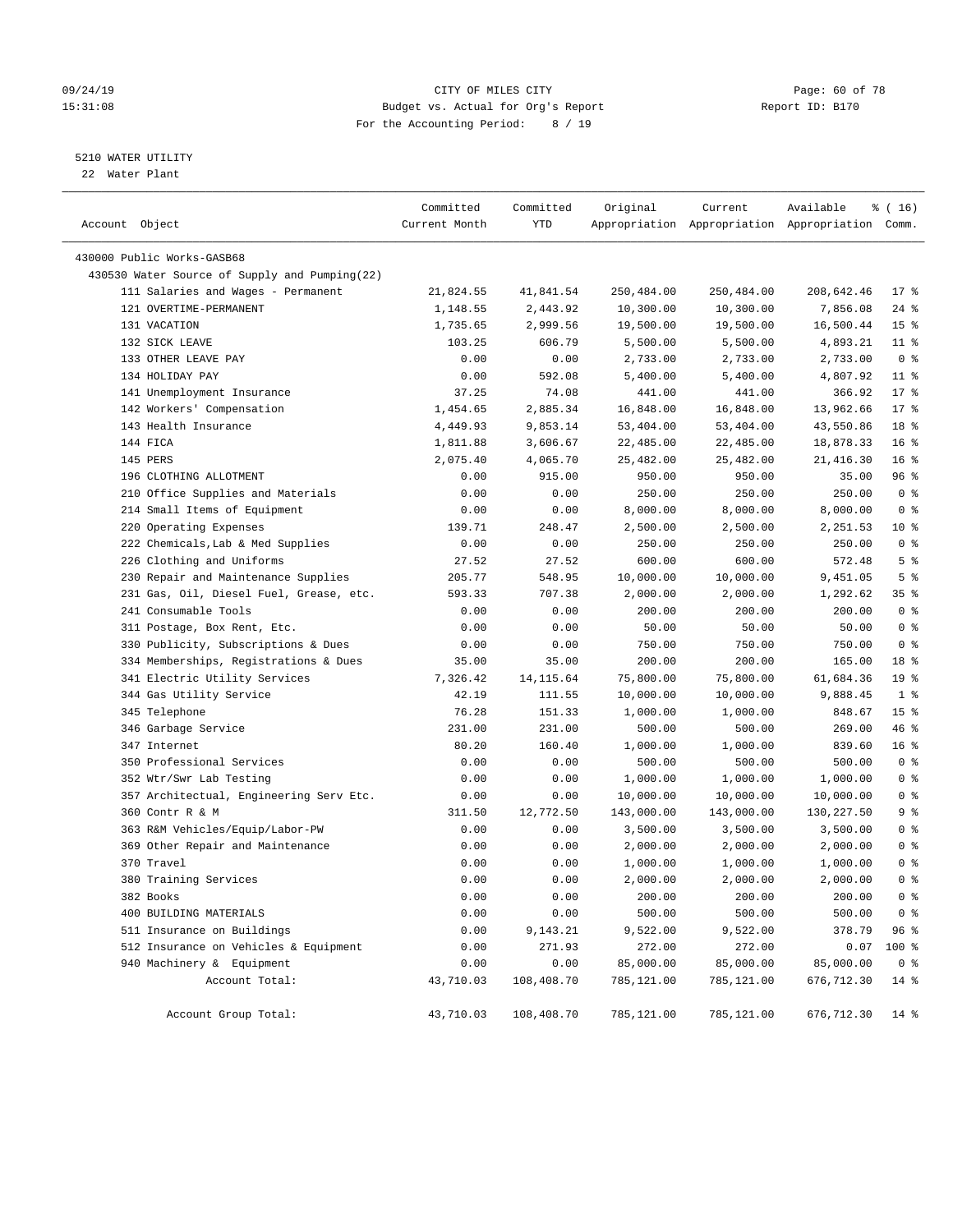CITY OF MILES CITY
Budget vs. Actual for Org's Report
For the Accounting Period: 8 / 19

09/24/19
15:31:08

Report ID: B170

5210 WATER UTILITY
22 Water Plant

| Account Object | Committed Current Month | Committed YTD | Original Appropriation | Current Appropriation | Available Appropriation | % ( 16) Comm. |
|---|---|---|---|---|---|---|
| 430000 Public Works-GASB68 | | | | | | |
| 430530 Water Source of Supply and Pumping(22) | | | | | | |
| 111 Salaries and Wages - Permanent | 21,824.55 | 41,841.54 | 250,484.00 | 250,484.00 | 208,642.46 | 17 % |
| 121 OVERTIME-PERMANENT | 1,148.55 | 2,443.92 | 10,300.00 | 10,300.00 | 7,856.08 | 24 % |
| 131 VACATION | 1,735.65 | 2,999.56 | 19,500.00 | 19,500.00 | 16,500.44 | 15 % |
| 132 SICK LEAVE | 103.25 | 606.79 | 5,500.00 | 5,500.00 | 4,893.21 | 11 % |
| 133 OTHER LEAVE PAY | 0.00 | 0.00 | 2,733.00 | 2,733.00 | 2,733.00 | 0 % |
| 134 HOLIDAY PAY | 0.00 | 592.08 | 5,400.00 | 5,400.00 | 4,807.92 | 11 % |
| 141 Unemployment Insurance | 37.25 | 74.08 | 441.00 | 441.00 | 366.92 | 17 % |
| 142 Workers' Compensation | 1,454.65 | 2,885.34 | 16,848.00 | 16,848.00 | 13,962.66 | 17 % |
| 143 Health Insurance | 4,449.93 | 9,853.14 | 53,404.00 | 53,404.00 | 43,550.86 | 18 % |
| 144 FICA | 1,811.88 | 3,606.67 | 22,485.00 | 22,485.00 | 18,878.33 | 16 % |
| 145 PERS | 2,075.40 | 4,065.70 | 25,482.00 | 25,482.00 | 21,416.30 | 16 % |
| 196 CLOTHING ALLOTMENT | 0.00 | 915.00 | 950.00 | 950.00 | 35.00 | 96 % |
| 210 Office Supplies and Materials | 0.00 | 0.00 | 250.00 | 250.00 | 250.00 | 0 % |
| 214 Small Items of Equipment | 0.00 | 0.00 | 8,000.00 | 8,000.00 | 8,000.00 | 0 % |
| 220 Operating Expenses | 139.71 | 248.47 | 2,500.00 | 2,500.00 | 2,251.53 | 10 % |
| 222 Chemicals,Lab & Med Supplies | 0.00 | 0.00 | 250.00 | 250.00 | 250.00 | 0 % |
| 226 Clothing and Uniforms | 27.52 | 27.52 | 600.00 | 600.00 | 572.48 | 5 % |
| 230 Repair and Maintenance Supplies | 205.77 | 548.95 | 10,000.00 | 10,000.00 | 9,451.05 | 5 % |
| 231 Gas, Oil, Diesel Fuel, Grease, etc. | 593.33 | 707.38 | 2,000.00 | 2,000.00 | 1,292.62 | 35 % |
| 241 Consumable Tools | 0.00 | 0.00 | 200.00 | 200.00 | 200.00 | 0 % |
| 311 Postage, Box Rent, Etc. | 0.00 | 0.00 | 50.00 | 50.00 | 50.00 | 0 % |
| 330 Publicity, Subscriptions & Dues | 0.00 | 0.00 | 750.00 | 750.00 | 750.00 | 0 % |
| 334 Memberships, Registrations & Dues | 35.00 | 35.00 | 200.00 | 200.00 | 165.00 | 18 % |
| 341 Electric Utility Services | 7,326.42 | 14,115.64 | 75,800.00 | 75,800.00 | 61,684.36 | 19 % |
| 344 Gas Utility Service | 42.19 | 111.55 | 10,000.00 | 10,000.00 | 9,888.45 | 1 % |
| 345 Telephone | 76.28 | 151.33 | 1,000.00 | 1,000.00 | 848.67 | 15 % |
| 346 Garbage Service | 231.00 | 231.00 | 500.00 | 500.00 | 269.00 | 46 % |
| 347 Internet | 80.20 | 160.40 | 1,000.00 | 1,000.00 | 839.60 | 16 % |
| 350 Professional Services | 0.00 | 0.00 | 500.00 | 500.00 | 500.00 | 0 % |
| 352 Wtr/Swr Lab Testing | 0.00 | 0.00 | 1,000.00 | 1,000.00 | 1,000.00 | 0 % |
| 357 Architectual, Engineering Serv Etc. | 0.00 | 0.00 | 10,000.00 | 10,000.00 | 10,000.00 | 0 % |
| 360 Contr R & M | 311.50 | 12,772.50 | 143,000.00 | 143,000.00 | 130,227.50 | 9 % |
| 363 R&M Vehicles/Equip/Labor-PW | 0.00 | 0.00 | 3,500.00 | 3,500.00 | 3,500.00 | 0 % |
| 369 Other Repair and Maintenance | 0.00 | 0.00 | 2,000.00 | 2,000.00 | 2,000.00 | 0 % |
| 370 Travel | 0.00 | 0.00 | 1,000.00 | 1,000.00 | 1,000.00 | 0 % |
| 380 Training Services | 0.00 | 0.00 | 2,000.00 | 2,000.00 | 2,000.00 | 0 % |
| 382 Books | 0.00 | 0.00 | 200.00 | 200.00 | 200.00 | 0 % |
| 400 BUILDING MATERIALS | 0.00 | 0.00 | 500.00 | 500.00 | 500.00 | 0 % |
| 511 Insurance on Buildings | 0.00 | 9,143.21 | 9,522.00 | 9,522.00 | 378.79 | 96 % |
| 512 Insurance on Vehicles & Equipment | 0.00 | 271.93 | 272.00 | 272.00 | 0.07 | 100 % |
| 940 Machinery & Equipment | 0.00 | 0.00 | 85,000.00 | 85,000.00 | 85,000.00 | 0 % |
| Account Total: | 43,710.03 | 108,408.70 | 785,121.00 | 785,121.00 | 676,712.30 | 14 % |
| Account Group Total: | 43,710.03 | 108,408.70 | 785,121.00 | 785,121.00 | 676,712.30 | 14 % |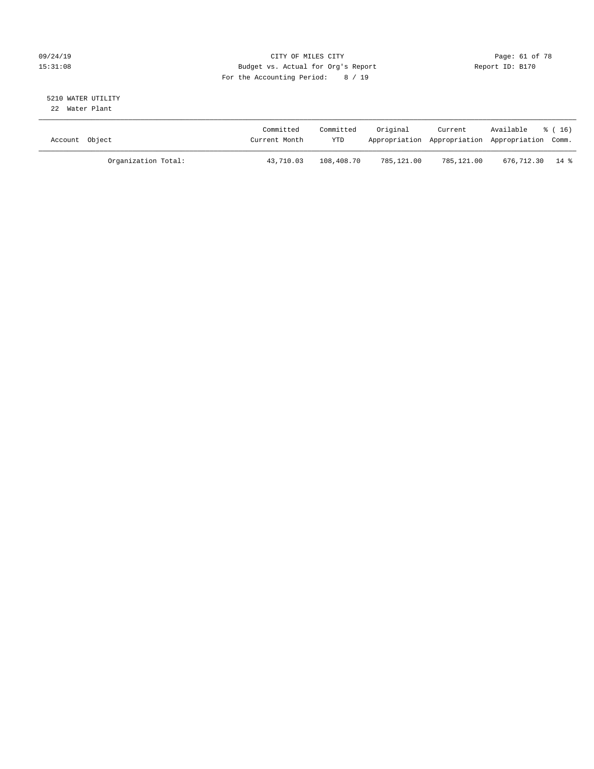CITY OF MILES CITY
Budget vs. Actual for Org's Report
For the Accounting Period: 8 / 19

5210 WATER UTILITY
22 Water Plant

| Account Object | Committed Current Month | Committed YTD | Original Appropriation | Current Appropriation | Available Appropriation | % ( 16) Comm. |
|---|---|---|---|---|---|---|
| Organization Total: | 43,710.03 | 108,408.70 | 785,121.00 | 785,121.00 | 676,712.30 | 14 % |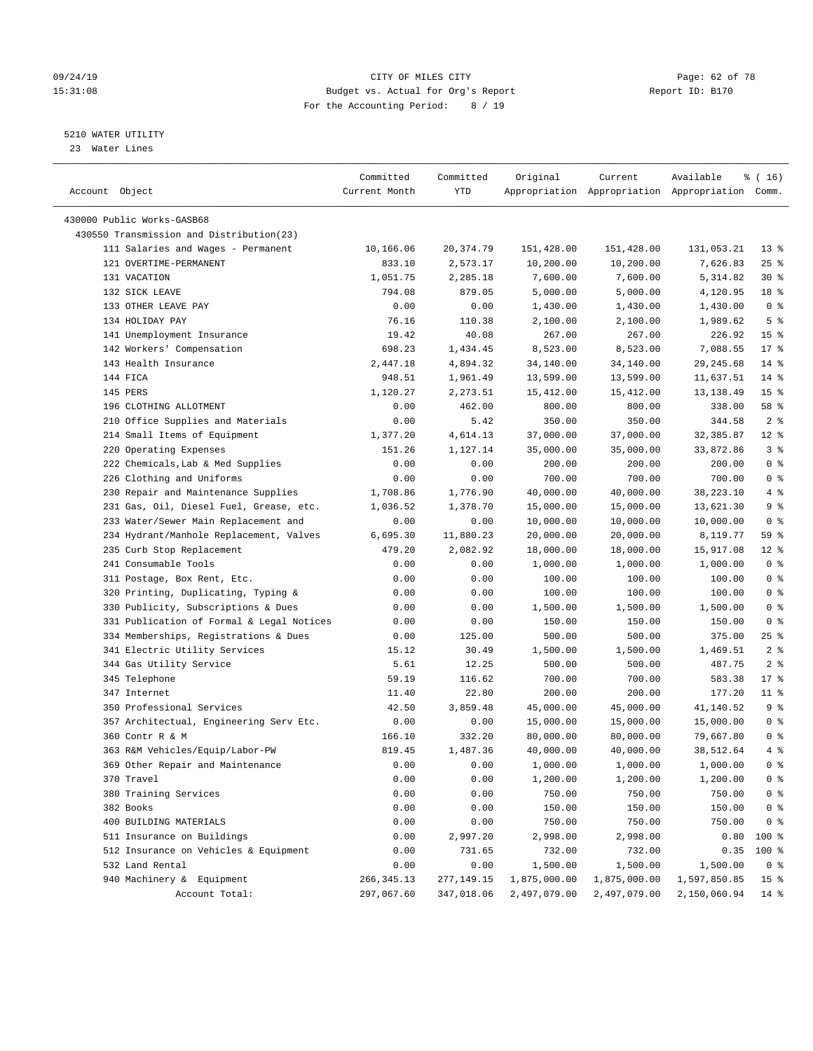09/24/19 CITY OF MILES CITY
15:31:08 Budget vs. Actual for Org's Report Report ID: B170
For the Accounting Period: 8 / 19

5210 WATER UTILITY
23 Water Lines

| Account Object | Committed Current Month | Committed YTD | Original Appropriation | Current Appropriation | Available Appropriation | % ( 16) Comm. |
|---|---|---|---|---|---|---|
| 430000 Public Works-GASB68 | | | | | | |
| 430550 Transmission and Distribution(23) | | | | | | |
| 111 Salaries and Wages - Permanent | 10,166.06 | 20,374.79 | 151,428.00 | 151,428.00 | 131,053.21 | 13 % |
| 121 OVERTIME-PERMANENT | 833.10 | 2,573.17 | 10,200.00 | 10,200.00 | 7,626.83 | 25 % |
| 131 VACATION | 1,051.75 | 2,285.18 | 7,600.00 | 7,600.00 | 5,314.82 | 30 % |
| 132 SICK LEAVE | 794.08 | 879.05 | 5,000.00 | 5,000.00 | 4,120.95 | 18 % |
| 133 OTHER LEAVE PAY | 0.00 | 0.00 | 1,430.00 | 1,430.00 | 1,430.00 | 0 % |
| 134 HOLIDAY PAY | 76.16 | 110.38 | 2,100.00 | 2,100.00 | 1,989.62 | 5 % |
| 141 Unemployment Insurance | 19.42 | 40.08 | 267.00 | 267.00 | 226.92 | 15 % |
| 142 Workers' Compensation | 698.23 | 1,434.45 | 8,523.00 | 8,523.00 | 7,088.55 | 17 % |
| 143 Health Insurance | 2,447.18 | 4,894.32 | 34,140.00 | 34,140.00 | 29,245.68 | 14 % |
| 144 FICA | 948.51 | 1,961.49 | 13,599.00 | 13,599.00 | 11,637.51 | 14 % |
| 145 PERS | 1,120.27 | 2,273.51 | 15,412.00 | 15,412.00 | 13,138.49 | 15 % |
| 196 CLOTHING ALLOTMENT | 0.00 | 462.00 | 800.00 | 800.00 | 338.00 | 58 % |
| 210 Office Supplies and Materials | 0.00 | 5.42 | 350.00 | 350.00 | 344.58 | 2 % |
| 214 Small Items of Equipment | 1,377.20 | 4,614.13 | 37,000.00 | 37,000.00 | 32,385.87 | 12 % |
| 220 Operating Expenses | 151.26 | 1,127.14 | 35,000.00 | 35,000.00 | 33,872.86 | 3 % |
| 222 Chemicals,Lab & Med Supplies | 0.00 | 0.00 | 200.00 | 200.00 | 200.00 | 0 % |
| 226 Clothing and Uniforms | 0.00 | 0.00 | 700.00 | 700.00 | 700.00 | 0 % |
| 230 Repair and Maintenance Supplies | 1,708.86 | 1,776.90 | 40,000.00 | 40,000.00 | 38,223.10 | 4 % |
| 231 Gas, Oil, Diesel Fuel, Grease, etc. | 1,036.52 | 1,378.70 | 15,000.00 | 15,000.00 | 13,621.30 | 9 % |
| 233 Water/Sewer Main Replacement and | 0.00 | 0.00 | 10,000.00 | 10,000.00 | 10,000.00 | 0 % |
| 234 Hydrant/Manhole Replacement, Valves | 6,695.30 | 11,880.23 | 20,000.00 | 20,000.00 | 8,119.77 | 59 % |
| 235 Curb Stop Replacement | 479.20 | 2,082.92 | 18,000.00 | 18,000.00 | 15,917.08 | 12 % |
| 241 Consumable Tools | 0.00 | 0.00 | 1,000.00 | 1,000.00 | 1,000.00 | 0 % |
| 311 Postage, Box Rent, Etc. | 0.00 | 0.00 | 100.00 | 100.00 | 100.00 | 0 % |
| 320 Printing, Duplicating, Typing & | 0.00 | 0.00 | 100.00 | 100.00 | 100.00 | 0 % |
| 330 Publicity, Subscriptions & Dues | 0.00 | 0.00 | 1,500.00 | 1,500.00 | 1,500.00 | 0 % |
| 331 Publication of Formal & Legal Notices | 0.00 | 0.00 | 150.00 | 150.00 | 150.00 | 0 % |
| 334 Memberships, Registrations & Dues | 0.00 | 125.00 | 500.00 | 500.00 | 375.00 | 25 % |
| 341 Electric Utility Services | 15.12 | 30.49 | 1,500.00 | 1,500.00 | 1,469.51 | 2 % |
| 344 Gas Utility Service | 5.61 | 12.25 | 500.00 | 500.00 | 487.75 | 2 % |
| 345 Telephone | 59.19 | 116.62 | 700.00 | 700.00 | 583.38 | 17 % |
| 347 Internet | 11.40 | 22.80 | 200.00 | 200.00 | 177.20 | 11 % |
| 350 Professional Services | 42.50 | 3,859.48 | 45,000.00 | 45,000.00 | 41,140.52 | 9 % |
| 357 Architectual, Engineering Serv Etc. | 0.00 | 0.00 | 15,000.00 | 15,000.00 | 15,000.00 | 0 % |
| 360 Contr R & M | 166.10 | 332.20 | 80,000.00 | 80,000.00 | 79,667.80 | 0 % |
| 363 R&M Vehicles/Equip/Labor-PW | 819.45 | 1,487.36 | 40,000.00 | 40,000.00 | 38,512.64 | 4 % |
| 369 Other Repair and Maintenance | 0.00 | 0.00 | 1,000.00 | 1,000.00 | 1,000.00 | 0 % |
| 370 Travel | 0.00 | 0.00 | 1,200.00 | 1,200.00 | 1,200.00 | 0 % |
| 380 Training Services | 0.00 | 0.00 | 750.00 | 750.00 | 750.00 | 0 % |
| 382 Books | 0.00 | 0.00 | 150.00 | 150.00 | 150.00 | 0 % |
| 400 BUILDING MATERIALS | 0.00 | 0.00 | 750.00 | 750.00 | 750.00 | 0 % |
| 511 Insurance on Buildings | 0.00 | 2,997.20 | 2,998.00 | 2,998.00 | 0.80 | 100 % |
| 512 Insurance on Vehicles & Equipment | 0.00 | 731.65 | 732.00 | 732.00 | 0.35 | 100 % |
| 532 Land Rental | 0.00 | 0.00 | 1,500.00 | 1,500.00 | 1,500.00 | 0 % |
| 940 Machinery & Equipment | 266,345.13 | 277,149.15 | 1,875,000.00 | 1,875,000.00 | 1,597,850.85 | 15 % |
| Account Total: | 297,067.60 | 347,018.06 | 2,497,079.00 | 2,497,079.00 | 2,150,060.94 | 14 % |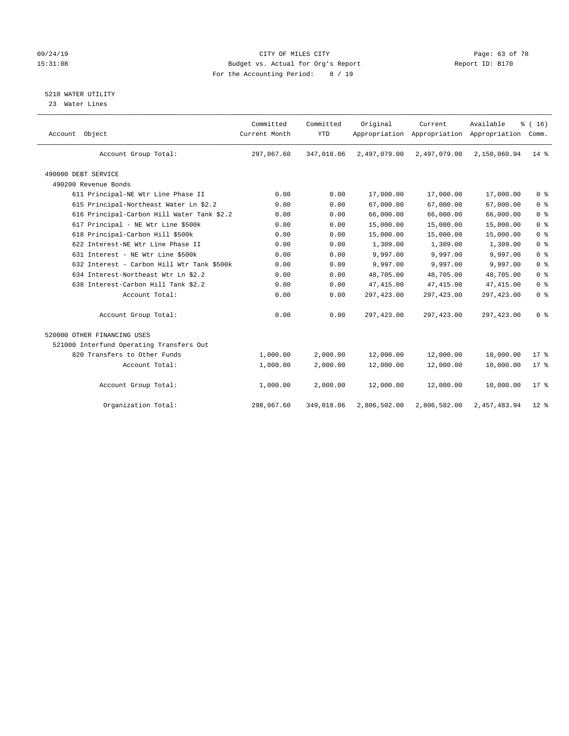CITY OF MILES CITY
Budget vs. Actual for Org's Report
For the Accounting Period: 8 / 19

09/24/19
15:31:08

Report ID: B170

## 5210 WATER UTILITY

23 Water Lines

| Account Object | Committed Current Month | Committed YTD | Original Appropriation | Current Appropriation | Available Appropriation | % ( 16) Comm. |
|---|---|---|---|---|---|---|
| Account Group Total: | 297,067.60 | 347,018.06 | 2,497,079.00 | 2,497,079.00 | 2,150,060.94 | 14 % |
| 490000 DEBT SERVICE | | | | | | |
| 490200 Revenue Bonds | | | | | | |
| 611 Principal-NE Wtr Line Phase II | 0.00 | 0.00 | 17,000.00 | 17,000.00 | 17,000.00 | 0 % |
| 615 Principal-Northeast Water Ln $2.2 | 0.00 | 0.00 | 67,000.00 | 67,000.00 | 67,000.00 | 0 % |
| 616 Principal-Carbon Hill Water Tank $2.2 | 0.00 | 0.00 | 66,000.00 | 66,000.00 | 66,000.00 | 0 % |
| 617 Principal - NE Wtr Line $500k | 0.00 | 0.00 | 15,000.00 | 15,000.00 | 15,000.00 | 0 % |
| 618 Principal-Carbon Hill $500k | 0.00 | 0.00 | 15,000.00 | 15,000.00 | 15,000.00 | 0 % |
| 622 Interest-NE Wtr Line Phase II | 0.00 | 0.00 | 1,309.00 | 1,309.00 | 1,309.00 | 0 % |
| 631 Interest - NE Wtr Line $500k | 0.00 | 0.00 | 9,997.00 | 9,997.00 | 9,997.00 | 0 % |
| 632 Interest - Carbon Hill Wtr Tank $500k | 0.00 | 0.00 | 9,997.00 | 9,997.00 | 9,997.00 | 0 % |
| 634 Interest-Northeast Wtr Ln $2.2 | 0.00 | 0.00 | 48,705.00 | 48,705.00 | 48,705.00 | 0 % |
| 638 Interest-Carbon Hill Tank $2.2 | 0.00 | 0.00 | 47,415.00 | 47,415.00 | 47,415.00 | 0 % |
| Account Total: | 0.00 | 0.00 | 297,423.00 | 297,423.00 | 297,423.00 | 0 % |
| Account Group Total: | 0.00 | 0.00 | 297,423.00 | 297,423.00 | 297,423.00 | 0 % |
| 520000 OTHER FINANCING USES | | | | | | |
| 521000 Interfund Operating Transfers Out | | | | | | |
| 820 Transfers to Other Funds | 1,000.00 | 2,000.00 | 12,000.00 | 12,000.00 | 10,000.00 | 17 % |
| Account Total: | 1,000.00 | 2,000.00 | 12,000.00 | 12,000.00 | 10,000.00 | 17 % |
| Account Group Total: | 1,000.00 | 2,000.00 | 12,000.00 | 12,000.00 | 10,000.00 | 17 % |
| Organization Total: | 298,067.60 | 349,018.06 | 2,806,502.00 | 2,806,502.00 | 2,457,483.94 | 12 % |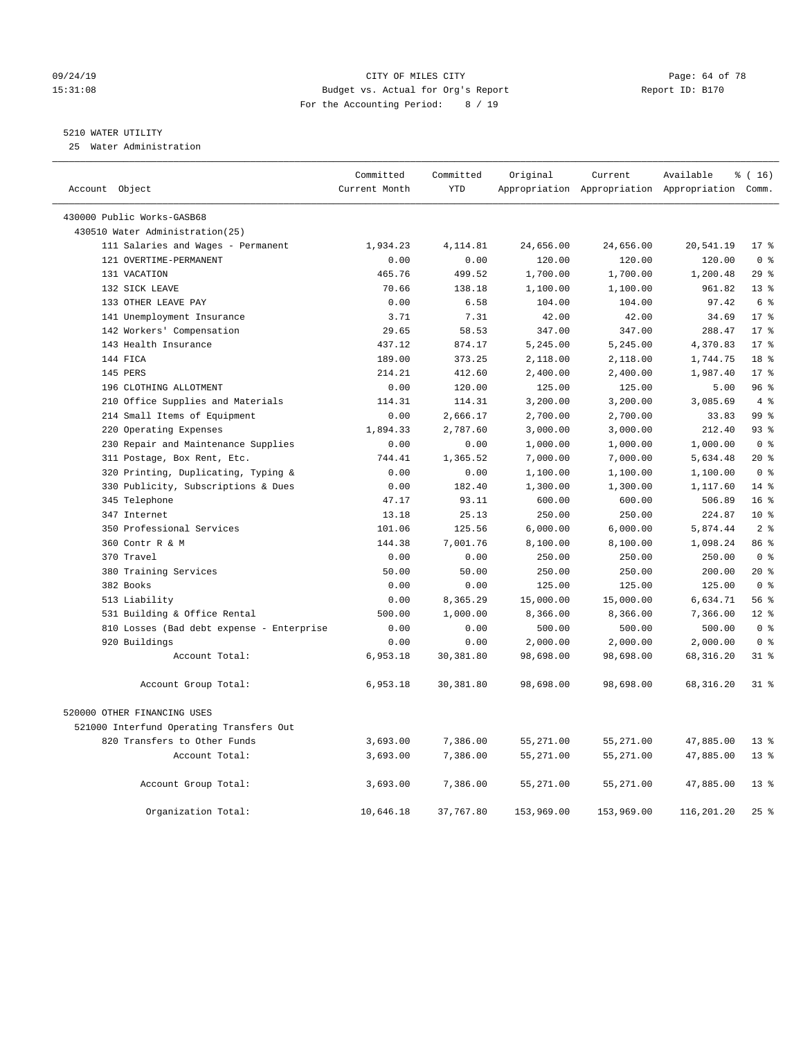# CITY OF MILES CITY

Budget vs. Actual for Org's Report

For the Accounting Period: 8 / 19

09/24/19 15:31:08 — Report ID: B170

## 5210 WATER UTILITY

25 Water Administration

| Account Object | Committed Current Month | Committed YTD | Original Appropriation | Current Appropriation | Available Appropriation | % ( 16) Comm. |
|---|---|---|---|---|---|---|
| 430000 Public Works-GASB68 | | | | | | |
| 430510 Water Administration(25) | | | | | | |
| 111 Salaries and Wages - Permanent | 1,934.23 | 4,114.81 | 24,656.00 | 24,656.00 | 20,541.19 | 17 % |
| 121 OVERTIME-PERMANENT | 0.00 | 0.00 | 120.00 | 120.00 | 120.00 | 0 % |
| 131 VACATION | 465.76 | 499.52 | 1,700.00 | 1,700.00 | 1,200.48 | 29 % |
| 132 SICK LEAVE | 70.66 | 138.18 | 1,100.00 | 1,100.00 | 961.82 | 13 % |
| 133 OTHER LEAVE PAY | 0.00 | 6.58 | 104.00 | 104.00 | 97.42 | 6 % |
| 141 Unemployment Insurance | 3.71 | 7.31 | 42.00 | 42.00 | 34.69 | 17 % |
| 142 Workers' Compensation | 29.65 | 58.53 | 347.00 | 347.00 | 288.47 | 17 % |
| 143 Health Insurance | 437.12 | 874.17 | 5,245.00 | 5,245.00 | 4,370.83 | 17 % |
| 144 FICA | 189.00 | 373.25 | 2,118.00 | 2,118.00 | 1,744.75 | 18 % |
| 145 PERS | 214.21 | 412.60 | 2,400.00 | 2,400.00 | 1,987.40 | 17 % |
| 196 CLOTHING ALLOTMENT | 0.00 | 120.00 | 125.00 | 125.00 | 5.00 | 96 % |
| 210 Office Supplies and Materials | 114.31 | 114.31 | 3,200.00 | 3,200.00 | 3,085.69 | 4 % |
| 214 Small Items of Equipment | 0.00 | 2,666.17 | 2,700.00 | 2,700.00 | 33.83 | 99 % |
| 220 Operating Expenses | 1,894.33 | 2,787.60 | 3,000.00 | 3,000.00 | 212.40 | 93 % |
| 230 Repair and Maintenance Supplies | 0.00 | 0.00 | 1,000.00 | 1,000.00 | 1,000.00 | 0 % |
| 311 Postage, Box Rent, Etc. | 744.41 | 1,365.52 | 7,000.00 | 7,000.00 | 5,634.48 | 20 % |
| 320 Printing, Duplicating, Typing & | 0.00 | 0.00 | 1,100.00 | 1,100.00 | 1,100.00 | 0 % |
| 330 Publicity, Subscriptions & Dues | 0.00 | 182.40 | 1,300.00 | 1,300.00 | 1,117.60 | 14 % |
| 345 Telephone | 47.17 | 93.11 | 600.00 | 600.00 | 506.89 | 16 % |
| 347 Internet | 13.18 | 25.13 | 250.00 | 250.00 | 224.87 | 10 % |
| 350 Professional Services | 101.06 | 125.56 | 6,000.00 | 6,000.00 | 5,874.44 | 2 % |
| 360 Contr R & M | 144.38 | 7,001.76 | 8,100.00 | 8,100.00 | 1,098.24 | 86 % |
| 370 Travel | 0.00 | 0.00 | 250.00 | 250.00 | 250.00 | 0 % |
| 380 Training Services | 50.00 | 50.00 | 250.00 | 250.00 | 200.00 | 20 % |
| 382 Books | 0.00 | 0.00 | 125.00 | 125.00 | 125.00 | 0 % |
| 513 Liability | 0.00 | 8,365.29 | 15,000.00 | 15,000.00 | 6,634.71 | 56 % |
| 531 Building & Office Rental | 500.00 | 1,000.00 | 8,366.00 | 8,366.00 | 7,366.00 | 12 % |
| 810 Losses (Bad debt expense - Enterprise | 0.00 | 0.00 | 500.00 | 500.00 | 500.00 | 0 % |
| 920 Buildings | 0.00 | 0.00 | 2,000.00 | 2,000.00 | 2,000.00 | 0 % |
| Account Total: | 6,953.18 | 30,381.80 | 98,698.00 | 98,698.00 | 68,316.20 | 31 % |
| Account Group Total: | 6,953.18 | 30,381.80 | 98,698.00 | 98,698.00 | 68,316.20 | 31 % |
| 520000 OTHER FINANCING USES | | | | | | |
| 521000 Interfund Operating Transfers Out | | | | | | |
| 820 Transfers to Other Funds | 3,693.00 | 7,386.00 | 55,271.00 | 55,271.00 | 47,885.00 | 13 % |
| Account Total: | 3,693.00 | 7,386.00 | 55,271.00 | 55,271.00 | 47,885.00 | 13 % |
| Account Group Total: | 3,693.00 | 7,386.00 | 55,271.00 | 55,271.00 | 47,885.00 | 13 % |
| Organization Total: | 10,646.18 | 37,767.80 | 153,969.00 | 153,969.00 | 116,201.20 | 25 % |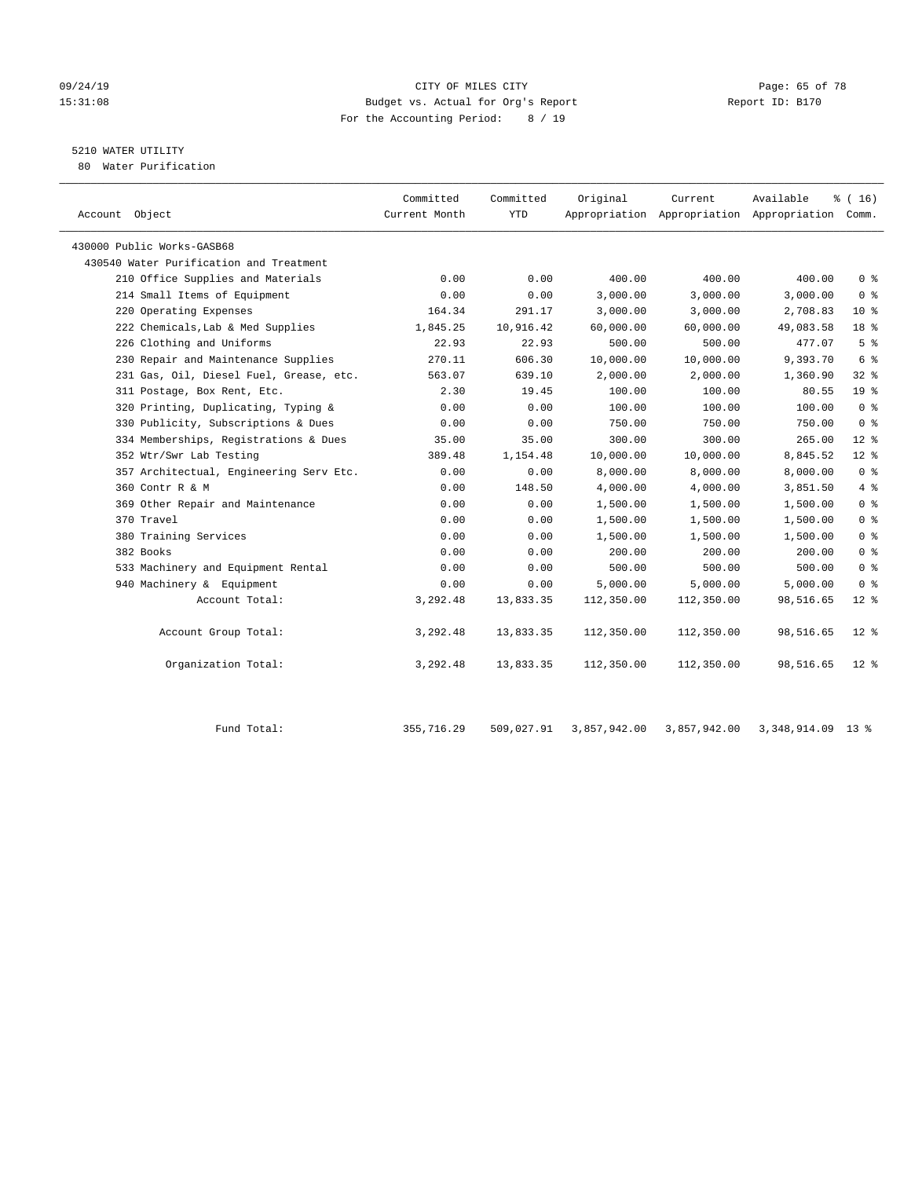CITY OF MILES CITY
Budget vs. Actual for Org's Report
For the Accounting Period: 8 / 19

09/24/19
15:31:08

Report ID: B170

## 5210 WATER UTILITY

80 Water Purification

| Account Object | Committed Current Month | Committed YTD | Original Appropriation | Current Appropriation | Available Appropriation | % ( 16) Comm. |
|---|---|---|---|---|---|---|
| 430000 Public Works-GASB68 | | | | | | |
| 430540 Water Purification and Treatment | | | | | | |
| 210 Office Supplies and Materials | 0.00 | 0.00 | 400.00 | 400.00 | 400.00 | 0 % |
| 214 Small Items of Equipment | 0.00 | 0.00 | 3,000.00 | 3,000.00 | 3,000.00 | 0 % |
| 220 Operating Expenses | 164.34 | 291.17 | 3,000.00 | 3,000.00 | 2,708.83 | 10 % |
| 222 Chemicals,Lab & Med Supplies | 1,845.25 | 10,916.42 | 60,000.00 | 60,000.00 | 49,083.58 | 18 % |
| 226 Clothing and Uniforms | 22.93 | 22.93 | 500.00 | 500.00 | 477.07 | 5 % |
| 230 Repair and Maintenance Supplies | 270.11 | 606.30 | 10,000.00 | 10,000.00 | 9,393.70 | 6 % |
| 231 Gas, Oil, Diesel Fuel, Grease, etc. | 563.07 | 639.10 | 2,000.00 | 2,000.00 | 1,360.90 | 32 % |
| 311 Postage, Box Rent, Etc. | 2.30 | 19.45 | 100.00 | 100.00 | 80.55 | 19 % |
| 320 Printing, Duplicating, Typing & | 0.00 | 0.00 | 100.00 | 100.00 | 100.00 | 0 % |
| 330 Publicity, Subscriptions & Dues | 0.00 | 0.00 | 750.00 | 750.00 | 750.00 | 0 % |
| 334 Memberships, Registrations & Dues | 35.00 | 35.00 | 300.00 | 300.00 | 265.00 | 12 % |
| 352 Wtr/Swr Lab Testing | 389.48 | 1,154.48 | 10,000.00 | 10,000.00 | 8,845.52 | 12 % |
| 357 Architectual, Engineering Serv Etc. | 0.00 | 0.00 | 8,000.00 | 8,000.00 | 8,000.00 | 0 % |
| 360 Contr R & M | 0.00 | 148.50 | 4,000.00 | 4,000.00 | 3,851.50 | 4 % |
| 369 Other Repair and Maintenance | 0.00 | 0.00 | 1,500.00 | 1,500.00 | 1,500.00 | 0 % |
| 370 Travel | 0.00 | 0.00 | 1,500.00 | 1,500.00 | 1,500.00 | 0 % |
| 380 Training Services | 0.00 | 0.00 | 1,500.00 | 1,500.00 | 1,500.00 | 0 % |
| 382 Books | 0.00 | 0.00 | 200.00 | 200.00 | 200.00 | 0 % |
| 533 Machinery and Equipment Rental | 0.00 | 0.00 | 500.00 | 500.00 | 500.00 | 0 % |
| 940 Machinery & Equipment | 0.00 | 0.00 | 5,000.00 | 5,000.00 | 5,000.00 | 0 % |
| Account Total: | 3,292.48 | 13,833.35 | 112,350.00 | 112,350.00 | 98,516.65 | 12 % |
| Account Group Total: | 3,292.48 | 13,833.35 | 112,350.00 | 112,350.00 | 98,516.65 | 12 % |
| Organization Total: | 3,292.48 | 13,833.35 | 112,350.00 | 112,350.00 | 98,516.65 | 12 % |
| Fund Total: | 355,716.29 | 509,027.91 | 3,857,942.00 | 3,857,942.00 | 3,348,914.09 | 13 % |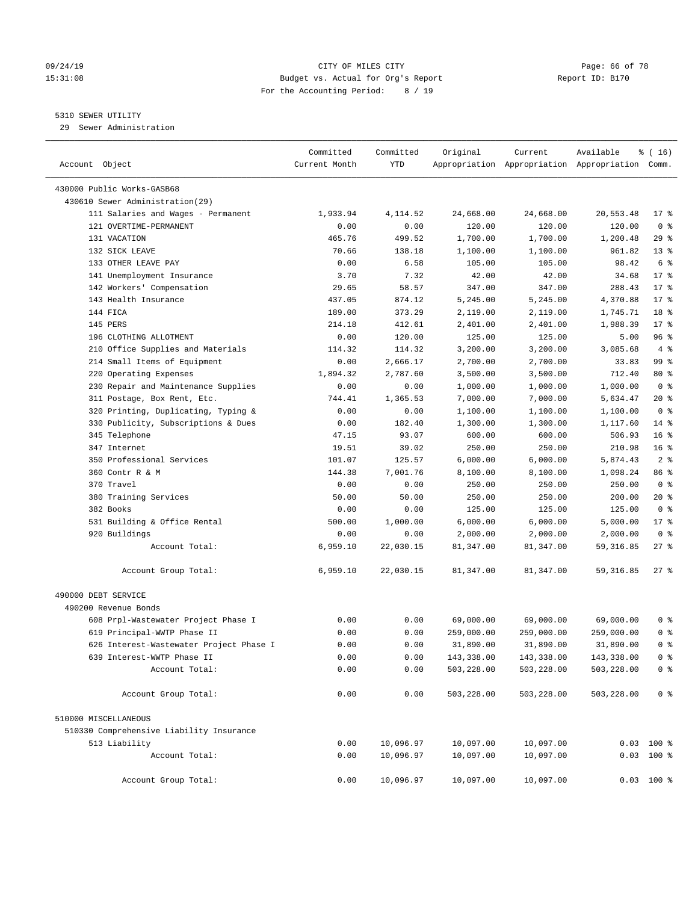CITY OF MILES CITY
Budget vs. Actual for Org's Report
For the Accounting Period: 8 / 19

5310 SEWER UTILITY
29 Sewer Administration

| Account Object | Committed Current Month | Committed YTD | Original Appropriation | Current Appropriation | Available Appropriation | % ( 16) Comm. |
|---|---|---|---|---|---|---|
| 430000 Public Works-GASB68 | | | | | | |
| 430610 Sewer Administration(29) | | | | | | |
| 111 Salaries and Wages - Permanent | 1,933.94 | 4,114.52 | 24,668.00 | 24,668.00 | 20,553.48 | 17 % |
| 121 OVERTIME-PERMANENT | 0.00 | 0.00 | 120.00 | 120.00 | 120.00 | 0 % |
| 131 VACATION | 465.76 | 499.52 | 1,700.00 | 1,700.00 | 1,200.48 | 29 % |
| 132 SICK LEAVE | 70.66 | 138.18 | 1,100.00 | 1,100.00 | 961.82 | 13 % |
| 133 OTHER LEAVE PAY | 0.00 | 6.58 | 105.00 | 105.00 | 98.42 | 6 % |
| 141 Unemployment Insurance | 3.70 | 7.32 | 42.00 | 42.00 | 34.68 | 17 % |
| 142 Workers' Compensation | 29.65 | 58.57 | 347.00 | 347.00 | 288.43 | 17 % |
| 143 Health Insurance | 437.05 | 874.12 | 5,245.00 | 5,245.00 | 4,370.88 | 17 % |
| 144 FICA | 189.00 | 373.29 | 2,119.00 | 2,119.00 | 1,745.71 | 18 % |
| 145 PERS | 214.18 | 412.61 | 2,401.00 | 2,401.00 | 1,988.39 | 17 % |
| 196 CLOTHING ALLOTMENT | 0.00 | 120.00 | 125.00 | 125.00 | 5.00 | 96 % |
| 210 Office Supplies and Materials | 114.32 | 114.32 | 3,200.00 | 3,200.00 | 3,085.68 | 4 % |
| 214 Small Items of Equipment | 0.00 | 2,666.17 | 2,700.00 | 2,700.00 | 33.83 | 99 % |
| 220 Operating Expenses | 1,894.32 | 2,787.60 | 3,500.00 | 3,500.00 | 712.40 | 80 % |
| 230 Repair and Maintenance Supplies | 0.00 | 0.00 | 1,000.00 | 1,000.00 | 1,000.00 | 0 % |
| 311 Postage, Box Rent, Etc. | 744.41 | 1,365.53 | 7,000.00 | 7,000.00 | 5,634.47 | 20 % |
| 320 Printing, Duplicating, Typing & | 0.00 | 0.00 | 1,100.00 | 1,100.00 | 1,100.00 | 0 % |
| 330 Publicity, Subscriptions & Dues | 0.00 | 182.40 | 1,300.00 | 1,300.00 | 1,117.60 | 14 % |
| 345 Telephone | 47.15 | 93.07 | 600.00 | 600.00 | 506.93 | 16 % |
| 347 Internet | 19.51 | 39.02 | 250.00 | 250.00 | 210.98 | 16 % |
| 350 Professional Services | 101.07 | 125.57 | 6,000.00 | 6,000.00 | 5,874.43 | 2 % |
| 360 Contr R & M | 144.38 | 7,001.76 | 8,100.00 | 8,100.00 | 1,098.24 | 86 % |
| 370 Travel | 0.00 | 0.00 | 250.00 | 250.00 | 250.00 | 0 % |
| 380 Training Services | 50.00 | 50.00 | 250.00 | 250.00 | 200.00 | 20 % |
| 382 Books | 0.00 | 0.00 | 125.00 | 125.00 | 125.00 | 0 % |
| 531 Building & Office Rental | 500.00 | 1,000.00 | 6,000.00 | 6,000.00 | 5,000.00 | 17 % |
| 920 Buildings | 0.00 | 0.00 | 2,000.00 | 2,000.00 | 2,000.00 | 0 % |
| Account Total: | 6,959.10 | 22,030.15 | 81,347.00 | 81,347.00 | 59,316.85 | 27 % |
| Account Group Total: | 6,959.10 | 22,030.15 | 81,347.00 | 81,347.00 | 59,316.85 | 27 % |
| 490000 DEBT SERVICE | | | | | | |
| 490200 Revenue Bonds | | | | | | |
| 608 Prpl-Wastewater Project Phase I | 0.00 | 0.00 | 69,000.00 | 69,000.00 | 69,000.00 | 0 % |
| 619 Principal-WWTP Phase II | 0.00 | 0.00 | 259,000.00 | 259,000.00 | 259,000.00 | 0 % |
| 626 Interest-Wastewater Project Phase I | 0.00 | 0.00 | 31,890.00 | 31,890.00 | 31,890.00 | 0 % |
| 639 Interest-WWTP Phase II | 0.00 | 0.00 | 143,338.00 | 143,338.00 | 143,338.00 | 0 % |
| Account Total: | 0.00 | 0.00 | 503,228.00 | 503,228.00 | 503,228.00 | 0 % |
| Account Group Total: | 0.00 | 0.00 | 503,228.00 | 503,228.00 | 503,228.00 | 0 % |
| 510000 MISCELLANEOUS | | | | | | |
| 510330 Comprehensive Liability Insurance | | | | | | |
| 513 Liability | 0.00 | 10,096.97 | 10,097.00 | 10,097.00 | 0.03 | 100 % |
| Account Total: | 0.00 | 10,096.97 | 10,097.00 | 10,097.00 | 0.03 | 100 % |
| Account Group Total: | 0.00 | 10,096.97 | 10,097.00 | 10,097.00 | 0.03 | 100 % |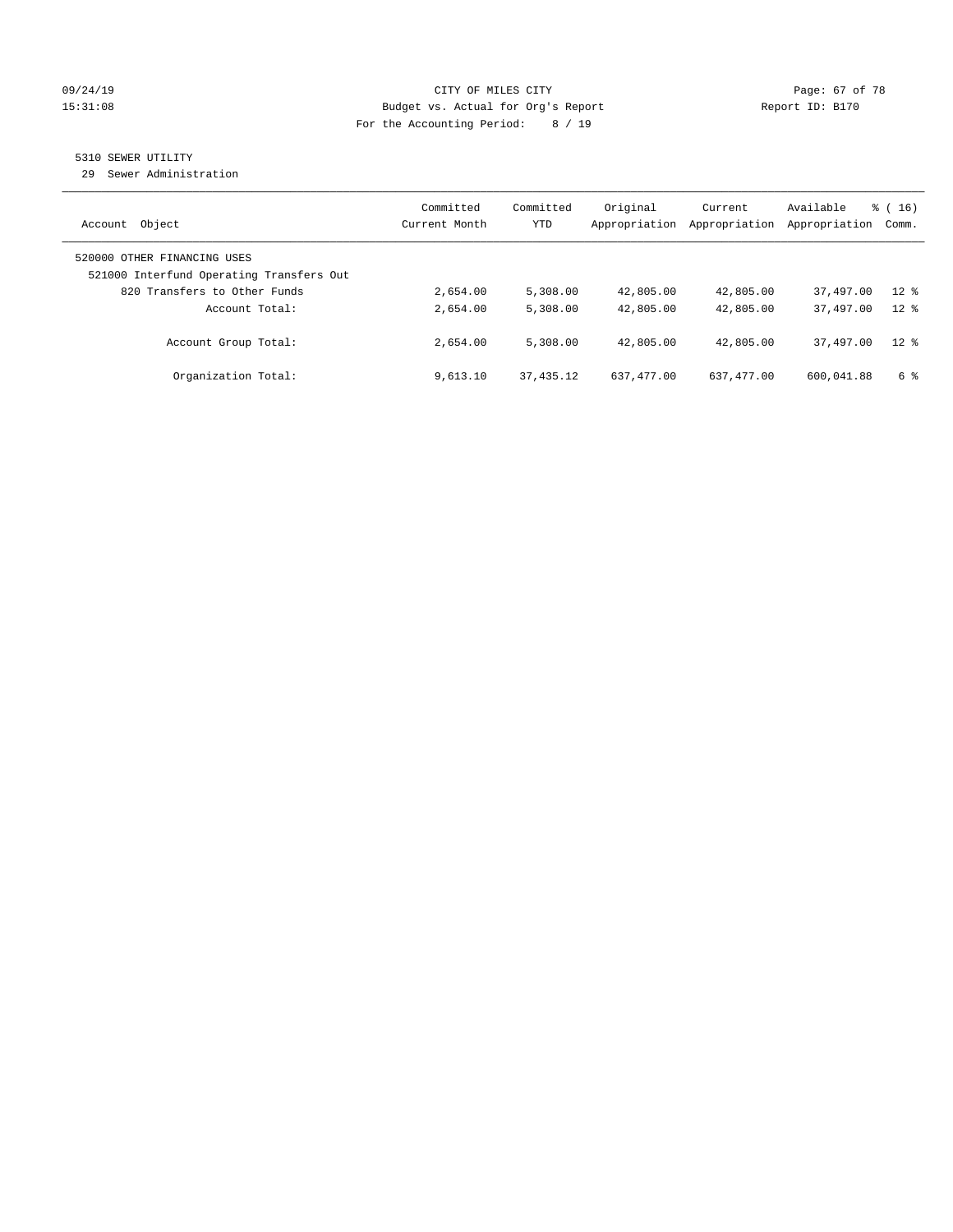09/24/19 CITY OF MILES CITY
15:31:08 Budget vs. Actual for Org's Report Report ID: B170
For the Accounting Period: 8 / 19

5310 SEWER UTILITY
29 Sewer Administration

| Account Object | Committed Current Month | Committed YTD | Original Appropriation | Current Appropriation | Available Appropriation | % ( 16) Comm. |
|---|---|---|---|---|---|---|
| 520000 OTHER FINANCING USES | | | | | | |
| 521000 Interfund Operating Transfers Out | | | | | | |
| 820 Transfers to Other Funds | 2,654.00 | 5,308.00 | 42,805.00 | 42,805.00 | 37,497.00 | 12 % |
| Account Total: | 2,654.00 | 5,308.00 | 42,805.00 | 42,805.00 | 37,497.00 | 12 % |
| Account Group Total: | 2,654.00 | 5,308.00 | 42,805.00 | 42,805.00 | 37,497.00 | 12 % |
| Organization Total: | 9,613.10 | 37,435.12 | 637,477.00 | 637,477.00 | 600,041.88 | 6 % |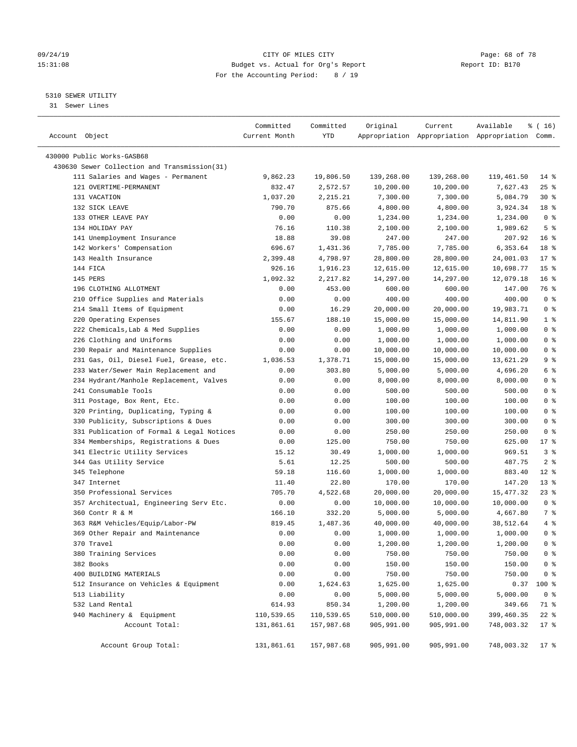CITY OF MILES CITY
Budget vs. Actual for Org's Report
For the Accounting Period: 8 / 19

09/24/19
15:31:08

Report ID: B170

5310 SEWER UTILITY
31 Sewer Lines

| Account Object | Committed Current Month | Committed YTD | Original Appropriation | Current Appropriation | Available Appropriation | % ( 16) Comm. |
|---|---|---|---|---|---|---|
| 430000 Public Works-GASB68 | | | | | | |
| 430630 Sewer Collection and Transmission(31) | | | | | | |
| 111 Salaries and Wages - Permanent | 9,862.23 | 19,806.50 | 139,268.00 | 139,268.00 | 119,461.50 | 14 % |
| 121 OVERTIME-PERMANENT | 832.47 | 2,572.57 | 10,200.00 | 10,200.00 | 7,627.43 | 25 % |
| 131 VACATION | 1,037.20 | 2,215.21 | 7,300.00 | 7,300.00 | 5,084.79 | 30 % |
| 132 SICK LEAVE | 790.70 | 875.66 | 4,800.00 | 4,800.00 | 3,924.34 | 18 % |
| 133 OTHER LEAVE PAY | 0.00 | 0.00 | 1,234.00 | 1,234.00 | 1,234.00 | 0 % |
| 134 HOLIDAY PAY | 76.16 | 110.38 | 2,100.00 | 2,100.00 | 1,989.62 | 5 % |
| 141 Unemployment Insurance | 18.88 | 39.08 | 247.00 | 247.00 | 207.92 | 16 % |
| 142 Workers' Compensation | 696.67 | 1,431.36 | 7,785.00 | 7,785.00 | 6,353.64 | 18 % |
| 143 Health Insurance | 2,399.48 | 4,798.97 | 28,800.00 | 28,800.00 | 24,001.03 | 17 % |
| 144 FICA | 926.16 | 1,916.23 | 12,615.00 | 12,615.00 | 10,698.77 | 15 % |
| 145 PERS | 1,092.32 | 2,217.82 | 14,297.00 | 14,297.00 | 12,079.18 | 16 % |
| 196 CLOTHING ALLOTMENT | 0.00 | 453.00 | 600.00 | 600.00 | 147.00 | 76 % |
| 210 Office Supplies and Materials | 0.00 | 0.00 | 400.00 | 400.00 | 400.00 | 0 % |
| 214 Small Items of Equipment | 0.00 | 16.29 | 20,000.00 | 20,000.00 | 19,983.71 | 0 % |
| 220 Operating Expenses | 155.67 | 188.10 | 15,000.00 | 15,000.00 | 14,811.90 | 1 % |
| 222 Chemicals,Lab & Med Supplies | 0.00 | 0.00 | 1,000.00 | 1,000.00 | 1,000.00 | 0 % |
| 226 Clothing and Uniforms | 0.00 | 0.00 | 1,000.00 | 1,000.00 | 1,000.00 | 0 % |
| 230 Repair and Maintenance Supplies | 0.00 | 0.00 | 10,000.00 | 10,000.00 | 10,000.00 | 0 % |
| 231 Gas, Oil, Diesel Fuel, Grease, etc. | 1,036.53 | 1,378.71 | 15,000.00 | 15,000.00 | 13,621.29 | 9 % |
| 233 Water/Sewer Main Replacement and | 0.00 | 303.80 | 5,000.00 | 5,000.00 | 4,696.20 | 6 % |
| 234 Hydrant/Manhole Replacement, Valves | 0.00 | 0.00 | 8,000.00 | 8,000.00 | 8,000.00 | 0 % |
| 241 Consumable Tools | 0.00 | 0.00 | 500.00 | 500.00 | 500.00 | 0 % |
| 311 Postage, Box Rent, Etc. | 0.00 | 0.00 | 100.00 | 100.00 | 100.00 | 0 % |
| 320 Printing, Duplicating, Typing & | 0.00 | 0.00 | 100.00 | 100.00 | 100.00 | 0 % |
| 330 Publicity, Subscriptions & Dues | 0.00 | 0.00 | 300.00 | 300.00 | 300.00 | 0 % |
| 331 Publication of Formal & Legal Notices | 0.00 | 0.00 | 250.00 | 250.00 | 250.00 | 0 % |
| 334 Memberships, Registrations & Dues | 0.00 | 125.00 | 750.00 | 750.00 | 625.00 | 17 % |
| 341 Electric Utility Services | 15.12 | 30.49 | 1,000.00 | 1,000.00 | 969.51 | 3 % |
| 344 Gas Utility Service | 5.61 | 12.25 | 500.00 | 500.00 | 487.75 | 2 % |
| 345 Telephone | 59.18 | 116.60 | 1,000.00 | 1,000.00 | 883.40 | 12 % |
| 347 Internet | 11.40 | 22.80 | 170.00 | 170.00 | 147.20 | 13 % |
| 350 Professional Services | 705.70 | 4,522.68 | 20,000.00 | 20,000.00 | 15,477.32 | 23 % |
| 357 Architectual, Engineering Serv Etc. | 0.00 | 0.00 | 10,000.00 | 10,000.00 | 10,000.00 | 0 % |
| 360 Contr R & M | 166.10 | 332.20 | 5,000.00 | 5,000.00 | 4,667.80 | 7 % |
| 363 R&M Vehicles/Equip/Labor-PW | 819.45 | 1,487.36 | 40,000.00 | 40,000.00 | 38,512.64 | 4 % |
| 369 Other Repair and Maintenance | 0.00 | 0.00 | 1,000.00 | 1,000.00 | 1,000.00 | 0 % |
| 370 Travel | 0.00 | 0.00 | 1,200.00 | 1,200.00 | 1,200.00 | 0 % |
| 380 Training Services | 0.00 | 0.00 | 750.00 | 750.00 | 750.00 | 0 % |
| 382 Books | 0.00 | 0.00 | 150.00 | 150.00 | 150.00 | 0 % |
| 400 BUILDING MATERIALS | 0.00 | 0.00 | 750.00 | 750.00 | 750.00 | 0 % |
| 512 Insurance on Vehicles & Equipment | 0.00 | 1,624.63 | 1,625.00 | 1,625.00 | 0.37 | 100 % |
| 513 Liability | 0.00 | 0.00 | 5,000.00 | 5,000.00 | 5,000.00 | 0 % |
| 532 Land Rental | 614.93 | 850.34 | 1,200.00 | 1,200.00 | 349.66 | 71 % |
| 940 Machinery & Equipment | 110,539.65 | 110,539.65 | 510,000.00 | 510,000.00 | 399,460.35 | 22 % |
| Account Total: | 131,861.61 | 157,987.68 | 905,991.00 | 905,991.00 | 748,003.32 | 17 % |
| Account Group Total: | 131,861.61 | 157,987.68 | 905,991.00 | 905,991.00 | 748,003.32 | 17 % |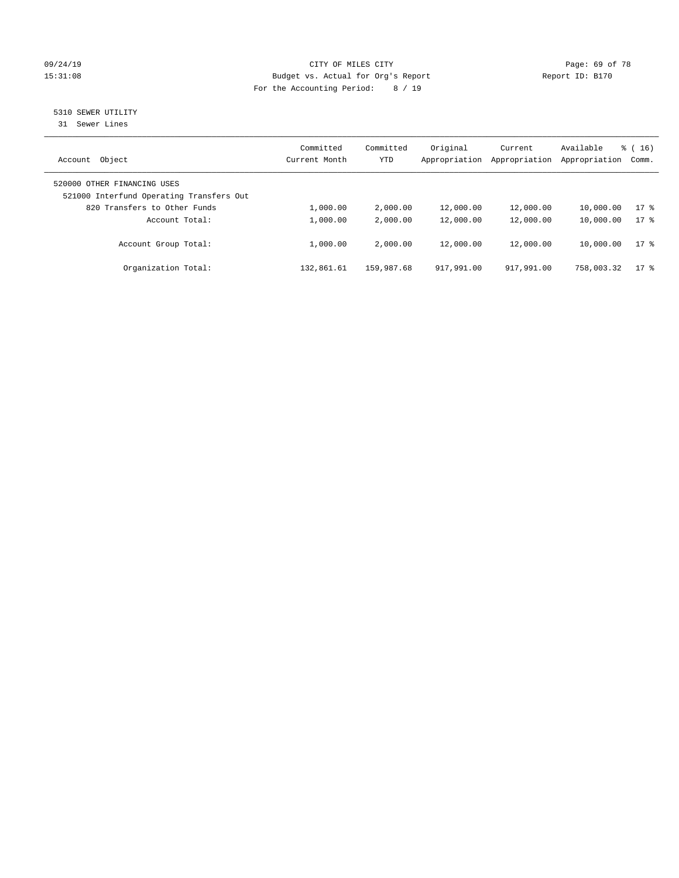09/24/19 CITY OF MILES CITY
15:31:08 Budget vs. Actual for Org's Report Report ID: B170
For the Accounting Period: 8 / 19

## 5310 SEWER UTILITY

31 Sewer Lines

| Account Object | Committed Current Month | Committed YTD | Original Appropriation | Current Appropriation | Available Appropriation | % ( 16) Comm. |
|---|---|---|---|---|---|---|
| 520000 OTHER FINANCING USES | | | | | | |
| 521000 Interfund Operating Transfers Out | | | | | | |
| 820 Transfers to Other Funds | 1,000.00 | 2,000.00 | 12,000.00 | 12,000.00 | 10,000.00 | 17 % |
| Account Total: | 1,000.00 | 2,000.00 | 12,000.00 | 12,000.00 | 10,000.00 | 17 % |
| Account Group Total: | 1,000.00 | 2,000.00 | 12,000.00 | 12,000.00 | 10,000.00 | 17 % |
| Organization Total: | 132,861.61 | 159,987.68 | 917,991.00 | 917,991.00 | 758,003.32 | 17 % |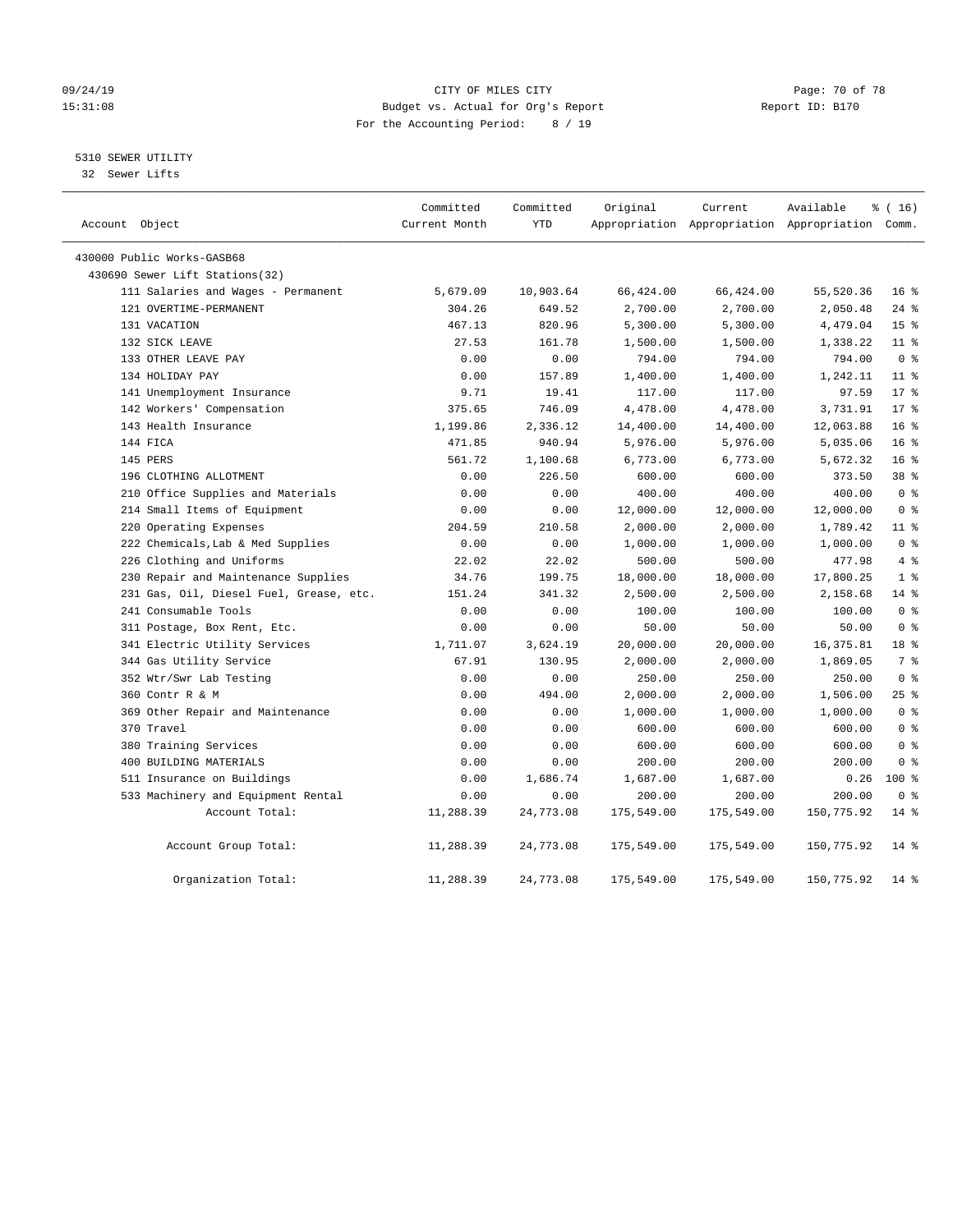09/24/19 CITY OF MILES CITY
15:31:08 Budget vs. Actual for Org's Report Report ID: B170
For the Accounting Period: 8 / 19

5310 SEWER UTILITY
32 Sewer Lifts

| Account Object | Committed Current Month | Committed YTD | Original Appropriation | Current Appropriation | Available Appropriation | % ( 16) Comm. |
|---|---|---|---|---|---|---|
| 430000 Public Works-GASB68 | | | | | | |
| 430690 Sewer Lift Stations(32) | | | | | | |
| 111 Salaries and Wages - Permanent | 5,679.09 | 10,903.64 | 66,424.00 | 66,424.00 | 55,520.36 | 16 % |
| 121 OVERTIME-PERMANENT | 304.26 | 649.52 | 2,700.00 | 2,700.00 | 2,050.48 | 24 % |
| 131 VACATION | 467.13 | 820.96 | 5,300.00 | 5,300.00 | 4,479.04 | 15 % |
| 132 SICK LEAVE | 27.53 | 161.78 | 1,500.00 | 1,500.00 | 1,338.22 | 11 % |
| 133 OTHER LEAVE PAY | 0.00 | 0.00 | 794.00 | 794.00 | 794.00 | 0 % |
| 134 HOLIDAY PAY | 0.00 | 157.89 | 1,400.00 | 1,400.00 | 1,242.11 | 11 % |
| 141 Unemployment Insurance | 9.71 | 19.41 | 117.00 | 117.00 | 97.59 | 17 % |
| 142 Workers' Compensation | 375.65 | 746.09 | 4,478.00 | 4,478.00 | 3,731.91 | 17 % |
| 143 Health Insurance | 1,199.86 | 2,336.12 | 14,400.00 | 14,400.00 | 12,063.88 | 16 % |
| 144 FICA | 471.85 | 940.94 | 5,976.00 | 5,976.00 | 5,035.06 | 16 % |
| 145 PERS | 561.72 | 1,100.68 | 6,773.00 | 6,773.00 | 5,672.32 | 16 % |
| 196 CLOTHING ALLOTMENT | 0.00 | 226.50 | 600.00 | 600.00 | 373.50 | 38 % |
| 210 Office Supplies and Materials | 0.00 | 0.00 | 400.00 | 400.00 | 400.00 | 0 % |
| 214 Small Items of Equipment | 0.00 | 0.00 | 12,000.00 | 12,000.00 | 12,000.00 | 0 % |
| 220 Operating Expenses | 204.59 | 210.58 | 2,000.00 | 2,000.00 | 1,789.42 | 11 % |
| 222 Chemicals,Lab & Med Supplies | 0.00 | 0.00 | 1,000.00 | 1,000.00 | 1,000.00 | 0 % |
| 226 Clothing and Uniforms | 22.02 | 22.02 | 500.00 | 500.00 | 477.98 | 4 % |
| 230 Repair and Maintenance Supplies | 34.76 | 199.75 | 18,000.00 | 18,000.00 | 17,800.25 | 1 % |
| 231 Gas, Oil, Diesel Fuel, Grease, etc. | 151.24 | 341.32 | 2,500.00 | 2,500.00 | 2,158.68 | 14 % |
| 241 Consumable Tools | 0.00 | 0.00 | 100.00 | 100.00 | 100.00 | 0 % |
| 311 Postage, Box Rent, Etc. | 0.00 | 0.00 | 50.00 | 50.00 | 50.00 | 0 % |
| 341 Electric Utility Services | 1,711.07 | 3,624.19 | 20,000.00 | 20,000.00 | 16,375.81 | 18 % |
| 344 Gas Utility Service | 67.91 | 130.95 | 2,000.00 | 2,000.00 | 1,869.05 | 7 % |
| 352 Wtr/Swr Lab Testing | 0.00 | 0.00 | 250.00 | 250.00 | 250.00 | 0 % |
| 360 Contr R & M | 0.00 | 494.00 | 2,000.00 | 2,000.00 | 1,506.00 | 25 % |
| 369 Other Repair and Maintenance | 0.00 | 0.00 | 1,000.00 | 1,000.00 | 1,000.00 | 0 % |
| 370 Travel | 0.00 | 0.00 | 600.00 | 600.00 | 600.00 | 0 % |
| 380 Training Services | 0.00 | 0.00 | 600.00 | 600.00 | 600.00 | 0 % |
| 400 BUILDING MATERIALS | 0.00 | 0.00 | 200.00 | 200.00 | 200.00 | 0 % |
| 511 Insurance on Buildings | 0.00 | 1,686.74 | 1,687.00 | 1,687.00 | 0.26 | 100 % |
| 533 Machinery and Equipment Rental | 0.00 | 0.00 | 200.00 | 200.00 | 200.00 | 0 % |
| Account Total: | 11,288.39 | 24,773.08 | 175,549.00 | 175,549.00 | 150,775.92 | 14 % |
| Account Group Total: | 11,288.39 | 24,773.08 | 175,549.00 | 175,549.00 | 150,775.92 | 14 % |
| Organization Total: | 11,288.39 | 24,773.08 | 175,549.00 | 175,549.00 | 150,775.92 | 14 % |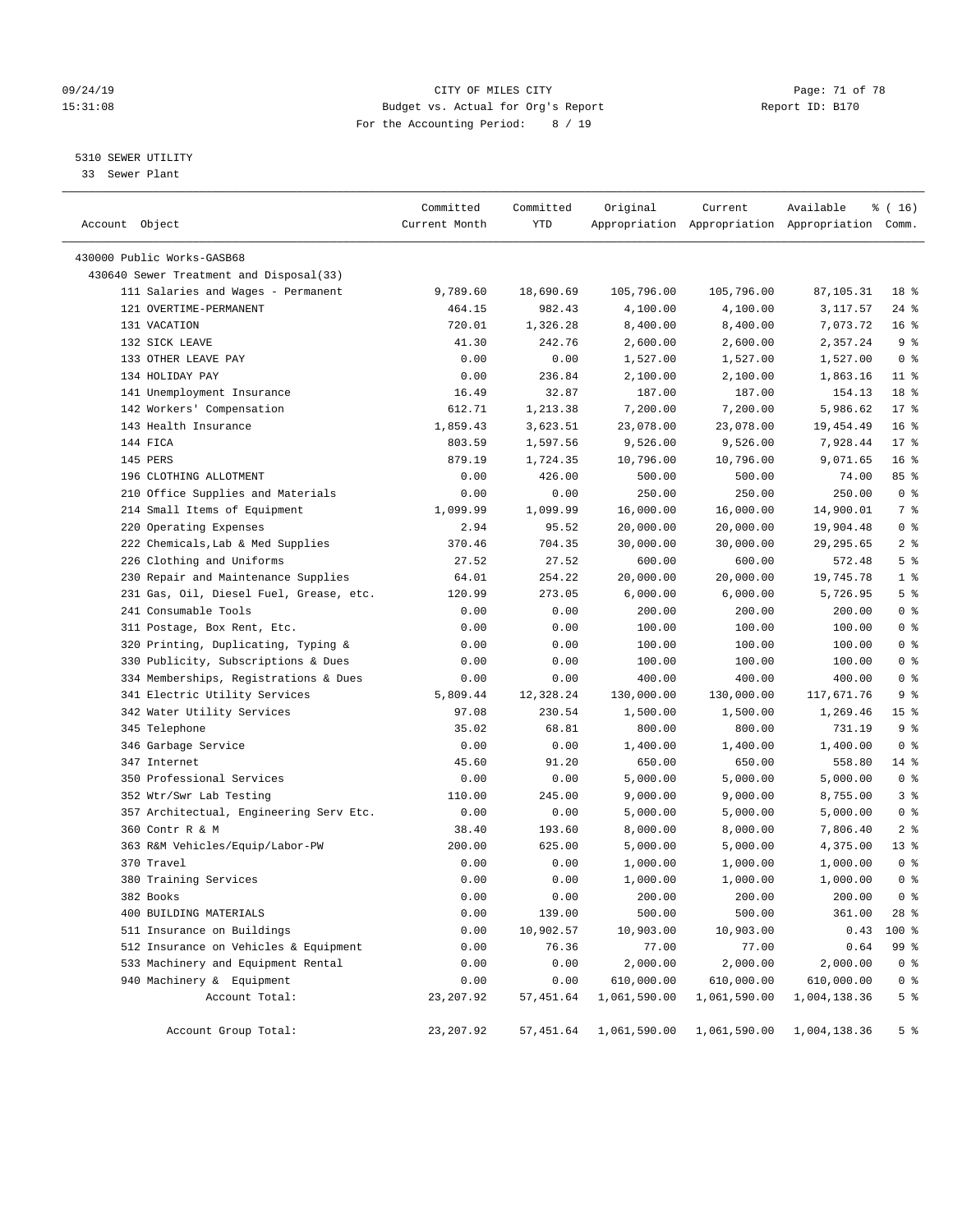CITY OF MILES CITY
Budget vs. Actual for Org's Report
For the Accounting Period: 8 / 19

Report ID: B170

5310 SEWER UTILITY
33 Sewer Plant

| Account Object | Committed Current Month | Committed YTD | Original Appropriation | Current Appropriation | Available Appropriation | % ( 16) Comm. |
|---|---|---|---|---|---|---|
| 430000 Public Works-GASB68 | | | | | | |
| 430640 Sewer Treatment and Disposal(33) | | | | | | |
| 111 Salaries and Wages - Permanent | 9,789.60 | 18,690.69 | 105,796.00 | 105,796.00 | 87,105.31 | 18 % |
| 121 OVERTIME-PERMANENT | 464.15 | 982.43 | 4,100.00 | 4,100.00 | 3,117.57 | 24 % |
| 131 VACATION | 720.01 | 1,326.28 | 8,400.00 | 8,400.00 | 7,073.72 | 16 % |
| 132 SICK LEAVE | 41.30 | 242.76 | 2,600.00 | 2,600.00 | 2,357.24 | 9 % |
| 133 OTHER LEAVE PAY | 0.00 | 0.00 | 1,527.00 | 1,527.00 | 1,527.00 | 0 % |
| 134 HOLIDAY PAY | 0.00 | 236.84 | 2,100.00 | 2,100.00 | 1,863.16 | 11 % |
| 141 Unemployment Insurance | 16.49 | 32.87 | 187.00 | 187.00 | 154.13 | 18 % |
| 142 Workers' Compensation | 612.71 | 1,213.38 | 7,200.00 | 7,200.00 | 5,986.62 | 17 % |
| 143 Health Insurance | 1,859.43 | 3,623.51 | 23,078.00 | 23,078.00 | 19,454.49 | 16 % |
| 144 FICA | 803.59 | 1,597.56 | 9,526.00 | 9,526.00 | 7,928.44 | 17 % |
| 145 PERS | 879.19 | 1,724.35 | 10,796.00 | 10,796.00 | 9,071.65 | 16 % |
| 196 CLOTHING ALLOTMENT | 0.00 | 426.00 | 500.00 | 500.00 | 74.00 | 85 % |
| 210 Office Supplies and Materials | 0.00 | 0.00 | 250.00 | 250.00 | 250.00 | 0 % |
| 214 Small Items of Equipment | 1,099.99 | 1,099.99 | 16,000.00 | 16,000.00 | 14,900.01 | 7 % |
| 220 Operating Expenses | 2.94 | 95.52 | 20,000.00 | 20,000.00 | 19,904.48 | 0 % |
| 222 Chemicals,Lab & Med Supplies | 370.46 | 704.35 | 30,000.00 | 30,000.00 | 29,295.65 | 2 % |
| 226 Clothing and Uniforms | 27.52 | 27.52 | 600.00 | 600.00 | 572.48 | 5 % |
| 230 Repair and Maintenance Supplies | 64.01 | 254.22 | 20,000.00 | 20,000.00 | 19,745.78 | 1 % |
| 231 Gas, Oil, Diesel Fuel, Grease, etc. | 120.99 | 273.05 | 6,000.00 | 6,000.00 | 5,726.95 | 5 % |
| 241 Consumable Tools | 0.00 | 0.00 | 200.00 | 200.00 | 200.00 | 0 % |
| 311 Postage, Box Rent, Etc. | 0.00 | 0.00 | 100.00 | 100.00 | 100.00 | 0 % |
| 320 Printing, Duplicating, Typing & | 0.00 | 0.00 | 100.00 | 100.00 | 100.00 | 0 % |
| 330 Publicity, Subscriptions & Dues | 0.00 | 0.00 | 100.00 | 100.00 | 100.00 | 0 % |
| 334 Memberships, Registrations & Dues | 0.00 | 0.00 | 400.00 | 400.00 | 400.00 | 0 % |
| 341 Electric Utility Services | 5,809.44 | 12,328.24 | 130,000.00 | 130,000.00 | 117,671.76 | 9 % |
| 342 Water Utility Services | 97.08 | 230.54 | 1,500.00 | 1,500.00 | 1,269.46 | 15 % |
| 345 Telephone | 35.02 | 68.81 | 800.00 | 800.00 | 731.19 | 9 % |
| 346 Garbage Service | 0.00 | 0.00 | 1,400.00 | 1,400.00 | 1,400.00 | 0 % |
| 347 Internet | 45.60 | 91.20 | 650.00 | 650.00 | 558.80 | 14 % |
| 350 Professional Services | 0.00 | 0.00 | 5,000.00 | 5,000.00 | 5,000.00 | 0 % |
| 352 Wtr/Swr Lab Testing | 110.00 | 245.00 | 9,000.00 | 9,000.00 | 8,755.00 | 3 % |
| 357 Architectual, Engineering Serv Etc. | 0.00 | 0.00 | 5,000.00 | 5,000.00 | 5,000.00 | 0 % |
| 360 Contr R & M | 38.40 | 193.60 | 8,000.00 | 8,000.00 | 7,806.40 | 2 % |
| 363 R&M Vehicles/Equip/Labor-PW | 200.00 | 625.00 | 5,000.00 | 5,000.00 | 4,375.00 | 13 % |
| 370 Travel | 0.00 | 0.00 | 1,000.00 | 1,000.00 | 1,000.00 | 0 % |
| 380 Training Services | 0.00 | 0.00 | 1,000.00 | 1,000.00 | 1,000.00 | 0 % |
| 382 Books | 0.00 | 0.00 | 200.00 | 200.00 | 200.00 | 0 % |
| 400 BUILDING MATERIALS | 0.00 | 139.00 | 500.00 | 500.00 | 361.00 | 28 % |
| 511 Insurance on Buildings | 0.00 | 10,902.57 | 10,903.00 | 10,903.00 | 0.43 | 100 % |
| 512 Insurance on Vehicles & Equipment | 0.00 | 76.36 | 77.00 | 77.00 | 0.64 | 99 % |
| 533 Machinery and Equipment Rental | 0.00 | 0.00 | 2,000.00 | 2,000.00 | 2,000.00 | 0 % |
| 940 Machinery & Equipment | 0.00 | 0.00 | 610,000.00 | 610,000.00 | 610,000.00 | 0 % |
| Account Total: | 23,207.92 | 57,451.64 | 1,061,590.00 | 1,061,590.00 | 1,004,138.36 | 5 % |
| Account Group Total: | 23,207.92 | 57,451.64 | 1,061,590.00 | 1,061,590.00 | 1,004,138.36 | 5 % |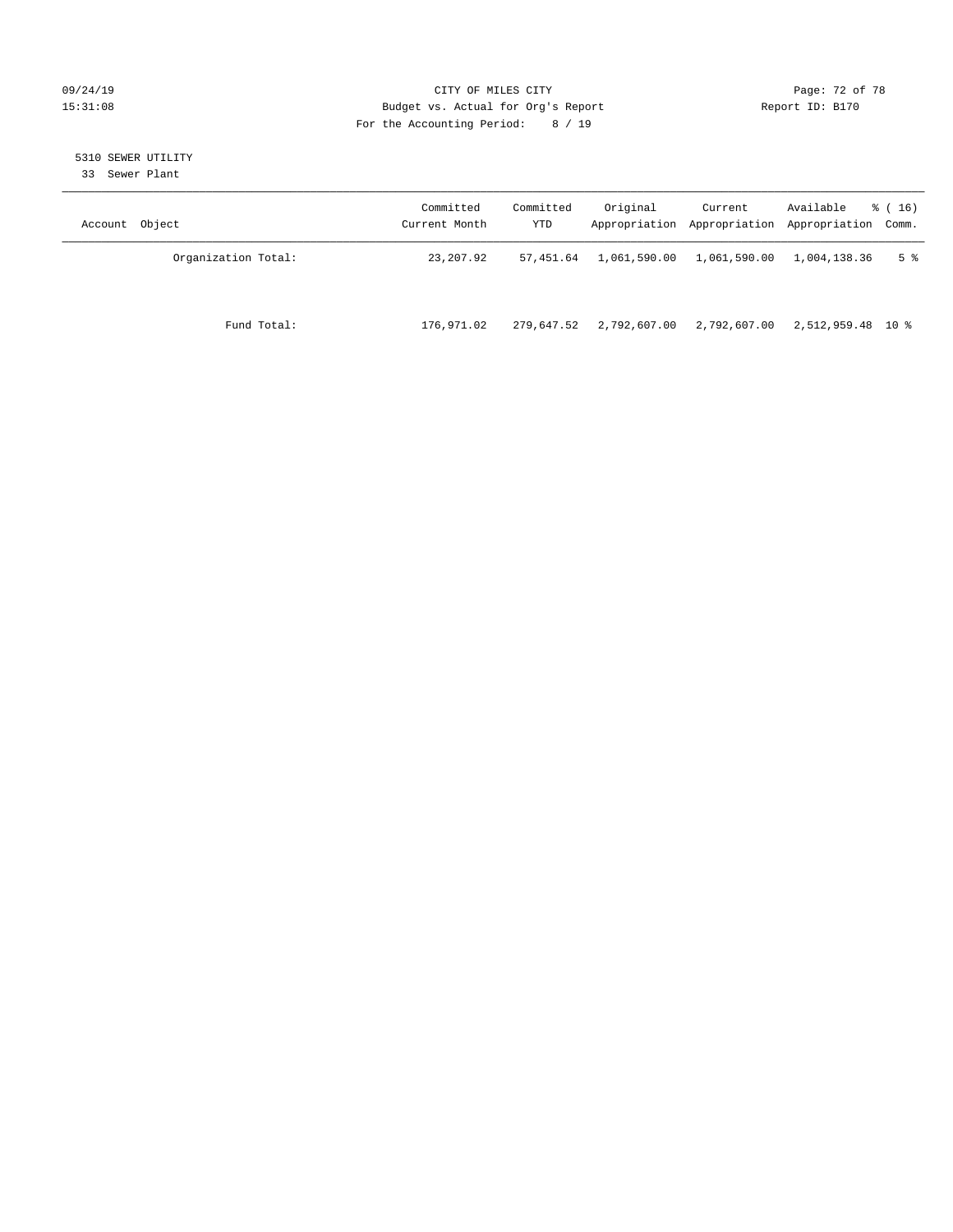CITY OF MILES CITY
Budget vs. Actual for Org's Report
For the Accounting Period: 8 / 19

Report ID: B170

## 5310 SEWER UTILITY

33 Sewer Plant

| Account Object | Committed Current Month | Committed YTD | Original Appropriation | Current Appropriation | Available Appropriation | % ( 16) Comm. |
|---|---|---|---|---|---|---|
| Organization Total: | 23,207.92 | 57,451.64 | 1,061,590.00 | 1,061,590.00 | 1,004,138.36 | 5 % |
| Fund Total: | 176,971.02 | 279,647.52 | 2,792,607.00 | 2,792,607.00 | 2,512,959.48 | 10 % |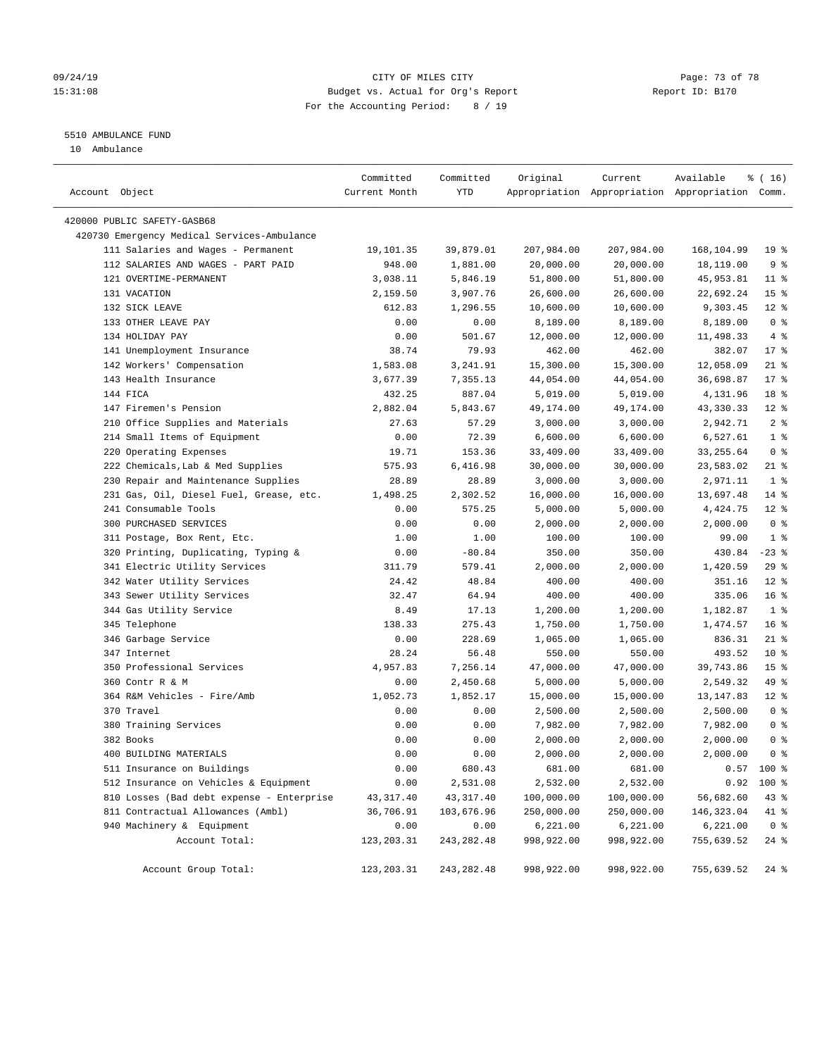09/24/19 CITY OF MILES CITY
15:31:08 Budget vs. Actual for Org's Report Report ID: B170
For the Accounting Period: 8 / 19

5510 AMBULANCE FUND

10 Ambulance

| Account Object | Committed Current Month | Committed YTD | Original Appropriation | Current Appropriation | Available Appropriation | % ( 16) Comm. |
|---|---|---|---|---|---|---|
| 420000 PUBLIC SAFETY-GASB68 | | | | | | |
| 420730 Emergency Medical Services-Ambulance | | | | | | |
| 111 Salaries and Wages - Permanent | 19,101.35 | 39,879.01 | 207,984.00 | 207,984.00 | 168,104.99 | 19 % |
| 112 SALARIES AND WAGES - PART PAID | 948.00 | 1,881.00 | 20,000.00 | 20,000.00 | 18,119.00 | 9 % |
| 121 OVERTIME-PERMANENT | 3,038.11 | 5,846.19 | 51,800.00 | 51,800.00 | 45,953.81 | 11 % |
| 131 VACATION | 2,159.50 | 3,907.76 | 26,600.00 | 26,600.00 | 22,692.24 | 15 % |
| 132 SICK LEAVE | 612.83 | 1,296.55 | 10,600.00 | 10,600.00 | 9,303.45 | 12 % |
| 133 OTHER LEAVE PAY | 0.00 | 0.00 | 8,189.00 | 8,189.00 | 8,189.00 | 0 % |
| 134 HOLIDAY PAY | 0.00 | 501.67 | 12,000.00 | 12,000.00 | 11,498.33 | 4 % |
| 141 Unemployment Insurance | 38.74 | 79.93 | 462.00 | 462.00 | 382.07 | 17 % |
| 142 Workers' Compensation | 1,583.08 | 3,241.91 | 15,300.00 | 15,300.00 | 12,058.09 | 21 % |
| 143 Health Insurance | 3,677.39 | 7,355.13 | 44,054.00 | 44,054.00 | 36,698.87 | 17 % |
| 144 FICA | 432.25 | 887.04 | 5,019.00 | 5,019.00 | 4,131.96 | 18 % |
| 147 Firemen's Pension | 2,882.04 | 5,843.67 | 49,174.00 | 49,174.00 | 43,330.33 | 12 % |
| 210 Office Supplies and Materials | 27.63 | 57.29 | 3,000.00 | 3,000.00 | 2,942.71 | 2 % |
| 214 Small Items of Equipment | 0.00 | 72.39 | 6,600.00 | 6,600.00 | 6,527.61 | 1 % |
| 220 Operating Expenses | 19.71 | 153.36 | 33,409.00 | 33,409.00 | 33,255.64 | 0 % |
| 222 Chemicals,Lab & Med Supplies | 575.93 | 6,416.98 | 30,000.00 | 30,000.00 | 23,583.02 | 21 % |
| 230 Repair and Maintenance Supplies | 28.89 | 28.89 | 3,000.00 | 3,000.00 | 2,971.11 | 1 % |
| 231 Gas, Oil, Diesel Fuel, Grease, etc. | 1,498.25 | 2,302.52 | 16,000.00 | 16,000.00 | 13,697.48 | 14 % |
| 241 Consumable Tools | 0.00 | 575.25 | 5,000.00 | 5,000.00 | 4,424.75 | 12 % |
| 300 PURCHASED SERVICES | 0.00 | 0.00 | 2,000.00 | 2,000.00 | 2,000.00 | 0 % |
| 311 Postage, Box Rent, Etc. | 1.00 | 1.00 | 100.00 | 100.00 | 99.00 | 1 % |
| 320 Printing, Duplicating, Typing & | 0.00 | -80.84 | 350.00 | 350.00 | 430.84 | -23 % |
| 341 Electric Utility Services | 311.79 | 579.41 | 2,000.00 | 2,000.00 | 1,420.59 | 29 % |
| 342 Water Utility Services | 24.42 | 48.84 | 400.00 | 400.00 | 351.16 | 12 % |
| 343 Sewer Utility Services | 32.47 | 64.94 | 400.00 | 400.00 | 335.06 | 16 % |
| 344 Gas Utility Service | 8.49 | 17.13 | 1,200.00 | 1,200.00 | 1,182.87 | 1 % |
| 345 Telephone | 138.33 | 275.43 | 1,750.00 | 1,750.00 | 1,474.57 | 16 % |
| 346 Garbage Service | 0.00 | 228.69 | 1,065.00 | 1,065.00 | 836.31 | 21 % |
| 347 Internet | 28.24 | 56.48 | 550.00 | 550.00 | 493.52 | 10 % |
| 350 Professional Services | 4,957.83 | 7,256.14 | 47,000.00 | 47,000.00 | 39,743.86 | 15 % |
| 360 Contr R & M | 0.00 | 2,450.68 | 5,000.00 | 5,000.00 | 2,549.32 | 49 % |
| 364 R&M Vehicles - Fire/Amb | 1,052.73 | 1,852.17 | 15,000.00 | 15,000.00 | 13,147.83 | 12 % |
| 370 Travel | 0.00 | 0.00 | 2,500.00 | 2,500.00 | 2,500.00 | 0 % |
| 380 Training Services | 0.00 | 0.00 | 7,982.00 | 7,982.00 | 7,982.00 | 0 % |
| 382 Books | 0.00 | 0.00 | 2,000.00 | 2,000.00 | 2,000.00 | 0 % |
| 400 BUILDING MATERIALS | 0.00 | 0.00 | 2,000.00 | 2,000.00 | 2,000.00 | 0 % |
| 511 Insurance on Buildings | 0.00 | 680.43 | 681.00 | 681.00 | 0.57 | 100 % |
| 512 Insurance on Vehicles & Equipment | 0.00 | 2,531.08 | 2,532.00 | 2,532.00 | 0.92 | 100 % |
| 810 Losses (Bad debt expense - Enterprise | 43,317.40 | 43,317.40 | 100,000.00 | 100,000.00 | 56,682.60 | 43 % |
| 811 Contractual Allowances (Ambl) | 36,706.91 | 103,676.96 | 250,000.00 | 250,000.00 | 146,323.04 | 41 % |
| 940 Machinery & Equipment | 0.00 | 0.00 | 6,221.00 | 6,221.00 | 6,221.00 | 0 % |
| Account Total: | 123,203.31 | 243,282.48 | 998,922.00 | 998,922.00 | 755,639.52 | 24 % |
| Account Group Total: | 123,203.31 | 243,282.48 | 998,922.00 | 998,922.00 | 755,639.52 | 24 % |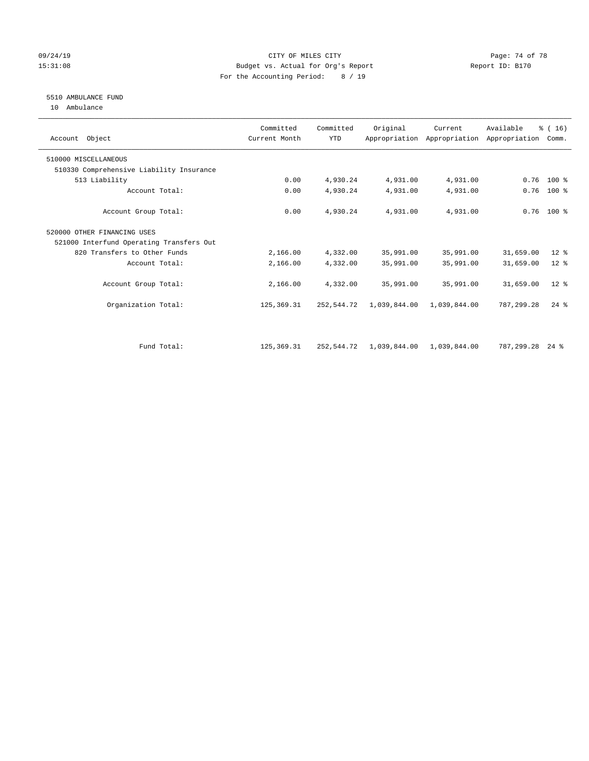CITY OF MILES CITY
Budget vs. Actual for Org's Report
For the Accounting Period: 8 / 19

09/24/19
15:31:08

Report ID: B170

## 5510 AMBULANCE FUND

10 Ambulance

| Account Object | Committed Current Month | Committed YTD | Original Appropriation | Current Appropriation | Available Appropriation | % ( 16) Comm. |
|---|---|---|---|---|---|---|
| 510000 MISCELLANEOUS | | | | | | |
| 510330 Comprehensive Liability Insurance | | | | | | |
| 513 Liability | 0.00 | 4,930.24 | 4,931.00 | 4,931.00 | 0.76 | 100 % |
| Account Total: | 0.00 | 4,930.24 | 4,931.00 | 4,931.00 | 0.76 | 100 % |
| Account Group Total: | 0.00 | 4,930.24 | 4,931.00 | 4,931.00 | 0.76 | 100 % |
| 520000 OTHER FINANCING USES | | | | | | |
| 521000 Interfund Operating Transfers Out | | | | | | |
| 820 Transfers to Other Funds | 2,166.00 | 4,332.00 | 35,991.00 | 35,991.00 | 31,659.00 | 12 % |
| Account Total: | 2,166.00 | 4,332.00 | 35,991.00 | 35,991.00 | 31,659.00 | 12 % |
| Account Group Total: | 2,166.00 | 4,332.00 | 35,991.00 | 35,991.00 | 31,659.00 | 12 % |
| Organization Total: | 125,369.31 | 252,544.72 | 1,039,844.00 | 1,039,844.00 | 787,299.28 | 24 % |
| Fund Total: | 125,369.31 | 252,544.72 | 1,039,844.00 | 1,039,844.00 | 787,299.28 | 24 % |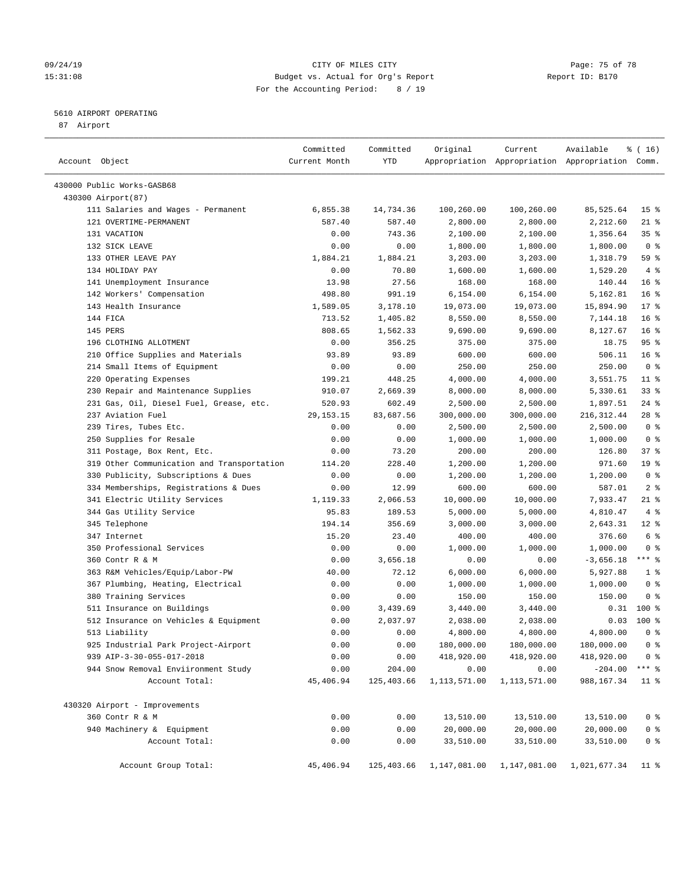CITY OF MILES CITY
Budget vs. Actual for Org's Report
For the Accounting Period: 8 / 19

09/24/19
15:31:08

Report ID: B170

5610 AIRPORT OPERATING
87 Airport

| Account Object | Committed Current Month | Committed YTD | Original Appropriation | Current Appropriation | Available Appropriation | % ( 16) Comm. |
|---|---|---|---|---|---|---|
| 430000 Public Works-GASB68 | | | | | | |
| 430300 Airport(87) | | | | | | |
| 111 Salaries and Wages - Permanent | 6,855.38 | 14,734.36 | 100,260.00 | 100,260.00 | 85,525.64 | 15 % |
| 121 OVERTIME-PERMANENT | 587.40 | 587.40 | 2,800.00 | 2,800.00 | 2,212.60 | 21 % |
| 131 VACATION | 0.00 | 743.36 | 2,100.00 | 2,100.00 | 1,356.64 | 35 % |
| 132 SICK LEAVE | 0.00 | 0.00 | 1,800.00 | 1,800.00 | 1,800.00 | 0 % |
| 133 OTHER LEAVE PAY | 1,884.21 | 1,884.21 | 3,203.00 | 3,203.00 | 1,318.79 | 59 % |
| 134 HOLIDAY PAY | 0.00 | 70.80 | 1,600.00 | 1,600.00 | 1,529.20 | 4 % |
| 141 Unemployment Insurance | 13.98 | 27.56 | 168.00 | 168.00 | 140.44 | 16 % |
| 142 Workers' Compensation | 498.80 | 991.19 | 6,154.00 | 6,154.00 | 5,162.81 | 16 % |
| 143 Health Insurance | 1,589.05 | 3,178.10 | 19,073.00 | 19,073.00 | 15,894.90 | 17 % |
| 144 FICA | 713.52 | 1,405.82 | 8,550.00 | 8,550.00 | 7,144.18 | 16 % |
| 145 PERS | 808.65 | 1,562.33 | 9,690.00 | 9,690.00 | 8,127.67 | 16 % |
| 196 CLOTHING ALLOTMENT | 0.00 | 356.25 | 375.00 | 375.00 | 18.75 | 95 % |
| 210 Office Supplies and Materials | 93.89 | 93.89 | 600.00 | 600.00 | 506.11 | 16 % |
| 214 Small Items of Equipment | 0.00 | 0.00 | 250.00 | 250.00 | 250.00 | 0 % |
| 220 Operating Expenses | 199.21 | 448.25 | 4,000.00 | 4,000.00 | 3,551.75 | 11 % |
| 230 Repair and Maintenance Supplies | 910.07 | 2,669.39 | 8,000.00 | 8,000.00 | 5,330.61 | 33 % |
| 231 Gas, Oil, Diesel Fuel, Grease, etc. | 520.93 | 602.49 | 2,500.00 | 2,500.00 | 1,897.51 | 24 % |
| 237 Aviation Fuel | 29,153.15 | 83,687.56 | 300,000.00 | 300,000.00 | 216,312.44 | 28 % |
| 239 Tires, Tubes Etc. | 0.00 | 0.00 | 2,500.00 | 2,500.00 | 2,500.00 | 0 % |
| 250 Supplies for Resale | 0.00 | 0.00 | 1,000.00 | 1,000.00 | 1,000.00 | 0 % |
| 311 Postage, Box Rent, Etc. | 0.00 | 73.20 | 200.00 | 200.00 | 126.80 | 37 % |
| 319 Other Communication and Transportation | 114.20 | 228.40 | 1,200.00 | 1,200.00 | 971.60 | 19 % |
| 330 Publicity, Subscriptions & Dues | 0.00 | 0.00 | 1,200.00 | 1,200.00 | 1,200.00 | 0 % |
| 334 Memberships, Registrations & Dues | 0.00 | 12.99 | 600.00 | 600.00 | 587.01 | 2 % |
| 341 Electric Utility Services | 1,119.33 | 2,066.53 | 10,000.00 | 10,000.00 | 7,933.47 | 21 % |
| 344 Gas Utility Service | 95.83 | 189.53 | 5,000.00 | 5,000.00 | 4,810.47 | 4 % |
| 345 Telephone | 194.14 | 356.69 | 3,000.00 | 3,000.00 | 2,643.31 | 12 % |
| 347 Internet | 15.20 | 23.40 | 400.00 | 400.00 | 376.60 | 6 % |
| 350 Professional Services | 0.00 | 0.00 | 1,000.00 | 1,000.00 | 1,000.00 | 0 % |
| 360 Contr R & M | 0.00 | 3,656.18 | 0.00 | 0.00 | -3,656.18 | *** % |
| 363 R&M Vehicles/Equip/Labor-PW | 40.00 | 72.12 | 6,000.00 | 6,000.00 | 5,927.88 | 1 % |
| 367 Plumbing, Heating, Electrical | 0.00 | 0.00 | 1,000.00 | 1,000.00 | 1,000.00 | 0 % |
| 380 Training Services | 0.00 | 0.00 | 150.00 | 150.00 | 150.00 | 0 % |
| 511 Insurance on Buildings | 0.00 | 3,439.69 | 3,440.00 | 3,440.00 | 0.31 | 100 % |
| 512 Insurance on Vehicles & Equipment | 0.00 | 2,037.97 | 2,038.00 | 2,038.00 | 0.03 | 100 % |
| 513 Liability | 0.00 | 0.00 | 4,800.00 | 4,800.00 | 4,800.00 | 0 % |
| 925 Industrial Park Project-Airport | 0.00 | 0.00 | 180,000.00 | 180,000.00 | 180,000.00 | 0 % |
| 939 AIP-3-30-055-017-2018 | 0.00 | 0.00 | 418,920.00 | 418,920.00 | 418,920.00 | 0 % |
| 944 Snow Removal Enviironment Study | 0.00 | 204.00 | 0.00 | 0.00 | -204.00 | *** % |
| Account Total: | 45,406.94 | 125,403.66 | 1,113,571.00 | 1,113,571.00 | 988,167.34 | 11 % |
| 430320 Airport - Improvements | | | | | | |
| 360 Contr R & M | 0.00 | 0.00 | 13,510.00 | 13,510.00 | 13,510.00 | 0 % |
| 940 Machinery & Equipment | 0.00 | 0.00 | 20,000.00 | 20,000.00 | 20,000.00 | 0 % |
| Account Total: | 0.00 | 0.00 | 33,510.00 | 33,510.00 | 33,510.00 | 0 % |
| Account Group Total: | 45,406.94 | 125,403.66 | 1,147,081.00 | 1,147,081.00 | 1,021,677.34 | 11 % |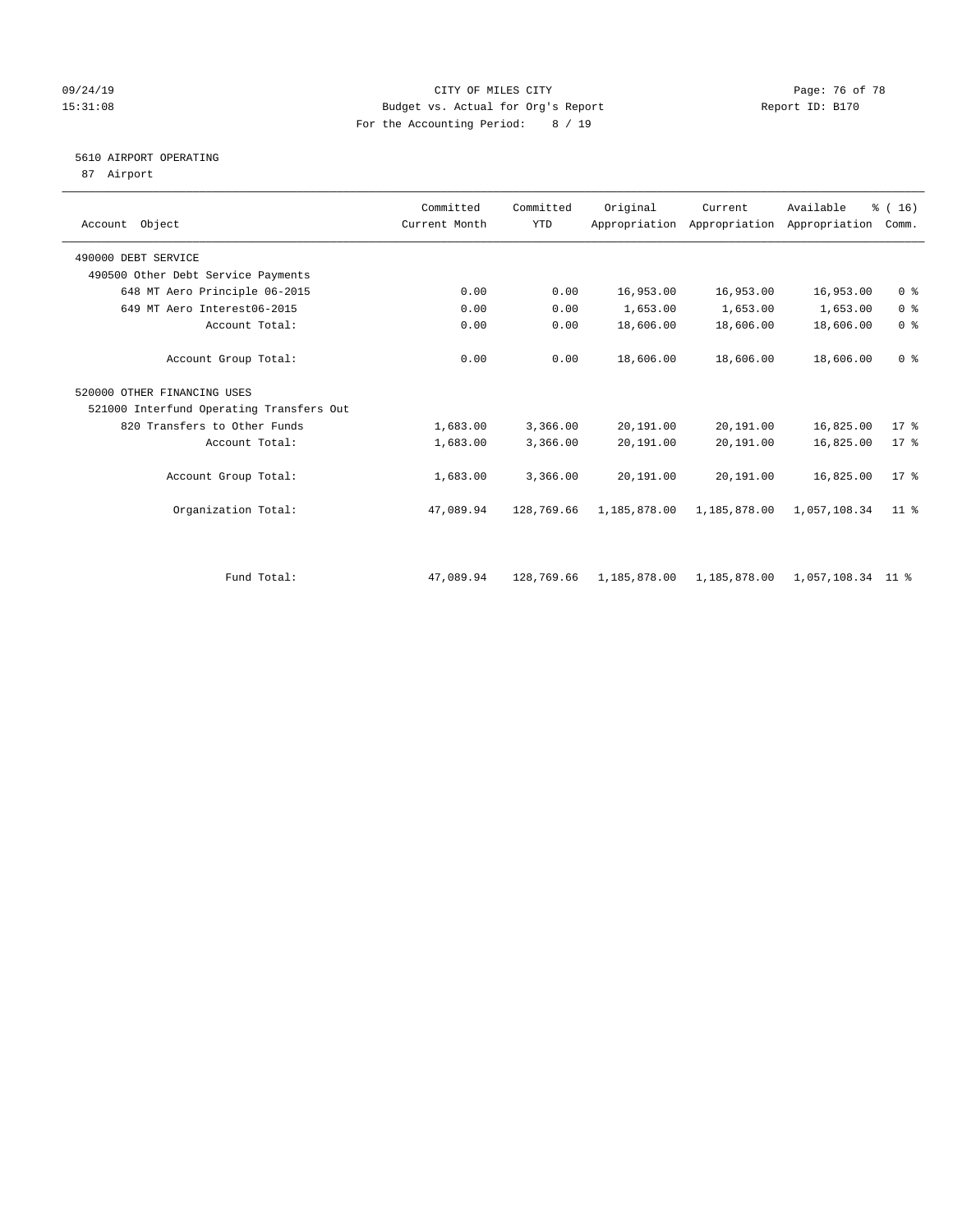CITY OF MILES CITY
Budget vs. Actual for Org's Report
For the Accounting Period: 8 / 19

09/24/19
15:31:08

Report ID: B170

## 5610 AIRPORT OPERATING
87 Airport

| Account Object | Committed Current Month | Committed YTD | Original Appropriation | Current Appropriation | Available Appropriation | % ( 16) Comm. |
|---|---|---|---|---|---|---|
| 490000 DEBT SERVICE | | | | | | |
| 490500 Other Debt Service Payments | | | | | | |
| 648 MT Aero Principle 06-2015 | 0.00 | 0.00 | 16,953.00 | 16,953.00 | 16,953.00 | 0 % |
| 649 MT Aero Interest06-2015 | 0.00 | 0.00 | 1,653.00 | 1,653.00 | 1,653.00 | 0 % |
| Account Total: | 0.00 | 0.00 | 18,606.00 | 18,606.00 | 18,606.00 | 0 % |
| Account Group Total: | 0.00 | 0.00 | 18,606.00 | 18,606.00 | 18,606.00 | 0 % |
| 520000 OTHER FINANCING USES | | | | | | |
| 521000 Interfund Operating Transfers Out | | | | | | |
| 820 Transfers to Other Funds | 1,683.00 | 3,366.00 | 20,191.00 | 20,191.00 | 16,825.00 | 17 % |
| Account Total: | 1,683.00 | 3,366.00 | 20,191.00 | 20,191.00 | 16,825.00 | 17 % |
| Account Group Total: | 1,683.00 | 3,366.00 | 20,191.00 | 20,191.00 | 16,825.00 | 17 % |
| Organization Total: | 47,089.94 | 128,769.66 | 1,185,878.00 | 1,185,878.00 | 1,057,108.34 | 11 % |
| Fund Total: | 47,089.94 | 128,769.66 | 1,185,878.00 | 1,185,878.00 | 1,057,108.34 | 11 % |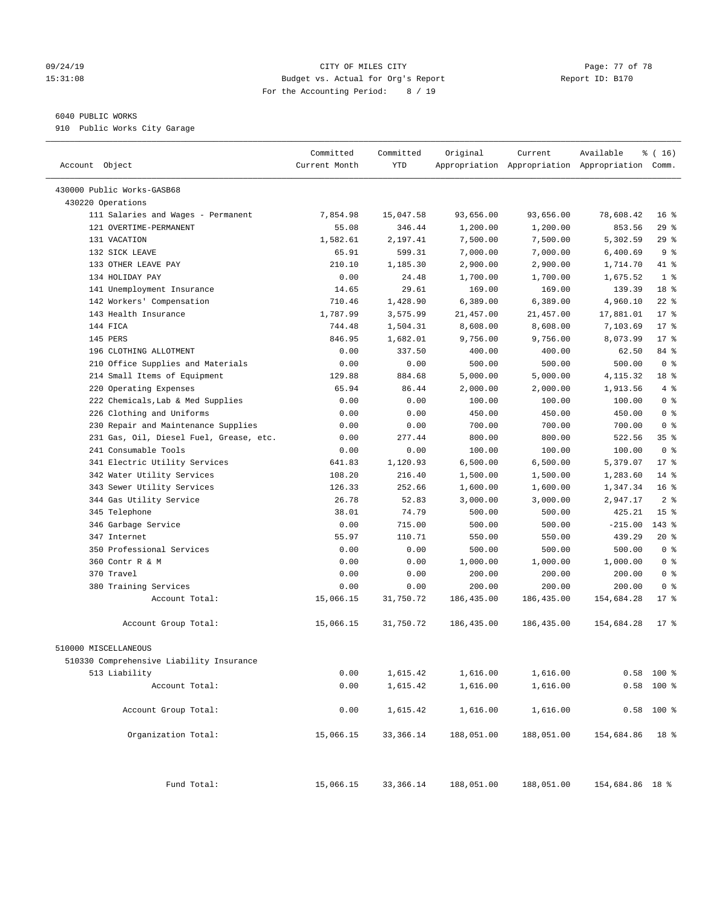CITY OF MILES CITY
Budget vs. Actual for Org's Report
For the Accounting Period: 8 / 19

09/24/19
15:31:08

Report ID: B170

6040 PUBLIC WORKS
910 Public Works City Garage

| Account Object | Committed Current Month | Committed YTD | Original Appropriation | Current Appropriation | Available Appropriation | % ( 16) Comm. |
|---|---|---|---|---|---|---|
| 430000 Public Works-GASB68 | | | | | | |
| 430220 Operations | | | | | | |
| 111 Salaries and Wages - Permanent | 7,854.98 | 15,047.58 | 93,656.00 | 93,656.00 | 78,608.42 | 16 % |
| 121 OVERTIME-PERMANENT | 55.08 | 346.44 | 1,200.00 | 1,200.00 | 853.56 | 29 % |
| 131 VACATION | 1,582.61 | 2,197.41 | 7,500.00 | 7,500.00 | 5,302.59 | 29 % |
| 132 SICK LEAVE | 65.91 | 599.31 | 7,000.00 | 7,000.00 | 6,400.69 | 9 % |
| 133 OTHER LEAVE PAY | 210.10 | 1,185.30 | 2,900.00 | 2,900.00 | 1,714.70 | 41 % |
| 134 HOLIDAY PAY | 0.00 | 24.48 | 1,700.00 | 1,700.00 | 1,675.52 | 1 % |
| 141 Unemployment Insurance | 14.65 | 29.61 | 169.00 | 169.00 | 139.39 | 18 % |
| 142 Workers' Compensation | 710.46 | 1,428.90 | 6,389.00 | 6,389.00 | 4,960.10 | 22 % |
| 143 Health Insurance | 1,787.99 | 3,575.99 | 21,457.00 | 21,457.00 | 17,881.01 | 17 % |
| 144 FICA | 744.48 | 1,504.31 | 8,608.00 | 8,608.00 | 7,103.69 | 17 % |
| 145 PERS | 846.95 | 1,682.01 | 9,756.00 | 9,756.00 | 8,073.99 | 17 % |
| 196 CLOTHING ALLOTMENT | 0.00 | 337.50 | 400.00 | 400.00 | 62.50 | 84 % |
| 210 Office Supplies and Materials | 0.00 | 0.00 | 500.00 | 500.00 | 500.00 | 0 % |
| 214 Small Items of Equipment | 129.88 | 884.68 | 5,000.00 | 5,000.00 | 4,115.32 | 18 % |
| 220 Operating Expenses | 65.94 | 86.44 | 2,000.00 | 2,000.00 | 1,913.56 | 4 % |
| 222 Chemicals,Lab & Med Supplies | 0.00 | 0.00 | 100.00 | 100.00 | 100.00 | 0 % |
| 226 Clothing and Uniforms | 0.00 | 0.00 | 450.00 | 450.00 | 450.00 | 0 % |
| 230 Repair and Maintenance Supplies | 0.00 | 0.00 | 700.00 | 700.00 | 700.00 | 0 % |
| 231 Gas, Oil, Diesel Fuel, Grease, etc. | 0.00 | 277.44 | 800.00 | 800.00 | 522.56 | 35 % |
| 241 Consumable Tools | 0.00 | 0.00 | 100.00 | 100.00 | 100.00 | 0 % |
| 341 Electric Utility Services | 641.83 | 1,120.93 | 6,500.00 | 6,500.00 | 5,379.07 | 17 % |
| 342 Water Utility Services | 108.20 | 216.40 | 1,500.00 | 1,500.00 | 1,283.60 | 14 % |
| 343 Sewer Utility Services | 126.33 | 252.66 | 1,600.00 | 1,600.00 | 1,347.34 | 16 % |
| 344 Gas Utility Service | 26.78 | 52.83 | 3,000.00 | 3,000.00 | 2,947.17 | 2 % |
| 345 Telephone | 38.01 | 74.79 | 500.00 | 500.00 | 425.21 | 15 % |
| 346 Garbage Service | 0.00 | 715.00 | 500.00 | 500.00 | -215.00 | 143 % |
| 347 Internet | 55.97 | 110.71 | 550.00 | 550.00 | 439.29 | 20 % |
| 350 Professional Services | 0.00 | 0.00 | 500.00 | 500.00 | 500.00 | 0 % |
| 360 Contr R & M | 0.00 | 0.00 | 1,000.00 | 1,000.00 | 1,000.00 | 0 % |
| 370 Travel | 0.00 | 0.00 | 200.00 | 200.00 | 200.00 | 0 % |
| 380 Training Services | 0.00 | 0.00 | 200.00 | 200.00 | 200.00 | 0 % |
| Account Total: | 15,066.15 | 31,750.72 | 186,435.00 | 186,435.00 | 154,684.28 | 17 % |
| Account Group Total: | 15,066.15 | 31,750.72 | 186,435.00 | 186,435.00 | 154,684.28 | 17 % |
| 510000 MISCELLANEOUS | | | | | | |
| 510330 Comprehensive Liability Insurance | | | | | | |
| 513 Liability | 0.00 | 1,615.42 | 1,616.00 | 1,616.00 | 0.58 | 100 % |
| Account Total: | 0.00 | 1,615.42 | 1,616.00 | 1,616.00 | 0.58 | 100 % |
| Account Group Total: | 0.00 | 1,615.42 | 1,616.00 | 1,616.00 | 0.58 | 100 % |
| Organization Total: | 15,066.15 | 33,366.14 | 188,051.00 | 188,051.00 | 154,684.86 | 18 % |
| Fund Total: | 15,066.15 | 33,366.14 | 188,051.00 | 188,051.00 | 154,684.86 | 18 % |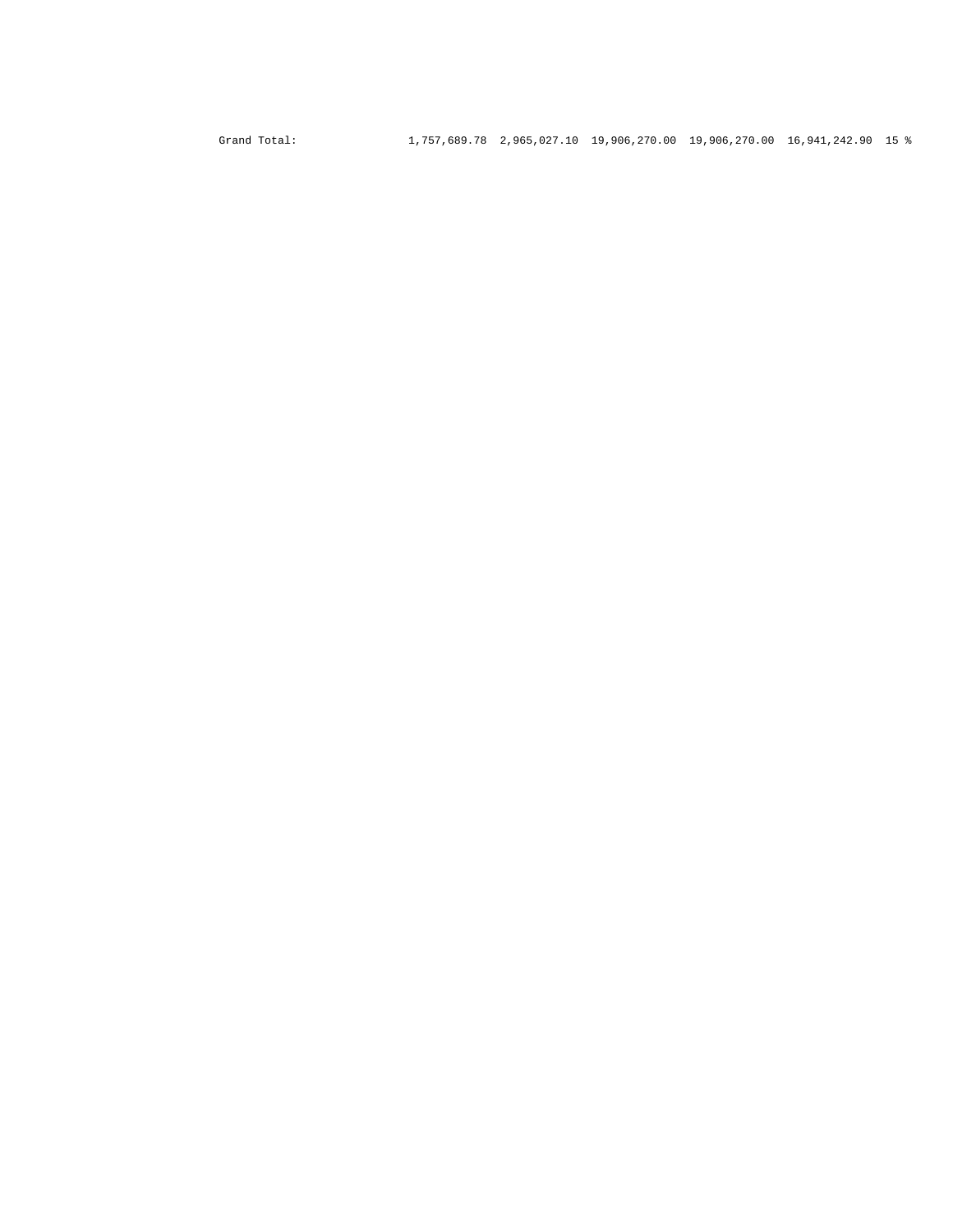| | | | | | | |
|---|---|---|---|---|---|---|
| Grand Total: | 1,757,689.78 | 2,965,027.10 | 19,906,270.00 | 19,906,270.00 | 16,941,242.90 | 15 % |